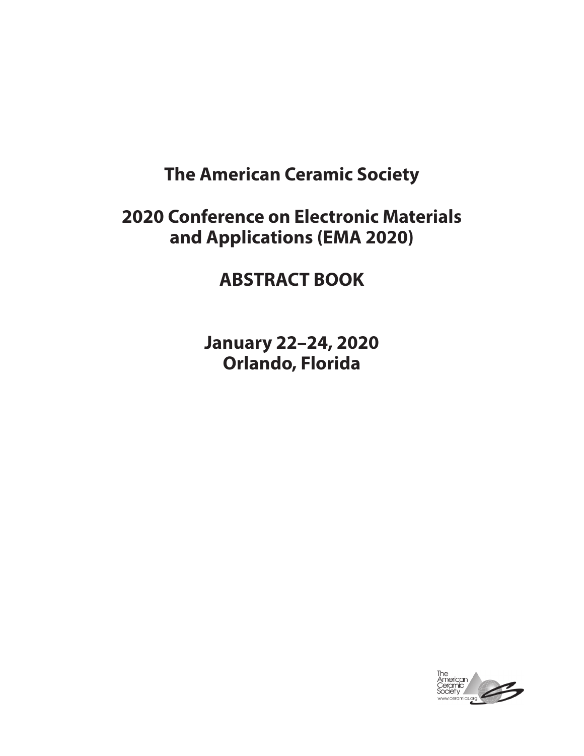# The American Ceramic Society

# 2020 Conference on Electronic Materials and Applications (EMA 2020)

# ABSTRACT BOOK

**January 22–24, 2020**
**Orlando, Florida**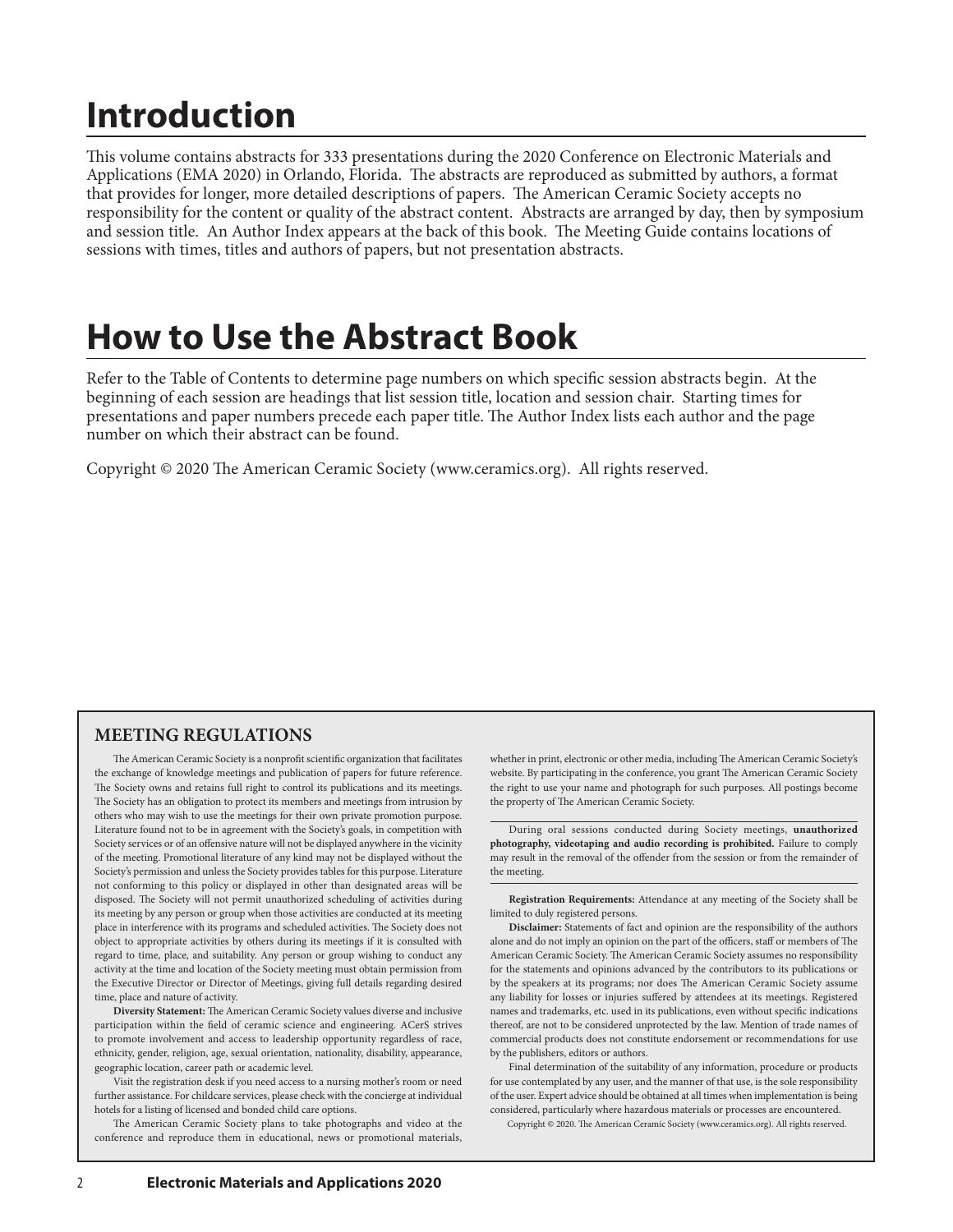# Introduction

This volume contains abstracts for 333 presentations during the 2020 Conference on Electronic Materials and Applications (EMA 2020) in Orlando, Florida. The abstracts are reproduced as submitted by authors, a format that provides for longer, more detailed descriptions of papers. The American Ceramic Society accepts no responsibility for the content or quality of the abstract content. Abstracts are arranged by day, then by symposium and session title. An Author Index appears at the back of this book. The Meeting Guide contains locations of sessions with times, titles and authors of papers, but not presentation abstracts.

# How to Use the Abstract Book

Refer to the Table of Contents to determine page numbers on which specific session abstracts begin. At the beginning of each session are headings that list session title, location and session chair. Starting times for presentations and paper numbers precede each paper title. The Author Index lists each author and the page number on which their abstract can be found.

Copyright © 2020 The American Ceramic Society (www.ceramics.org). All rights reserved.

## MEETING REGULATIONS

The American Ceramic Society is a nonprofit scientific organization that facilitates the exchange of knowledge meetings and publication of papers for future reference. The Society owns and retains full right to control its publications and its meetings. The Society has an obligation to protect its members and meetings from intrusion by others who may wish to use the meetings for their own private promotion purpose. Literature found not to be in agreement with the Society's goals, in competition with Society services or of an offensive nature will not be displayed anywhere in the vicinity of the meeting. Promotional literature of any kind may not be displayed without the Society's permission and unless the Society provides tables for this purpose. Literature not conforming to this policy or displayed in other than designated areas will be disposed. The Society will not permit unauthorized scheduling of activities during its meeting by any person or group when those activities are conducted at its meeting place in interference with its programs and scheduled activities. The Society does not object to appropriate activities by others during its meetings if it is consulted with regard to time, place, and suitability. Any person or group wishing to conduct any activity at the time and location of the Society meeting must obtain permission from the Executive Director or Director of Meetings, giving full details regarding desired time, place and nature of activity.

**Diversity Statement:** The American Ceramic Society values diverse and inclusive participation within the field of ceramic science and engineering. ACerS strives to promote involvement and access to leadership opportunity regardless of race, ethnicity, gender, religion, age, sexual orientation, nationality, disability, appearance, geographic location, career path or academic level.

Visit the registration desk if you need access to a nursing mother's room or need further assistance. For childcare services, please check with the concierge at individual hotels for a listing of licensed and bonded child care options.

The American Ceramic Society plans to take photographs and video at the conference and reproduce them in educational, news or promotional materials, whether in print, electronic or other media, including The American Ceramic Society's website. By participating in the conference, you grant The American Ceramic Society the right to use your name and photograph for such purposes. All postings become the property of The American Ceramic Society.

During oral sessions conducted during Society meetings, **unauthorized photography, videotaping and audio recording is prohibited.** Failure to comply may result in the removal of the offender from the session or from the remainder of the meeting.

**Registration Requirements:** Attendance at any meeting of the Society shall be limited to duly registered persons.

**Disclaimer:** Statements of fact and opinion are the responsibility of the authors alone and do not imply an opinion on the part of the officers, staff or members of The American Ceramic Society. The American Ceramic Society assumes no responsibility for the statements and opinions advanced by the contributors to its publications or by the speakers at its programs; nor does The American Ceramic Society assume any liability for losses or injuries suffered by attendees at its meetings. Registered names and trademarks, etc. used in its publications, even without specific indications thereof, are not to be considered unprotected by the law. Mention of trade names of commercial products does not constitute endorsement or recommendations for use by the publishers, editors or authors.

Final determination of the suitability of any information, procedure or products for use contemplated by any user, and the manner of that use, is the sole responsibility of the user. Expert advice should be obtained at all times when implementation is being considered, particularly where hazardous materials or processes are encountered.

Copyright © 2020. The American Ceramic Society (www.ceramics.org). All rights reserved.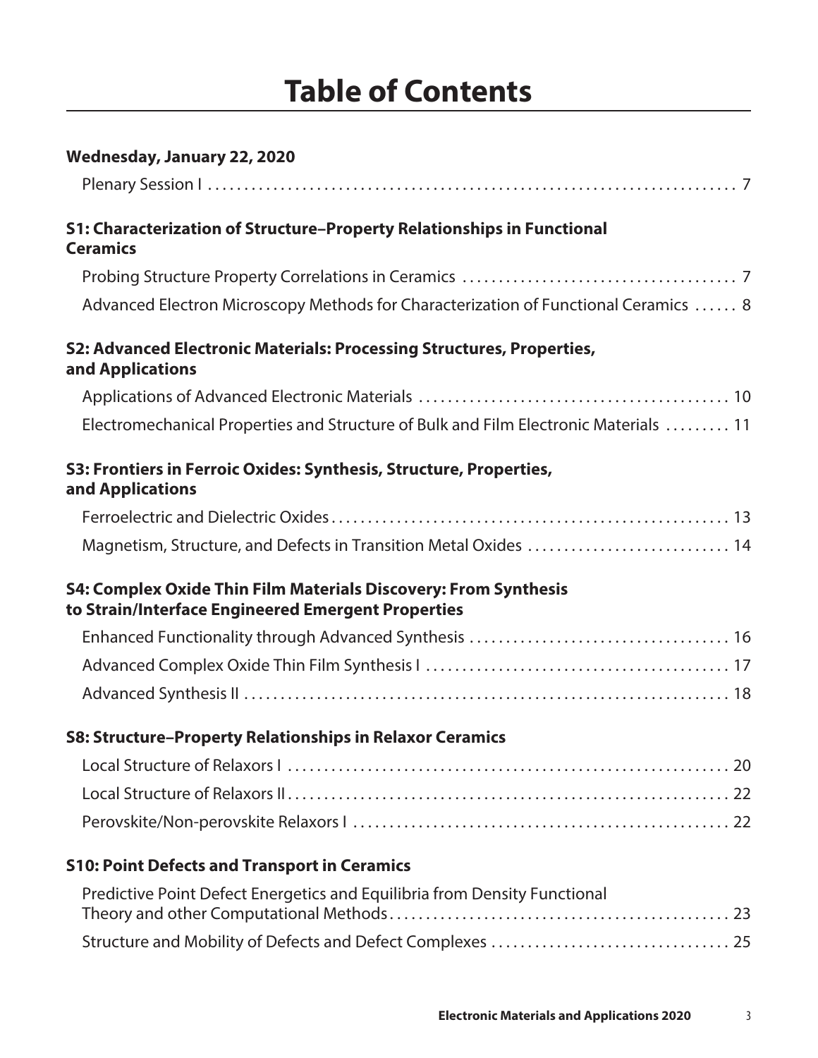# Table of Contents

## Wednesday, January 22, 2020

Plenary Session I . . . . . . . . . . 7

### S1: Characterization of Structure–Property Relationships in Functional Ceramics

Probing Structure Property Correlations in Ceramics . . . . . . . . . . 7

Advanced Electron Microscopy Methods for Characterization of Functional Ceramics . . . . . . 8

### S2: Advanced Electronic Materials: Processing Structures, Properties, and Applications

Applications of Advanced Electronic Materials . . . . . . . . . . 10

Electromechanical Properties and Structure of Bulk and Film Electronic Materials . . . . . . . . . 11

### S3: Frontiers in Ferroic Oxides: Synthesis, Structure, Properties, and Applications

Ferroelectric and Dielectric Oxides . . . . . . . . . . 13

Magnetism, Structure, and Defects in Transition Metal Oxides . . . . . . . . . . 14

### S4: Complex Oxide Thin Film Materials Discovery: From Synthesis to Strain/Interface Engineered Emergent Properties

Enhanced Functionality through Advanced Synthesis . . . . . . . . . . 16

Advanced Complex Oxide Thin Film Synthesis I . . . . . . . . . . 17

Advanced Synthesis II . . . . . . . . . . 18

### S8: Structure–Property Relationships in Relaxor Ceramics

Local Structure of Relaxors I . . . . . . . . . . 20

Local Structure of Relaxors II . . . . . . . . . . 22

Perovskite/Non-perovskite Relaxors I . . . . . . . . . . 22

### S10: Point Defects and Transport in Ceramics

Predictive Point Defect Energetics and Equilibria from Density Functional Theory and other Computational Methods . . . . . . . . . . 23

Structure and Mobility of Defects and Defect Complexes . . . . . . . . . . 25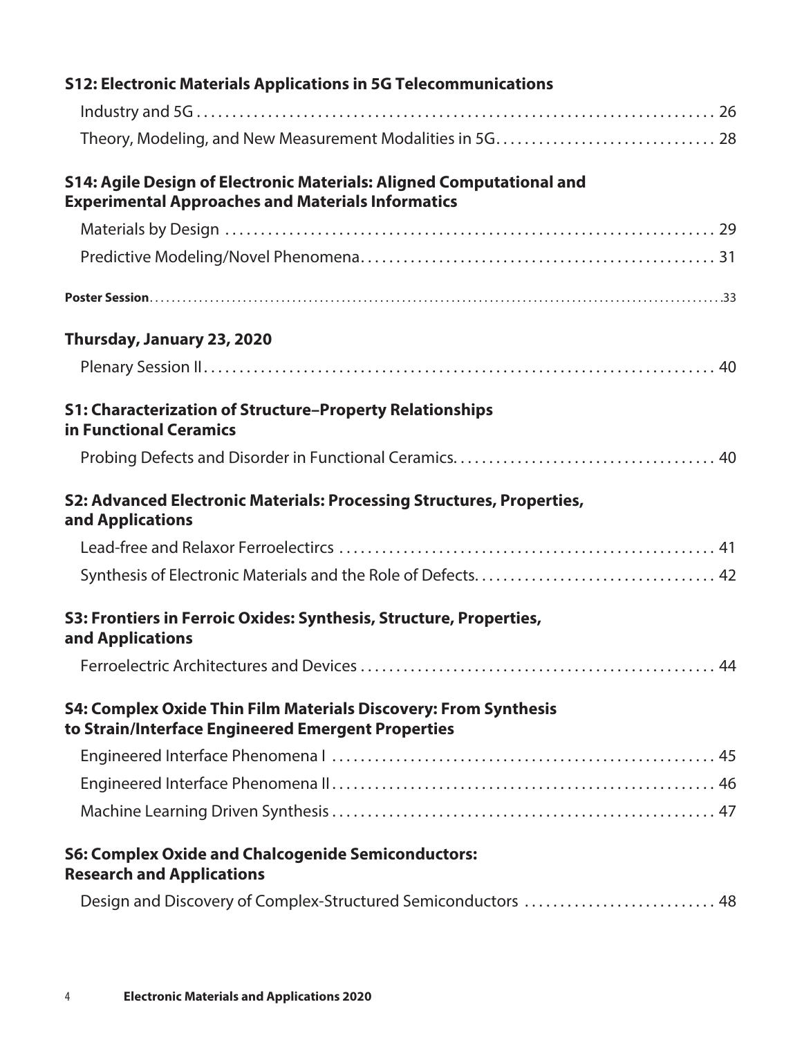**S12: Electronic Materials Applications in 5G Telecommunications**

Industry and 5G . . . . . . . . . . 26

Theory, Modeling, and New Measurement Modalities in 5G. . . . . . . . . . 28

**S14: Agile Design of Electronic Materials: Aligned Computational and Experimental Approaches and Materials Informatics**

Materials by Design . . . . . . . . . . 29

Predictive Modeling/Novel Phenomena. . . . . . . . . . 31

**Poster Session**. . . . . . . . . . 33

## Thursday, January 23, 2020

Plenary Session II. . . . . . . . . . 40

**S1: Characterization of Structure–Property Relationships in Functional Ceramics**

Probing Defects and Disorder in Functional Ceramics. . . . . . . . . . 40

**S2: Advanced Electronic Materials: Processing Structures, Properties, and Applications**

Lead-free and Relaxor Ferroelectircs . . . . . . . . . . 41

Synthesis of Electronic Materials and the Role of Defects. . . . . . . . . . 42

**S3: Frontiers in Ferroic Oxides: Synthesis, Structure, Properties, and Applications**

Ferroelectric Architectures and Devices . . . . . . . . . . 44

**S4: Complex Oxide Thin Film Materials Discovery: From Synthesis to Strain/Interface Engineered Emergent Properties**

Engineered Interface Phenomena I . . . . . . . . . . 45

Engineered Interface Phenomena II. . . . . . . . . . 46

Machine Learning Driven Synthesis . . . . . . . . . . 47

**S6: Complex Oxide and Chalcogenide Semiconductors: Research and Applications**

Design and Discovery of Complex-Structured Semiconductors . . . . . . . . . . 48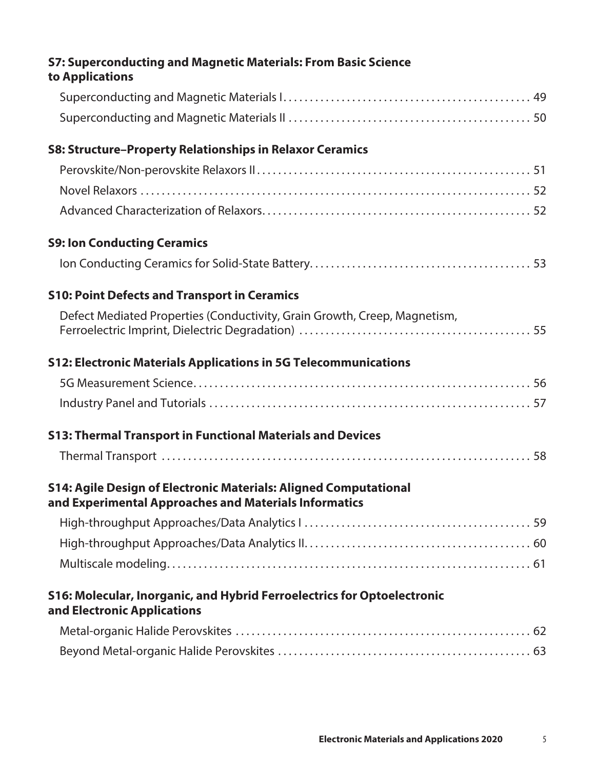### S7: Superconducting and Magnetic Materials: From Basic Science to Applications

Superconducting and Magnetic Materials I . . . . . . . . . . 49

Superconducting and Magnetic Materials II . . . . . . . . . . 50

### S8: Structure–Property Relationships in Relaxor Ceramics

Perovskite/Non-perovskite Relaxors II . . . . . . . . . . 51

Novel Relaxors . . . . . . . . . . 52

Advanced Characterization of Relaxors . . . . . . . . . . 52

### S9: Ion Conducting Ceramics

Ion Conducting Ceramics for Solid-State Battery . . . . . . . . . . 53

### S10: Point Defects and Transport in Ceramics

Defect Mediated Properties (Conductivity, Grain Growth, Creep, Magnetism, Ferroelectric Imprint, Dielectric Degradation) . . . . . . . . . . 55

### S12: Electronic Materials Applications in 5G Telecommunications

5G Measurement Science . . . . . . . . . . 56

Industry Panel and Tutorials . . . . . . . . . . 57

### S13: Thermal Transport in Functional Materials and Devices

Thermal Transport . . . . . . . . . . 58

### S14: Agile Design of Electronic Materials: Aligned Computational and Experimental Approaches and Materials Informatics

High-throughput Approaches/Data Analytics I . . . . . . . . . . 59

High-throughput Approaches/Data Analytics II . . . . . . . . . . 60

Multiscale modeling . . . . . . . . . . 61

### S16: Molecular, Inorganic, and Hybrid Ferroelectrics for Optoelectronic and Electronic Applications

Metal-organic Halide Perovskites . . . . . . . . . . 62

Beyond Metal-organic Halide Perovskites . . . . . . . . . . 63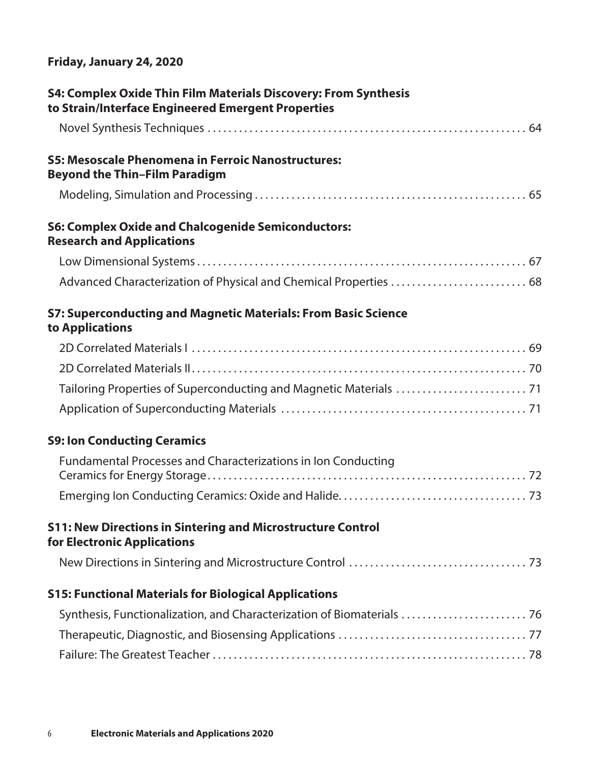## Friday, January 24, 2020

### S4: Complex Oxide Thin Film Materials Discovery: From Synthesis to Strain/Interface Engineered Emergent Properties

Novel Synthesis Techniques . . . . . . . . . . . . . . . . . . . . . . . . . . . . . . . . . . . . . . . . . . . . . . . . . . . . . . . . . . . . 64

### S5: Mesoscale Phenomena in Ferroic Nanostructures: Beyond the Thin–Film Paradigm

Modeling, Simulation and Processing . . . . . . . . . . . . . . . . . . . . . . . . . . . . . . . . . . . . . . . . . . . . . . . . . . . 65

### S6: Complex Oxide and Chalcogenide Semiconductors: Research and Applications

Low Dimensional Systems . . . . . . . . . . . . . . . . . . . . . . . . . . . . . . . . . . . . . . . . . . . . . . . . . . . . . . . . . . . . . . 67

Advanced Characterization of Physical and Chemical Properties . . . . . . . . . . . . . . . . . . . . . . . . . . 68

### S7: Superconducting and Magnetic Materials: From Basic Science to Applications

2D Correlated Materials I . . . . . . . . . . . . . . . . . . . . . . . . . . . . . . . . . . . . . . . . . . . . . . . . . . . . . . . . . . . . . . . 69

2D Correlated Materials II . . . . . . . . . . . . . . . . . . . . . . . . . . . . . . . . . . . . . . . . . . . . . . . . . . . . . . . . . . . . . . 70

Tailoring Properties of Superconducting and Magnetic Materials . . . . . . . . . . . . . . . . . . . . . . . . . 71

Application of Superconducting Materials . . . . . . . . . . . . . . . . . . . . . . . . . . . . . . . . . . . . . . . . . . . . . . 71

### S9: Ion Conducting Ceramics

Fundamental Processes and Characterizations in Ion Conducting Ceramics for Energy Storage . . . . . . . . . . . . . . . . . . . . . . . . . . . . . . . . . . . . . . . . . . . . . . . . . . . . . . . . . . . . 72

Emerging Ion Conducting Ceramics: Oxide and Halide . . . . . . . . . . . . . . . . . . . . . . . . . . . . . . . . . . . 73

### S11: New Directions in Sintering and Microstructure Control for Electronic Applications

New Directions in Sintering and Microstructure Control . . . . . . . . . . . . . . . . . . . . . . . . . . . . . . . . . 73

### S15: Functional Materials for Biological Applications

Synthesis, Functionalization, and Characterization of Biomaterials . . . . . . . . . . . . . . . . . . . . . . . 76

Therapeutic, Diagnostic, and Biosensing Applications . . . . . . . . . . . . . . . . . . . . . . . . . . . . . . . . . . . 77

Failure: The Greatest Teacher . . . . . . . . . . . . . . . . . . . . . . . . . . . . . . . . . . . . . . . . . . . . . . . . . . . . . . . . . . . 78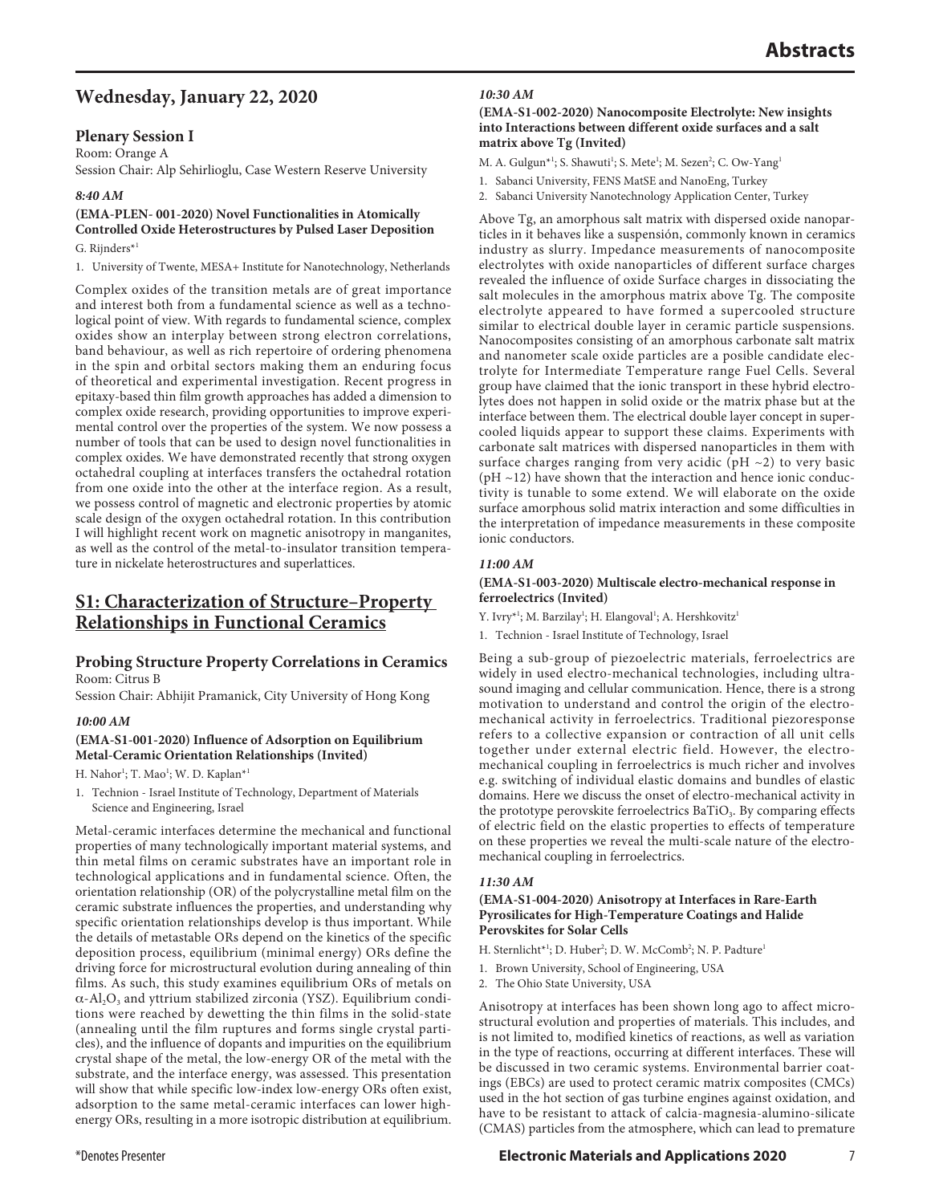## Wednesday, January 22, 2020

### Plenary Session I

Room: Orange A

Session Chair: Alp Sehirlioglu, Case Western Reserve University

*8:40 AM*

**(EMA-PLEN- 001-2020) Novel Functionalities in Atomically Controlled Oxide Heterostructures by Pulsed Laser Deposition**

G. Rijnders*[1]

1. University of Twente, MESA+ Institute for Nanotechnology, Netherlands

Complex oxides of the transition metals are of great importance and interest both from a fundamental science as well as a technological point of view. With regards to fundamental science, complex oxides show an interplay between strong electron correlations, band behaviour, as well as rich repertoire of ordering phenomena in the spin and orbital sectors making them an enduring focus of theoretical and experimental investigation. Recent progress in epitaxy-based thin film growth approaches has added a dimension to complex oxide research, providing opportunities to improve experimental control over the properties of the system. We now possess a number of tools that can be used to design novel functionalities in complex oxides. We have demonstrated recently that strong oxygen octahedral coupling at interfaces transfers the octahedral rotation from one oxide into the other at the interface region. As a result, we possess control of magnetic and electronic properties by atomic scale design of the oxygen octahedral rotation. In this contribution I will highlight recent work on magnetic anisotropy in manganites, as well as the control of the metal-to-insulator transition temperature in nickelate heterostructures and superlattices.

## S1: Characterization of Structure–Property Relationships in Functional Ceramics

### Probing Structure Property Correlations in Ceramics

Room: Citrus B

Session Chair: Abhijit Pramanick, City University of Hong Kong

*10:00 AM*

**(EMA-S1-001-2020) Influence of Adsorption on Equilibrium Metal-Ceramic Orientation Relationships (Invited)**

H. Nahor[1]; T. Mao[1]; W. D. Kaplan*[1]

1. Technion - Israel Institute of Technology, Department of Materials Science and Engineering, Israel

Metal-ceramic interfaces determine the mechanical and functional properties of many technologically important material systems, and thin metal films on ceramic substrates have an important role in technological applications and in fundamental science. Often, the orientation relationship (OR) of the polycrystalline metal film on the ceramic substrate influences the properties, and understanding why specific orientation relationships develop is thus important. While the details of metastable ORs depend on the kinetics of the specific deposition process, equilibrium (minimal energy) ORs define the driving force for microstructural evolution during annealing of thin films. As such, this study examines equilibrium ORs of metals on $\alpha$-$Al_2O_3$ and yttrium stabilized zirconia (YSZ). Equilibrium conditions were reached by dewetting the thin films in the solid-state (annealing until the film ruptures and forms single crystal particles), and the influence of dopants and impurities on the equilibrium crystal shape of the metal, the low-energy OR of the metal with the substrate, and the interface energy, was assessed. This presentation will show that while specific low-index low-energy ORs often exist, adsorption to the same metal-ceramic interfaces can lower high-energy ORs, resulting in a more isotropic distribution at equilibrium.

*10:30 AM*

**(EMA-S1-002-2020) Nanocomposite Electrolyte: New insights into Interactions between different oxide surfaces and a salt matrix above Tg (Invited)**

M. A. Gulgun*[1]; S. Shawuti[1]; S. Mete[1]; M. Sezen[2]; C. Ow-Yang[1]

1. Sabanci University, FENS MatSE and NanoEng, Turkey
2. Sabanci University Nanotechnology Application Center, Turkey

Above Tg, an amorphous salt matrix with dispersed oxide nanoparticles in it behaves like a suspensión, commonly known in ceramics industry as slurry. Impedance measurements of nanocomposite electrolytes with oxide nanoparticles of different surface charges revealed the influence of oxide Surface charges in dissociating the salt molecules in the amorphous matrix above Tg. The composite electrolyte appeared to have formed a supercooled structure similar to electrical double layer in ceramic particle suspensions. Nanocomposites consisting of an amorphous carbonate salt matrix and nanometer scale oxide particles are a posible candidate electrolyte for Intermediate Temperature range Fuel Cells. Several group have claimed that the ionic transport in these hybrid electrolytes does not happen in solid oxide or the matrix phase but at the interface between them. The electrical double layer concept in supercooled liquids appear to support these claims. Experiments with carbonate salt matrices with dispersed nanoparticles in them with surface charges ranging from very acidic (pH ~2) to very basic (pH ~12) have shown that the interaction and hence ionic conductivity is tunable to some extend. We will elaborate on the oxide surface amorphous solid matrix interaction and some difficulties in the interpretation of impedance measurements in these composite ionic conductors.

*11:00 AM*

**(EMA-S1-003-2020) Multiscale electro-mechanical response in ferroelectrics (Invited)**

Y. Ivry*[1]; M. Barzilay[1]; H. Elangoval[1]; A. Hershkovitz[1]

1. Technion - Israel Institute of Technology, Israel

Being a sub-group of piezoelectric materials, ferroelectrics are widely in used electro-mechanical technologies, including ultrasound imaging and cellular communication. Hence, there is a strong motivation to understand and control the origin of the electromechanical activity in ferroelectrics. Traditional piezoresponse refers to a collective expansion or contraction of all unit cells together under external electric field. However, the electromechanical coupling in ferroelectrics is much richer and involves e.g. switching of individual elastic domains and bundles of elastic domains. Here we discuss the onset of electro-mechanical activity in the prototype perovskite ferroelectrics $BaTiO_3$. By comparing effects of electric field on the elastic properties to effects of temperature on these properties we reveal the multi-scale nature of the electromechanical coupling in ferroelectrics.

*11:30 AM*

**(EMA-S1-004-2020) Anisotropy at Interfaces in Rare-Earth Pyrosilicates for High-Temperature Coatings and Halide Perovskites for Solar Cells**

H. Sternlicht*[1]; D. Huber[2]; D. W. McComb[2]; N. P. Padture[1]

1. Brown University, School of Engineering, USA
2. The Ohio State University, USA

Anisotropy at interfaces has been shown long ago to affect microstructural evolution and properties of materials. This includes, and is not limited to, modified kinetics of reactions, as well as variation in the type of reactions, occurring at different interfaces. These will be discussed in two ceramic systems. Environmental barrier coatings (EBCs) are used to protect ceramic matrix composites (CMCs) used in the hot section of gas turbine engines against oxidation, and have to be resistant to attack of calcia-magnesia-alumino-silicate (CMAS) particles from the atmosphere, which can lead to premature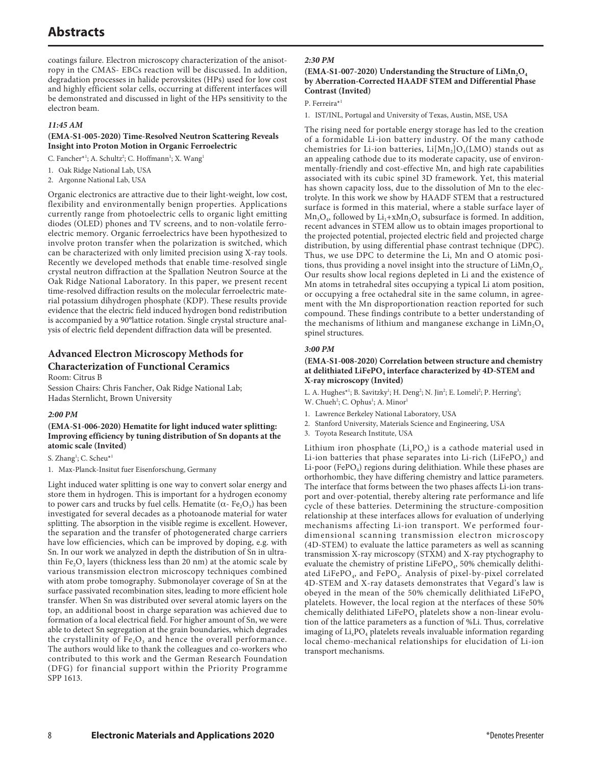coatings failure. Electron microscopy characterization of the anisotropy in the CMAS- EBCs reaction will be discussed. In addition, degradation processes in halide perovskites (HPs) used for low cost and highly efficient solar cells, occurring at different interfaces will be demonstrated and discussed in light of the HPs sensitivity to the electron beam.

*11:45 AM*

**(EMA-S1-005-2020) Time-Resolved Neutron Scattering Reveals Insight into Proton Motion in Organic Ferroelectric**

C. Fancher*[1]; A. Schultz[2]; C. Hoffmann[1]; X. Wang[1]

1. Oak Ridge National Lab, USA
2. Argonne National Lab, USA

Organic electronics are attractive due to their light-weight, low cost, flexibility and environmentally benign properties. Applications currently range from photoelectric cells to organic light emitting diodes (OLED) phones and TV screens, and to non-volatile ferroelectric memory. Organic ferroelectrics have been hypothesized to involve proton transfer when the polarization is switched, which can be characterized with only limited precision using X-ray tools. Recently we developed methods that enable time-resolved single crystal neutron diffraction at the Spallation Neutron Source at the Oak Ridge National Laboratory. In this paper, we present recent time-resolved diffraction results on the molecular ferroelectric material potassium dihydrogen phosphate (KDP). These results provide evidence that the electric field induced hydrogen bond redistribution is accompanied by a 90°lattice rotation. Single crystal structure analysis of electric field dependent diffraction data will be presented.

## Advanced Electron Microscopy Methods for Characterization of Functional Ceramics

Room: Citrus B

Session Chairs: Chris Fancher, Oak Ridge National Lab; Hadas Sternlicht, Brown University

*2:00 PM*

**(EMA-S1-006-2020) Hematite for light induced water splitting: Improving efficiency by tuning distribution of Sn dopants at the atomic scale (Invited)**

S. Zhang[1]; C. Scheu*[1]

1. Max-Planck-Insitut fuer Eisenforschung, Germany

Light induced water splitting is one way to convert solar energy and store them in hydrogen. This is important for a hydrogen economy to power cars and trucks by fuel cells. Hematite ($\alpha$- $Fe_2O_3$) has been investigated for several decades as a photoanode material for water splitting. The absorption in the visible regime is excellent. However, the separation and the transfer of photogenerated charge carriers have low efficiencies, which can be improved by doping, e.g. with Sn. In our work we analyzed in depth the distribution of Sn in ultrathin $Fe_2O_3$ layers (thickness less than 20 nm) at the atomic scale by various transmission electron microscopy techniques combined with atom probe tomography. Submonolayer coverage of Sn at the surface passivated recombination sites, leading to more efficient hole transfer. When Sn was distributed over several atomic layers on the top, an additional boost in charge separation was achieved due to formation of a local electrical field. For higher amount of Sn, we were able to detect Sn segregation at the grain boundaries, which degrades the crystallinity of $Fe_2O_3$ and hence the overall performance. The authors would like to thank the colleagues and co-workers who contributed to this work and the German Research Foundation (DFG) for financial support within the Priority Programme SPP 1613.

*2:30 PM*

**(EMA-S1-007-2020) Understanding the Structure of $LiMn_2O_4$ by Aberration-Corrected HAADF STEM and Differential Phase Contrast (Invited)**

P. Ferreira*[1]

1. IST/INL, Portugal and University of Texas, Austin, MSE, USA

The rising need for portable energy storage has led to the creation of a formidable Li-ion battery industry. Of the many cathode chemistries for Li-ion batteries, $Li[Mn_2]O_4$(LMO) stands out as an appealing cathode due to its moderate capacity, use of environmentally-friendly and cost-effective Mn, and high rate capabilities associated with its cubic spinel 3D framework. Yet, this material has shown capacity loss, due to the dissolution of Mn to the electrolyte. In this work we show by HAADF STEM that a restructured surface is formed in this material, where a stable surface layer of $Mn_3O_4$, followed by $Li_1$+x$Mn_2O_4$ subsurface is formed. In addition, recent advances in STEM allow us to obtain images proportional to the projected potential, projected electric field and projected charge distribution, by using differential phase contrast technique (DPC). Thus, we use DPC to determine the Li, Mn and O atomic positions, thus providing a novel insight into the structure of $LiMn_2O_4$. Our results show local regions depleted in Li and the existence of Mn atoms in tetrahedral sites occupying a typical Li atom position, or occupying a free octahedral site in the same column, in agreement with the Mn disproportionation reaction reported for such compound. These findings contribute to a better understanding of the mechanisms of lithium and manganese exchange in $LiMn_2O_4$ spinel structures.

*3:00 PM*

**(EMA-S1-008-2020) Correlation between structure and chemistry at delithiated $LiFePO_4$ interface characterized by 4D-STEM and X-ray microscopy (Invited)**

L. A. Hughes*[1]; B. Savitzky[1]; H. Deng[2]; N. Jin[2]; E. Lomeli[2]; P. Herring[3]; W. Chueh[2]; C. Ophus[1]; A. Minor[1]

1. Lawrence Berkeley National Laboratory, USA
2. Stanford University, Materials Science and Engineering, USA
3. Toyota Research Institute, USA

Lithium iron phosphate ($Li_xPO_4$) is a cathode material used in Li-ion batteries that phase separates into Li-rich ($LiFePO_4$) and Li-poor ($FePO_4$) regions during delithiation. While these phases are orthorhombic, they have differing chemistry and lattice parameters. The interface that forms between the two phases affects Li-ion transport and over-potential, thereby altering rate performance and life cycle of these batteries. Determining the structure-composition relationship at these interfaces allows for evaluation of underlying mechanisms affecting Li-ion transport. We performed four-dimensional scanning transmission electron microscopy (4D-STEM) to evaluate the lattice parameters as well as scanning transmission X-ray microscopy (STXM) and X-ray ptychography to evaluate the chemistry of pristine $LiFePO_4$, 50% chemically delithiated $LiFePO_4$, and $FePO_4$. Analysis of pixel-by-pixel correlated 4D-STEM and X-ray datasets demonstrates that Vegard's law is obeyed in the mean of the 50% chemically delithiated $LiFePO_4$ platelets. However, the local region at the nterfaces of these 50% chemically delithiated $LiFePO_4$ platelets show a non-linear evolution of the lattice parameters as a function of %Li. Thus, correlative imaging of $Li_xPO_4$ platelets reveals invaluable information regarding local chemo-mechanical relationships for elucidation of Li-ion transport mechanisms.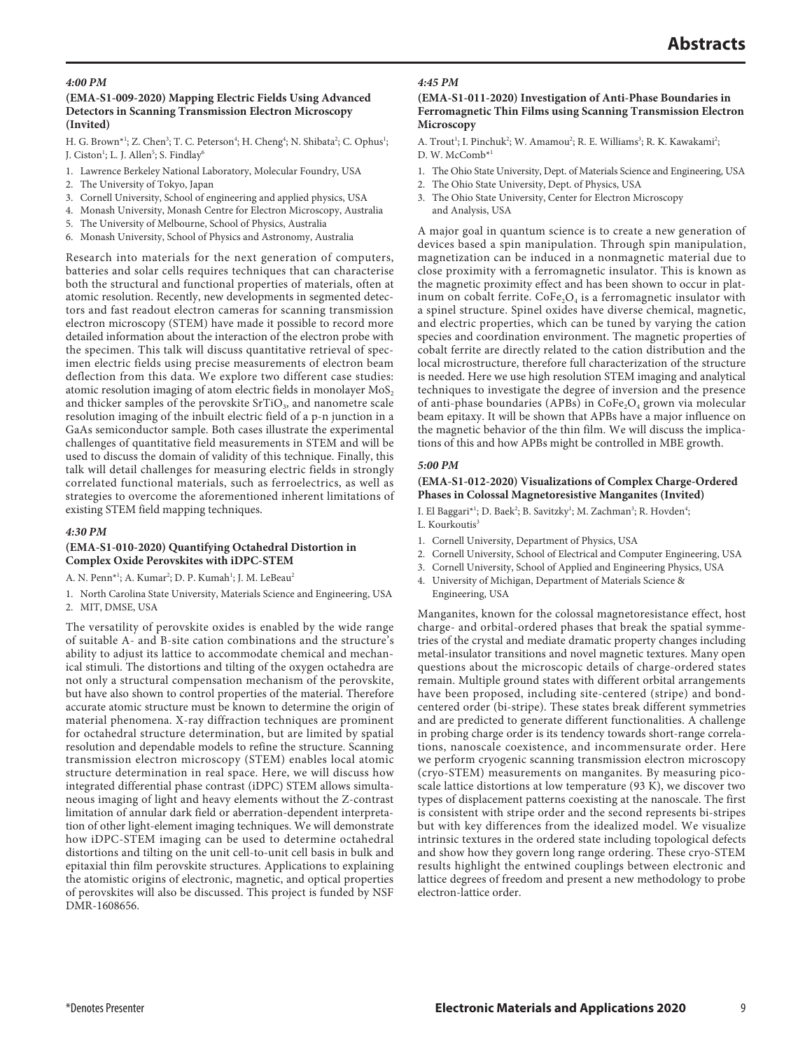### *4:00 PM*

### (EMA-S1-009-2020) Mapping Electric Fields Using Advanced Detectors in Scanning Transmission Electron Microscopy (Invited)

H. G. Brown*[1]; Z. Chen[3]; T. C. Peterson[4]; H. Cheng[4]; N. Shibata[2]; C. Ophus[1]; J. Ciston[1]; L. J. Allen[5]; S. Findlay[6]

1. Lawrence Berkeley National Laboratory, Molecular Foundry, USA
2. The University of Tokyo, Japan
3. Cornell University, School of engineering and applied physics, USA
4. Monash University, Monash Centre for Electron Microscopy, Australia
5. The University of Melbourne, School of Physics, Australia
6. Monash University, School of Physics and Astronomy, Australia

Research into materials for the next generation of computers, batteries and solar cells requires techniques that can characterise both the structural and functional properties of materials, often at atomic resolution. Recently, new developments in segmented detectors and fast readout electron cameras for scanning transmission electron microscopy (STEM) have made it possible to record more detailed information about the interaction of the electron probe with the specimen. This talk will discuss quantitative retrieval of specimen electric fields using precise measurements of electron beam deflection from this data. We explore two different case studies: atomic resolution imaging of atom electric fields in monolayer $MoS_2$ and thicker samples of the perovskite $SrTiO_3$, and nanometre scale resolution imaging of the inbuilt electric field of a p-n junction in a GaAs semiconductor sample. Both cases illustrate the experimental challenges of quantitative field measurements in STEM and will be used to discuss the domain of validity of this technique. Finally, this talk will detail challenges for measuring electric fields in strongly correlated functional materials, such as ferroelectrics, as well as strategies to overcome the aforementioned inherent limitations of existing STEM field mapping techniques.

### *4:30 PM*

### (EMA-S1-010-2020) Quantifying Octahedral Distortion in Complex Oxide Perovskites with iDPC-STEM

A. N. Penn*[1]; A. Kumar[2]; D. P. Kumah[1]; J. M. LeBeau[2]

1. North Carolina State University, Materials Science and Engineering, USA
2. MIT, DMSE, USA

The versatility of perovskite oxides is enabled by the wide range of suitable A- and B-site cation combinations and the structure's ability to adjust its lattice to accommodate chemical and mechanical stimuli. The distortions and tilting of the oxygen octahedra are not only a structural compensation mechanism of the perovskite, but have also shown to control properties of the material. Therefore accurate atomic structure must be known to determine the origin of material phenomena. X-ray diffraction techniques are prominent for octahedral structure determination, but are limited by spatial resolution and dependable models to refine the structure. Scanning transmission electron microscopy (STEM) enables local atomic structure determination in real space. Here, we will discuss how integrated differential phase contrast (iDPC) STEM allows simultaneous imaging of light and heavy elements without the Z-contrast limitation of annular dark field or aberration-dependent interpretation of other light-element imaging techniques. We will demonstrate how iDPC-STEM imaging can be used to determine octahedral distortions and tilting on the unit cell-to-unit cell basis in bulk and epitaxial thin film perovskite structures. Applications to explaining the atomistic origins of electronic, magnetic, and optical properties of perovskites will also be discussed. This project is funded by NSF DMR-1608656.

### *4:45 PM*

### (EMA-S1-011-2020) Investigation of Anti-Phase Boundaries in Ferromagnetic Thin Films using Scanning Transmission Electron Microscopy

A. Trout[1]; I. Pinchuk[2]; W. Amamou[2]; R. E. Williams[3]; R. K. Kawakami[2]; D. W. McComb*[1]

1. The Ohio State University, Dept. of Materials Science and Engineering, USA
2. The Ohio State University, Dept. of Physics, USA
3. The Ohio State University, Center for Electron Microscopy and Analysis, USA

A major goal in quantum science is to create a new generation of devices based a spin manipulation. Through spin manipulation, magnetization can be induced in a nonmagnetic material due to close proximity with a ferromagnetic insulator. This is known as the magnetic proximity effect and has been shown to occur in platinum on cobalt ferrite. $CoFe_2O_4$ is a ferromagnetic insulator with a spinel structure. Spinel oxides have diverse chemical, magnetic, and electric properties, which can be tuned by varying the cation species and coordination environment. The magnetic properties of cobalt ferrite are directly related to the cation distribution and the local microstructure, therefore full characterization of the structure is needed. Here we use high resolution STEM imaging and analytical techniques to investigate the degree of inversion and the presence of anti-phase boundaries (APBs) in $CoFe_2O_4$ grown via molecular beam epitaxy. It will be shown that APBs have a major influence on the magnetic behavior of the thin film. We will discuss the implications of this and how APBs might be controlled in MBE growth.

### *5:00 PM*

### (EMA-S1-012-2020) Visualizations of Complex Charge-Ordered Phases in Colossal Magnetoresistive Manganites (Invited)

I. El Baggari*[1]; D. Baek[2]; B. Savitzky[1]; M. Zachman[3]; R. Hovden[4]; L. Kourkoutis[3]

1. Cornell University, Department of Physics, USA
2. Cornell University, School of Electrical and Computer Engineering, USA
3. Cornell University, School of Applied and Engineering Physics, USA
4. University of Michigan, Department of Materials Science & Engineering, USA

Manganites, known for the colossal magnetoresistance effect, host charge- and orbital-ordered phases that break the spatial symmetries of the crystal and mediate dramatic property changes including metal-insulator transitions and novel magnetic textures. Many open questions about the microscopic details of charge-ordered states remain. Multiple ground states with different orbital arrangements have been proposed, including site-centered (stripe) and bond-centered order (bi-stripe). These states break different symmetries and are predicted to generate different functionalities. A challenge in probing charge order is its tendency towards short-range correlations, nanoscale coexistence, and incommensurate order. Here we perform cryogenic scanning transmission electron microscopy (cryo-STEM) measurements on manganites. By measuring picoscale lattice distortions at low temperature (93 K), we discover two types of displacement patterns coexisting at the nanoscale. The first is consistent with stripe order and the second represents bi-stripes but with key differences from the idealized model. We visualize intrinsic textures in the ordered state including topological defects and show how they govern long range ordering. These cryo-STEM results highlight the entwined couplings between electronic and lattice degrees of freedom and present a new methodology to probe electron-lattice order.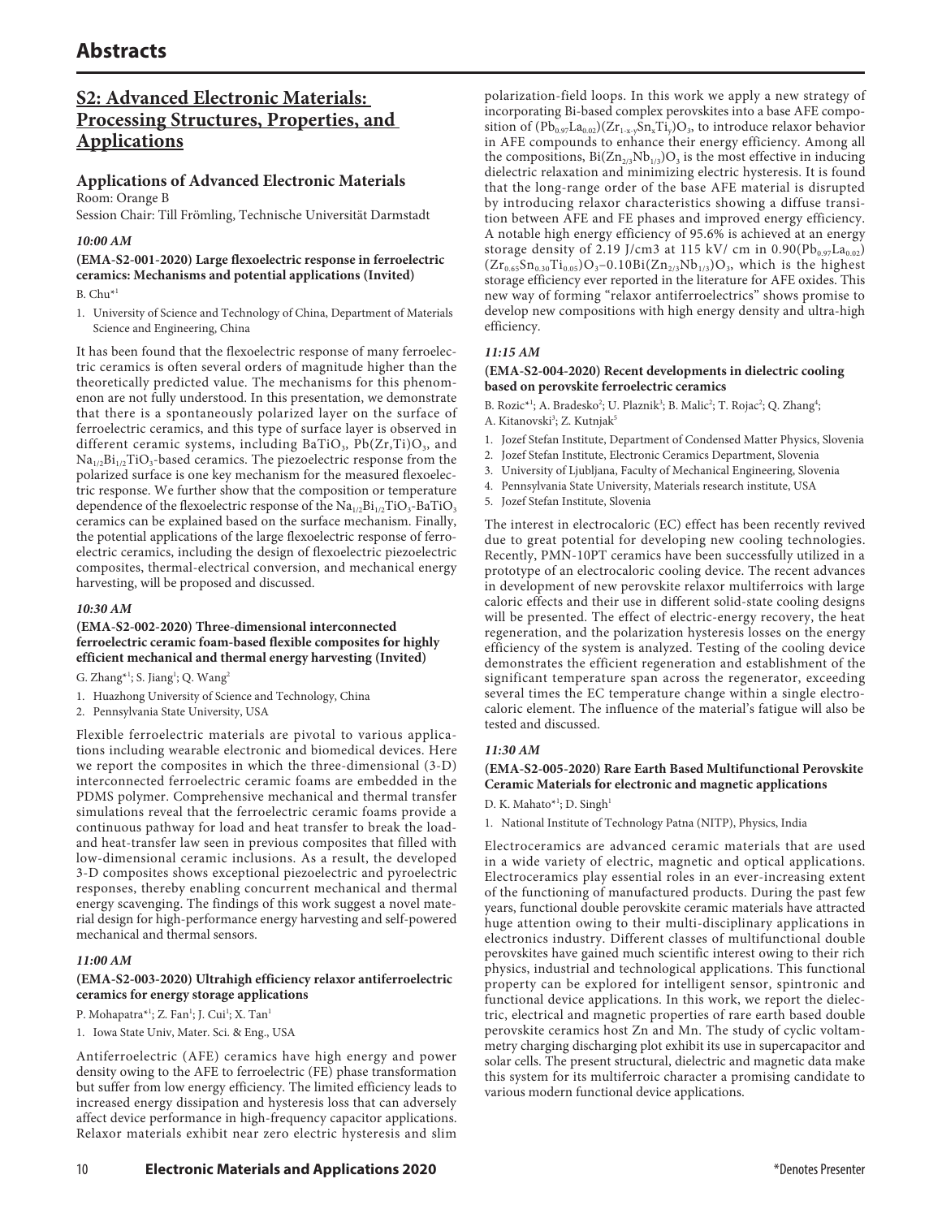# Abstracts

## S2: Advanced Electronic Materials: Processing Structures, Properties, and Applications

### Applications of Advanced Electronic Materials

Room: Orange B

Session Chair: Till Frömling, Technische Universität Darmstadt

#### *10:00 AM*

**(EMA-S2-001-2020) Large flexoelectric response in ferroelectric ceramics: Mechanisms and potential applications (Invited)**

B. Chu*[1]

1. University of Science and Technology of China, Department of Materials Science and Engineering, China

It has been found that the flexoelectric response of many ferroelectric ceramics is often several orders of magnitude higher than the theoretically predicted value. The mechanisms for this phenomenon are not fully understood. In this presentation, we demonstrate that there is a spontaneously polarized layer on the surface of ferroelectric ceramics, and this type of surface layer is observed in different ceramic systems, including $BaTiO_3$, $Pb(Zr,Ti)O_3$, and $Na_{1/2}Bi_{1/2}TiO_3$-based ceramics. The piezoelectric response from the polarized surface is one key mechanism for the measured flexoelectric response. We further show that the composition or temperature dependence of the flexoelectric response of the $Na_{1/2}Bi_{1/2}TiO_3$-$BaTiO_3$ ceramics can be explained based on the surface mechanism. Finally, the potential applications of the large flexoelectric response of ferroelectric ceramics, including the design of flexoelectric piezoelectric composites, thermal-electrical conversion, and mechanical energy harvesting, will be proposed and discussed.

#### *10:30 AM*

**(EMA-S2-002-2020) Three-dimensional interconnected ferroelectric ceramic foam-based flexible composites for highly efficient mechanical and thermal energy harvesting (Invited)**

G. Zhang*[1]; S. Jiang[1]; Q. Wang[2]

1. Huazhong University of Science and Technology, China
2. Pennsylvania State University, USA

Flexible ferroelectric materials are pivotal to various applications including wearable electronic and biomedical devices. Here we report the composites in which the three-dimensional (3-D) interconnected ferroelectric ceramic foams are embedded in the PDMS polymer. Comprehensive mechanical and thermal transfer simulations reveal that the ferroelectric ceramic foams provide a continuous pathway for load and heat transfer to break the load- and heat-transfer law seen in previous composites that filled with low-dimensional ceramic inclusions. As a result, the developed 3-D composites shows exceptional piezoelectric and pyroelectric responses, thereby enabling concurrent mechanical and thermal energy scavenging. The findings of this work suggest a novel material design for high-performance energy harvesting and self-powered mechanical and thermal sensors.

#### *11:00 AM*

**(EMA-S2-003-2020) Ultrahigh efficiency relaxor antiferroelectric ceramics for energy storage applications**

P. Mohapatra*[1]; Z. Fan[1]; J. Cui[1]; X. Tan[1]

1. Iowa State Univ, Mater. Sci. & Eng., USA

Antiferroelectric (AFE) ceramics have high energy and power density owing to the AFE to ferroelectric (FE) phase transformation but suffer from low energy efficiency. The limited efficiency leads to increased energy dissipation and hysteresis loss that can adversely affect device performance in high-frequency capacitor applications. Relaxor materials exhibit near zero electric hysteresis and slim polarization-field loops. In this work we apply a new strategy of incorporating Bi-based complex perovskites into a base AFE composition of $(Pb_{0.97}La_{0.02})(Zr_{1-x-y}Sn_xTi_y)O_3$, to introduce relaxor behavior in AFE compounds to enhance their energy efficiency. Among all the compositions, $Bi(Zn_{2/3}Nb_{1/3})O_3$ is the most effective in inducing dielectric relaxation and minimizing electric hysteresis. It is found that the long-range order of the base AFE material is disrupted by introducing relaxor characteristics showing a diffuse transition between AFE and FE phases and improved energy efficiency. A notable high energy efficiency of 95.6% is achieved at an energy storage density of 2.19 J/cm3 at 115 kV/ cm in $0.90(Pb_{0.97}La_{0.02})(Zr_{0.65}Sn_{0.30}Ti_{0.05})O_3$–$0.10Bi(Zn_{2/3}Nb_{1/3})O_3$, which is the highest storage efficiency ever reported in the literature for AFE oxides. This new way of forming "relaxor antiferroelectrics" shows promise to develop new compositions with high energy density and ultra-high efficiency.

#### *11:15 AM*

**(EMA-S2-004-2020) Recent developments in dielectric cooling based on perovskite ferroelectric ceramics**

B. Rozic*[1]; A. Bradesko[2]; U. Plaznik[3]; B. Malic[2]; T. Rojac[2]; Q. Zhang[4]; A. Kitanovski[3]; Z. Kutnjak[5]

1. Jozef Stefan Institute, Department of Condensed Matter Physics, Slovenia
2. Jozef Stefan Institute, Electronic Ceramics Department, Slovenia
3. University of Ljubljana, Faculty of Mechanical Engineering, Slovenia
4. Pennsylvania State University, Materials research institute, USA
5. Jozef Stefan Institute, Slovenia

The interest in electrocaloric (EC) effect has been recently revived due to great potential for developing new cooling technologies. Recently, PMN-10PT ceramics have been successfully utilized in a prototype of an electrocaloric cooling device. The recent advances in development of new perovskite relaxor multiferroics with large caloric effects and their use in different solid-state cooling designs will be presented. The effect of electric-energy recovery, the heat regeneration, and the polarization hysteresis losses on the energy efficiency of the system is analyzed. Testing of the cooling device demonstrates the efficient regeneration and establishment of the significant temperature span across the regenerator, exceeding several times the EC temperature change within a single electrocaloric element. The influence of the material's fatigue will also be tested and discussed.

#### *11:30 AM*

**(EMA-S2-005-2020) Rare Earth Based Multifunctional Perovskite Ceramic Materials for electronic and magnetic applications**

D. K. Mahato*[1]; D. Singh[1]

1. National Institute of Technology Patna (NITP), Physics, India

Electroceramics are advanced ceramic materials that are used in a wide variety of electric, magnetic and optical applications. Electroceramics play essential roles in an ever-increasing extent of the functioning of manufactured products. During the past few years, functional double perovskite ceramic materials have attracted huge attention owing to their multi-disciplinary applications in electronics industry. Different classes of multifunctional double perovskites have gained much scientific interest owing to their rich physics, industrial and technological applications. This functional property can be explored for intelligent sensor, spintronic and functional device applications. In this work, we report the dielectric, electrical and magnetic properties of rare earth based double perovskite ceramics host Zn and Mn. The study of cyclic voltammetry charging discharging plot exhibit its use in supercapacitor and solar cells. The present structural, dielectric and magnetic data make this system for its multiferroic character a promising candidate to various modern functional device applications.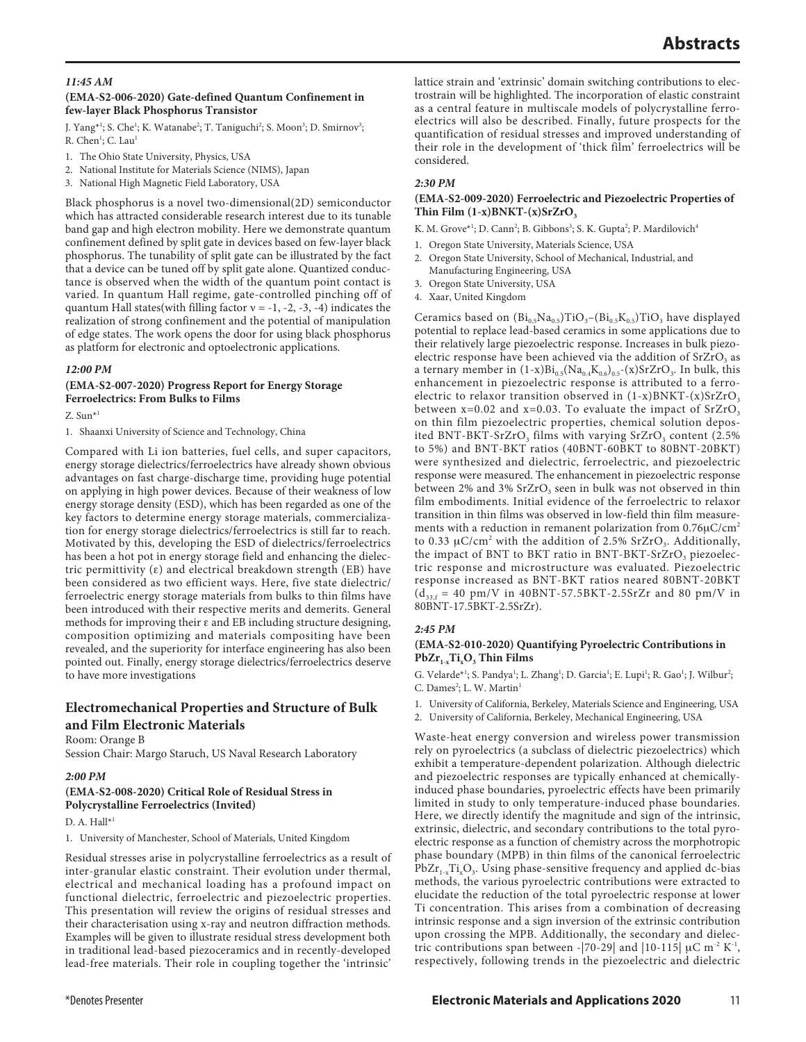### *11:45 AM*

#### (EMA-S2-006-2020) Gate-defined Quantum Confinement in few-layer Black Phosphorus Transistor

J. Yang*[1]; S. Che[1]; K. Watanabe[2]; T. Taniguchi[2]; S. Moon[3]; D. Smirnov[3]; R. Chen[1]; C. Lau[1]

1. The Ohio State University, Physics, USA
2. National Institute for Materials Science (NIMS), Japan
3. National High Magnetic Field Laboratory, USA

Black phosphorus is a novel two-dimensional(2D) semiconductor which has attracted considerable research interest due to its tunable band gap and high electron mobility. Here we demonstrate quantum confinement defined by split gate in devices based on few-layer black phosphorus. The tunability of split gate can be illustrated by the fact that a device can be tuned off by split gate alone. Quantized conductance is observed when the width of the quantum point contact is varied. In quantum Hall regime, gate-controlled pinching off of quantum Hall states(with filling factor $\nu = -1, -2, -3, -4$) indicates the realization of strong confinement and the potential of manipulation of edge states. The work opens the door for using black phosphorus as platform for electronic and optoelectronic applications.

### *12:00 PM*

#### (EMA-S2-007-2020) Progress Report for Energy Storage Ferroelectrics: From Bulks to Films

Z. Sun*[1]

1. Shaanxi University of Science and Technology, China

Compared with Li ion batteries, fuel cells, and super capacitors, energy storage dielectrics/ferroelectrics have already shown obvious advantages on fast charge-discharge time, providing huge potential on applying in high power devices. Because of their weakness of low energy storage density (ESD), which has been regarded as one of the key factors to determine energy storage materials, commercialization for energy storage dielectrics/ferroelectrics is still far to reach. Motivated by this, developing the ESD of dielectrics/ferroelectrics has been a hot pot in energy storage field and enhancing the dielectric permittivity ($\varepsilon$) and electrical breakdown strength (EB) have been considered as two efficient ways. Here, five state dielectric/ferroelectric energy storage materials from bulks to thin films have been introduced with their respective merits and demerits. General methods for improving their $\varepsilon$ and EB including structure designing, composition optimizing and materials compositing have been revealed, and the superiority for interface engineering has also been pointed out. Finally, energy storage dielectrics/ferroelectrics deserve to have more investigations

## Electromechanical Properties and Structure of Bulk and Film Electronic Materials

Room: Orange B
Session Chair: Margo Staruch, US Naval Research Laboratory

### *2:00 PM*

#### (EMA-S2-008-2020) Critical Role of Residual Stress in Polycrystalline Ferroelectrics (Invited)

D. A. Hall*[1]

1. University of Manchester, School of Materials, United Kingdom

Residual stresses arise in polycrystalline ferroelectrics as a result of inter-granular elastic constraint. Their evolution under thermal, electrical and mechanical loading has a profound impact on functional dielectric, ferroelectric and piezoelectric properties. This presentation will review the origins of residual stresses and their characterisation using x-ray and neutron diffraction methods. Examples will be given to illustrate residual stress development both in traditional lead-based piezoceramics and in recently-developed lead-free materials. Their role in coupling together the 'intrinsic' lattice strain and 'extrinsic' domain switching contributions to electrostrain will be highlighted. The incorporation of elastic constraint as a central feature in multiscale models of polycrystalline ferroelectrics will also be described. Finally, future prospects for the quantification of residual stresses and improved understanding of their role in the development of 'thick film' ferroelectrics will be considered.

### *2:30 PM*

#### (EMA-S2-009-2020) Ferroelectric and Piezoelectric Properties of Thin Film (1-x)BNKT-(x)$SrZrO_3$

K. M. Grove*[1]; D. Cann[2]; B. Gibbons[3]; S. K. Gupta[2]; P. Mardilovich[4]

1. Oregon State University, Materials Science, USA
2. Oregon State University, School of Mechanical, Industrial, and Manufacturing Engineering, USA
3. Oregon State University, USA
4. Xaar, United Kingdom

Ceramics based on $(Bi_{0.5}Na_{0.5})TiO_3$–$(Bi_{0.5}K_{0.5})TiO_3$ have displayed potential to replace lead-based ceramics in some applications due to their relatively large piezoelectric response. Increases in bulk piezoelectric response have been achieved via the addition of $SrZrO_3$ as a ternary member in $(1\text{-}x)Bi_{0.5}(Na_{0.4}K_{0.6})_{0.5}$-(x)$SrZrO_3$. In bulk, this enhancement in piezoelectric response is attributed to a ferroelectric to relaxor transition observed in (1-x)BNKT-(x)$SrZrO_3$ between x=0.02 and x=0.03. To evaluate the impact of $SrZrO_3$ on thin film piezoelectric properties, chemical solution deposited BNT-BKT-$SrZrO_3$ films with varying $SrZrO_3$ content (2.5% to 5%) and BNT-BKT ratios (40BNT-60BKT to 80BNT-20BKT) were synthesized and dielectric, ferroelectric, and piezoelectric response were measured. The enhancement in piezoelectric response between 2% and 3% $SrZrO_3$ seen in bulk was not observed in thin film embodiments. Initial evidence of the ferroelectric to relaxor transition in thin films was observed in low-field thin film measurements with a reduction in remanent polarization from 0.76μC/cm$^2$ to 0.33 μC/cm$^2$ with the addition of 2.5% $SrZrO_3$. Additionally, the impact of BNT to BKT ratio in BNT-BKT-$SrZrO_3$ piezoelectric response and microstructure was evaluated. Piezoelectric response increased as BNT-BKT ratios neared 80BNT-20BKT ($d_{33,f}$ = 40 pm/V in 40BNT-57.5BKT-2.5SrZr and 80 pm/V in 80BNT-17.5BKT-2.5SrZr).

### *2:45 PM*

#### (EMA-S2-010-2020) Quantifying Pyroelectric Contributions in $PbZr_{1-x}Ti_xO_3$ Thin Films

G. Velarde*[1]; S. Pandya[1]; L. Zhang[1]; D. Garcia[1]; E. Lupi[1]; R. Gao[1]; J. Wilbur[2]; C. Dames[2]; L. W. Martin[1]

1. University of California, Berkeley, Materials Science and Engineering, USA
2. University of California, Berkeley, Mechanical Engineering, USA

Waste-heat energy conversion and wireless power transmission rely on pyroelectrics (a subclass of dielectric piezoelectrics) which exhibit a temperature-dependent polarization. Although dielectric and piezoelectric responses are typically enhanced at chemically-induced phase boundaries, pyroelectric effects have been primarily limited in study to only temperature-induced phase boundaries. Here, we directly identify the magnitude and sign of the intrinsic, extrinsic, dielectric, and secondary contributions to the total pyroelectric response as a function of chemistry across the morphotropic phase boundary (MPB) in thin films of the canonical ferroelectric $PbZr_{1-x}Ti_xO_3$. Using phase-sensitive frequency and applied dc-bias methods, the various pyroelectric contributions were extracted to elucidate the reduction of the total pyroelectric response at lower Ti concentration. This arises from a combination of decreasing intrinsic response and a sign inversion of the extrinsic contribution upon crossing the MPB. Additionally, the secondary and dielectric contributions span between -|70-29| and |10-115| μC m$^{-2}$ K$^{-1}$, respectively, following trends in the piezoelectric and dielectric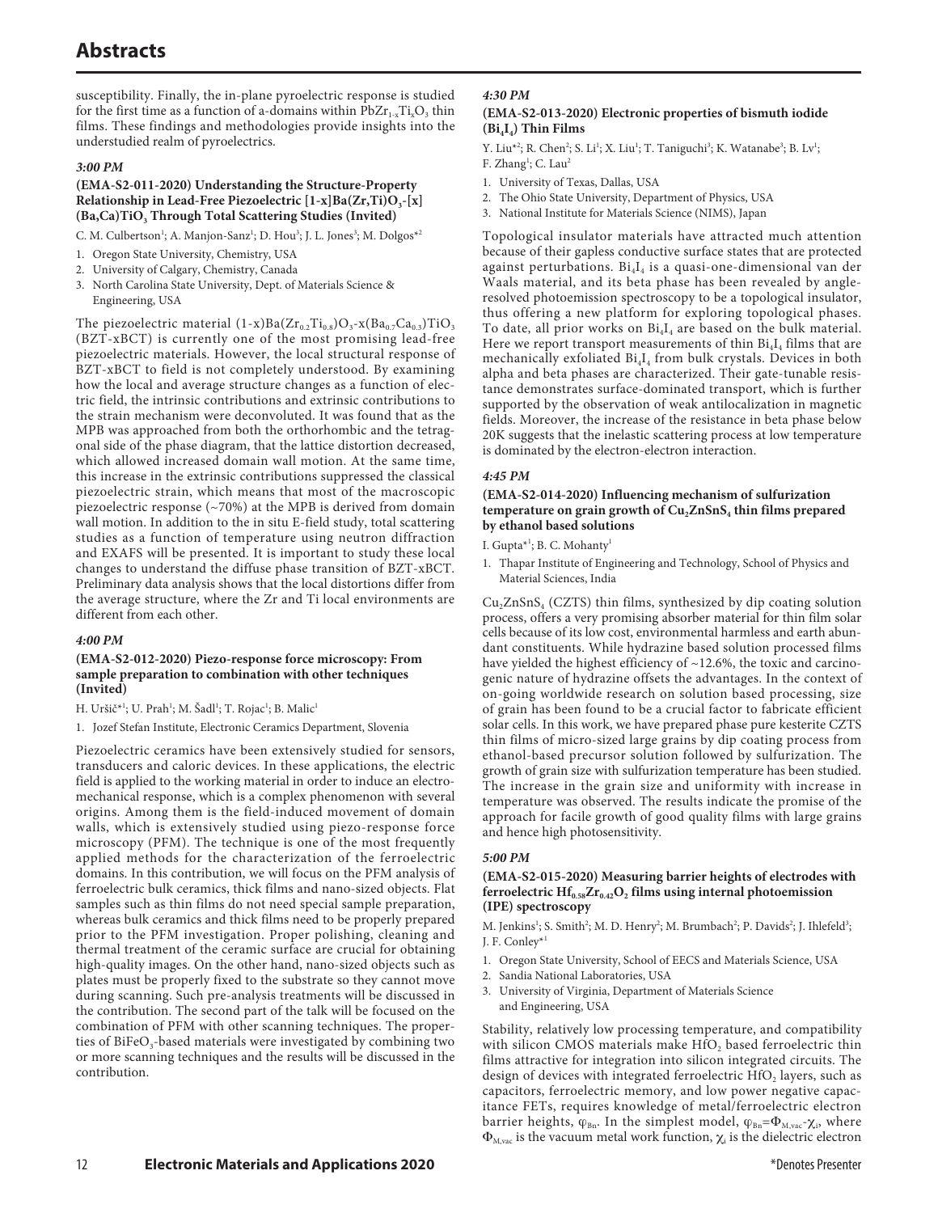susceptibility. Finally, the in-plane pyroelectric response is studied for the first time as a function of a-domains within $PbZr_{1-x}Ti_xO_3$ thin films. These findings and methodologies provide insights into the understudied realm of pyroelectrics.

*3:00 PM*

**(EMA-S2-011-2020) Understanding the Structure-Property Relationship in Lead-Free Piezoelectric $[1-x]Ba(Zr,Ti)O_3-[x](Ba,Ca)TiO_3$ Through Total Scattering Studies (Invited)**

C. M. Culbertson[1]; A. Manjon-Sanz[1]; D. Hou[3]; J. L. Jones[3]; M. Dolgos*[2]

1. Oregon State University, Chemistry, USA
2. University of Calgary, Chemistry, Canada
3. North Carolina State University, Dept. of Materials Science & Engineering, USA

The piezoelectric material $(1-x)Ba(Zr_{0.2}Ti_{0.8})O_3-x(Ba_{0.7}Ca_{0.3})TiO_3$ (BZT-xBCT) is currently one of the most promising lead-free piezoelectric materials. However, the local structural response of BZT-xBCT to field is not completely understood. By examining how the local and average structure changes as a function of electric field, the intrinsic contributions and extrinsic contributions to the strain mechanism were deconvoluted. It was found that as the MPB was approached from both the orthorhombic and the tetragonal side of the phase diagram, that the lattice distortion decreased, which allowed increased domain wall motion. At the same time, this increase in the extrinsic contributions suppressed the classical piezoelectric strain, which means that most of the macroscopic piezoelectric response (~70%) at the MPB is derived from domain wall motion. In addition to the in situ E-field study, total scattering studies as a function of temperature using neutron diffraction and EXAFS will be presented. It is important to study these local changes to understand the diffuse phase transition of BZT-xBCT. Preliminary data analysis shows that the local distortions differ from the average structure, where the Zr and Ti local environments are different from each other.

*4:00 PM*

**(EMA-S2-012-2020) Piezo-response force microscopy: From sample preparation to combination with other techniques (Invited)**

H. Uršič*[1]; U. Prah[1]; M. Šadl[1]; T. Rojac[1]; B. Malic[1]

1. Jozef Stefan Institute, Electronic Ceramics Department, Slovenia

Piezoelectric ceramics have been extensively studied for sensors, transducers and caloric devices. In these applications, the electric field is applied to the working material in order to induce an electromechanical response, which is a complex phenomenon with several origins. Among them is the field-induced movement of domain walls, which is extensively studied using piezo-response force microscopy (PFM). The technique is one of the most frequently applied methods for the characterization of the ferroelectric domains. In this contribution, we will focus on the PFM analysis of ferroelectric bulk ceramics, thick films and nano-sized objects. Flat samples such as thin films do not need special sample preparation, whereas bulk ceramics and thick films need to be properly prepared prior to the PFM investigation. Proper polishing, cleaning and thermal treatment of the ceramic surface are crucial for obtaining high-quality images. On the other hand, nano-sized objects such as plates must be properly fixed to the substrate so they cannot move during scanning. Such pre-analysis treatments will be discussed in the contribution. The second part of the talk will be focused on the combination of PFM with other scanning techniques. The properties of $BiFeO_3$-based materials were investigated by combining two or more scanning techniques and the results will be discussed in the contribution.

*4:30 PM*

**(EMA-S2-013-2020) Electronic properties of bismuth iodide ($Bi_4I_4$) Thin Films**

Y. Liu*[2]; R. Chen[2]; S. Li[1]; X. Liu[1]; T. Taniguchi[3]; K. Watanabe[3]; B. Lv[1]; F. Zhang[1]; C. Lau[2]

1. University of Texas, Dallas, USA
2. The Ohio State University, Department of Physics, USA
3. National Institute for Materials Science (NIMS), Japan

Topological insulator materials have attracted much attention because of their gapless conductive surface states that are protected against perturbations. $Bi_4I_4$ is a quasi-one-dimensional van der Waals material, and its beta phase has been revealed by angle-resolved photoemission spectroscopy to be a topological insulator, thus offering a new platform for exploring topological phases. To date, all prior works on $Bi_4I_4$ are based on the bulk material. Here we report transport measurements of thin $Bi_4I_4$ films that are mechanically exfoliated $Bi_4I_4$ from bulk crystals. Devices in both alpha and beta phases are characterized. Their gate-tunable resistance demonstrates surface-dominated transport, which is further supported by the observation of weak antilocalization in magnetic fields. Moreover, the increase of the resistance in beta phase below 20K suggests that the inelastic scattering process at low temperature is dominated by the electron-electron interaction.

*4:45 PM*

**(EMA-S2-014-2020) Influencing mechanism of sulfurization temperature on grain growth of $Cu_2ZnSnS_4$ thin films prepared by ethanol based solutions**

I. Gupta*[1]; B. C. Mohanty[1]

1. Thapar Institute of Engineering and Technology, School of Physics and Material Sciences, India

$Cu_2ZnSnS_4$ (CZTS) thin films, synthesized by dip coating solution process, offers a very promising absorber material for thin film solar cells because of its low cost, environmental harmless and earth abundant constituents. While hydrazine based solution processed films have yielded the highest efficiency of ~12.6%, the toxic and carcinogenic nature of hydrazine offsets the advantages. In the context of on-going worldwide research on solution based processing, size of grain has been found to be a crucial factor to fabricate efficient solar cells. In this work, we have prepared phase pure kesterite CZTS thin films of micro-sized large grains by dip coating process from ethanol-based precursor solution followed by sulfurization. The growth of grain size with sulfurization temperature has been studied. The increase in the grain size and uniformity with increase in temperature was observed. The results indicate the promise of the approach for facile growth of good quality films with large grains and hence high photosensitivity.

*5:00 PM*

**(EMA-S2-015-2020) Measuring barrier heights of electrodes with ferroelectric $Hf_{0.58}Zr_{0.42}O_2$ films using internal photoemission (IPE) spectroscopy**

M. Jenkins[1]; S. Smith[2]; M. D. Henry[2]; M. Brumbach[2]; P. Davids[2]; J. Ihlefeld[3]; J. F. Conley*[1]

1. Oregon State University, School of EECS and Materials Science, USA
2. Sandia National Laboratories, USA
3. University of Virginia, Department of Materials Science and Engineering, USA

Stability, relatively low processing temperature, and compatibility with silicon CMOS materials make $HfO_2$ based ferroelectric thin films attractive for integration into silicon integrated circuits. The design of devices with integrated ferroelectric $HfO_2$ layers, such as capacitors, ferroelectric memory, and low power negative capacitance FETs, requires knowledge of metal/ferroelectric electron barrier heights, $\varphi_{Bn}$. In the simplest model, $\varphi_{Bn}=\Phi_{M,vac}-\chi_i$, where $\Phi_{M,vac}$ is the vacuum metal work function, $\chi_i$ is the dielectric electron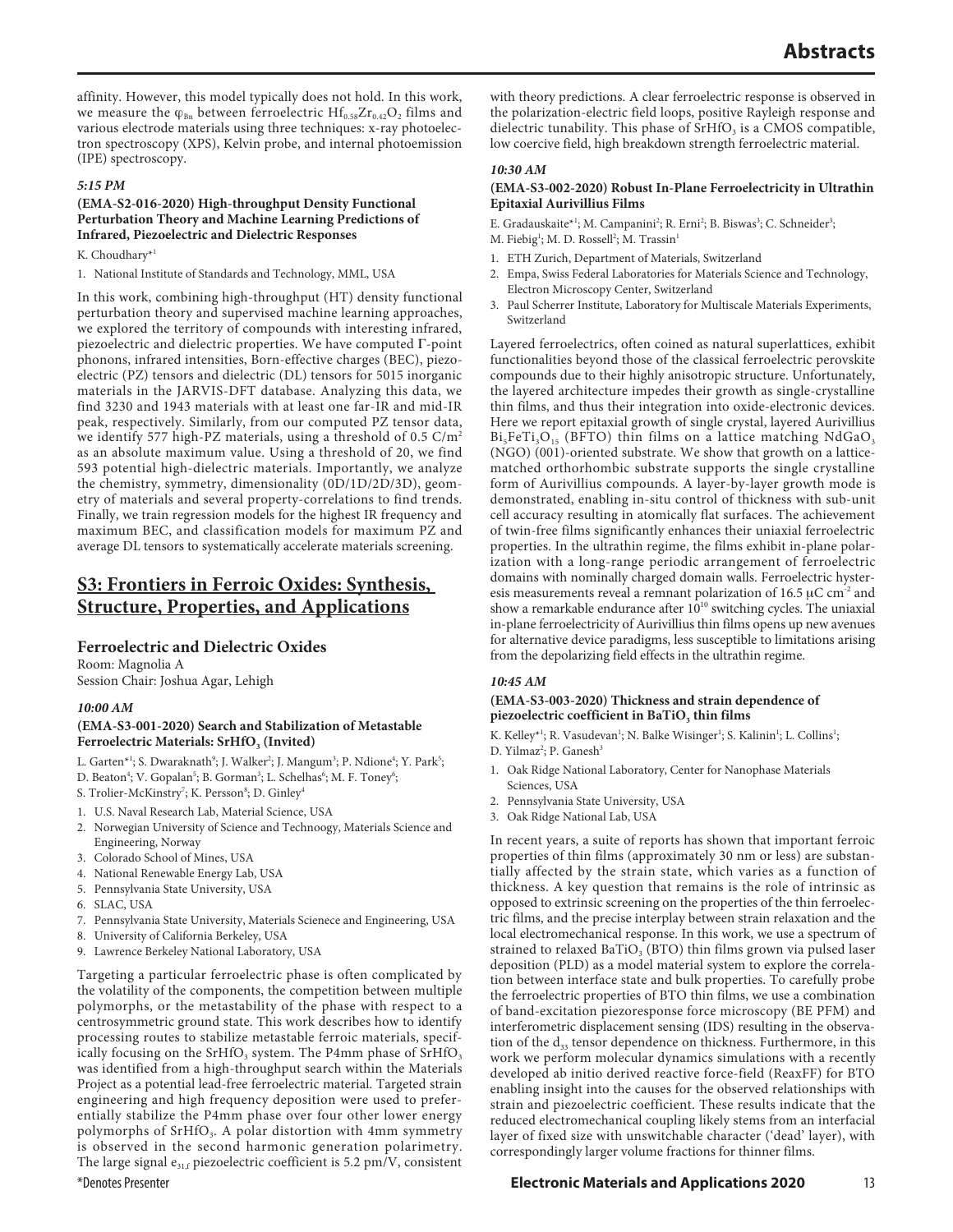affinity. However, this model typically does not hold. In this work, we measure the $\varphi_{Bn}$ between ferroelectric $Hf_{0.58}Zr_{0.42}O_2$ films and various electrode materials using three techniques: x-ray photoelectron spectroscopy (XPS), Kelvin probe, and internal photoemission (IPE) spectroscopy.

*5:15 PM*

**(EMA-S2-016-2020) High-throughput Density Functional Perturbation Theory and Machine Learning Predictions of Infrared, Piezoelectric and Dielectric Responses**

K. Choudhary*[1]

1. National Institute of Standards and Technology, MML, USA

In this work, combining high-throughput (HT) density functional perturbation theory and supervised machine learning approaches, we explored the territory of compounds with interesting infrared, piezoelectric and dielectric properties. We have computed Γ-point phonons, infrared intensities, Born-effective charges (BEC), piezoelectric (PZ) tensors and dielectric (DL) tensors for 5015 inorganic materials in the JARVIS-DFT database. Analyzing this data, we find 3230 and 1943 materials with at least one far-IR and mid-IR peak, respectively. Similarly, from our computed PZ tensor data, we identify 577 high-PZ materials, using a threshold of 0.5 $C/m^2$ as an absolute maximum value. Using a threshold of 20, we find 593 potential high-dielectric materials. Importantly, we analyze the chemistry, symmetry, dimensionality (0D/1D/2D/3D), geometry of materials and several property-correlations to find trends. Finally, we train regression models for the highest IR frequency and maximum BEC, and classification models for maximum PZ and average DL tensors to systematically accelerate materials screening.

## S3: Frontiers in Ferroic Oxides: Synthesis, Structure, Properties, and Applications

### Ferroelectric and Dielectric Oxides

Room: Magnolia A
Session Chair: Joshua Agar, Lehigh

*10:00 AM*

**(EMA-S3-001-2020) Search and Stabilization of Metastable Ferroelectric Materials: $SrHfO_3$ (Invited)**

L. Garten*[1]; S. Dwaraknath[9]; J. Walker[2]; J. Mangum[3]; P. Ndione[4]; Y. Park[5]; D. Beaton[4]; V. Gopalan[5]; B. Gorman[3]; L. Schelhas[6]; M. F. Toney[6]; S. Trolier-McKinstry[7]; K. Persson[8]; D. Ginley[4]

1. U.S. Naval Research Lab, Material Science, USA
2. Norwegian University of Science and Technoogy, Materials Science and Engineering, Norway
3. Colorado School of Mines, USA
4. National Renewable Energy Lab, USA
5. Pennsylvania State University, USA
6. SLAC, USA
7. Pennsylvania State University, Materials Scienece and Engineering, USA
8. University of California Berkeley, USA
9. Lawrence Berkeley National Laboratory, USA

Targeting a particular ferroelectric phase is often complicated by the volatility of the components, the competition between multiple polymorphs, or the metastability of the phase with respect to a centrosymmetric ground state. This work describes how to identify processing routes to stabilize metastable ferroic materials, specifically focusing on the $SrHfO_3$ system. The P4mm phase of $SrHfO_3$ was identified from a high-throughput search within the Materials Project as a potential lead-free ferroelectric material. Targeted strain engineering and high frequency deposition were used to preferentially stabilize the P4mm phase over four other lower energy polymorphs of $SrHfO_3$. A polar distortion with 4mm symmetry is observed in the second harmonic generation polarimetry. The large signal $e_{31,f}$ piezoelectric coefficient is 5.2 pm/V, consistent with theory predictions. A clear ferroelectric response is observed in the polarization-electric field loops, positive Rayleigh response and dielectric tunability. This phase of $SrHfO_3$ is a CMOS compatible, low coercive field, high breakdown strength ferroelectric material.

*10:30 AM*

**(EMA-S3-002-2020) Robust In-Plane Ferroelectricity in Ultrathin Epitaxial Aurivillius Films**

E. Gradauskaite*[1]; M. Campanini[2]; R. Erni[2]; B. Biswas[3]; C. Schneider[3]; M. Fiebig[1]; M. D. Rossell[2]; M. Trassin[1]

1. ETH Zurich, Department of Materials, Switzerland
2. Empa, Swiss Federal Laboratories for Materials Science and Technology, Electron Microscopy Center, Switzerland
3. Paul Scherrer Institute, Laboratory for Multiscale Materials Experiments, Switzerland

Layered ferroelectrics, often coined as natural superlattices, exhibit functionalities beyond those of the classical ferroelectric perovskite compounds due to their highly anisotropic structure. Unfortunately, the layered architecture impedes their growth as single-crystalline thin films, and thus their integration into oxide-electronic devices. Here we report epitaxial growth of single crystal, layered Aurivillius $Bi_5FeTi_3O_{15}$ (BFTO) thin films on a lattice matching $NdGaO_3$ (NGO) (001)-oriented substrate. We show that growth on a lattice-matched orthorhombic substrate supports the single crystalline form of Aurivillius compounds. A layer-by-layer growth mode is demonstrated, enabling in-situ control of thickness with sub-unit cell accuracy resulting in atomically flat surfaces. The achievement of twin-free films significantly enhances their uniaxial ferroelectric properties. In the ultrathin regime, the films exhibit in-plane polarization with a long-range periodic arrangement of ferroelectric domains with nominally charged domain walls. Ferroelectric hysteresis measurements reveal a remnant polarization of 16.5 $\mu C\ cm^{-2}$ and show a remarkable endurance after $10^{10}$ switching cycles. The uniaxial in-plane ferroelectricity of Aurivillius thin films opens up new avenues for alternative device paradigms, less susceptible to limitations arising from the depolarizing field effects in the ultrathin regime.

*10:45 AM*

**(EMA-S3-003-2020) Thickness and strain dependence of piezoelectric coefficient in $BaTiO_3$ thin films**

K. Kelley*[1]; R. Vasudevan[1]; N. Balke Wisinger[1]; S. Kalinin[1]; L. Collins[1]; D. Yilmaz[2]; P. Ganesh[3]

1. Oak Ridge National Laboratory, Center for Nanophase Materials Sciences, USA
2. Pennsylvania State University, USA
3. Oak Ridge National Lab, USA

In recent years, a suite of reports has shown that important ferroic properties of thin films (approximately 30 nm or less) are substantially affected by the strain state, which varies as a function of thickness. A key question that remains is the role of intrinsic as opposed to extrinsic screening on the properties of the thin ferroelectric films, and the precise interplay between strain relaxation and the local electromechanical response. In this work, we use a spectrum of strained to relaxed $BaTiO_3$ (BTO) thin films grown via pulsed laser deposition (PLD) as a model material system to explore the correlation between interface state and bulk properties. To carefully probe the ferroelectric properties of BTO thin films, we use a combination of band-excitation piezoresponse force microscopy (BE PFM) and interferometric displacement sensing (IDS) resulting in the observation of the $d_{33}$ tensor dependence on thickness. Furthermore, in this work we perform molecular dynamics simulations with a recently developed ab initio derived reactive force-field (ReaxFF) for BTO enabling insight into the causes for the observed relationships with strain and piezoelectric coefficient. These results indicate that the reduced electromechanical coupling likely stems from an interfacial layer of fixed size with unswitchable character ('dead' layer), with correspondingly larger volume fractions for thinner films.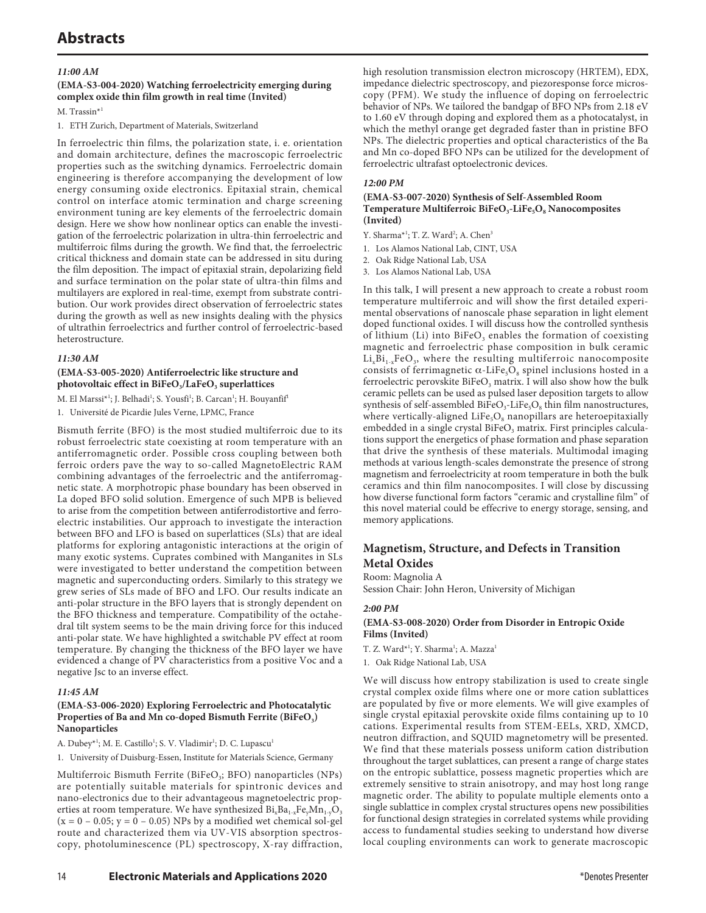# Abstracts

***11:00 AM***

**(EMA-S3-004-2020) Watching ferroelectricity emerging during complex oxide thin film growth in real time (Invited)**

M. Trassin*[1]

1. ETH Zurich, Department of Materials, Switzerland

In ferroelectric thin films, the polarization state, i. e. orientation and domain architecture, defines the macroscopic ferroelectric properties such as the switching dynamics. Ferroelectric domain engineering is therefore accompanying the development of low energy consuming oxide electronics. Epitaxial strain, chemical control on interface atomic termination and charge screening environment tuning are key elements of the ferroelectric domain design. Here we show how nonlinear optics can enable the investigation of the ferroelectric polarization in ultra-thin ferroelectric and multiferroic films during the growth. We find that, the ferroelectric critical thickness and domain state can be addressed in situ during the film deposition. The impact of epitaxial strain, depolarizing field and surface termination on the polar state of ultra-thin films and multilayers are explored in real-time, exempt from substrate contribution. Our work provides direct observation of ferroelectric states during the growth as well as new insights dealing with the physics of ultrathin ferroelectrics and further control of ferroelectric-based heterostructure.

***11:30 AM***

**(EMA-S3-005-2020) Antiferroelectric like structure and photovoltaic effect in $BiFeO_3$/$LaFeO_3$ superlattices**

M. El Marssi*[1]; J. Belhadi[1]; S. Yousfi[1]; B. Carcan[1]; H. Bouyanfif[1]

1. Université de Picardie Jules Verne, LPMC, France

Bismuth ferrite (BFO) is the most studied multiferroic due to its robust ferroelectric state coexisting at room temperature with an antiferromagnetic order. Possible cross coupling between both ferroic orders pave the way to so-called MagnetoElectric RAM combining advantages of the ferroelectric and the antiferromagnetic state. A morphotropic phase boundary has been observed in La doped BFO solid solution. Emergence of such MPB is believed to arise from the competition between antiferrodistortive and ferroelectric instabilities. Our approach to investigate the interaction between BFO and LFO is based on superlattices (SLs) that are ideal platforms for exploring antagonistic interactions at the origin of many exotic systems. Cuprates combined with Manganites in SLs were investigated to better understand the competition between magnetic and superconducting orders. Similarly to this strategy we grew series of SLs made of BFO and LFO. Our results indicate an anti-polar structure in the BFO layers that is strongly dependent on the BFO thickness and temperature. Compatibility of the octahedral tilt system seems to be the main driving force for this induced anti-polar state. We have highlighted a switchable PV effect at room temperature. By changing the thickness of the BFO layer we have evidenced a change of PV characteristics from a positive Voc and a negative Jsc to an inverse effect.

***11:45 AM***

**(EMA-S3-006-2020) Exploring Ferroelectric and Photocatalytic Properties of Ba and Mn co-doped Bismuth Ferrite ($BiFeO_3$) Nanoparticles**

A. Dubey*[1]; M. E. Castillo[1]; S. V. Vladimir[1]; D. C. Lupascu[1]

1. University of Duisburg-Essen, Institute for Materials Science, Germany

Multiferroic Bismuth Ferrite ($BiFeO_3$; BFO) nanoparticles (NPs) are potentially suitable materials for spintronic devices and nano-electronics due to their advantageous magnetoelectric properties at room temperature. We have synthesized $Bi_xBa_{1-x}Fe_yMn_{1-y}O_3$ ($x = 0 - 0.05$; $y = 0 - 0.05$) NPs by a modified wet chemical sol-gel route and characterized them via UV-VIS absorption spectroscopy, photoluminescence (PL) spectroscopy, X-ray diffraction, high resolution transmission electron microscopy (HRTEM), EDX, impedance dielectric spectroscopy, and piezoresponse force microscopy (PFM). We study the influence of doping on ferroelectric behavior of NPs. We tailored the bandgap of BFO NPs from 2.18 eV to 1.60 eV through doping and explored them as a photocatalyst, in which the methyl orange get degraded faster than in pristine BFO NPs. The dielectric properties and optical characteristics of the Ba and Mn co-doped BFO NPs can be utilized for the development of ferroelectric ultrafast optoelectronic devices.

***12:00 PM***

**(EMA-S3-007-2020) Synthesis of Self-Assembled Room Temperature Multiferroic $BiFeO_3$-$LiFe_5O_8$ Nanocomposites (Invited)**

Y. Sharma*[1]; T. Z. Ward[2]; A. Chen[3]

1. Los Alamos National Lab, CINT, USA
2. Oak Ridge National Lab, USA
3. Los Alamos National Lab, USA

In this talk, I will present a new approach to create a robust room temperature multiferroic and will show the first detailed experimental observations of nanoscale phase separation in light element doped functional oxides. I will discuss how the controlled synthesis of lithium (Li) into $BiFeO_3$ enables the formation of coexisting magnetic and ferroelectric phase composition in bulk ceramic $Li_xBi_{1-x}FeO_3$, where the resulting multiferroic nanocomposite consists of ferrimagnetic $\alpha$-$LiFe_5O_8$ spinel inclusions hosted in a ferroelectric perovskite $BiFeO_3$ matrix. I will also show how the bulk ceramic pellets can be used as pulsed laser deposition targets to allow synthesis of self-assembled $BiFeO_3$-$LiFe_5O_8$ thin film nanostructures, where vertically-aligned $LiFe_5O_8$ nanopillars are heteroepitaxially embedded in a single crystal $BiFeO_3$ matrix. First principles calculations support the energetics of phase formation and phase separation that drive the synthesis of these materials. Multimodal imaging methods at various length-scales demonstrate the presence of strong magnetism and ferroelectricity at room temperature in both the bulk ceramics and thin film nanocomposites. I will close by discussing how diverse functional form factors "ceramic and crystalline film" of this novel material could be effecrive to energy storage, sensing, and memory applications.

## Magnetism, Structure, and Defects in Transition Metal Oxides

Room: Magnolia A

Session Chair: John Heron, University of Michigan

***2:00 PM***

**(EMA-S3-008-2020) Order from Disorder in Entropic Oxide Films (Invited)**

T. Z. Ward*[1]; Y. Sharma[1]; A. Mazza[1]

1. Oak Ridge National Lab, USA

We will discuss how entropy stabilization is used to create single crystal complex oxide films where one or more cation sublattices are populated by five or more elements. We will give examples of single crystal epitaxial perovskite oxide films containing up to 10 cations. Experimental results from STEM-EELs, XRD, XMCD, neutron diffraction, and SQUID magnetometry will be presented. We find that these materials possess uniform cation distribution throughout the target sublattices, can present a range of charge states on the entropic sublattice, possess magnetic properties which are extremely sensitive to strain anisotropy, and may host long range magnetic order. The ability to populate multiple elements onto a single sublattice in complex crystal structures opens new possibilities for functional design strategies in correlated systems while providing access to fundamental studies seeking to understand how diverse local coupling environments can work to generate macroscopic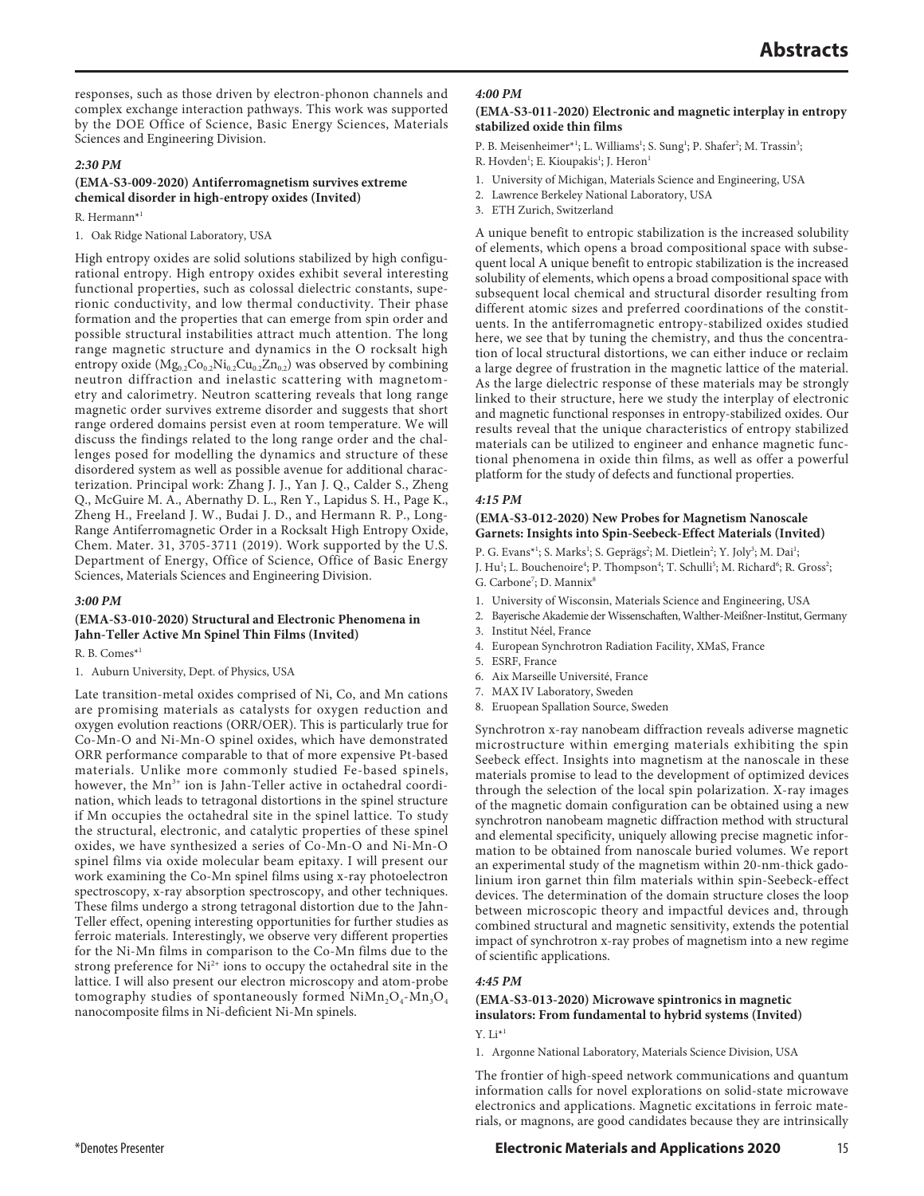responses, such as those driven by electron-phonon channels and complex exchange interaction pathways. This work was supported by the DOE Office of Science, Basic Energy Sciences, Materials Sciences and Engineering Division.

*2:30 PM*

### (EMA-S3-009-2020) Antiferromagnetism survives extreme chemical disorder in high-entropy oxides (Invited)

R. Hermann*[1]

1. Oak Ridge National Laboratory, USA

High entropy oxides are solid solutions stabilized by high configurational entropy. High entropy oxides exhibit several interesting functional properties, such as colossal dielectric constants, superionic conductivity, and low thermal conductivity. Their phase formation and the properties that can emerge from spin order and possible structural instabilities attract much attention. The long range magnetic structure and dynamics in the O rocksalt high entropy oxide ($Mg_{0.2}Co_{0.2}Ni_{0.2}Cu_{0.2}Zn_{0.2}$) was observed by combining neutron diffraction and inelastic scattering with magnetometry and calorimetry. Neutron scattering reveals that long range magnetic order survives extreme disorder and suggests that short range ordered domains persist even at room temperature. We will discuss the findings related to the long range order and the challenges posed for modelling the dynamics and structure of these disordered system as well as possible avenue for additional characterization. Principal work: Zhang J. J., Yan J. Q., Calder S., Zheng Q., McGuire M. A., Abernathy D. L., Ren Y., Lapidus S. H., Page K., Zheng H., Freeland J. W., Budai J. D., and Hermann R. P., Long-Range Antiferromagnetic Order in a Rocksalt High Entropy Oxide, Chem. Mater. 31, 3705-3711 (2019). Work supported by the U.S. Department of Energy, Office of Science, Office of Basic Energy Sciences, Materials Sciences and Engineering Division.

*3:00 PM*

### (EMA-S3-010-2020) Structural and Electronic Phenomena in Jahn-Teller Active Mn Spinel Thin Films (Invited)

R. B. Comes*[1]

1. Auburn University, Dept. of Physics, USA

Late transition-metal oxides comprised of Ni, Co, and Mn cations are promising materials as catalysts for oxygen reduction and oxygen evolution reactions (ORR/OER). This is particularly true for Co-Mn-O and Ni-Mn-O spinel oxides, which have demonstrated ORR performance comparable to that of more expensive Pt-based materials. Unlike more commonly studied Fe-based spinels, however, the $Mn^{3+}$ ion is Jahn-Teller active in octahedral coordination, which leads to tetragonal distortions in the spinel structure if Mn occupies the octahedral site in the spinel lattice. To study the structural, electronic, and catalytic properties of these spinel oxides, we have synthesized a series of Co-Mn-O and Ni-Mn-O spinel films via oxide molecular beam epitaxy. I will present our work examining the Co-Mn spinel films using x-ray photoelectron spectroscopy, x-ray absorption spectroscopy, and other techniques. These films undergo a strong tetragonal distortion due to the Jahn-Teller effect, opening interesting opportunities for further studies as ferroic materials. Interestingly, we observe very different properties for the Ni-Mn films in comparison to the Co-Mn films due to the strong preference for $Ni^{2+}$ ions to occupy the octahedral site in the lattice. I will also present our electron microscopy and atom-probe tomography studies of spontaneously formed $NiMn_2O_4$-$Mn_3O_4$ nanocomposite films in Ni-deficient Ni-Mn spinels.

*4:00 PM*

### (EMA-S3-011-2020) Electronic and magnetic interplay in entropy stabilized oxide thin films

P. B. Meisenheimer*[1]; L. Williams[1]; S. Sung[1]; P. Shafer[2]; M. Trassin[3]; R. Hovden[1]; E. Kioupakis[1]; J. Heron[1]

1. University of Michigan, Materials Science and Engineering, USA
2. Lawrence Berkeley National Laboratory, USA
3. ETH Zurich, Switzerland

A unique benefit to entropic stabilization is the increased solubility of elements, which opens a broad compositional space with subsequent local A unique benefit to entropic stabilization is the increased solubility of elements, which opens a broad compositional space with subsequent local chemical and structural disorder resulting from different atomic sizes and preferred coordinations of the constituents. In the antiferromagnetic entropy-stabilized oxides studied here, we see that by tuning the chemistry, and thus the concentration of local structural distortions, we can either induce or reclaim a large degree of frustration in the magnetic lattice of the material. As the large dielectric response of these materials may be strongly linked to their structure, here we study the interplay of electronic and magnetic functional responses in entropy-stabilized oxides. Our results reveal that the unique characteristics of entropy stabilized materials can be utilized to engineer and enhance magnetic functional phenomena in oxide thin films, as well as offer a powerful platform for the study of defects and functional properties.

*4:15 PM*

### (EMA-S3-012-2020) New Probes for Magnetism Nanoscale Garnets: Insights into Spin-Seebeck-Effect Materials (Invited)

P. G. Evans*[1]; S. Marks[1]; S. Geprägs[2]; M. Dietlein[2]; Y. Joly[3]; M. Dai[1]; J. Hu[1]; L. Bouchenoire[4]; P. Thompson[4]; T. Schulli[5]; M. Richard[6]; R. Gross[2]; G. Carbone[7]; D. Mannix[8]

1. University of Wisconsin, Materials Science and Engineering, USA
2. Bayerische Akademie der Wissenschaften, Walther-Meißner-Institut, Germany
3. Institut Néel, France
4. European Synchrotron Radiation Facility, XMaS, France
5. ESRF, France
6. Aix Marseille Université, France
7. MAX IV Laboratory, Sweden
8. Eruopean Spallation Source, Sweden

Synchrotron x-ray nanobeam diffraction reveals adiverse magnetic microstructure within emerging materials exhibiting the spin Seebeck effect. Insights into magnetism at the nanoscale in these materials promise to lead to the development of optimized devices through the selection of the local spin polarization. X-ray images of the magnetic domain configuration can be obtained using a new synchrotron nanobeam magnetic diffraction method with structural and elemental specificity, uniquely allowing precise magnetic information to be obtained from nanoscale buried volumes. We report an experimental study of the magnetism within 20-nm-thick gadolinium iron garnet thin film materials within spin-Seebeck-effect devices. The determination of the domain structure closes the loop between microscopic theory and impactful devices and, through combined structural and magnetic sensitivity, extends the potential impact of synchrotron x-ray probes of magnetism into a new regime of scientific applications.

*4:45 PM*

### (EMA-S3-013-2020) Microwave spintronics in magnetic insulators: From fundamental to hybrid systems (Invited)

Y. Li*[1]

1. Argonne National Laboratory, Materials Science Division, USA

The frontier of high-speed network communications and quantum information calls for novel explorations on solid-state microwave electronics and applications. Magnetic excitations in ferroic materials, or magnons, are good candidates because they are intrinsically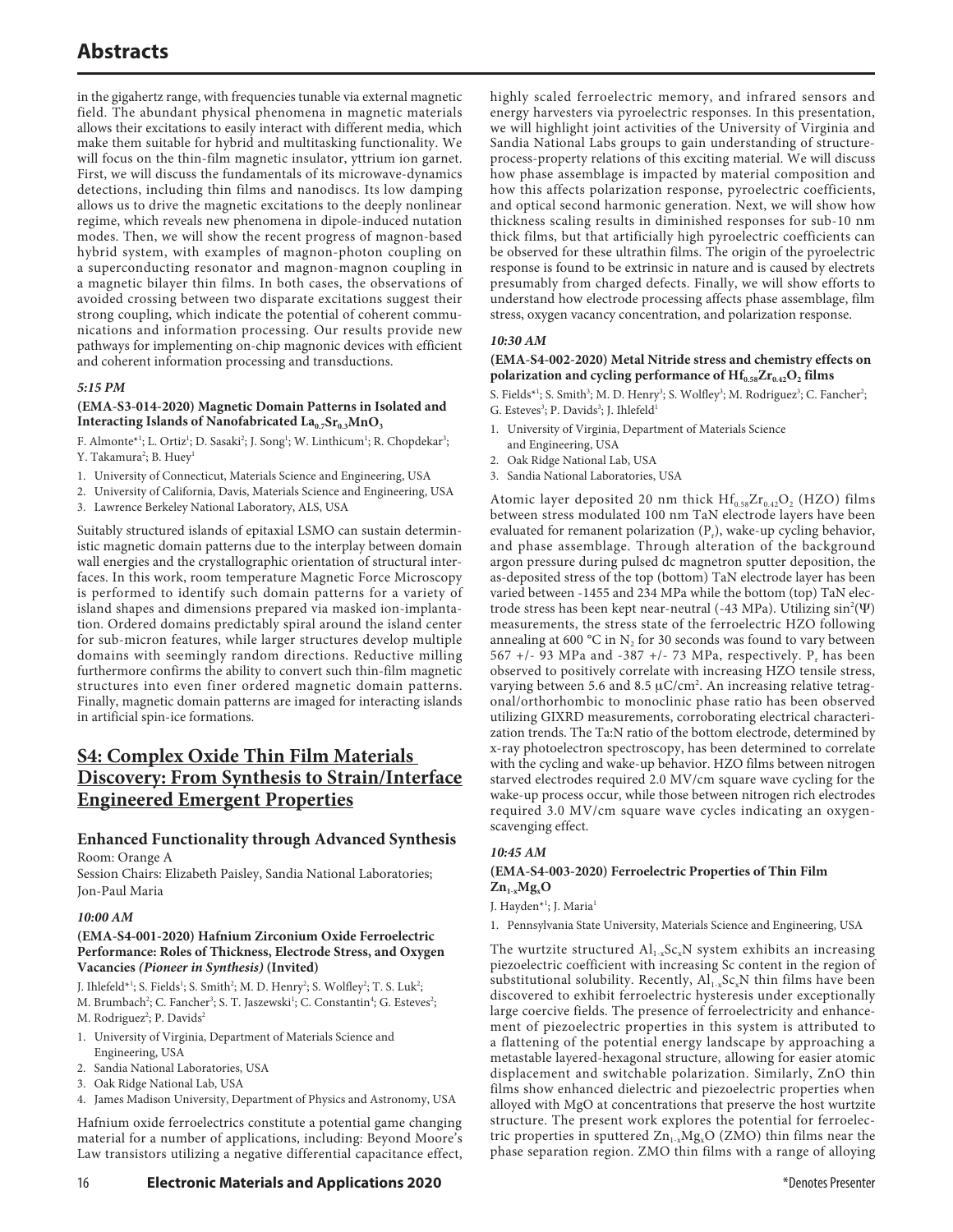in the gigahertz range, with frequencies tunable via external magnetic field. The abundant physical phenomena in magnetic materials allows their excitations to easily interact with different media, which make them suitable for hybrid and multitasking functionality. We will focus on the thin-film magnetic insulator, yttrium ion garnet. First, we will discuss the fundamentals of its microwave-dynamics detections, including thin films and nanodiscs. Its low damping allows us to drive the magnetic excitations to the deeply nonlinear regime, which reveals new phenomena in dipole-induced nutation modes. Then, we will show the recent progress of magnon-based hybrid system, with examples of magnon-photon coupling on a superconducting resonator and magnon-magnon coupling in a magnetic bilayer thin films. In both cases, the observations of avoided crossing between two disparate excitations suggest their strong coupling, which indicate the potential of coherent communications and information processing. Our results provide new pathways for implementing on-chip magnonic devices with efficient and coherent information processing and transductions.

*5:15 PM*

**(EMA-S3-014-2020) Magnetic Domain Patterns in Isolated and Interacting Islands of Nanofabricated $La_{0.7}Sr_{0.3}MnO_3$**

F. Almonte*[1]; L. Ortiz[1]; D. Sasaki[2]; J. Song[1]; W. Linthicum[1]; R. Chopdekar[3]; Y. Takamura[2]; B. Huey[1]

1. University of Connecticut, Materials Science and Engineering, USA
2. University of California, Davis, Materials Science and Engineering, USA
3. Lawrence Berkeley National Laboratory, ALS, USA

Suitably structured islands of epitaxial LSMO can sustain deterministic magnetic domain patterns due to the interplay between domain wall energies and the crystallographic orientation of structural interfaces. In this work, room temperature Magnetic Force Microscopy is performed to identify such domain patterns for a variety of island shapes and dimensions prepared via masked ion-implantation. Ordered domains predictably spiral around the island center for sub-micron features, while larger structures develop multiple domains with seemingly random directions. Reductive milling furthermore confirms the ability to convert such thin-film magnetic structures into even finer ordered magnetic domain patterns. Finally, magnetic domain patterns are imaged for interacting islands in artificial spin-ice formations.

## S4: Complex Oxide Thin Film Materials Discovery: From Synthesis to Strain/Interface Engineered Emergent Properties

### Enhanced Functionality through Advanced Synthesis

Room: Orange A

Session Chairs: Elizabeth Paisley, Sandia National Laboratories; Jon-Paul Maria

*10:00 AM*

**(EMA-S4-001-2020) Hafnium Zirconium Oxide Ferroelectric Performance: Roles of Thickness, Electrode Stress, and Oxygen Vacancies *(Pioneer in Synthesis)* (Invited)**

J. Ihlefeld*[1]; S. Fields[1]; S. Smith[2]; M. D. Henry[2]; S. Wolfley[2]; T. S. Luk[2]; M. Brumbach[2]; C. Fancher[3]; S. T. Jaszewski[1]; C. Constantin[4]; G. Esteves[2]; M. Rodriguez[2]; P. Davids[2]

1. University of Virginia, Department of Materials Science and Engineering, USA
2. Sandia National Laboratories, USA
3. Oak Ridge National Lab, USA
4. James Madison University, Department of Physics and Astronomy, USA

Hafnium oxide ferroelectrics constitute a potential game changing material for a number of applications, including: Beyond Moore's Law transistors utilizing a negative differential capacitance effect, highly scaled ferroelectric memory, and infrared sensors and energy harvesters via pyroelectric responses. In this presentation, we will highlight joint activities of the University of Virginia and Sandia National Labs groups to gain understanding of structure-process-property relations of this exciting material. We will discuss how phase assemblage is impacted by material composition and how this affects polarization response, pyroelectric coefficients, and optical second harmonic generation. Next, we will show how thickness scaling results in diminished responses for sub-10 nm thick films, but that artificially high pyroelectric coefficients can be observed for these ultrathin films. The origin of the pyroelectric response is found to be extrinsic in nature and is caused by electrets presumably from charged defects. Finally, we will show efforts to understand how electrode processing affects phase assemblage, film stress, oxygen vacancy concentration, and polarization response.

*10:30 AM*

**(EMA-S4-002-2020) Metal Nitride stress and chemistry effects on polarization and cycling performance of $Hf_{0.58}Zr_{0.42}O_2$ films**

S. Fields*[1]; S. Smith[3]; M. D. Henry[3]; S. Wolfley[3]; M. Rodriguez[3]; C. Fancher[2]; G. Esteves[3]; P. Davids[3]; J. Ihlefeld[1]

1. University of Virginia, Department of Materials Science and Engineering, USA
2. Oak Ridge National Lab, USA
3. Sandia National Laboratories, USA

Atomic layer deposited 20 nm thick $Hf_{0.58}Zr_{0.42}O_2$ (HZO) films between stress modulated 100 nm TaN electrode layers have been evaluated for remanent polarization ($P_r$), wake-up cycling behavior, and phase assemblage. Through alteration of the background argon pressure during pulsed dc magnetron sputter deposition, the as-deposited stress of the top (bottom) TaN electrode layer has been varied between -1455 and 234 MPa while the bottom (top) TaN electrode stress has been kept near-neutral (-43 MPa). Utilizing $\sin^2(\Psi)$ measurements, the stress state of the ferroelectric HZO following annealing at 600 °C in $N_2$ for 30 seconds was found to vary between 567 +/- 93 MPa and -387 +/- 73 MPa, respectively. $P_r$ has been observed to positively correlate with increasing HZO tensile stress, varying between 5.6 and 8.5 μC/cm². An increasing relative tetragonal/orthorhombic to monoclinic phase ratio has been observed utilizing GIXRD measurements, corroborating electrical characterization trends. The Ta:N ratio of the bottom electrode, determined by x-ray photoelectron spectroscopy, has been determined to correlate with the cycling and wake-up behavior. HZO films between nitrogen starved electrodes required 2.0 MV/cm square wave cycling for the wake-up process occur, while those between nitrogen rich electrodes required 3.0 MV/cm square wave cycles indicating an oxygen-scavenging effect.

*10:45 AM*

**(EMA-S4-003-2020) Ferroelectric Properties of Thin Film $Zn_{1-x}Mg_xO$**

J. Hayden*[1]; J. Maria[1]

1. Pennsylvania State University, Materials Science and Engineering, USA

The wurtzite structured $Al_{1-x}Sc_xN$ system exhibits an increasing piezoelectric coefficient with increasing Sc content in the region of substitutional solubility. Recently, $Al_{1-x}Sc_xN$ thin films have been discovered to exhibit ferroelectric hysteresis under exceptionally large coercive fields. The presence of ferroelectricity and enhancement of piezoelectric properties in this system is attributed to a flattening of the potential energy landscape by approaching a metastable layered-hexagonal structure, allowing for easier atomic displacement and switchable polarization. Similarly, ZnO thin films show enhanced dielectric and piezoelectric properties when alloyed with MgO at concentrations that preserve the host wurtzite structure. The present work explores the potential for ferroelectric properties in sputtered $Zn_{1-x}Mg_xO$ (ZMO) thin films near the phase separation region. ZMO thin films with a range of alloying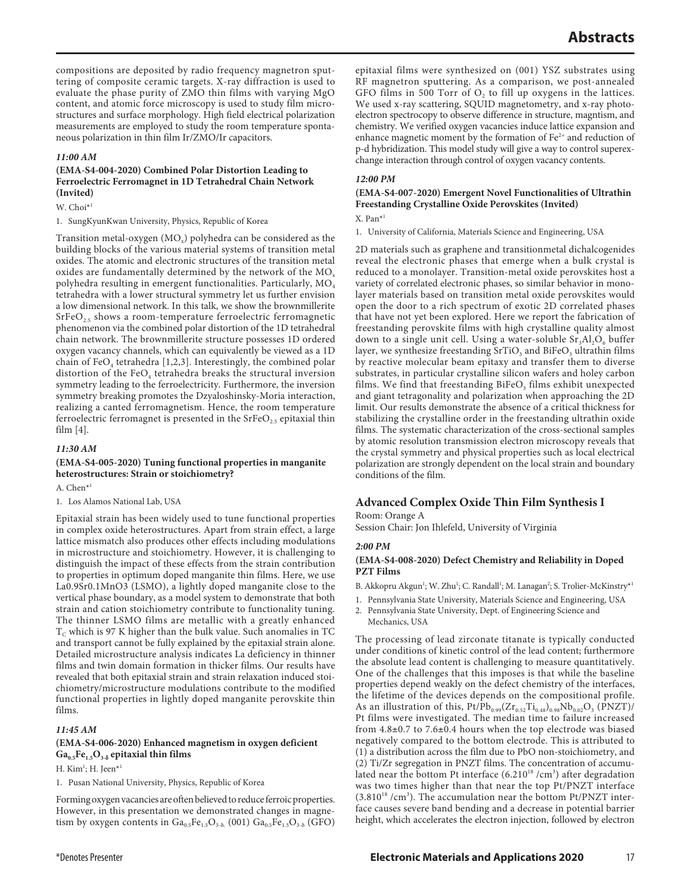compositions are deposited by radio frequency magnetron sputtering of composite ceramic targets. X-ray diffraction is used to evaluate the phase purity of ZMO thin films with varying MgO content, and atomic force microscopy is used to study film microstructures and surface morphology. High field electrical polarization measurements are employed to study the room temperature spontaneous polarization in thin film Ir/ZMO/Ir capacitors.

*11:00 AM*

**(EMA-S4-004-2020) Combined Polar Distortion Leading to Ferroelectric Ferromagnet in 1D Tetrahedral Chain Network (Invited)**

W. Choi*[1]

1. SungKyunKwan University, Physics, Republic of Korea

Transition metal-oxygen ($MO_x$) polyhedra can be considered as the building blocks of the various material systems of transition metal oxides. The atomic and electronic structures of the transition metal oxides are fundamentally determined by the network of the $MO_x$ polyhedra resulting in emergent functionalities. Particularly, $MO_4$ tetrahedra with a lower structural symmetry let us further envision a low dimensional network. In this talk, we show the brownmillerite $SrFeO_{2.5}$ shows a room-temperature ferroelectric ferromagnetic phenomenon via the combined polar distortion of the 1D tetrahedral chain network. The brownmillerite structure possesses 1D ordered oxygen vacancy channels, which can equivalently be viewed as a 1D chain of $FeO_4$ tetrahedra [1,2,3]. Interestingly, the combined polar distortion of the $FeO_4$ tetrahedra breaks the structural inversion symmetry leading to the ferroelectricity. Furthermore, the inversion symmetry breaking promotes the Dzyaloshinsky-Moria interaction, realizing a canted ferromagnetism. Hence, the room temperature ferroelectric ferromagnet is presented in the $SrFeO_{2.5}$ epitaxial thin film [4].

*11:30 AM*

**(EMA-S4-005-2020) Tuning functional properties in manganite heterostructures: Strain or stoichiometry?**

A. Chen*[1]

1. Los Alamos National Lab, USA

Epitaxial strain has been widely used to tune functional properties in complex oxide heterostructures. Apart from strain effect, a large lattice mismatch also produces other effects including modulations in microstructure and stoichiometry. However, it is challenging to distinguish the impact of these effects from the strain contribution to properties in optimum doped manganite thin films. Here, we use La0.9Sr0.1MnO3 (LSMO), a lightly doped manganite close to the vertical phase boundary, as a model system to demonstrate that both strain and cation stoichiometry contribute to functionality tuning. The thinner LSMO films are metallic with a greatly enhanced $T_C$ which is 97 K higher than the bulk value. Such anomalies in TC and transport cannot be fully explained by the epitaxial strain alone. Detailed microstructure analysis indicates La deficiency in thinner films and twin domain formation in thicker films. Our results have revealed that both epitaxial strain and strain relaxation induced stoichiometry/microstructure modulations contribute to the modified functional properties in lightly doped manganite perovskite thin films.

*11:45 AM*

**(EMA-S4-006-2020) Enhanced magnetism in oxygen deficient $Ga_{0.5}Fe_{1.5}O_{3-\delta}$ epitaxial thin films**

H. Kim[1]; H. Jeen*[1]

1. Pusan National University, Physics, Republic of Korea

Forming oxygen vacancies are often believed to reduce ferroic properties. However, in this presentation we demonstrated changes in magnetism by oxygen contents in $Ga_{0.5}Fe_{1.5}O_{3-\delta}$. (001) $Ga_{0.5}Fe_{1.5}O_{3-\delta}$ (GFO) epitaxial films were synthesized on (001) YSZ substrates using RF magnetron sputtering. As a comparison, we post-annealed GFO films in 500 Torr of $O_2$ to fill up oxygens in the lattices. We used x-ray scattering, SQUID magnetometry, and x-ray photoelectron spectroscopy to observe difference in structure, magntism, and chemistry. We verified oxygen vacancies induce lattice expansion and enhance magnetic moment by the formation of $Fe^{2+}$ and reduction of p-d hybridization. This model study will give a way to control superexchange interaction through control of oxygen vacancy contents.

*12:00 PM*

**(EMA-S4-007-2020) Emergent Novel Functionalities of Ultrathin Freestanding Crystalline Oxide Perovskites (Invited)**

X. Pan*[1]

1. University of California, Materials Science and Engineering, USA

2D materials such as graphene and transitionmetal dichalcogenides reveal the electronic phases that emerge when a bulk crystal is reduced to a monolayer. Transition-metal oxide perovskites host a variety of correlated electronic phases, so similar behavior in monolayer materials based on transition metal oxide perovskites would open the door to a rich spectrum of exotic 2D correlated phases that have not yet been explored. Here we report the fabrication of freestanding perovskite films with high crystalline quality almost down to a single unit cell. Using a water-soluble $Sr_3Al_2O_6$ buffer layer, we synthesize freestanding $SrTiO_3$ and $BiFeO_3$ ultrathin films by reactive molecular beam epitaxy and transfer them to diverse substrates, in particular crystalline silicon wafers and holey carbon films. We find that freestanding $BiFeO_3$ films exhibit unexpected and giant tetragonality and polarization when approaching the 2D limit. Our results demonstrate the absence of a critical thickness for stabilizing the crystalline order in the freestanding ultrathin oxide films. The systematic characterization of the cross-sectional samples by atomic resolution transmission electron microscopy reveals that the crystal symmetry and physical properties such as local electrical polarization are strongly dependent on the local strain and boundary conditions of the film.

## Advanced Complex Oxide Thin Film Synthesis I

Room: Orange A

Session Chair: Jon Ihlefeld, University of Virginia

*2:00 PM*

**(EMA-S4-008-2020) Defect Chemistry and Reliability in Doped PZT Films**

B. Akkopru Akgun[1]; W. Zhu[1]; C. Randall[1]; M. Lanagan[2]; S. Trolier-McKinstry*[1]

1. Pennsylvania State University, Materials Science and Engineering, USA
2. Pennsylvania State University, Dept. of Engineering Science and Mechanics, USA

The processing of lead zirconate titanate is typically conducted under conditions of kinetic control of the lead content; furthermore the absolute lead content is challenging to measure quantitatively. One of the challenges that this imposes is that while the baseline properties depend weakly on the defect chemistry of the interfaces, the lifetime of the devices depends on the compositional profile. As an illustration of this, Pt/$Pb_{0.99}(Zr_{0.52}Ti_{0.48})_{0.98}Nb_{0.02}O_3$ (PNZT)/Pt films were investigated. The median time to failure increased from 4.8±0.7 to 7.6±0.4 hours when the top electrode was biased negatively compared to the bottom electrode. This is attributed to (1) a distribution across the film due to PbO non-stoichiometry, and (2) Ti/Zr segregation in PNZT films. The concentration of accumulated near the bottom Pt interface ($6.2 10^{18}$ /cm$^3$) after degradation was two times higher than that near the top Pt/PNZT interface ($3.8 10^{18}$ /cm$^3$). The accumulation near the bottom Pt/PNZT interface causes severe band bending and a decrease in potential barrier height, which accelerates the electron injection, followed by electron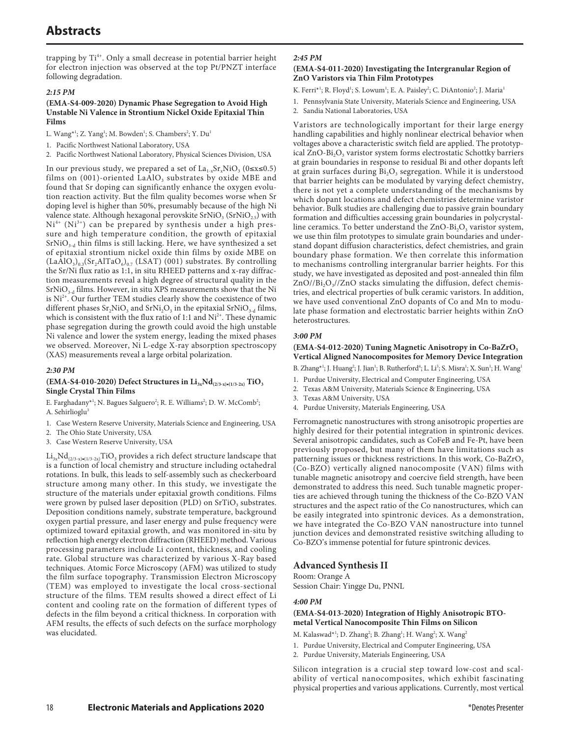trapping by $Ti^{4+}$. Only a small decrease in potential barrier height for electron injection was observed at the top Pt/PNZT interface following degradation.

*2:15 PM*

**(EMA-S4-009-2020) Dynamic Phase Segregation to Avoid High Unstable Ni Valence in Strontium Nickel Oxide Epitaxial Thin Films**

L. Wang*[1]; Z. Yang[1]; M. Bowden[1]; S. Chambers[2]; Y. Du[1]

1. Pacific Northwest National Laboratory, USA
2. Pacific Northwest National Laboratory, Physical Sciences Division, USA

In our previous study, we prepared a set of $La_{1-x}Sr_xNiO_3$ ($0 \leq x \leq 0.5$) films on (001)-oriented $LaAlO_3$ substrates by oxide MBE and found that Sr doping can significantly enhance the oxygen evolution reaction activity. But the film quality becomes worse when Sr doping level is higher than 50%, presumably because of the high Ni valence state. Although hexagonal perovskite $SrNiO_3$ ($SrNiO_{2.5}$) with $Ni^{4+}$ ($Ni^{3+}$) can be prepared by synthesis under a high pressure and high temperature condition, the growth of epitaxial $SrNiO_{3-d}$ thin films is still lacking. Here, we have synthesized a set of epitaxial strontium nickel oxide thin films by oxide MBE on $(LaAlO_3)_{0.3}(Sr_2AlTaO_6)_{0.7}$ (LSAT) (001) substrates. By controlling the Sr/Ni flux ratio as 1:1, in situ RHEED patterns and x-ray diffraction measurements reveal a high degree of structural quality in the $SrNiO_{3-d}$ films. However, in situ XPS measurements show that the Ni is $Ni^{2+}$. Our further TEM studies clearly show the coexistence of two different phases $Sr_2NiO_3$ and $SrNi_2O_3$ in the epitaxial $SrNiO_{3-d}$ films, which is consistent with the flux ratio of 1:1 and $Ni^{2+}$. These dynamic phase segregation during the growth could avoid the high unstable Ni valence and lower the system energy, leading the mixed phases we observed. Moreover, Ni L-edge X-ray absorption spectroscopy (XAS) measurements reveal a large orbital polarization.

*2:30 PM*

**(EMA-S4-010-2020) Defect Structures in $Li_{3x}Nd_{(2/3-x)\bullet(1/3-2x)}TiO_3$ Single Crystal Thin Films**

E. Farghadany*[1]; N. Bagues Salguero[2]; R. E. Williams[2]; D. W. McComb[2]; A. Sehirlioglu[3]

1. Case Western Reserve University, Materials Science and Engineering, USA
2. The Ohio State University, USA
3. Case Western Reserve University, USA

$Li_{3x}Nd_{(2/3-x)\bullet(1/3-2x)}TiO_3$ provides a rich defect structure landscape that is a function of local chemistry and structure including octahedral rotations. In bulk, this leads to self-assembly such as checkerboard structure among many other. In this study, we investigate the structure of the materials under epitaxial growth conditions. Films were grown by pulsed laser deposition (PLD) on $SrTiO_3$ substrates. Deposition conditions namely, substrate temperature, background oxygen partial pressure, and laser energy and pulse frequency were optimized toward epitaxial growth, and was monitored in-situ by reflection high energy electron diffraction (RHEED) method. Various processing parameters include Li content, thickness, and cooling rate. Global structure was characterized by various X-Ray based techniques. Atomic Force Microscopy (AFM) was utilized to study the film surface topography. Transmission Electron Microscopy (TEM) was employed to investigate the local cross-sectional structure of the films. TEM results showed a direct effect of Li content and cooling rate on the formation of different types of defects in the film beyond a critical thickness. In corporation with AFM results, the effects of such defects on the surface morphology was elucidated.

*2:45 PM*

**(EMA-S4-011-2020) Investigating the Intergranular Region of ZnO Varistors via Thin Film Prototypes**

K. Ferri*[1]; R. Floyd[1]; S. Lowum[1]; E. A. Paisley[2]; C. DiAntonio[2]; J. Maria[1]

1. Pennsylvania State University, Materials Science and Engineering, USA
2. Sandia National Laboratories, USA

Varistors are technologically important for their large energy handling capabilities and highly nonlinear electrical behavior when voltages above a characteristic switch field are applied. The prototypical $ZnO$-$Bi_2O_3$ varistor system forms electrostatic Schottky barriers at grain boundaries in response to residual Bi and other dopants left at grain surfaces during $Bi_2O_3$ segregation. While it is understood that barrier heights can be modulated by varying defect chemistry, there is not yet a complete understanding of the mechanisms by which dopant locations and defect chemistries determine varistor behavior. Bulk studies are challenging due to passive grain boundary formation and difficulties accessing grain boundaries in polycrystalline ceramics. To better understand the $ZnO$-$Bi_2O_3$ varistor system, we use thin film prototypes to simulate grain boundaries and understand dopant diffusion characteristics, defect chemistries, and grain boundary phase formation. We then correlate this information to mechanisms controlling intergranular barrier heights. For this study, we have investigated as deposited and post-annealed thin film $ZnO//Bi_2O_3//ZnO$ stacks simulating the diffusion, defect chemistries, and electrical properties of bulk ceramic varistors. In addition, we have used conventional ZnO dopants of Co and Mn to modulate phase formation and electrostatic barrier heights within ZnO heterostructures.

*3:00 PM*

**(EMA-S4-012-2020) Tuning Magnetic Anisotropy in Co-$BaZrO_3$ Vertical Aligned Nanocomposites for Memory Device Integration**

B. Zhang*[1]; J. Huang[2]; J. Jian[1]; B. Rutherford[4]; L. Li[3]; S. Misra[1]; X. Sun[1]; H. Wang[1]

1. Purdue University, Electrical and Computer Engineering, USA
2. Texas A&M University, Materials Science & Engineering, USA
3. Texas A&M University, USA
4. Purdue University, Materials Engineering, USA

Ferromagnetic nanostructures with strong anisotropic properties are highly desired for their potential integration in spintronic devices. Several anisotropic candidates, such as CoFeB and Fe-Pt, have been previously proposed, but many of them have limitations such as patterning issues or thickness restrictions. In this work, Co-$BaZrO_3$ (Co-BZO) vertically aligned nanocomposite (VAN) films with tunable magnetic anisotropy and coercive field strength, have been demonstrated to address this need. Such tunable magnetic properties are achieved through tuning the thickness of the Co-BZO VAN structures and the aspect ratio of the Co nanostructures, which can be easily integrated into spintronic devices. As a demonstration, we have integrated the Co-BZO VAN nanostructure into tunnel junction devices and demonstrated resistive switching alluding to Co-BZO's immense potential for future spintronic devices.

## Advanced Synthesis II

Room: Orange A
Session Chair: Yingge Du, PNNL

*4:00 PM*

**(EMA-S4-013-2020) Integration of Highly Anisotropic BTO-metal Vertical Nanocomposite Thin Films on Silicon**

M. Kalaswad*[1]; D. Zhang[2]; B. Zhang[1]; H. Wang[2]; X. Wang[2]

1. Purdue University, Electrical and Computer Engineering, USA
2. Purdue University, Materials Engineering, USA

Silicon integration is a crucial step toward low-cost and scalability of vertical nanocomposites, which exhibit fascinating physical properties and various applications. Currently, most vertical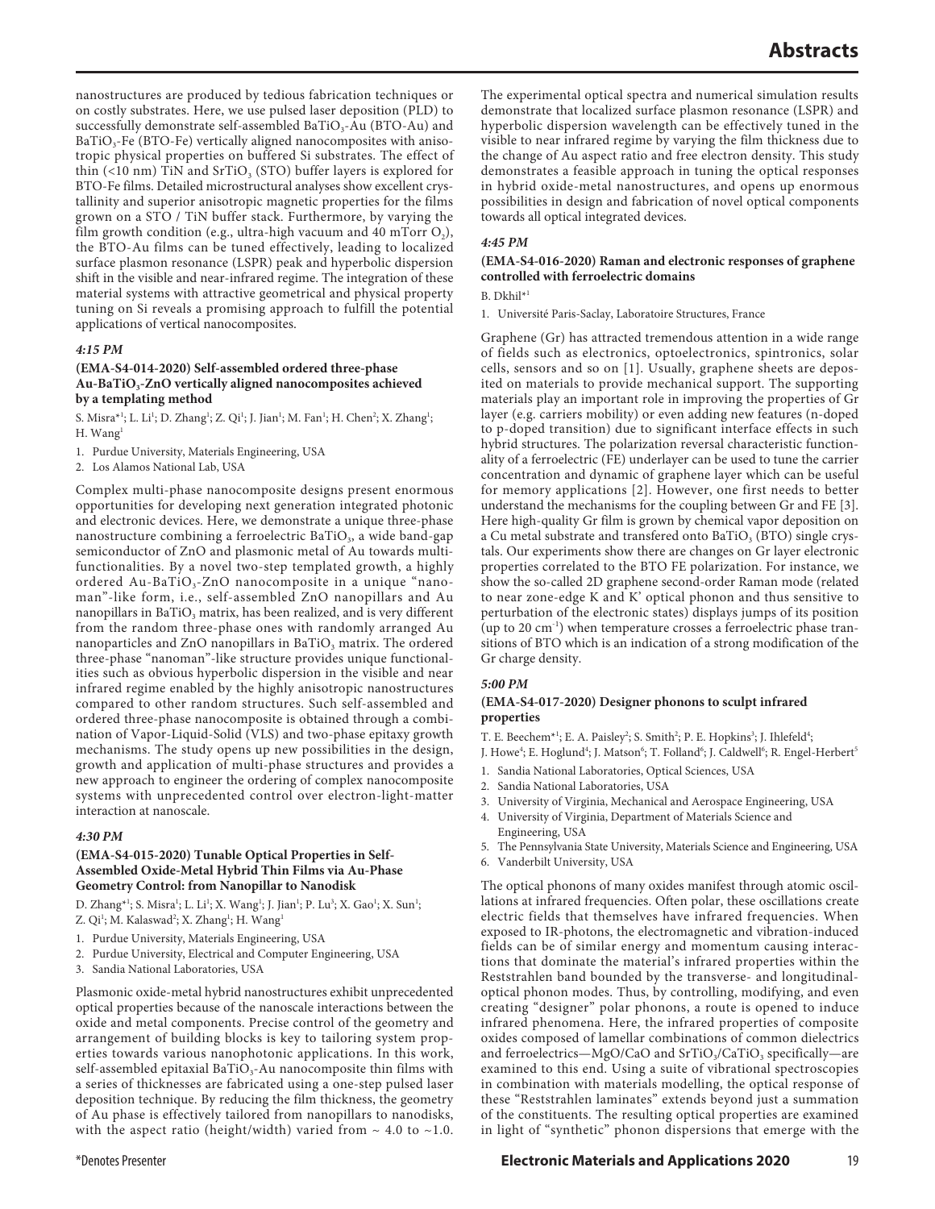nanostructures are produced by tedious fabrication techniques or on costly substrates. Here, we use pulsed laser deposition (PLD) to successfully demonstrate self-assembled $BaTiO_3$-Au (BTO-Au) and $BaTiO_3$-Fe (BTO-Fe) vertically aligned nanocomposites with anisotropic physical properties on buffered Si substrates. The effect of thin (<10 nm) TiN and $SrTiO_3$ (STO) buffer layers is explored for BTO-Fe films. Detailed microstructural analyses show excellent crystallinity and superior anisotropic magnetic properties for the films grown on a STO / TiN buffer stack. Furthermore, by varying the film growth condition (e.g., ultra-high vacuum and 40 mTorr $O_2$), the BTO-Au films can be tuned effectively, leading to localized surface plasmon resonance (LSPR) peak and hyperbolic dispersion shift in the visible and near-infrared regime. The integration of these material systems with attractive geometrical and physical property tuning on Si reveals a promising approach to fulfill the potential applications of vertical nanocomposites.

*4:15 PM*

### (EMA-S4-014-2020) Self-assembled ordered three-phase Au-$BaTiO_3$-ZnO vertically aligned nanocomposites achieved by a templating method

S. Misra*[1]; L. Li[1]; D. Zhang[1]; Z. Qi[1]; J. Jian[1]; M. Fan[1]; H. Chen[2]; X. Zhang[1]; H. Wang[1]

1. Purdue University, Materials Engineering, USA
2. Los Alamos National Lab, USA

Complex multi-phase nanocomposite designs present enormous opportunities for developing next generation integrated photonic and electronic devices. Here, we demonstrate a unique three-phase nanostructure combining a ferroelectric $BaTiO_3$, a wide band-gap semiconductor of ZnO and plasmonic metal of Au towards multifunctionalities. By a novel two-step templated growth, a highly ordered Au-$BaTiO_3$-ZnO nanocomposite in a unique "nanoman"-like form, i.e., self-assembled ZnO nanopillars and Au nanopillars in $BaTiO_3$ matrix, has been realized, and is very different from the random three-phase ones with randomly arranged Au nanoparticles and ZnO nanopillars in $BaTiO_3$ matrix. The ordered three-phase "nanoman"-like structure provides unique functionalities such as obvious hyperbolic dispersion in the visible and near infrared regime enabled by the highly anisotropic nanostructures compared to other random structures. Such self-assembled and ordered three-phase nanocomposite is obtained through a combination of Vapor-Liquid-Solid (VLS) and two-phase epitaxy growth mechanisms. The study opens up new possibilities in the design, growth and application of multi-phase structures and provides a new approach to engineer the ordering of complex nanocomposite systems with unprecedented control over electron-light-matter interaction at nanoscale.

*4:30 PM*

### (EMA-S4-015-2020) Tunable Optical Properties in Self-Assembled Oxide-Metal Hybrid Thin Films via Au-Phase Geometry Control: from Nanopillar to Nanodisk

D. Zhang*[1]; S. Misra[1]; L. Li[1]; X. Wang[1]; J. Jian[1]; P. Lu[3]; X. Gao[1]; X. Sun[1]; Z. Qi[1]; M. Kalaswad[2]; X. Zhang[1]; H. Wang[1]

1. Purdue University, Materials Engineering, USA
2. Purdue University, Electrical and Computer Engineering, USA
3. Sandia National Laboratories, USA

Plasmonic oxide-metal hybrid nanostructures exhibit unprecedented optical properties because of the nanoscale interactions between the oxide and metal components. Precise control of the geometry and arrangement of building blocks is key to tailoring system properties towards various nanophotonic applications. In this work, self-assembled epitaxial $BaTiO_3$-Au nanocomposite thin films with a series of thicknesses are fabricated using a one-step pulsed laser deposition technique. By reducing the film thickness, the geometry of Au phase is effectively tailored from nanopillars to nanodisks, with the aspect ratio (height/width) varied from ~ 4.0 to ~1.0. The experimental optical spectra and numerical simulation results demonstrate that localized surface plasmon resonance (LSPR) and hyperbolic dispersion wavelength can be effectively tuned in the visible to near infrared regime by varying the film thickness due to the change of Au aspect ratio and free electron density. This study demonstrates a feasible approach in tuning the optical responses in hybrid oxide-metal nanostructures, and opens up enormous possibilities in design and fabrication of novel optical components towards all optical integrated devices.

*4:45 PM*

### (EMA-S4-016-2020) Raman and electronic responses of graphene controlled with ferroelectric domains

B. Dkhil*[1]

1. Université Paris-Saclay, Laboratoire Structures, France

Graphene (Gr) has attracted tremendous attention in a wide range of fields such as electronics, optoelectronics, spintronics, solar cells, sensors and so on [1]. Usually, graphene sheets are deposited on materials to provide mechanical support. The supporting materials play an important role in improving the properties of Gr layer (e.g. carriers mobility) or even adding new features (n-doped to p-doped transition) due to significant interface effects in such hybrid structures. The polarization reversal characteristic functionality of a ferroelectric (FE) underlayer can be used to tune the carrier concentration and dynamic of graphene layer which can be useful for memory applications [2]. However, one first needs to better understand the mechanisms for the coupling between Gr and FE [3]. Here high-quality Gr film is grown by chemical vapor deposition on a Cu metal substrate and transfered onto $BaTiO_3$ (BTO) single crystals. Our experiments show there are changes on Gr layer electronic properties correlated to the BTO FE polarization. For instance, we show the so-called 2D graphene second-order Raman mode (related to near zone-edge K and K' optical phonon and thus sensitive to perturbation of the electronic states) displays jumps of its position (up to 20 $cm^{-1}$) when temperature crosses a ferroelectric phase transitions of BTO which is an indication of a strong modification of the Gr charge density.

*5:00 PM*

### (EMA-S4-017-2020) Designer phonons to sculpt infrared properties

T. E. Beechem*[1]; E. A. Paisley[2]; S. Smith[2]; P. E. Hopkins[3]; J. Ihlefeld[4]; J. Howe[4]; E. Hoglund[4]; J. Matson[6]; T. Folland[6]; J. Caldwell[6]; R. Engel-Herbert[5]

1. Sandia National Laboratories, Optical Sciences, USA
2. Sandia National Laboratories, USA
3. University of Virginia, Mechanical and Aerospace Engineering, USA
4. University of Virginia, Department of Materials Science and Engineering, USA
5. The Pennsylvania State University, Materials Science and Engineering, USA
6. Vanderbilt University, USA

The optical phonons of many oxides manifest through atomic oscillations at infrared frequencies. Often polar, these oscillations create electric fields that themselves have infrared frequencies. When exposed to IR-photons, the electromagnetic and vibration-induced fields can be of similar energy and momentum causing interactions that dominate the material's infrared properties within the Reststrahlen band bounded by the transverse- and longitudinal-optical phonon modes. Thus, by controlling, modifying, and even creating "designer" polar phonons, a route is opened to induce infrared phenomena. Here, the infrared properties of composite oxides composed of lamellar combinations of common dielectrics and ferroelectrics—MgO/CaO and $SrTiO_3$/$CaTiO_3$ specifically—are examined to this end. Using a suite of vibrational spectroscopies in combination with materials modelling, the optical response of these "Reststrahlen laminates" extends beyond just a summation of the constituents. The resulting optical properties are examined in light of "synthetic" phonon dispersions that emerge with the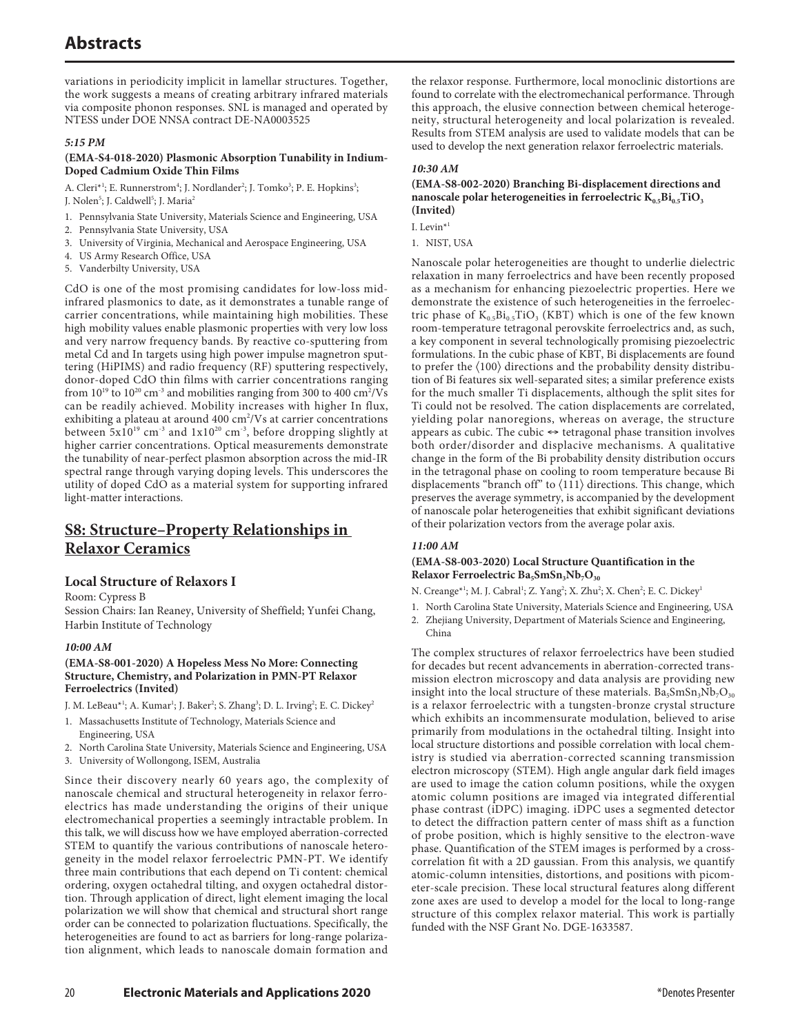variations in periodicity implicit in lamellar structures. Together, the work suggests a means of creating arbitrary infrared materials via composite phonon responses. SNL is managed and operated by NTESS under DOE NNSA contract DE-NA0003525

***5:15 PM***

**(EMA-S4-018-2020) Plasmonic Absorption Tunability in Indium-Doped Cadmium Oxide Thin Films**

A. Cleri*[1]; E. Runnerstrom[4]; J. Nordlander[2]; J. Tomko[3]; P. E. Hopkins[3]; J. Nolen[5]; J. Caldwell[5]; J. Maria[2]

1. Pennsylvania State University, Materials Science and Engineering, USA
2. Pennsylvania State University, USA
3. University of Virginia, Mechanical and Aerospace Engineering, USA
4. US Army Research Office, USA
5. Vanderbilty University, USA

CdO is one of the most promising candidates for low-loss mid-infrared plasmonics to date, as it demonstrates a tunable range of carrier concentrations, while maintaining high mobilities. These high mobility values enable plasmonic properties with very low loss and very narrow frequency bands. By reactive co-sputtering from metal Cd and In targets using high power impulse magnetron sputtering (HiPIMS) and radio frequency (RF) sputtering respectively, donor-doped CdO thin films with carrier concentrations ranging from $10^{19}$ to $10^{20}$ cm$^{-3}$ and mobilities ranging from 300 to 400 cm$^2$/Vs can be readily achieved. Mobility increases with higher In flux, exhibiting a plateau at around 400 cm$^2$/Vs at carrier concentrations between $5x10^{19}$ cm$^{-3}$ and $1x10^{20}$ cm$^{-3}$, before dropping slightly at higher carrier concentrations. Optical measurements demonstrate the tunability of near-perfect plasmon absorption across the mid-IR spectral range through varying doping levels. This underscores the utility of doped CdO as a material system for supporting infrared light-matter interactions.

## S8: Structure–Property Relationships in Relaxor Ceramics

### Local Structure of Relaxors I

Room: Cypress B

Session Chairs: Ian Reaney, University of Sheffield; Yunfei Chang, Harbin Institute of Technology

***10:00 AM***

**(EMA-S8-001-2020) A Hopeless Mess No More: Connecting Structure, Chemistry, and Polarization in PMN-PT Relaxor Ferroelectrics (Invited)**

J. M. LeBeau*[1]; A. Kumar[1]; J. Baker[2]; S. Zhang[3]; D. L. Irving[2]; E. C. Dickey[2]

1. Massachusetts Institute of Technology, Materials Science and Engineering, USA
2. North Carolina State University, Materials Science and Engineering, USA
3. University of Wollongong, ISEM, Australia

Since their discovery nearly 60 years ago, the complexity of nanoscale chemical and structural heterogeneity in relaxor ferroelectrics has made understanding the origins of their unique electromechanical properties a seemingly intractable problem. In this talk, we will discuss how we have employed aberration-corrected STEM to quantify the various contributions of nanoscale heterogeneity in the model relaxor ferroelectric PMN-PT. We identify three main contributions that each depend on Ti content: chemical ordering, oxygen octahedral tilting, and oxygen octahedral distortion. Through application of direct, light element imaging the local polarization we will show that chemical and structural short range order can be connected to polarization fluctuations. Specifically, the heterogeneities are found to act as barriers for long-range polarization alignment, which leads to nanoscale domain formation and the relaxor response. Furthermore, local monoclinic distortions are found to correlate with the electromechanical performance. Through this approach, the elusive connection between chemical heterogeneity, structural heterogeneity and local polarization is revealed. Results from STEM analysis are used to validate models that can be used to develop the next generation relaxor ferroelectric materials.

***10:30 AM***

**(EMA-S8-002-2020) Branching Bi-displacement directions and nanoscale polar heterogeneities in ferroelectric $K_{0.5}Bi_{0.5}TiO_3$ (Invited)**

I. Levin*[1]

1. NIST, USA

Nanoscale polar heterogeneities are thought to underlie dielectric relaxation in many ferroelectrics and have been recently proposed as a mechanism for enhancing piezoelectric properties. Here we demonstrate the existence of such heterogeneities in the ferroelectric phase of $K_{0.5}Bi_{0.5}TiO_3$ (KBT) which is one of the few known room-temperature tetragonal perovskite ferroelectrics and, as such, a key component in several technologically promising piezoelectric formulations. In the cubic phase of KBT, Bi displacements are found to prefer the ⟨100⟩ directions and the probability density distribution of Bi features six well-separated sites; a similar preference exists for the much smaller Ti displacements, although the split sites for Ti could not be resolved. The cation displacements are correlated, yielding polar nanoregions, whereas on average, the structure appears as cubic. The cubic ↔ tetragonal phase transition involves both order/disorder and displacive mechanisms. A qualitative change in the form of the Bi probability density distribution occurs in the tetragonal phase on cooling to room temperature because Bi displacements "branch off" to ⟨111⟩ directions. This change, which preserves the average symmetry, is accompanied by the development of nanoscale polar heterogeneities that exhibit significant deviations of their polarization vectors from the average polar axis.

***11:00 AM***

**(EMA-S8-003-2020) Local Structure Quantification in the Relaxor Ferroelectric $Ba_5SmSn_3Nb_7O_{30}$**

N. Creange*[1]; M. J. Cabral[1]; Z. Yang[2]; X. Zhu[2]; X. Chen[2]; E. C. Dickey[1]

1. North Carolina State University, Materials Science and Engineering, USA
2. Zhejiang University, Department of Materials Science and Engineering, China

The complex structures of relaxor ferroelectrics have been studied for decades but recent advancements in aberration-corrected transmission electron microscopy and data analysis are providing new insight into the local structure of these materials. $Ba_5SmSn_3Nb_7O_{30}$ is a relaxor ferroelectric with a tungsten-bronze crystal structure which exhibits an incommensurate modulation, believed to arise primarily from modulations in the octahedral tilting. Insight into local structure distortions and possible correlation with local chemistry is studied via aberration-corrected scanning transmission electron microscopy (STEM). High angle angular dark field images are used to image the cation column positions, while the oxygen atomic column positions are imaged via integrated differential phase contrast (iDPC) imaging. iDPC uses a segmented detector to detect the diffraction pattern center of mass shift as a function of probe position, which is highly sensitive to the electron-wave phase. Quantification of the STEM images is performed by a cross-correlation fit with a 2D gaussian. From this analysis, we quantify atomic-column intensities, distortions, and positions with picometer-scale precision. These local structural features along different zone axes are used to develop a model for the local to long-range structure of this complex relaxor material. This work is partially funded with the NSF Grant No. DGE-1633587.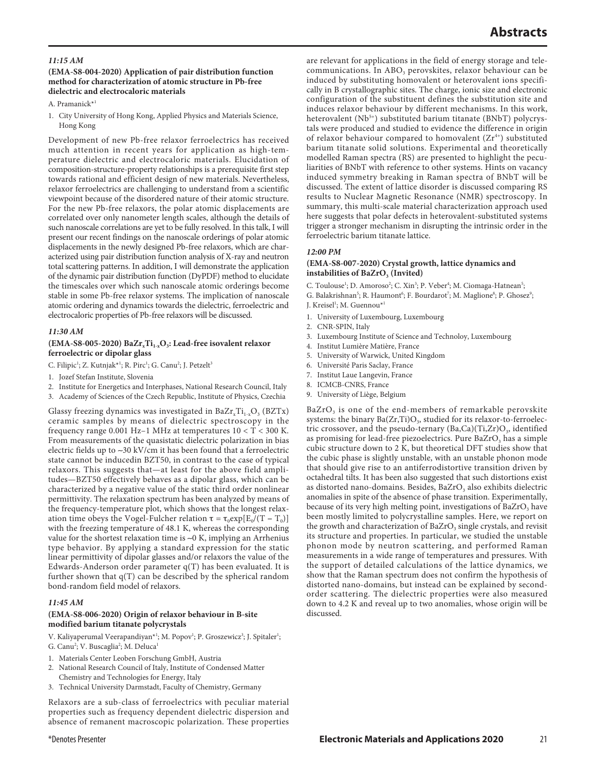### 11:15 AM

**(EMA-S8-004-2020) Application of pair distribution function method for characterization of atomic structure in Pb-free dielectric and electrocaloric materials**

A. Pramanick*[1]

1. City University of Hong Kong, Applied Physics and Materials Science, Hong Kong

Development of new Pb-free relaxor ferroelectrics has received much attention in recent years for application as high-temperature dielectric and electrocaloric materials. Elucidation of composition-structure-property relationships is a prerequisite first step towards rational and efficient design of new materials. Nevertheless, relaxor ferroelectrics are challenging to understand from a scientific viewpoint because of the disordered nature of their atomic structure. For the new Pb-free relaxors, the polar atomic displacements are correlated over only nanometer length scales, although the details of such nanoscale correlations are yet to be fully resolved. In this talk, I will present our recent findings on the nanoscale orderings of polar atomic displacements in the newly designed Pb-free relaxors, which are characterized using pair distribution function analysis of X-ray and neutron total scattering patterns. In addition, I will demonstrate the application of the dynamic pair distribution function (DyPDF) method to elucidate the timescales over which such nanoscale atomic orderings become stable in some Pb-free relaxor systems. The implication of nanoscale atomic ordering and dynamics towards the dielectric, ferroelectric and electrocaloric properties of Pb-free relaxors will be discussed.

### 11:30 AM

**(EMA-S8-005-2020) $BaZr_xTi_{1-x}O_3$: Lead-free isovalent relaxor ferroelectric or dipolar glass**

C. Filipic[1]; Z. Kutnjak*[1]; R. Pirc[1]; G. Canu[2]; J. Petzelt[3]

1. Jozef Stefan Institute, Slovenia
2. Institute for Energetics and Interphases, National Research Council, Italy
3. Academy of Sciences of the Czech Republic, Institute of Physics, Czechia

Glassy freezing dynamics was investigated in $BaZr_xTi_{1-x}O_3$ (BZTx) ceramic samples by means of dielectric spectroscopy in the frequency range 0.001 Hz–1 MHz at temperatures $10 < T < 300$ K. From measurements of the quasistatic dielectric polarization in bias electric fields up to ~30 kV/cm it has been found that a ferroelectric state cannot be inducedin BZT50, in contrast to the case of typical relaxors. This suggests that—at least for the above field amplitudes—BZT50 effectively behaves as a dipolar glass, which can be characterized by a negative value of the static third order nonlinear permittivity. The relaxation spectrum has been analyzed by means of the frequency-temperature plot, which shows that the longest relaxation time obeys the Vogel-Fulcher relation $\tau = \tau_0\exp[E_0/(T - T_0)]$ with the freezing temperature of 48.1 K, whereas the corresponding value for the shortest relaxation time is ~0 K, implying an Arrhenius type behavior. By applying a standard expression for the static linear permittivity of dipolar glasses and/or relaxors the value of the Edwards-Anderson order parameter q(T) has been evaluated. It is further shown that q(T) can be described by the spherical random bond-random field model of relaxors.

### 11:45 AM

**(EMA-S8-006-2020) Origin of relaxor behaviour in B-site modified barium titanate polycrystals**

V. Kaliyaperumal Veerapandiyan*[1]; M. Popov[1]; P. Groszewicz[3]; J. Spitaler[1]; G. Canu[2]; V. Buscaglia[2]; M. Deluca[1]

1. Materials Center Leoben Forschung GmbH, Austria
2. National Research Council of Italy, Institute of Condensed Matter Chemistry and Technologies for Energy, Italy
3. Technical University Darmstadt, Faculty of Chemistry, Germany

Relaxors are a sub-class of ferroelectrics with peculiar material properties such as frequency dependent dielectric dispersion and absence of remanent macroscopic polarization. These properties are relevant for applications in the field of energy storage and telecommunications. In $ABO_3$ perovskites, relaxor behaviour can be induced by substituting homovalent or heterovalent ions specifically in B crystallographic sites. The charge, ionic size and electronic configuration of the substituent defines the substitution site and induces relaxor behaviour by different mechanisms. In this work, heterovalent ($Nb^{5+}$) substituted barium titanate (BNbT) polycrystals were produced and studied to evidence the difference in origin of relaxor behaviour compared to homovalent ($Zr^{4+}$) substituted barium titanate solid solutions. Experimental and theoretically modelled Raman spectra (RS) are presented to highlight the peculiarities of BNbT with reference to other systems. Hints on vacancy induced symmetry breaking in Raman spectra of BNbT will be discussed. The extent of lattice disorder is discussed comparing RS results to Nuclear Magnetic Resonance (NMR) spectroscopy. In summary, this multi-scale material characterization approach used here suggests that polar defects in heterovalent-substituted systems trigger a stronger mechanism in disrupting the intrinsic order in the ferroelectric barium titanate lattice.

### 12:00 PM

**(EMA-S8-007-2020) Crystal growth, lattice dynamics and instabilities of $BaZrO_3$ (Invited)**

C. Toulouse[1]; D. Amoroso[2]; C. Xin[3]; P. Veber[4]; M. Ciomaga-Hatnean[5]; G. Balakrishnan[5]; R. Haumont[6]; F. Bourdarot[7]; M. Maglione[8]; P. Ghosez[9]; J. Kreisel[1]; M. Guennou*[1]

1. University of Luxembourg, Luxembourg
2. CNR-SPIN, Italy
3. Luxembourg Institute of Science and Technoloy, Luxembourg
4. Institut Lumière Matière, France
5. University of Warwick, United Kingdom
6. Université Paris Saclay, France
7. Institut Laue Langevin, France
8. ICMCB-CNRS, France
9. University of Liège, Belgium

$BaZrO_3$ is one of the end-members of remarkable perovskite systems: the binary $Ba(Zr,Ti)O_3$, studied for its relaxor-to-ferroelectric crossover, and the pseudo-ternary $(Ba,Ca)(Ti,Zr)O_3$, identified as promising for lead-free piezoelectrics. Pure $BaZrO_3$ has a simple cubic structure down to 2 K, but theoretical DFT studies show that the cubic phase is slightly unstable, with an unstable phonon mode that should give rise to an antiferrodistortive transition driven by octahedral tilts. It has been also suggested that such distortions exist as distorted nano-domains. Besides, $BaZrO_3$ also exhibits dielectric anomalies in spite of the absence of phase transition. Experimentally, because of its very high melting point, investigations of $BaZrO_3$ have been mostly limited to polycrystalline samples. Here, we report on the growth and characterization of $BaZrO_3$ single crystals, and revisit its structure and properties. In particular, we studied the unstable phonon mode by neutron scattering, and performed Raman measurements in a wide range of temperatures and pressures. With the support of detailed calculations of the lattice dynamics, we show that the Raman spectrum does not confirm the hypothesis of distorted nano-domains, but instead can be explained by second-order scattering. The dielectric properties were also measured down to 4.2 K and reveal up to two anomalies, whose origin will be discussed.

*Denotes Presenter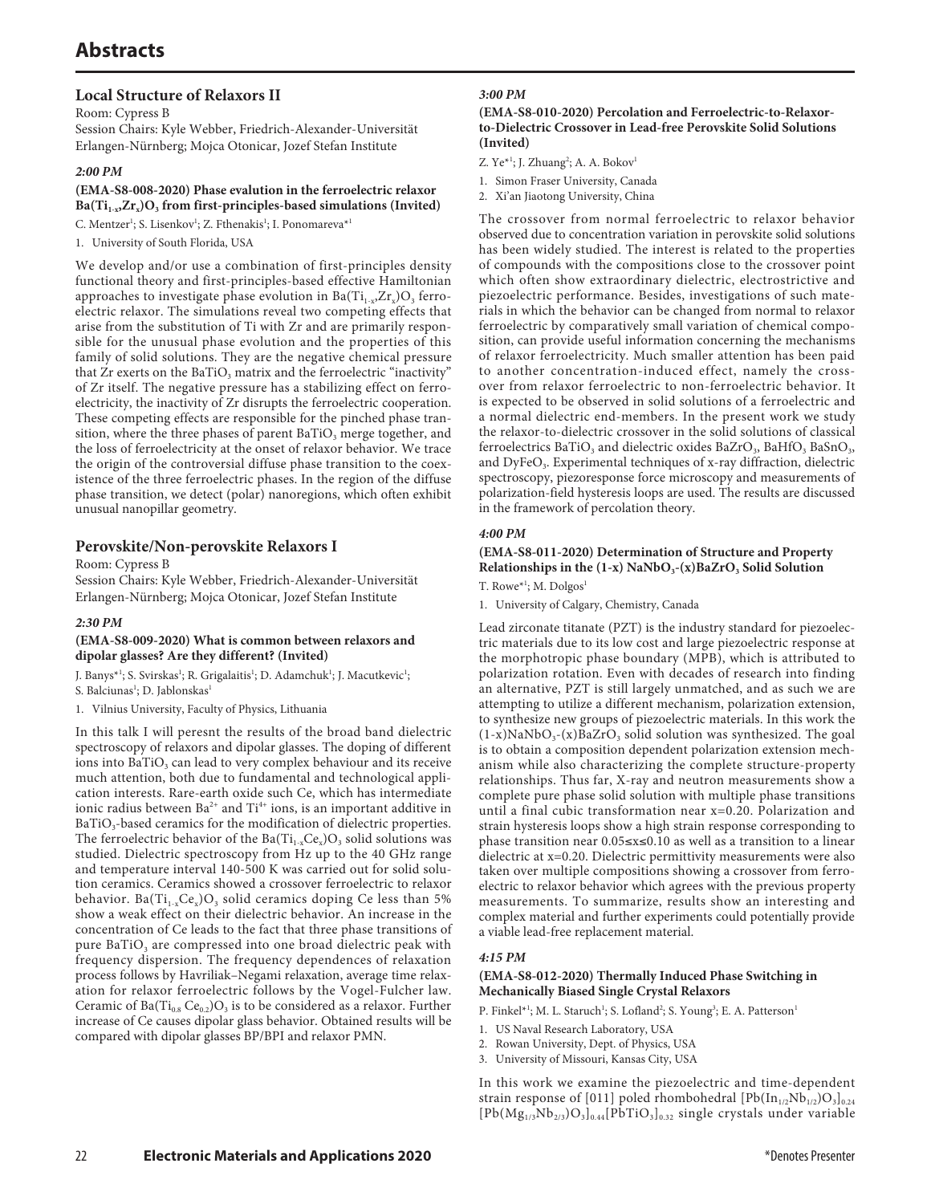# Abstracts

## Local Structure of Relaxors II

Room: Cypress B

Session Chairs: Kyle Webber, Friedrich-Alexander-Universität Erlangen-Nürnberg; Mojca Otonicar, Jozef Stefan Institute

### *2:00 PM*

**(EMA-S8-008-2020) Phase evalution in the ferroelectric relaxor $Ba(Ti_{1-x}Zr_x)O_3$ from first-principles-based simulations (Invited)**

C. Mentzer[1]; S. Lisenkov[1]; Z. Fthenakis[1]; I. Ponomareva*[1]

1. University of South Florida, USA

We develop and/or use a combination of first-principles density functional theory and first-principles-based effective Hamiltonian approaches to investigate phase evolution in $Ba(Ti_{1-x}Zr_x)O_3$ ferroelectric relaxor. The simulations reveal two competing effects that arise from the substitution of Ti with Zr and are primarily responsible for the unusual phase evolution and the properties of this family of solid solutions. They are the negative chemical pressure that Zr exerts on the $BaTiO_3$ matrix and the ferroelectric "inactivity" of Zr itself. The negative pressure has a stabilizing effect on ferroelectricity, the inactivity of Zr disrupts the ferroelectric cooperation. These competing effects are responsible for the pinched phase transition, where the three phases of parent $BaTiO_3$ merge together, and the loss of ferroelectricity at the onset of relaxor behavior. We trace the origin of the controversial diffuse phase transition to the coexistence of the three ferroelectric phases. In the region of the diffuse phase transition, we detect (polar) nanoregions, which often exhibit unusual nanopillar geometry.

## Perovskite/Non-perovskite Relaxors I

Room: Cypress B

Session Chairs: Kyle Webber, Friedrich-Alexander-Universität Erlangen-Nürnberg; Mojca Otonicar, Jozef Stefan Institute

### *2:30 PM*

**(EMA-S8-009-2020) What is common between relaxors and dipolar glasses? Are they different? (Invited)**

J. Banys*[1]; S. Svirskas[1]; R. Grigalaitis[1]; D. Adamchuk[1]; J. Macutkevic[1]; S. Balciunas[1]; D. Jablonskas[1]

1. Vilnius University, Faculty of Physics, Lithuania

In this talk I will peresnt the results of the broad band dielectric spectroscopy of relaxors and dipolar glasses. The doping of different ions into $BaTiO_3$ can lead to very complex behaviour and its receive much attention, both due to fundamental and technological application interests. Rare-earth oxide such Ce, which has intermediate ionic radius between $Ba^{2+}$ and $Ti^{4+}$ ions, is an important additive in $BaTiO_3$-based ceramics for the modification of dielectric properties. The ferroelectric behavior of the $Ba(Ti_{1-x}Ce_x)O_3$ solid solutions was studied. Dielectric spectroscopy from Hz up to the 40 GHz range and temperature interval 140-500 K was carried out for solid solution ceramics. Ceramics showed a crossover ferroelectric to relaxor behavior. $Ba(Ti_{1-x}Ce_x)O_3$ solid ceramics doping Ce less than 5% show a weak effect on their dielectric behavior. An increase in the concentration of Ce leads to the fact that three phase transitions of pure $BaTiO_3$ are compressed into one broad dielectric peak with frequency dispersion. The frequency dependences of relaxation process follows by Havriliak–Negami relaxation, average time relaxation for relaxor ferroelectric follows by the Vogel-Fulcher law. Ceramic of $Ba(Ti_{0.8}Ce_{0.2})O_3$ is to be considered as a relaxor. Further increase of Ce causes dipolar glass behavior. Obtained results will be compared with dipolar glasses BP/BPI and relaxor PMN.

### *3:00 PM*

**(EMA-S8-010-2020) Percolation and Ferroelectric-to-Relaxor-to-Dielectric Crossover in Lead-free Perovskite Solid Solutions (Invited)**

Z. Ye*[1]; J. Zhuang[2]; A. A. Bokov[1]

1. Simon Fraser University, Canada
2. Xi'an Jiaotong University, China

The crossover from normal ferroelectric to relaxor behavior observed due to concentration variation in perovskite solid solutions has been widely studied. The interest is related to the properties of compounds with the compositions close to the crossover point which often show extraordinary dielectric, electrostrictive and piezoelectric performance. Besides, investigations of such materials in which the behavior can be changed from normal to relaxor ferroelectric by comparatively small variation of chemical composition, can provide useful information concerning the mechanisms of relaxor ferroelectricity. Much smaller attention has been paid to another concentration-induced effect, namely the crossover from relaxor ferroelectric to non-ferroelectric behavior. It is expected to be observed in solid solutions of a ferroelectric and a normal dielectric end-members. In the present work we study the relaxor-to-dielectric crossover in the solid solutions of classical ferroelectrics $BaTiO_3$ and dielectric oxides $BaZrO_3$, $BaHfO_3$ $BaSnO_3$, and $DyFeO_3$. Experimental techniques of x-ray diffraction, dielectric spectroscopy, piezoresponse force microscopy and measurements of polarization-field hysteresis loops are used. The results are discussed in the framework of percolation theory.

### *4:00 PM*

**(EMA-S8-011-2020) Determination of Structure and Property Relationships in the (1-x) $NaNbO_3$-(x)$BaZrO_3$ Solid Solution**

T. Rowe*[1]; M. Dolgos[1]

1. University of Calgary, Chemistry, Canada

Lead zirconate titanate (PZT) is the industry standard for piezoelectric materials due to its low cost and large piezoelectric response at the morphotropic phase boundary (MPB), which is attributed to polarization rotation. Even with decades of research into finding an alternative, PZT is still largely unmatched, and as such we are attempting to utilize a different mechanism, polarization extension, to synthesize new groups of piezoelectric materials. In this work the (1-x)$NaNbO_3$-(x)$BaZrO_3$ solid solution was synthesized. The goal is to obtain a composition dependent polarization extension mechanism while also characterizing the complete structure-property relationships. Thus far, X-ray and neutron measurements show a complete pure phase solid solution with multiple phase transitions until a final cubic transformation near x=0.20. Polarization and strain hysteresis loops show a high strain response corresponding to phase transition near $0.05 \leq x \leq 0.10$ as well as a transition to a linear dielectric at x=0.20. Dielectric permittivity measurements were also taken over multiple compositions showing a crossover from ferroelectric to relaxor behavior which agrees with the previous property measurements. To summarize, results show an interesting and complex material and further experiments could potentially provide a viable lead-free replacement material.

### *4:15 PM*

**(EMA-S8-012-2020) Thermally Induced Phase Switching in Mechanically Biased Single Crystal Relaxors**

P. Finkel*[1]; M. L. Staruch[1]; S. Lofland[2]; S. Young[3]; E. A. Patterson[1]

1. US Naval Research Laboratory, USA
2. Rowan University, Dept. of Physics, USA
3. University of Missouri, Kansas City, USA

In this work we examine the piezoelectric and time-dependent strain response of [011] poled rhombohedral $[Pb(In_{1/2}Nb_{1/2})O_3]_{0.24}$ $[Pb(Mg_{1/3}Nb_{2/3})O_3]_{0.44}[PbTiO_3]_{0.32}$ single crystals under variable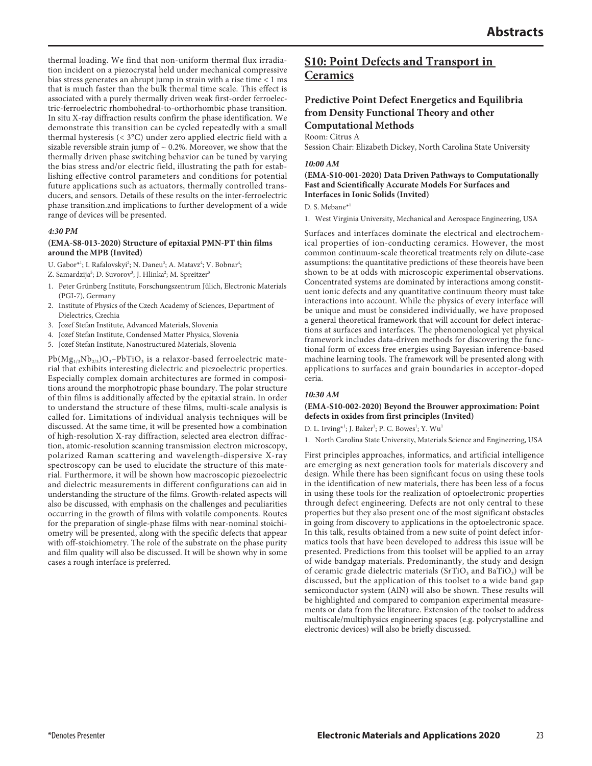thermal loading. We find that non-uniform thermal flux irradiation incident on a piezocrystal held under mechanical compressive bias stress generates an abrupt jump in strain with a rise time < 1 ms that is much faster than the bulk thermal time scale. This effect is associated with a purely thermally driven weak first-order ferroelectric-ferroelectric rhombohedral-to-orthorhombic phase transition. In situ X-ray diffraction results confirm the phase identification. We demonstrate this transition can be cycled repeatedly with a small thermal hysteresis (< 3°C) under zero applied electric field with a sizable reversible strain jump of ~ 0.2%. Moreover, we show that the thermally driven phase switching behavior can be tuned by varying the bias stress and/or electric field, illustrating the path for establishing effective control parameters and conditions for potential future applications such as actuators, thermally controlled transducers, and sensors. Details of these results on the inter-ferroelectric phase transition.and implications to further development of a wide range of devices will be presented.

*4:30 PM*

**(EMA-S8-013-2020) Structure of epitaxial PMN-PT thin films around the MPB (Invited)**

U. Gabor*[1]; I. Rafalovskyi[2]; N. Daneu[3]; A. Matavz[4]; V. Bobnar[4]; Z. Samardzija[5]; D. Suvorov[3]; J. Hlinka[2]; M. Spreitzer[3]

1. Peter Grünberg Institute, Forschungszentrum Jülich, Electronic Materials (PGI-7), Germany
2. Institute of Physics of the Czech Academy of Sciences, Department of Dielectrics, Czechia
3. Jozef Stefan Institute, Advanced Materials, Slovenia
4. Jozef Stefan Institute, Condensed Matter Physics, Slovenia
5. Jozef Stefan Institute, Nanostructured Materials, Slovenia

$Pb(Mg_{1/3}Nb_{2/3})O_3$–$PbTiO_3$ is a relaxor-based ferroelectric material that exhibits interesting dielectric and piezoelectric properties. Especially complex domain architectures are formed in compositions around the morphotropic phase boundary. The polar structure of thin films is additionally affected by the epitaxial strain. In order to understand the structure of these films, multi-scale analysis is called for. Limitations of individual analysis techniques will be discussed. At the same time, it will be presented how a combination of high-resolution X-ray diffraction, selected area electron diffraction, atomic-resolution scanning transmission electron microscopy, polarized Raman scattering and wavelength-dispersive X-ray spectroscopy can be used to elucidate the structure of this material. Furthermore, it will be shown how macroscopic piezoelectric and dielectric measurements in different configurations can aid in understanding the structure of the films. Growth-related aspects will also be discussed, with emphasis on the challenges and peculiarities occurring in the growth of films with volatile components. Routes for the preparation of single-phase films with near-nominal stoichiometry will be presented, along with the specific defects that appear with off-stoichiometry. The role of the substrate on the phase purity and film quality will also be discussed. It will be shown why in some cases a rough interface is preferred.

## S10: Point Defects and Transport in Ceramics

### Predictive Point Defect Energetics and Equilibria from Density Functional Theory and other Computational Methods

Room: Citrus A

Session Chair: Elizabeth Dickey, North Carolina State University

*10:00 AM*

**(EMA-S10-001-2020) Data Driven Pathways to Computationally Fast and Scientifically Accurate Models For Surfaces and Interfaces in Ionic Solids (Invited)**

D. S. Mebane*[1]

1. West Virginia University, Mechanical and Aerospace Engineering, USA

Surfaces and interfaces dominate the electrical and electrochemical properties of ion-conducting ceramics. However, the most common continuum-scale theoretical treatments rely on dilute-case assumptions: the quantitative predictions of these theoreis have been shown to be at odds with microscopic experimental observations. Concentrated systems are dominated by interactions among constituent ionic defects and any quantitative continuum theory must take interactions into account. While the physics of every interface will be unique and must be considered individually, we have proposed a general theoretical framework that will account for defect interactions at surfaces and interfaces. The phenomenological yet physical framework includes data-driven methods for discovering the functional form of excess free energies using Bayesian inference-based machine learning tools. The framework will be presented along with applications to surfaces and grain boundaries in acceptor-doped ceria.

*10:30 AM*

**(EMA-S10-002-2020) Beyond the Brouwer approximation: Point defects in oxides from first principles (Invited)**

D. L. Irving*[1]; J. Baker[1]; P. C. Bowes[1]; Y. Wu[1]

1. North Carolina State University, Materials Science and Engineering, USA

First principles approaches, informatics, and artificial intelligence are emerging as next generation tools for materials discovery and design. While there has been significant focus on using these tools in the identification of new materials, there has been less of a focus in using these tools for the realization of optoelectronic properties through defect engineering. Defects are not only central to these properties but they also present one of the most significant obstacles in going from discovery to applications in the optoelectronic space. In this talk, results obtained from a new suite of point defect informatics tools that have been developed to address this issue will be presented. Predictions from this toolset will be applied to an array of wide bandgap materials. Predominantly, the study and design of ceramic grade dielectric materials ($SrTiO_3$ and $BaTiO_3$) will be discussed, but the application of this toolset to a wide band gap semiconductor system (AlN) will also be shown. These results will be highlighted and compared to companion experimental measurements or data from the literature. Extension of the toolset to address multiscale/multiphysics engineering spaces (e.g. polycrystalline and electronic devices) will also be briefly discussed.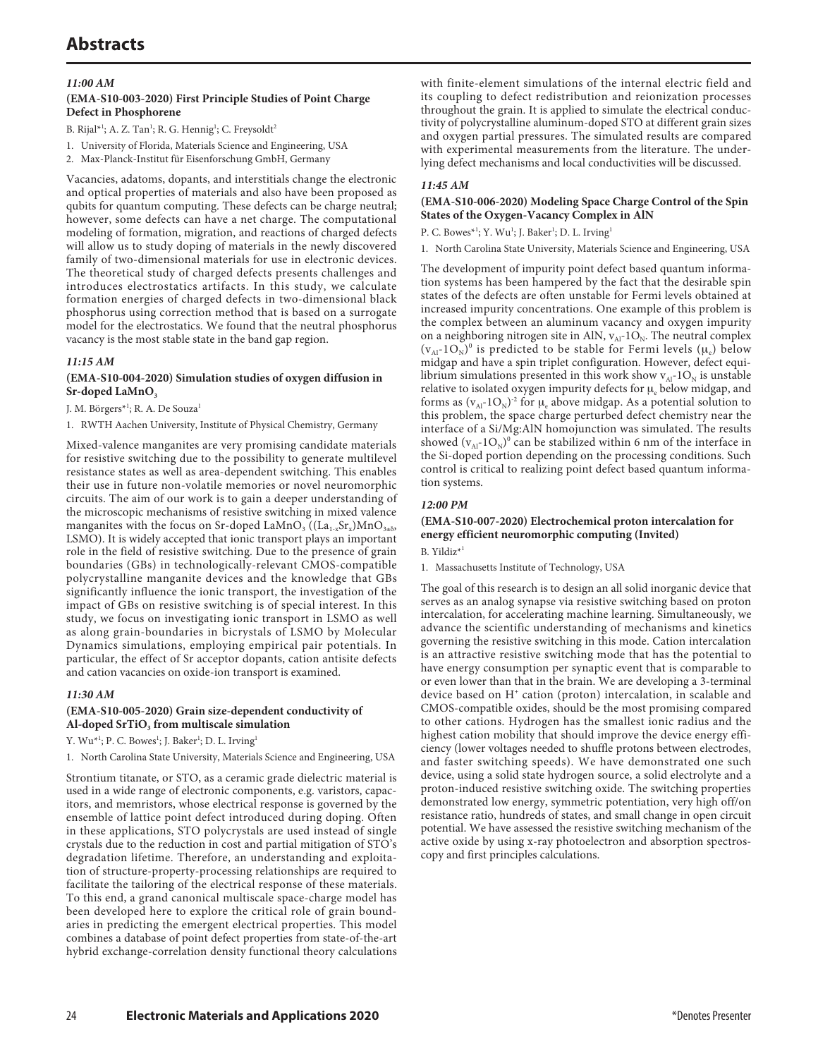# Abstracts

***11:00 AM***

**(EMA-S10-003-2020) First Principle Studies of Point Charge Defect in Phosphorene**

B. Rijal*[1]; A. Z. Tan[1]; R. G. Hennig[1]; C. Freysoldt[2]

1. University of Florida, Materials Science and Engineering, USA
2. Max-Planck-Institut für Eisenforschung GmbH, Germany

Vacancies, adatoms, dopants, and interstitials change the electronic and optical properties of materials and also have been proposed as qubits for quantum computing. These defects can be charge neutral; however, some defects can have a net charge. The computational modeling of formation, migration, and reactions of charged defects will allow us to study doping of materials in the newly discovered family of two-dimensional materials for use in electronic devices. The theoretical study of charged defects presents challenges and introduces electrostatics artifacts. In this study, we calculate formation energies of charged defects in two-dimensional black phosphorus using correction method that is based on a surrogate model for the electrostatics. We found that the neutral phosphorus vacancy is the most stable state in the band gap region.

***11:15 AM***

**(EMA-S10-004-2020) Simulation studies of oxygen diffusion in Sr-doped $LaMnO_3$**

J. M. Börgers*[1]; R. A. De Souza[1]

1. RWTH Aachen University, Institute of Physical Chemistry, Germany

Mixed-valence manganites are very promising candidate materials for resistive switching due to the possibility to generate multilevel resistance states as well as area-dependent switching. This enables their use in future non-volatile memories or novel neuromorphic circuits. The aim of our work is to gain a deeper understanding of the microscopic mechanisms of resistive switching in mixed valence manganites with the focus on Sr-doped $LaMnO_3$ ($(La_{1-x}Sr_x)MnO_{3\pm\delta}$, LSMO). It is widely accepted that ionic transport plays an important role in the field of resistive switching. Due to the presence of grain boundaries (GBs) in technologically-relevant CMOS-compatible polycrystalline manganite devices and the knowledge that GBs significantly influence the ionic transport, the investigation of the impact of GBs on resistive switching is of special interest. In this study, we focus on investigating ionic transport in LSMO as well as along grain-boundaries in bicrystals of LSMO by Molecular Dynamics simulations, employing empirical pair potentials. In particular, the effect of Sr acceptor dopants, cation antisite defects and cation vacancies on oxide-ion transport is examined.

***11:30 AM***

**(EMA-S10-005-2020) Grain size-dependent conductivity of Al-doped $SrTiO_3$ from multiscale simulation**

Y. Wu*[1]; P. C. Bowes[1]; J. Baker[1]; D. L. Irving[1]

1. North Carolina State University, Materials Science and Engineering, USA

Strontium titanate, or STO, as a ceramic grade dielectric material is used in a wide range of electronic components, e.g. varistors, capacitors, and memristors, whose electrical response is governed by the ensemble of lattice point defect introduced during doping. Often in these applications, STO polycrystals are used instead of single crystals due to the reduction in cost and partial mitigation of STO's degradation lifetime. Therefore, an understanding and exploitation of structure-property-processing relationships are required to facilitate the tailoring of the electrical response of these materials. To this end, a grand canonical multiscale space-charge model has been developed here to explore the critical role of grain boundaries in predicting the emergent electrical properties. This model combines a database of point defect properties from state-of-the-art hybrid exchange-correlation density functional theory calculations with finite-element simulations of the internal electric field and its coupling to defect redistribution and reionization processes throughout the grain. It is applied to simulate the electrical conductivity of polycrystalline aluminum-doped STO at different grain sizes and oxygen partial pressures. The simulated results are compared with experimental measurements from the literature. The underlying defect mechanisms and local conductivities will be discussed.

***11:45 AM***

**(EMA-S10-006-2020) Modeling Space Charge Control of the Spin States of the Oxygen-Vacancy Complex in AlN**

P. C. Bowes*[1]; Y. Wu[1]; J. Baker[1]; D. L. Irving[1]

1. North Carolina State University, Materials Science and Engineering, USA

The development of impurity point defect based quantum information systems has been hampered by the fact that the desirable spin states of the defects are often unstable for Fermi levels obtained at increased impurity concentrations. One example of this problem is the complex between an aluminum vacancy and oxygen impurity on a neighboring nitrogen site in AlN, $v_{Al}$-$1O_N$. The neutral complex $(v_{Al}\text{-}1O_N)^0$ is predicted to be stable for Fermi levels ($\mu_e$) below midgap and have a spin triplet configuration. However, defect equilibrium simulations presented in this work show $v_{Al}$-$1O_N$ is unstable relative to isolated oxygen impurity defects for $\mu_e$ below midgap, and forms as $(v_{Al}\text{-}1O_N)^{-2}$ for $\mu_e$ above midgap. As a potential solution to this problem, the space charge perturbed defect chemistry near the interface of a Si/Mg:AlN homojunction was simulated. The results showed $(v_{Al}\text{-}1O_N)^0$ can be stabilized within 6 nm of the interface in the Si-doped portion depending on the processing conditions. Such control is critical to realizing point defect based quantum information systems.

***12:00 PM***

**(EMA-S10-007-2020) Electrochemical proton intercalation for energy efficient neuromorphic computing (Invited)**

B. Yildiz*[1]

1. Massachusetts Institute of Technology, USA

The goal of this research is to design an all solid inorganic device that serves as an analog synapse via resistive switching based on proton intercalation, for accelerating machine learning. Simultaneously, we advance the scientific understanding of mechanisms and kinetics governing the resistive switching in this mode. Cation intercalation is an attractive resistive switching mode that has the potential to have energy consumption per synaptic event that is comparable to or even lower than that in the brain. We are developing a 3-terminal device based on $H^+$ cation (proton) intercalation, in scalable and CMOS-compatible oxides, should be the most promising compared to other cations. Hydrogen has the smallest ionic radius and the highest cation mobility that should improve the device energy efficiency (lower voltages needed to shuffle protons between electrodes, and faster switching speeds). We have demonstrated one such device, using a solid state hydrogen source, a solid electrolyte and a proton-induced resistive switching oxide. The switching properties demonstrated low energy, symmetric potentiation, very high off/on resistance ratio, hundreds of states, and small change in open circuit potential. We have assessed the resistive switching mechanism of the active oxide by using x-ray photoelectron and absorption spectroscopy and first principles calculations.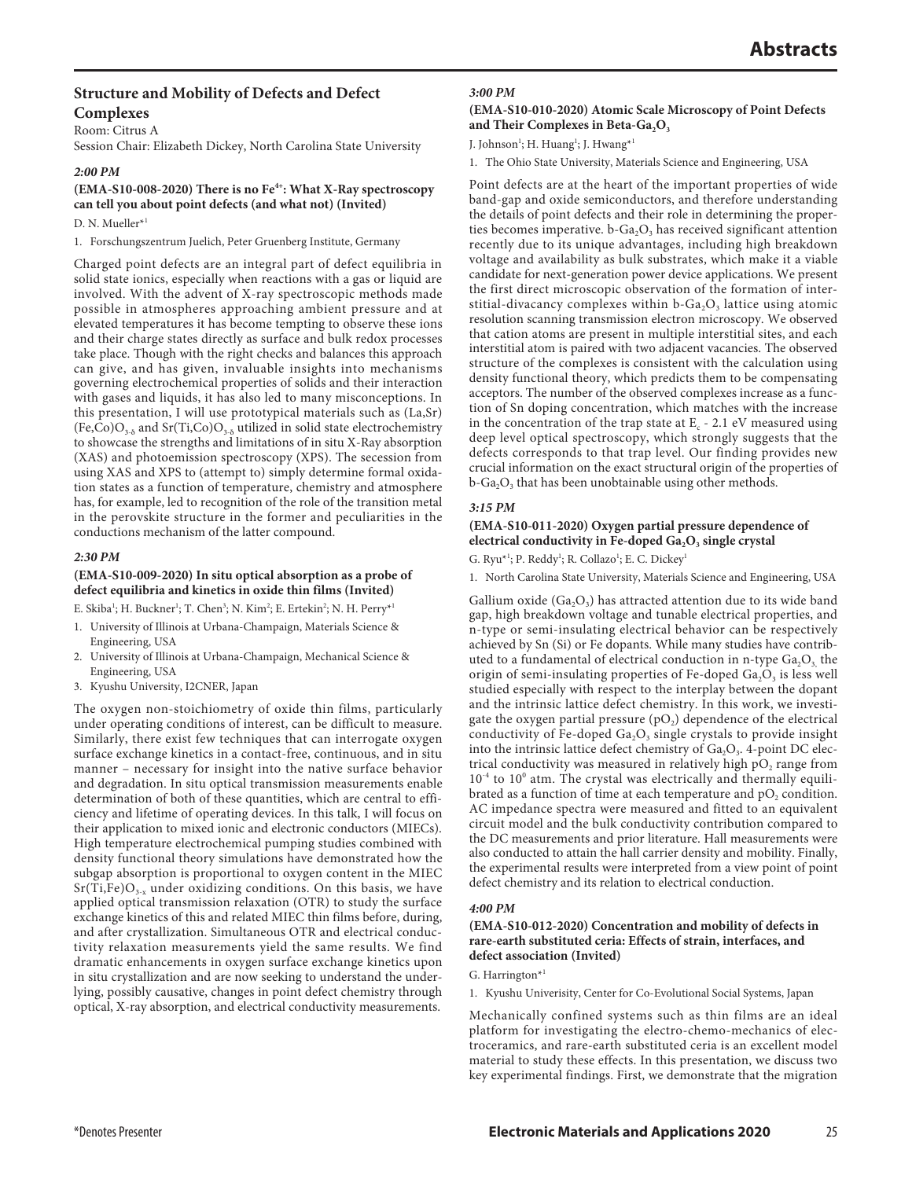## Structure and Mobility of Defects and Defect Complexes

Room: Citrus A
Session Chair: Elizabeth Dickey, North Carolina State University

***2:00 PM***

**(EMA-S10-008-2020) There is no $Fe^{4+}$: What X-Ray spectroscopy can tell you about point defects (and what not) (Invited)**

D. N. Mueller*[1]

1. Forschungszentrum Juelich, Peter Gruenberg Institute, Germany

Charged point defects are an integral part of defect equilibria in solid state ionics, especially when reactions with a gas or liquid are involved. With the advent of X-ray spectroscopic methods made possible in atmospheres approaching ambient pressure and at elevated temperatures it has become tempting to observe these ions and their charge states directly as surface and bulk redox processes take place. Though with the right checks and balances this approach can give, and has given, invaluable insights into mechanisms governing electrochemical properties of solids and their interaction with gases and liquids, it has also led to many misconceptions. In this presentation, I will use prototypical materials such as (La,Sr)(Fe,Co)$O_{3-\delta}$ and Sr(Ti,Co)$O_{3-\delta}$ utilized in solid state electrochemistry to showcase the strengths and limitations of in situ X-Ray absorption (XAS) and photoemission spectroscopy (XPS). The secession from using XAS and XPS to (attempt to) simply determine formal oxidation states as a function of temperature, chemistry and atmosphere has, for example, led to recognition of the role of the transition metal in the perovskite structure in the former and peculiarities in the conductions mechanism of the latter compound.

***2:30 PM***

**(EMA-S10-009-2020) In situ optical absorption as a probe of defect equilibria and kinetics in oxide thin films (Invited)**

E. Skiba[1]; H. Buckner[1]; T. Chen[3]; N. Kim[2]; E. Ertekin[2]; N. H. Perry*[1]

1. University of Illinois at Urbana-Champaign, Materials Science & Engineering, USA
2. University of Illinois at Urbana-Champaign, Mechanical Science & Engineering, USA
3. Kyushu University, I2CNER, Japan

The oxygen non-stoichiometry of oxide thin films, particularly under operating conditions of interest, can be difficult to measure. Similarly, there exist few techniques that can interrogate oxygen surface exchange kinetics in a contact-free, continuous, and in situ manner – necessary for insight into the native surface behavior and degradation. In situ optical transmission measurements enable determination of both of these quantities, which are central to efficiency and lifetime of operating devices. In this talk, I will focus on their application to mixed ionic and electronic conductors (MIECs). High temperature electrochemical pumping studies combined with density functional theory simulations have demonstrated how the subgap absorption is proportional to oxygen content in the MIEC Sr(Ti,Fe)$O_{3-x}$ under oxidizing conditions. On this basis, we have applied optical transmission relaxation (OTR) to study the surface exchange kinetics of this and related MIEC thin films before, during, and after crystallization. Simultaneous OTR and electrical conductivity relaxation measurements yield the same results. We find dramatic enhancements in oxygen surface exchange kinetics upon in situ crystallization and are now seeking to understand the underlying, possibly causative, changes in point defect chemistry through optical, X-ray absorption, and electrical conductivity measurements.

***3:00 PM***

**(EMA-S10-010-2020) Atomic Scale Microscopy of Point Defects and Their Complexes in Beta-$Ga_2O_3$**

J. Johnson[1]; H. Huang[1]; J. Hwang*[1]

1. The Ohio State University, Materials Science and Engineering, USA

Point defects are at the heart of the important properties of wide band-gap and oxide semiconductors, and therefore understanding the details of point defects and their role in determining the properties becomes imperative. b-$Ga_2O_3$ has received significant attention recently due to its unique advantages, including high breakdown voltage and availability as bulk substrates, which make it a viable candidate for next-generation power device applications. We present the first direct microscopic observation of the formation of interstitial-divacancy complexes within b-$Ga_2O_3$ lattice using atomic resolution scanning transmission electron microscopy. We observed that cation atoms are present in multiple interstitial sites, and each interstitial atom is paired with two adjacent vacancies. The observed structure of the complexes is consistent with the calculation using density functional theory, which predicts them to be compensating acceptors. The number of the observed complexes increase as a function of Sn doping concentration, which matches with the increase in the concentration of the trap state at $E_c$ - 2.1 eV measured using deep level optical spectroscopy, which strongly suggests that the defects corresponds to that trap level. Our finding provides new crucial information on the exact structural origin of the properties of b-$Ga_2O_3$ that has been unobtainable using other methods.

***3:15 PM***

**(EMA-S10-011-2020) Oxygen partial pressure dependence of electrical conductivity in Fe-doped $Ga_2O_3$ single crystal**

G. Ryu*[1]; P. Reddy[1]; R. Collazo[1]; E. C. Dickey[1]

1. North Carolina State University, Materials Science and Engineering, USA

Gallium oxide ($Ga_2O_3$) has attracted attention due to its wide band gap, high breakdown voltage and tunable electrical properties, and n-type or semi-insulating electrical behavior can be respectively achieved by Sn (Si) or Fe dopants. While many studies have contributed to a fundamental of electrical conduction in n-type $Ga_2O_3$, the origin of semi-insulating properties of Fe-doped $Ga_2O_3$ is less well studied especially with respect to the interplay between the dopant and the intrinsic lattice defect chemistry. In this work, we investigate the oxygen partial pressure ($pO_2$) dependence of the electrical conductivity of Fe-doped $Ga_2O_3$ single crystals to provide insight into the intrinsic lattice defect chemistry of $Ga_2O_3$. 4-point DC electrical conductivity was measured in relatively high $pO_2$ range from $10^{-4}$ to $10^{0}$ atm. The crystal was electrically and thermally equilibrated as a function of time at each temperature and $pO_2$ condition. AC impedance spectra were measured and fitted to an equivalent circuit model and the bulk conductivity contribution compared to the DC measurements and prior literature. Hall measurements were also conducted to attain the hall carrier density and mobility. Finally, the experimental results were interpreted from a view point of point defect chemistry and its relation to electrical conduction.

***4:00 PM***

**(EMA-S10-012-2020) Concentration and mobility of defects in rare-earth substituted ceria: Effects of strain, interfaces, and defect association (Invited)**

G. Harrington*[1]

1. Kyushu Univerisity, Center for Co-Evolutional Social Systems, Japan

Mechanically confined systems such as thin films are an ideal platform for investigating the electro-chemo-mechanics of electroceramics, and rare-earth substituted ceria is an excellent model material to study these effects. In this presentation, we discuss two key experimental findings. First, we demonstrate that the migration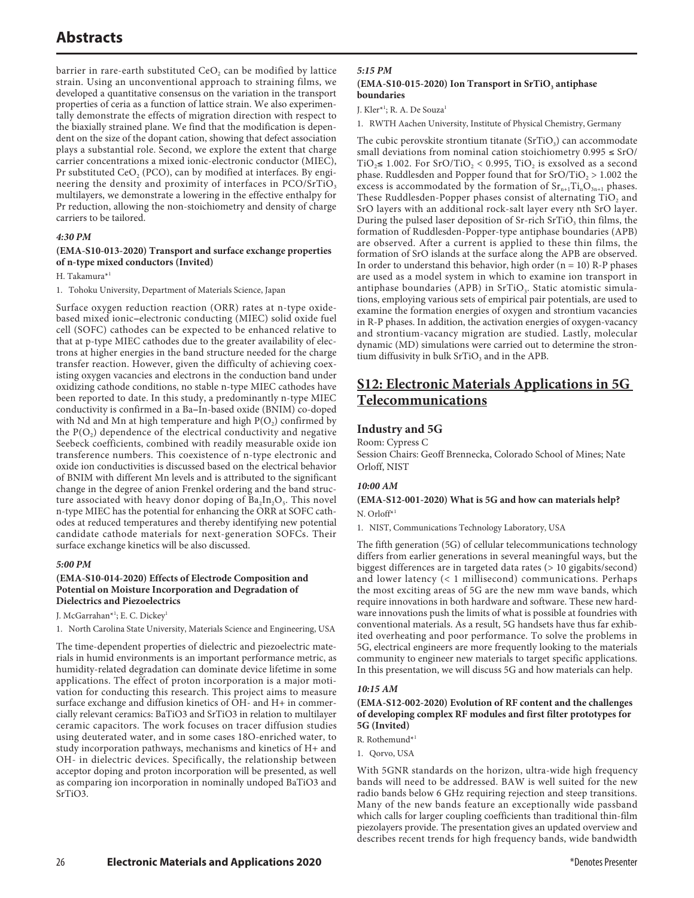barrier in rare-earth substituted $CeO_2$ can be modified by lattice strain. Using an unconventional approach to straining films, we developed a quantitative consensus on the variation in the transport properties of ceria as a function of lattice strain. We also experimentally demonstrate the effects of migration direction with respect to the biaxially strained plane. We find that the modification is dependent on the size of the dopant cation, showing that defect association plays a substantial role. Second, we explore the extent that charge carrier concentrations a mixed ionic-electronic conductor (MIEC), Pr substituted $CeO_2$ (PCO), can by modified at interfaces. By engineering the density and proximity of interfaces in PCO/$SrTiO_3$ multilayers, we demonstrate a lowering in the effective enthalpy for Pr reduction, allowing the non-stoichiometry and density of charge carriers to be tailored.

***4:30 PM***

**(EMA-S10-013-2020) Transport and surface exchange properties of n-type mixed conductors (Invited)**

H. Takamura*[1]

1. Tohoku University, Department of Materials Science, Japan

Surface oxygen reduction reaction (ORR) rates at n-type oxide-based mixed ionic–electronic conducting (MIEC) solid oxide fuel cell (SOFC) cathodes can be expected to be enhanced relative to that at p-type MIEC cathodes due to the greater availability of electrons at higher energies in the band structure needed for the charge transfer reaction. However, given the difficulty of achieving coexisting oxygen vacancies and electrons in the conduction band under oxidizing cathode conditions, no stable n-type MIEC cathodes have been reported to date. In this study, a predominantly n-type MIEC conductivity is confirmed in a Ba–In-based oxide (BNIM) co-doped with Nd and Mn at high temperature and high $P(O_2)$ confirmed by the $P(O_2)$ dependence of the electrical conductivity and negative Seebeck coefficients, combined with readily measurable oxide ion transference numbers. This coexistence of n-type electronic and oxide ion conductivities is discussed based on the electrical behavior of BNIM with different Mn levels and is attributed to the significant change in the degree of anion Frenkel ordering and the band structure associated with heavy donor doping of $Ba_2In_2O_5$. This novel n-type MIEC has the potential for enhancing the ORR at SOFC cathodes at reduced temperatures and thereby identifying new potential candidate cathode materials for next-generation SOFCs. Their surface exchange kinetics will be also discussed.

***5:00 PM***

**(EMA-S10-014-2020) Effects of Electrode Composition and Potential on Moisture Incorporation and Degradation of Dielectrics and Piezoelectrics**

J. McGarrahan*[1]; E. C. Dickey[1]

1. North Carolina State University, Materials Science and Engineering, USA

The time-dependent properties of dielectric and piezoelectric materials in humid environments is an important performance metric, as humidity-related degradation can dominate device lifetime in some applications. The effect of proton incorporation is a major motivation for conducting this research. This project aims to measure surface exchange and diffusion kinetics of OH- and H+ in commercially relevant ceramics: BaTiO3 and SrTiO3 in relation to multilayer ceramic capacitors. The work focuses on tracer diffusion studies using deuterated water, and in some cases 18O-enriched water, to study incorporation pathways, mechanisms and kinetics of H+ and OH- in dielectric devices. Specifically, the relationship between acceptor doping and proton incorporation will be presented, as well as comparing ion incorporation in nominally undoped BaTiO3 and SrTiO3.

***5:15 PM***

**(EMA-S10-015-2020) Ion Transport in $SrTiO_3$ antiphase boundaries**

J. Kler*[1]; R. A. De Souza[1]

1. RWTH Aachen University, Institute of Physical Chemistry, Germany

The cubic perovskite strontium titanate ($SrTiO_3$) can accommodate small deviations from nominal cation stoichiometry $0.995 \leq SrO/TiO_2 \leq 1.002$. For $SrO/TiO_2 < 0.995$, $TiO_2$ is exsolved as a second phase. Ruddlesden and Popper found that for $SrO/TiO_2 > 1.002$ the excess is accommodated by the formation of $Sr_{n+1}Ti_nO_{3n+1}$ phases. These Ruddlesden-Popper phases consist of alternating $TiO_2$ and SrO layers with an additional rock-salt layer every nth SrO layer. During the pulsed laser deposition of Sr-rich $SrTiO_3$ thin films, the formation of Ruddlesden-Popper-type antiphase boundaries (APB) are observed. After a current is applied to these thin films, the formation of SrO islands at the surface along the APB are observed. In order to understand this behavior, high order (n = 10) R-P phases are used as a model system in which to examine ion transport in antiphase boundaries (APB) in $SrTiO_3$. Static atomistic simulations, employing various sets of empirical pair potentials, are used to examine the formation energies of oxygen and strontium vacancies in R-P phases. In addition, the activation energies of oxygen-vacancy and strontium-vacancy migration are studied. Lastly, molecular dynamic (MD) simulations were carried out to determine the strontium diffusivity in bulk $SrTiO_3$ and in the APB.

## S12: Electronic Materials Applications in 5G Telecommunications

### Industry and 5G

Room: Cypress C
Session Chairs: Geoff Brennecka, Colorado School of Mines; Nate Orloff, NIST

***10:00 AM***

**(EMA-S12-001-2020) What is 5G and how can materials help?**

N. Orloff*[1]

1. NIST, Communications Technology Laboratory, USA

The fifth generation (5G) of cellular telecommunications technology differs from earlier generations in several meaningful ways, but the biggest differences are in targeted data rates (> 10 gigabits/second) and lower latency (< 1 millisecond) communications. Perhaps the most exciting areas of 5G are the new mm wave bands, which require innovations in both hardware and software. These new hardware innovations push the limits of what is possible at foundries with conventional materials. As a result, 5G handsets have thus far exhibited overheating and poor performance. To solve the problems in 5G, electrical engineers are more frequently looking to the materials community to engineer new materials to target specific applications. In this presentation, we will discuss 5G and how materials can help.

***10:15 AM***

**(EMA-S12-002-2020) Evolution of RF content and the challenges of developing complex RF modules and first filter prototypes for 5G (Invited)**

R. Rothemund*[1]

1. Qorvo, USA

With 5GNR standards on the horizon, ultra-wide high frequency bands will need to be addressed. BAW is well suited for the new radio bands below 6 GHz requiring rejection and steep transitions. Many of the new bands feature an exceptionally wide passband which calls for larger coupling coefficients than traditional thin-film piezolayers provide. The presentation gives an updated overview and describes recent trends for high frequency bands, wide bandwidth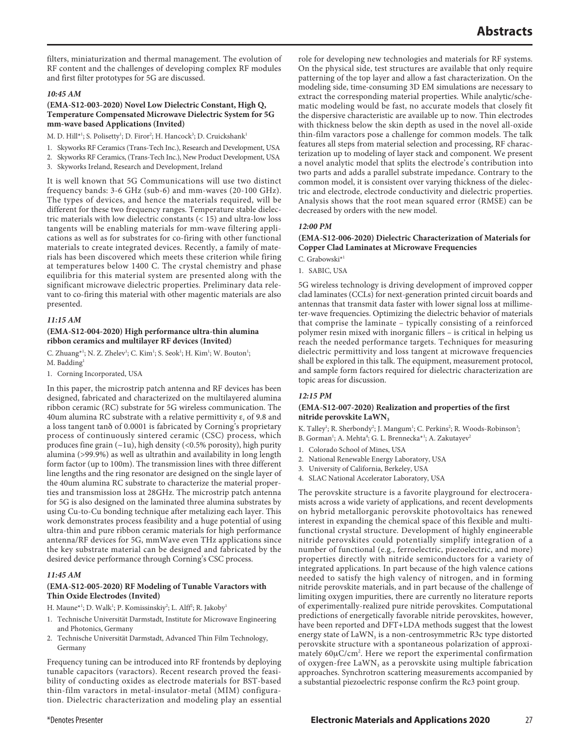filters, miniaturization and thermal management. The evolution of RF content and the challenges of developing complex RF modules and first filter prototypes for 5G are discussed.

***10:45 AM***

**(EMA-S12-003-2020) Novel Low Dielectric Constant, High Q, Temperature Compensated Microwave Dielectric System for 5G mm-wave based Applications (Invited)**

M. D. Hill*[1]; S. Polisetty[1]; D. Firor[2]; H. Hancock[3]; D. Cruickshank[1]

1. Skyworks RF Ceramics (Trans-Tech Inc.), Research and Development, USA
2. Skyworks RF Ceramics, (Trans-Tech Inc.), New Product Development, USA
3. Skyworks Ireland, Research and Development, Ireland

It is well known that 5G Communications will use two distinct frequency bands: 3-6 GHz (sub-6) and mm-waves (20-100 GHz). The types of devices, and hence the materials required, will be different for these two frequency ranges. Temperature stable dielectric materials with low dielectric constants (< 15) and ultra-low loss tangents will be enabling materials for mm-wave filtering applications as well as for substrates for co-firing with other functional materials to create integrated devices. Recently, a family of materials has been discovered which meets these criterion while firing at temperatures below 1400 C. The crystal chemistry and phase equilibria for this material system are presented along with the significant microwave dielectric properties. Preliminary data relevant to co-firing this material with other magentic materials are also presented.

***11:15 AM***

**(EMA-S12-004-2020) High performance ultra-thin alumina ribbon ceramics and multilayer RF devices (Invited)**

C. Zhuang*[1]; N. Z. Zhelev[1]; C. Kim[1]; S. Seok[1]; H. Kim[1]; W. Bouton[1]; M. Badding[1]

1. Corning Incorporated, USA

In this paper, the microstrip patch antenna and RF devices has been designed, fabricated and characterized on the multilayered alumina ribbon ceramic (RC) substrate for 5G wireless communication. The 40um alumina RC substrate with a relative permittivity $\varepsilon_r$ of 9.8 and a loss tangent tanδ of 0.0001 is fabricated by Corning's proprietary process of continuously sintered ceramic (CSC) process, which produces fine grain (~1u), high density (<0.5% porosity), high purity alumina (>99.9%) as well as ultrathin and availability in long length form factor (up to 100m). The transmission lines with three different line lengths and the ring resonator are designed on the single layer of the 40um alumina RC substrate to characterize the material properties and transmission loss at 28GHz. The microstrip patch antenna for 5G is also designed on the laminated three alumina substrates by using Cu-to-Cu bonding technique after metalizing each layer. This work demonstrates process feasibility and a huge potential of using ultra-thin and pure ribbon ceramic materials for high performance antenna/RF devices for 5G, mmWave even THz applications since the key substrate material can be designed and fabricated by the desired device performance through Corning's CSC process.

***11:45 AM***

**(EMA-S12-005-2020) RF Modeling of Tunable Varactors with Thin Oxide Electrodes (Invited)**

H. Maune*[1]; D. Walk[1]; P. Komissinskiy[2]; L. Alff[2]; R. Jakoby[1]

1. Technische Universität Darmstadt, Institute for Microwave Engineering and Photonics, Germany
2. Technische Universität Darmstadt, Advanced Thin Film Technology, Germany

Frequency tuning can be introduced into RF frontends by deploying tunable capacitors (varactors). Recent research proved the feasibility of conducting oxides as electrode materials for BST-based thin-film varactors in metal-insulator-metal (MIM) configuration. Dielectric characterization and modeling play an essential role for developing new technologies and materials for RF systems. On the physical side, test structures are available that only require patterning of the top layer and allow a fast characterization. On the modeling side, time-consuming 3D EM simulations are necessary to extract the corresponding material properties. While analytic/schematic modeling would be fast, no accurate models that closely fit the dispersive characteristic are available up to now. Thin electrodes with thickness below the skin depth as used in the novel all-oxide thin-film varactors pose a challenge for common models. The talk features all steps from material selection and processing, RF characterization up to modeling of layer stack and component. We present a novel analytic model that splits the electrode's contribution into two parts and adds a parallel substrate impedance. Contrary to the common model, it is consistent over varying thickness of the dielectric and electrode, electrode conductivity and dielectric properties. Analysis shows that the root mean squared error (RMSE) can be decreased by orders with the new model.

***12:00 PM***

**(EMA-S12-006-2020) Dielectric Characterization of Materials for Copper Clad Laminates at Microwave Frequencies**

C. Grabowski*[1]

1. SABIC, USA

5G wireless technology is driving development of improved copper clad laminates (CCLs) for next-generation printed circuit boards and antennas that transmit data faster with lower signal loss at millimeter-wave frequencies. Optimizing the dielectric behavior of materials that comprise the laminate – typically consisting of a reinforced polymer resin mixed with inorganic fillers – is critical in helping us reach the needed performance targets. Techniques for measuring dielectric permittivity and loss tangent at microwave frequencies shall be explored in this talk. The equipment, measurement protocol, and sample form factors required for dielectric characterization are topic areas for discussion.

***12:15 PM***

**(EMA-S12-007-2020) Realization and properties of the first nitride perovskite $LaWN_3$**

K. Talley[1]; R. Sherbondy[2]; J. Mangum[1]; C. Perkins[2]; R. Woods-Robinson[3]; B. Gorman[1]; A. Mehta[4]; G. L. Brennecka*[1]; A. Zakutayev[2]

1. Colorado School of Mines, USA
2. National Renewable Energy Laboratory, USA
3. University of California, Berkeley, USA
4. SLAC National Accelerator Laboratory, USA

The perovskite structure is a favorite playground for electroceramists across a wide variety of applications, and recent developments on hybrid metallorganic perovskite photovoltaics has renewed interest in expanding the chemical space of this flexible and multifunctional crystal structure. Development of highly engineerable nitride perovskites could potentially simplify integration of a number of functional (e.g., ferroelectric, piezoelectric, and more) properties directly with nitride semiconductors for a variety of integrated applications. In part because of the high valence cations needed to satisfy the high valency of nitrogen, and in forming nitride perovskite materials, and in part because of the challenge of limiting oxygen impurities, there are currently no literature reports of experimentally-realized pure nitride perovskites. Computational predictions of energetically favorable nitride perovskites, however, have been reported and DFT+LDA methods suggest that the lowest energy state of $LaWN_3$ is a non-centrosymmetric R3c type distorted perovskite structure with a spontaneous polarization of approximately $60\mu C/cm^2$. Here we report the experimental confirmation of oxygen-free $LaWN_3$ as a perovskite using multiple fabrication approaches. Synchrotron scattering measurements accompanied by a substantial piezoelectric response confirm the Rc3 point group.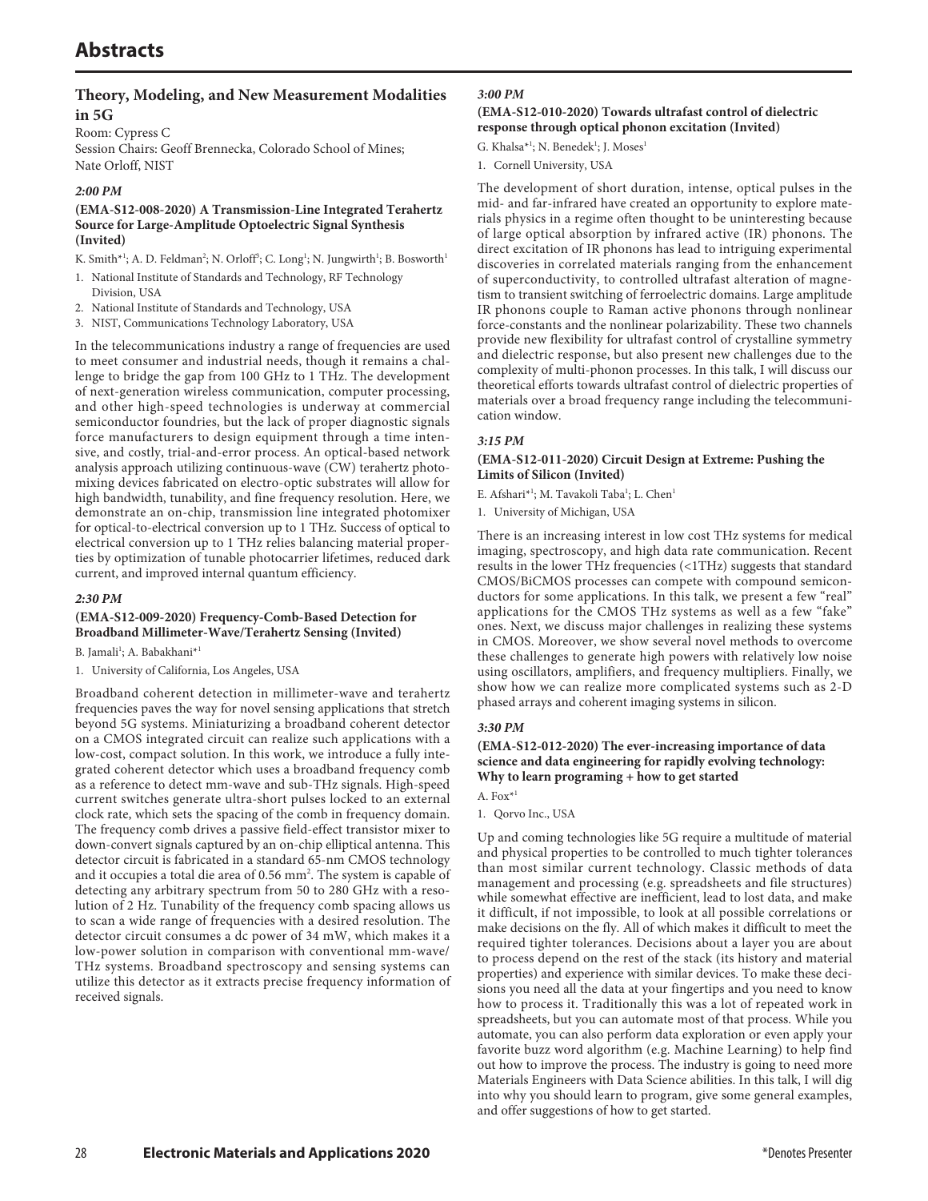# Abstracts

## Theory, Modeling, and New Measurement Modalities in 5G

Room: Cypress C
Session Chairs: Geoff Brennecka, Colorado School of Mines; Nate Orloff, NIST

### *2:00 PM*

#### (EMA-S12-008-2020) A Transmission-Line Integrated Terahertz Source for Large-Amplitude Optoelectric Signal Synthesis (Invited)

K. Smith*[1]; A. D. Feldman[2]; N. Orloff[3]; C. Long[1]; N. Jungwirth[1]; B. Bosworth[1]

1. National Institute of Standards and Technology, RF Technology Division, USA
2. National Institute of Standards and Technology, USA
3. NIST, Communications Technology Laboratory, USA

In the telecommunications industry a range of frequencies are used to meet consumer and industrial needs, though it remains a challenge to bridge the gap from 100 GHz to 1 THz. The development of next-generation wireless communication, computer processing, and other high-speed technologies is underway at commercial semiconductor foundries, but the lack of proper diagnostic signals force manufacturers to design equipment through a time intensive, and costly, trial-and-error process. An optical-based network analysis approach utilizing continuous-wave (CW) terahertz photomixing devices fabricated on electro-optic substrates will allow for high bandwidth, tunability, and fine frequency resolution. Here, we demonstrate an on-chip, transmission line integrated photomixer for optical-to-electrical conversion up to 1 THz. Success of optical to electrical conversion up to 1 THz relies balancing material properties by optimization of tunable photocarrier lifetimes, reduced dark current, and improved internal quantum efficiency.

### *2:30 PM*

#### (EMA-S12-009-2020) Frequency-Comb-Based Detection for Broadband Millimeter-Wave/Terahertz Sensing (Invited)

B. Jamali[1]; A. Babakhani*[1]

1. University of California, Los Angeles, USA

Broadband coherent detection in millimeter-wave and terahertz frequencies paves the way for novel sensing applications that stretch beyond 5G systems. Miniaturizing a broadband coherent detector on a CMOS integrated circuit can realize such applications with a low-cost, compact solution. In this work, we introduce a fully integrated coherent detector which uses a broadband frequency comb as a reference to detect mm-wave and sub-THz signals. High-speed current switches generate ultra-short pulses locked to an external clock rate, which sets the spacing of the comb in frequency domain. The frequency comb drives a passive field-effect transistor mixer to down-convert signals captured by an on-chip elliptical antenna. This detector circuit is fabricated in a standard 65-nm CMOS technology and it occupies a total die area of 0.56 $mm^2$. The system is capable of detecting any arbitrary spectrum from 50 to 280 GHz with a resolution of 2 Hz. Tunability of the frequency comb spacing allows us to scan a wide range of frequencies with a desired resolution. The detector circuit consumes a dc power of 34 mW, which makes it a low-power solution in comparison with conventional mm-wave/THz systems. Broadband spectroscopy and sensing systems can utilize this detector as it extracts precise frequency information of received signals.

### *3:00 PM*

#### (EMA-S12-010-2020) Towards ultrafast control of dielectric response through optical phonon excitation (Invited)

G. Khalsa*[1]; N. Benedek[1]; J. Moses[1]

1. Cornell University, USA

The development of short duration, intense, optical pulses in the mid- and far-infrared have created an opportunity to explore materials physics in a regime often thought to be uninteresting because of large optical absorption by infrared active (IR) phonons. The direct excitation of IR phonons has lead to intriguing experimental discoveries in correlated materials ranging from the enhancement of superconductivity, to controlled ultrafast alteration of magnetism to transient switching of ferroelectric domains. Large amplitude IR phonons couple to Raman active phonons through nonlinear force-constants and the nonlinear polarizability. These two channels provide new flexibility for ultrafast control of crystalline symmetry and dielectric response, but also present new challenges due to the complexity of multi-phonon processes. In this talk, I will discuss our theoretical efforts towards ultrafast control of dielectric properties of materials over a broad frequency range including the telecommunication window.

### *3:15 PM*

#### (EMA-S12-011-2020) Circuit Design at Extreme: Pushing the Limits of Silicon (Invited)

E. Afshari*[1]; M. Tavakoli Taba[1]; L. Chen[1]

1. University of Michigan, USA

There is an increasing interest in low cost THz systems for medical imaging, spectroscopy, and high data rate communication. Recent results in the lower THz frequencies (<1THz) suggests that standard CMOS/BiCMOS processes can compete with compound semiconductors for some applications. In this talk, we present a few "real" applications for the CMOS THz systems as well as a few "fake" ones. Next, we discuss major challenges in realizing these systems in CMOS. Moreover, we show several novel methods to overcome these challenges to generate high powers with relatively low noise using oscillators, amplifiers, and frequency multipliers. Finally, we show how we can realize more complicated systems such as 2-D phased arrays and coherent imaging systems in silicon.

### *3:30 PM*

#### (EMA-S12-012-2020) The ever-increasing importance of data science and data engineering for rapidly evolving technology: Why to learn programing + how to get started

A. Fox*[1]

1. Qorvo Inc., USA

Up and coming technologies like 5G require a multitude of material and physical properties to be controlled to much tighter tolerances than most similar current technology. Classic methods of data management and processing (e.g. spreadsheets and file structures) while somewhat effective are inefficient, lead to lost data, and make it difficult, if not impossible, to look at all possible correlations or make decisions on the fly. All of which makes it difficult to meet the required tighter tolerances. Decisions about a layer you are about to process depend on the rest of the stack (its history and material properties) and experience with similar devices. To make these decisions you need all the data at your fingertips and you need to know how to process it. Traditionally this was a lot of repeated work in spreadsheets, but you can automate most of that process. While you automate, you can also perform data exploration or even apply your favorite buzz word algorithm (e.g. Machine Learning) to help find out how to improve the process. The industry is going to need more Materials Engineers with Data Science abilities. In this talk, I will dig into why you should learn to program, give some general examples, and offer suggestions of how to get started.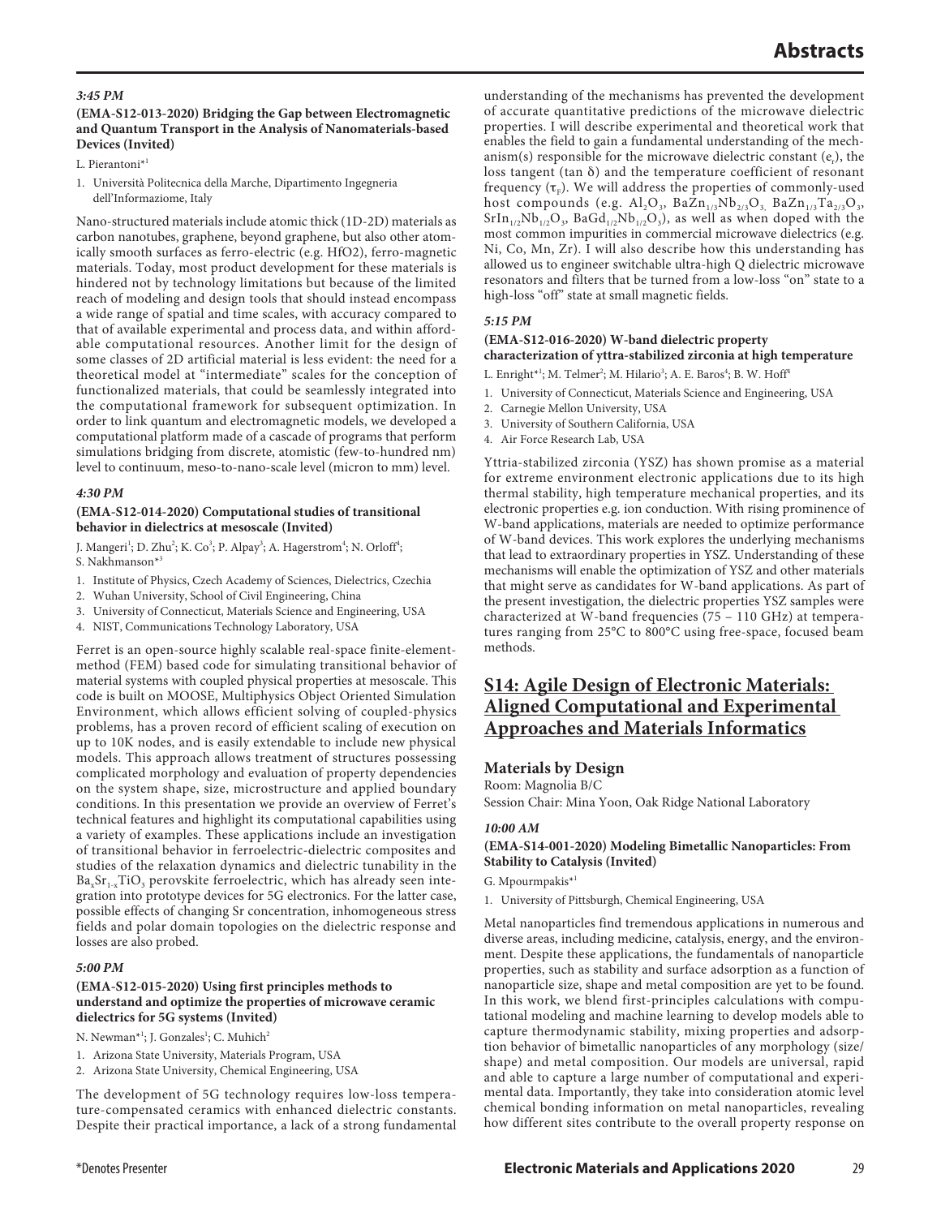### 3:45 PM

**(EMA-S12-013-2020) Bridging the Gap between Electromagnetic and Quantum Transport in the Analysis of Nanomaterials-based Devices (Invited)**

L. Pierantoni*[1]

1. Università Politecnica della Marche, Dipartimento Ingegneria dell'Informaziome, Italy

Nano-structured materials include atomic thick (1D-2D) materials as carbon nanotubes, graphene, beyond graphene, but also other atomically smooth surfaces as ferro-electric (e.g. HfO2), ferro-magnetic materials. Today, most product development for these materials is hindered not by technology limitations but because of the limited reach of modeling and design tools that should instead encompass a wide range of spatial and time scales, with accuracy compared to that of available experimental and process data, and within affordable computational resources. Another limit for the design of some classes of 2D artificial material is less evident: the need for a theoretical model at "intermediate" scales for the conception of functionalized materials, that could be seamlessly integrated into the computational framework for subsequent optimization. In order to link quantum and electromagnetic models, we developed a computational platform made of a cascade of programs that perform simulations bridging from discrete, atomistic (few-to-hundred nm) level to continuum, meso-to-nano-scale level (micron to mm) level.

### 4:30 PM

**(EMA-S12-014-2020) Computational studies of transitional behavior in dielectrics at mesoscale (Invited)**

J. Mangeri[1]; D. Zhu[2]; K. Co[3]; P. Alpay[3]; A. Hagerstrom[4]; N. Orloff[4]; S. Nakhmanson*[3]

1. Institute of Physics, Czech Academy of Sciences, Dielectrics, Czechia
2. Wuhan University, School of Civil Engineering, China
3. University of Connecticut, Materials Science and Engineering, USA
4. NIST, Communications Technology Laboratory, USA

Ferret is an open-source highly scalable real-space finite-element-method (FEM) based code for simulating transitional behavior of material systems with coupled physical properties at mesoscale. This code is built on MOOSE, Multiphysics Object Oriented Simulation Environment, which allows efficient solving of coupled-physics problems, has a proven record of efficient scaling of execution on up to 10K nodes, and is easily extendable to include new physical models. This approach allows treatment of structures possessing complicated morphology and evaluation of property dependencies on the system shape, size, microstructure and applied boundary conditions. In this presentation we provide an overview of Ferret's technical features and highlight its computational capabilities using a variety of examples. These applications include an investigation of transitional behavior in ferroelectric-dielectric composites and studies of the relaxation dynamics and dielectric tunability in the $Ba_xSr_{1-x}TiO_3$ perovskite ferroelectric, which has already seen integration into prototype devices for 5G electronics. For the latter case, possible effects of changing Sr concentration, inhomogeneous stress fields and polar domain topologies on the dielectric response and losses are also probed.

### 5:00 PM

**(EMA-S12-015-2020) Using first principles methods to understand and optimize the properties of microwave ceramic dielectrics for 5G systems (Invited)**

N. Newman*[1]; J. Gonzales[1]; C. Muhich[2]

1. Arizona State University, Materials Program, USA
2. Arizona State University, Chemical Engineering, USA

The development of 5G technology requires low-loss temperature-compensated ceramics with enhanced dielectric constants. Despite their practical importance, a lack of a strong fundamental understanding of the mechanisms has prevented the development of accurate quantitative predictions of the microwave dielectric properties. I will describe experimental and theoretical work that enables the field to gain a fundamental understanding of the mechanism(s) responsible for the microwave dielectric constant ($e_r$), the loss tangent (tan δ) and the temperature coefficient of resonant frequency ($\tau_F$). We will address the properties of commonly-used host compounds (e.g. $Al_2O_3$, $BaZn_{1/3}Nb_{2/3}O_3$, $BaZn_{1/3}Ta_{2/3}O_3$, $SrIn_{1/2}Nb_{1/2}O_3$, $BaGd_{1/2}Nb_{1/2}O_3$), as well as when doped with the most common impurities in commercial microwave dielectrics (e.g. Ni, Co, Mn, Zr). I will also describe how this understanding has allowed us to engineer switchable ultra-high Q dielectric microwave resonators and filters that be turned from a low-loss "on" state to a high-loss "off" state at small magnetic fields.

### 5:15 PM

**(EMA-S12-016-2020) W-band dielectric property characterization of yttra-stabilized zirconia at high temperature**

L. Enright*[1]; M. Telmer[2]; M. Hilario[3]; A. E. Baros[4]; B. W. Hoff[4]

1. University of Connecticut, Materials Science and Engineering, USA
2. Carnegie Mellon University, USA
3. University of Southern California, USA
4. Air Force Research Lab, USA

Yttria-stabilized zirconia (YSZ) has shown promise as a material for extreme environment electronic applications due to its high thermal stability, high temperature mechanical properties, and its electronic properties e.g. ion conduction. With rising prominence of W-band applications, materials are needed to optimize performance of W-band devices. This work explores the underlying mechanisms that lead to extraordinary properties in YSZ. Understanding of these mechanisms will enable the optimization of YSZ and other materials that might serve as candidates for W-band applications. As part of the present investigation, the dielectric properties YSZ samples were characterized at W-band frequencies (75 – 110 GHz) at temperatures ranging from 25°C to 800°C using free-space, focused beam methods.

## S14: Agile Design of Electronic Materials: Aligned Computational and Experimental Approaches and Materials Informatics

### Materials by Design

Room: Magnolia B/C
Session Chair: Mina Yoon, Oak Ridge National Laboratory

### 10:00 AM

**(EMA-S14-001-2020) Modeling Bimetallic Nanoparticles: From Stability to Catalysis (Invited)**

G. Mpourmpakis*[1]

1. University of Pittsburgh, Chemical Engineering, USA

Metal nanoparticles find tremendous applications in numerous and diverse areas, including medicine, catalysis, energy, and the environment. Despite these applications, the fundamentals of nanoparticle properties, such as stability and surface adsorption as a function of nanoparticle size, shape and metal composition are yet to be found. In this work, we blend first-principles calculations with computational modeling and machine learning to develop models able to capture thermodynamic stability, mixing properties and adsorption behavior of bimetallic nanoparticles of any morphology (size/shape) and metal composition. Our models are universal, rapid and able to capture a large number of computational and experimental data. Importantly, they take into consideration atomic level chemical bonding information on metal nanoparticles, revealing how different sites contribute to the overall property response on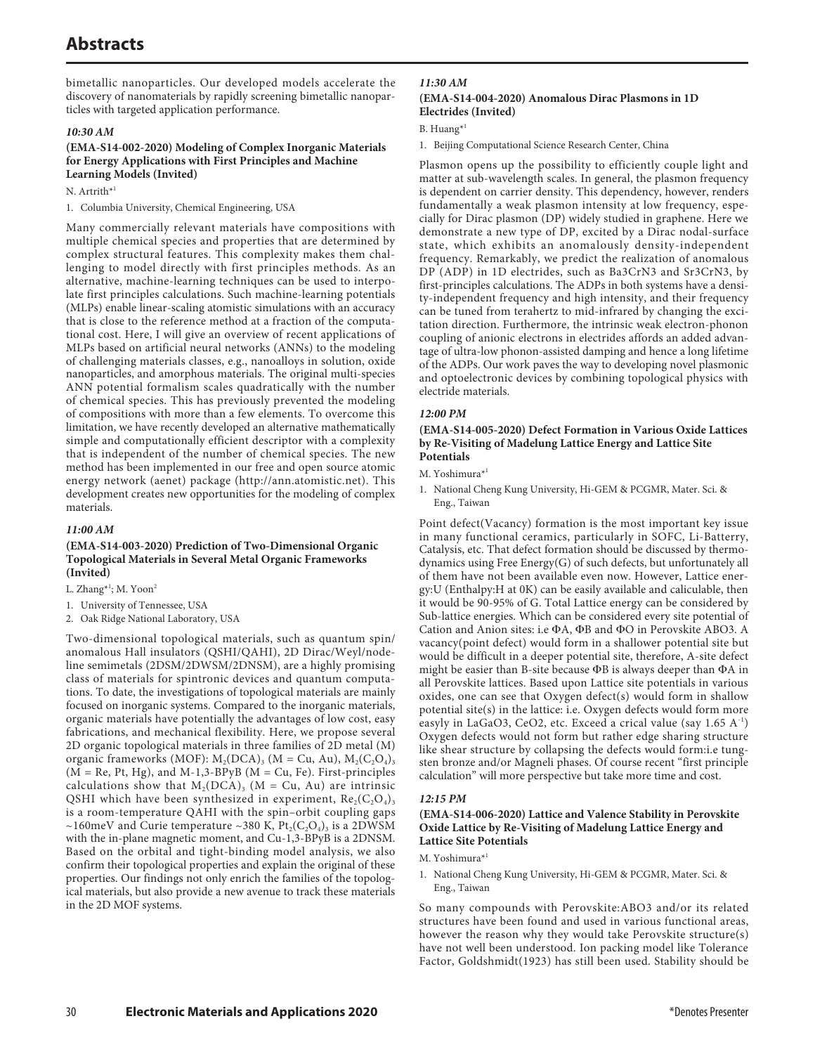bimetallic nanoparticles. Our developed models accelerate the discovery of nanomaterials by rapidly screening bimetallic nanoparticles with targeted application performance.

***10:30 AM***

**(EMA-S14-002-2020) Modeling of Complex Inorganic Materials for Energy Applications with First Principles and Machine Learning Models (Invited)**

N. Artrith*[1]

1. Columbia University, Chemical Engineering, USA

Many commercially relevant materials have compositions with multiple chemical species and properties that are determined by complex structural features. This complexity makes them challenging to model directly with first principles methods. As an alternative, machine-learning techniques can be used to interpolate first principles calculations. Such machine-learning potentials (MLPs) enable linear-scaling atomistic simulations with an accuracy that is close to the reference method at a fraction of the computational cost. Here, I will give an overview of recent applications of MLPs based on artificial neural networks (ANNs) to the modeling of challenging materials classes, e.g., nanoalloys in solution, oxide nanoparticles, and amorphous materials. The original multi-species ANN potential formalism scales quadratically with the number of chemical species. This has previously prevented the modeling of compositions with more than a few elements. To overcome this limitation, we have recently developed an alternative mathematically simple and computationally efficient descriptor with a complexity that is independent of the number of chemical species. The new method has been implemented in our free and open source atomic energy network (aenet) package (http://ann.atomistic.net). This development creates new opportunities for the modeling of complex materials.

***11:00 AM***

**(EMA-S14-003-2020) Prediction of Two-Dimensional Organic Topological Materials in Several Metal Organic Frameworks (Invited)**

L. Zhang*[1]; M. Yoon[2]

1. University of Tennessee, USA
2. Oak Ridge National Laboratory, USA

Two-dimensional topological materials, such as quantum spin/anomalous Hall insulators (QSHI/QAHI), 2D Dirac/Weyl/nodeline semimetals (2DSM/2DWSM/2DNSM), are a highly promising class of materials for spintronic devices and quantum computations. To date, the investigations of topological materials are mainly focused on inorganic systems. Compared to the inorganic materials, organic materials have potentially the advantages of low cost, easy fabrications, and mechanical flexibility. Here, we propose several 2D organic topological materials in three families of 2D metal (M) organic frameworks (MOF): $M_2(DCA)_3$ (M = Cu, Au), $M_2(C_2O_4)_3$ (M = Re, Pt, Hg), and M-1,3-BPyB (M = Cu, Fe). First-principles calculations show that $M_2(DCA)_3$ (M = Cu, Au) are intrinsic QSHI which have been synthesized in experiment, $Re_2(C_2O_4)_3$ is a room-temperature QAHI with the spin–orbit coupling gaps ~160meV and Curie temperature ~380 K, $Pt_2(C_2O_4)_3$ is a 2DWSM with the in-plane magnetic moment, and Cu-1,3-BPyB is a 2DNSM. Based on the orbital and tight-binding model analysis, we also confirm their topological properties and explain the original of these properties. Our findings not only enrich the families of the topological materials, but also provide a new avenue to track these materials in the 2D MOF systems.

***11:30 AM***

**(EMA-S14-004-2020) Anomalous Dirac Plasmons in 1D Electrides (Invited)**

B. Huang*[1]

1. Beijing Computational Science Research Center, China

Plasmon opens up the possibility to efficiently couple light and matter at sub-wavelength scales. In general, the plasmon frequency is dependent on carrier density. This dependency, however, renders fundamentally a weak plasmon intensity at low frequency, especially for Dirac plasmon (DP) widely studied in graphene. Here we demonstrate a new type of DP, excited by a Dirac nodal-surface state, which exhibits an anomalously density-independent frequency. Remarkably, we predict the realization of anomalous DP (ADP) in 1D electrides, such as Ba3CrN3 and Sr3CrN3, by first-principles calculations. The ADPs in both systems have a density-independent frequency and high intensity, and their frequency can be tuned from terahertz to mid-infrared by changing the excitation direction. Furthermore, the intrinsic weak electron-phonon coupling of anionic electrons in electrides affords an added advantage of ultra-low phonon-assisted damping and hence a long lifetime of the ADPs. Our work paves the way to developing novel plasmonic and optoelectronic devices by combining topological physics with electride materials.

***12:00 PM***

**(EMA-S14-005-2020) Defect Formation in Various Oxide Lattices by Re-Visiting of Madelung Lattice Energy and Lattice Site Potentials**

M. Yoshimura*[1]

1. National Cheng Kung University, Hi-GEM & PCGMR, Mater. Sci. & Eng., Taiwan

Point defect(Vacancy) formation is the most important key issue in many functional ceramics, particularly in SOFC, Li-Batterry, Catalysis, etc. That defect formation should be discussed by thermodynamics using Free Energy(G) of such defects, but unfortunately all of them have not been available even now. However, Lattice energy:U (Enthalpy:H at 0K) can be easily available and caliculable, then it would be 90-95% of G. Total Lattice energy can be considered by Sub-lattice energies. Which can be considered every site potential of Cation and Anion sites: i.e ΦA, ΦB and ΦO in Perovskite ABO3. A vacancy(point defect) would form in a shallower potential site but would be difficult in a deeper potential site, therefore, A-site defect might be easier than B-site because ΦB is always deeper than ΦA in all Perovskite lattices. Based upon Lattice site potentials in various oxides, one can see that Oxygen defect(s) would form in shallow potential site(s) in the lattice: i.e. Oxygen defects would form more easyly in LaGaO3, CeO2, etc. Exceed a crical value (say 1.65 $A^{-1}$) Oxygen defects would not form but rather edge sharing structure like shear structure by collapsing the defects would form:i.e tungsten bronze and/or Magneli phases. Of course recent "first principle calculation" will more perspective but take more time and cost.

***12:15 PM***

**(EMA-S14-006-2020) Lattice and Valence Stability in Perovskite Oxide Lattice by Re-Visiting of Madelung Lattice Energy and Lattice Site Potentials**

M. Yoshimura*[1]

1. National Cheng Kung University, Hi-GEM & PCGMR, Mater. Sci. & Eng., Taiwan

So many compounds with Perovskite:ABO3 and/or its related structures have been found and used in various functional areas, however the reason why they would take Perovskite structure(s) have not well been understood. Ion packing model like Tolerance Factor, Goldshmidt(1923) has still been used. Stability should be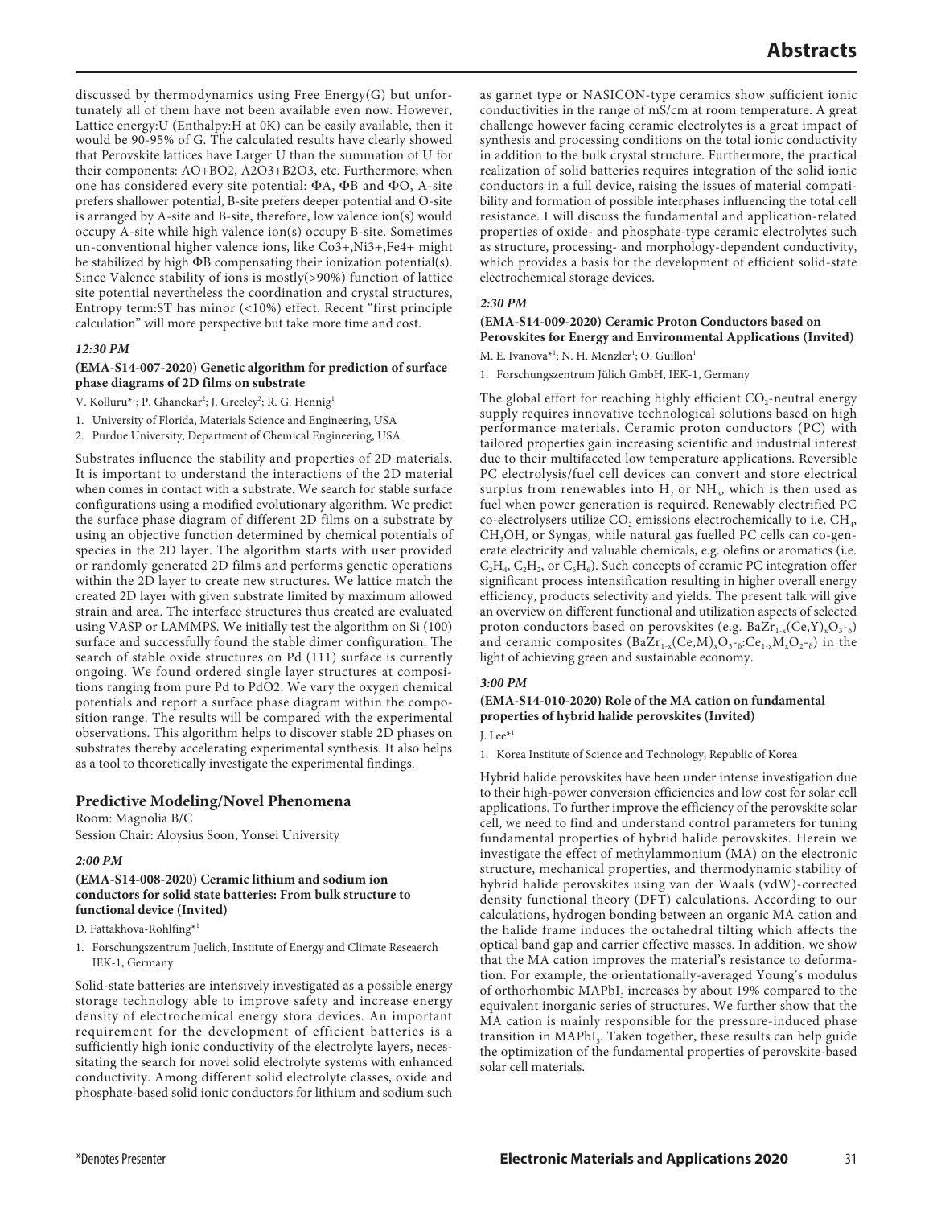discussed by thermodynamics using Free Energy(G) but unfortunately all of them have not been available even now. However, Lattice energy:U (Enthalpy:H at 0K) can be easily available, then it would be 90-95% of G. The calculated results have clearly showed that Perovskite lattices have Larger U than the summation of U for their components: AO+BO2, A2O3+B2O3, etc. Furthermore, when one has considered every site potential: ΦA, ΦB and ΦO, A-site prefers shallower potential, B-site prefers deeper potential and O-site is arranged by A-site and B-site, therefore, low valence ion(s) would occupy A-site while high valence ion(s) occupy B-site. Sometimes un-conventional higher valence ions, like Co3+,Ni3+,Fe4+ might be stabilized by high ΦB compensating their ionization potential(s). Since Valence stability of ions is mostly(>90%) function of lattice site potential nevertheless the coordination and crystal structures, Entropy term:ST has minor (<10%) effect. Recent "first principle calculation" will more perspective but take more time and cost.

*12:30 PM*

**(EMA-S14-007-2020) Genetic algorithm for prediction of surface phase diagrams of 2D films on substrate**

V. Kolluru*[1]; P. Ghanekar[2]; J. Greeley[2]; R. G. Hennig[1]

1. University of Florida, Materials Science and Engineering, USA
2. Purdue University, Department of Chemical Engineering, USA

Substrates influence the stability and properties of 2D materials. It is important to understand the interactions of the 2D material when comes in contact with a substrate. We search for stable surface configurations using a modified evolutionary algorithm. We predict the surface phase diagram of different 2D films on a substrate by using an objective function determined by chemical potentials of species in the 2D layer. The algorithm starts with user provided or randomly generated 2D films and performs genetic operations within the 2D layer to create new structures. We lattice match the created 2D layer with given substrate limited by maximum allowed strain and area. The interface structures thus created are evaluated using VASP or LAMMPS. We initially test the algorithm on Si (100) surface and successfully found the stable dimer configuration. The search of stable oxide structures on Pd (111) surface is currently ongoing. We found ordered single layer structures at compositions ranging from pure Pd to PdO2. We vary the oxygen chemical potentials and report a surface phase diagram within the composition range. The results will be compared with the experimental observations. This algorithm helps to discover stable 2D phases on substrates thereby accelerating experimental synthesis. It also helps as a tool to theoretically investigate the experimental findings.

## Predictive Modeling/Novel Phenomena

Room: Magnolia B/C
Session Chair: Aloysius Soon, Yonsei University

*2:00 PM*

**(EMA-S14-008-2020) Ceramic lithium and sodium ion conductors for solid state batteries: From bulk structure to functional device (Invited)**

D. Fattakhova-Rohlfing*[1]

1. Forschungszentrum Juelich, Institute of Energy and Climate Reseaerch IEK-1, Germany

Solid-state batteries are intensively investigated as a possible energy storage technology able to improve safety and increase energy density of electrochemical energy stora devices. An important requirement for the development of efficient batteries is a sufficiently high ionic conductivity of the electrolyte layers, necessitating the search for novel solid electrolyte systems with enhanced conductivity. Among different solid electrolyte classes, oxide and phosphate-based solid ionic conductors for lithium and sodium such as garnet type or NASICON-type ceramics show sufficient ionic conductivities in the range of mS/cm at room temperature. A great challenge however facing ceramic electrolytes is a great impact of synthesis and processing conditions on the total ionic conductivity in addition to the bulk crystal structure. Furthermore, the practical realization of solid batteries requires integration of the solid ionic conductors in a full device, raising the issues of material compatibility and formation of possible interphases influencing the total cell resistance. I will discuss the fundamental and application-related properties of oxide- and phosphate-type ceramic electrolytes such as structure, processing- and morphology-dependent conductivity, which provides a basis for the development of efficient solid-state electrochemical storage devices.

*2:30 PM*

**(EMA-S14-009-2020) Ceramic Proton Conductors based on Perovskites for Energy and Environmental Applications (Invited)**

M. E. Ivanova*[1]; N. H. Menzler[1]; O. Guillon[1]

1. Forschungszentrum Jülich GmbH, IEK-1, Germany

The global effort for reaching highly efficient $CO_2$-neutral energy supply requires innovative technological solutions based on high performance materials. Ceramic proton conductors (PC) with tailored properties gain increasing scientific and industrial interest due to their multifaceted low temperature applications. Reversible PC electrolysis/fuel cell devices can convert and store electrical surplus from renewables into $H_2$ or $NH_3$, which is then used as fuel when power generation is required. Renewably electrified PC co-electrolysers utilize $CO_2$ emissions electrochemically to i.e. $CH_4$, $CH_3OH$, or Syngas, while natural gas fuelled PC cells can co-generate electricity and valuable chemicals, e.g. olefins or aromatics (i.e. $C_2H_4$, $C_2H_2$, or $C_6H_6$). Such concepts of ceramic PC integration offer significant process intensification resulting in higher overall energy efficiency, products selectivity and yields. The present talk will give an overview on different functional and utilization aspects of selected proton conductors based on perovskites (e.g. $BaZr_{1-x}(Ce,Y)_xO_{3-\delta}$) and ceramic composites ($BaZr_{1-x}(Ce,M)_xO_{3-\delta}$:$Ce_{1-x}M_xO_{2-\delta}$) in the light of achieving green and sustainable economy.

*3:00 PM*

**(EMA-S14-010-2020) Role of the MA cation on fundamental properties of hybrid halide perovskites (Invited)**

J. Lee*[1]

1. Korea Institute of Science and Technology, Republic of Korea

Hybrid halide perovskites have been under intense investigation due to their high-power conversion efficiencies and low cost for solar cell applications. To further improve the efficiency of the perovskite solar cell, we need to find and understand control parameters for tuning fundamental properties of hybrid halide perovskites. Herein we investigate the effect of methylammonium (MA) on the electronic structure, mechanical properties, and thermodynamic stability of hybrid halide perovskites using van der Waals (vdW)-corrected density functional theory (DFT) calculations. According to our calculations, hydrogen bonding between an organic MA cation and the halide frame induces the octahedral tilting which affects the optical band gap and carrier effective masses. In addition, we show that the MA cation improves the material's resistance to deformation. For example, the orientationally-averaged Young's modulus of orthorhombic $MAPbI_3$ increases by about 19% compared to the equivalent inorganic series of structures. We further show that the MA cation is mainly responsible for the pressure-induced phase transition in $MAPbI_3$. Taken together, these results can help guide the optimization of the fundamental properties of perovskite-based solar cell materials.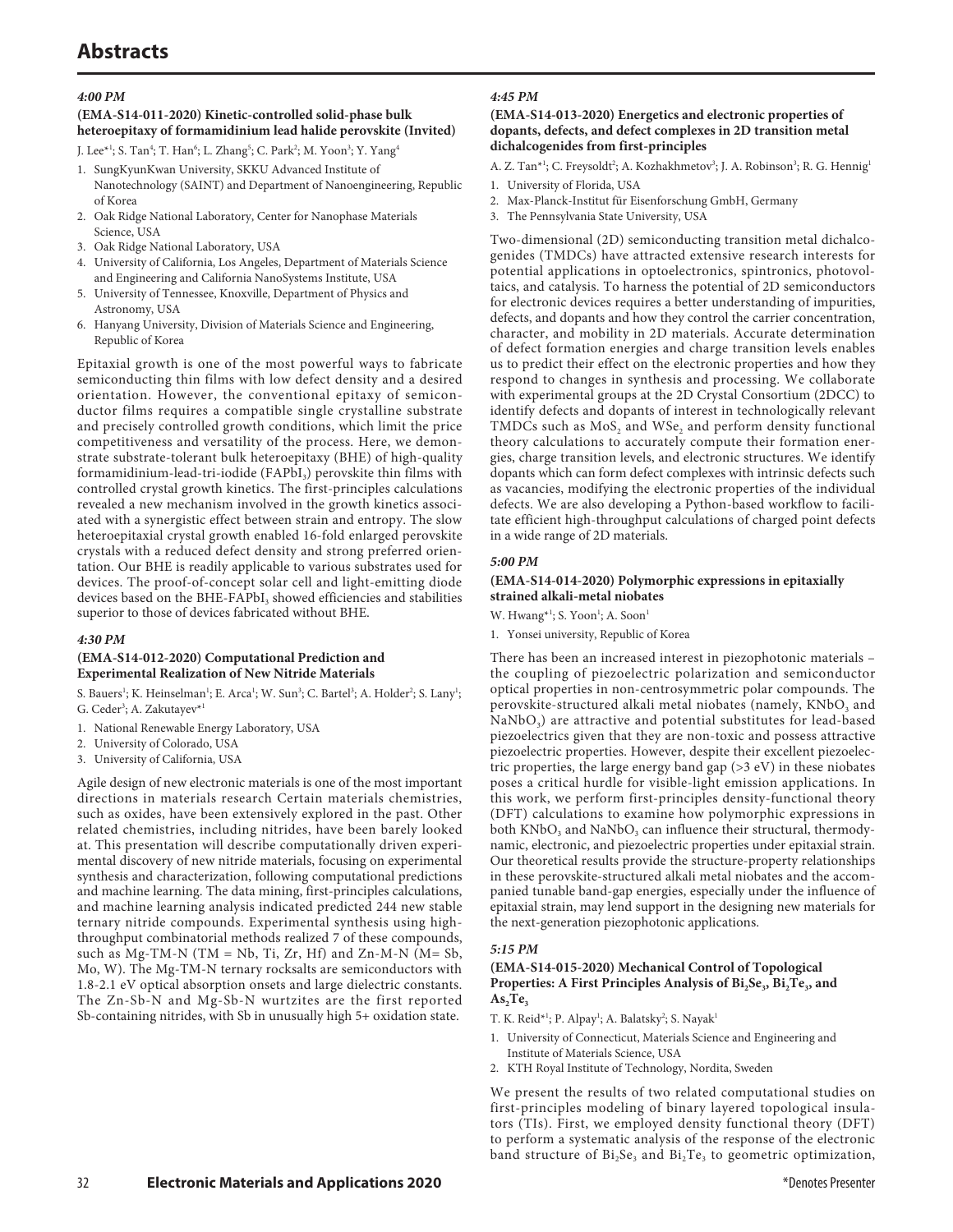# Abstracts

*4:00 PM*

### (EMA-S14-011-2020) Kinetic-controlled solid-phase bulk heteroepitaxy of formamidinium lead halide perovskite (Invited)

J. Lee*[1]; S. Tan[4]; T. Han[6]; L. Zhang[5]; C. Park[2]; M. Yoon[3]; Y. Yang[4]

1. SungKyunKwan University, SKKU Advanced Institute of Nanotechnology (SAINT) and Department of Nanoengineering, Republic of Korea
2. Oak Ridge National Laboratory, Center for Nanophase Materials Science, USA
3. Oak Ridge National Laboratory, USA
4. University of California, Los Angeles, Department of Materials Science and Engineering and California NanoSystems Institute, USA
5. University of Tennessee, Knoxville, Department of Physics and Astronomy, USA
6. Hanyang University, Division of Materials Science and Engineering, Republic of Korea

Epitaxial growth is one of the most powerful ways to fabricate semiconducting thin films with low defect density and a desired orientation. However, the conventional epitaxy of semiconductor films requires a compatible single crystalline substrate and precisely controlled growth conditions, which limit the price competitiveness and versatility of the process. Here, we demonstrate substrate-tolerant bulk heteroepitaxy (BHE) of high-quality formamidinium-lead-tri-iodide ($FAPbI_3$) perovskite thin films with controlled crystal growth kinetics. The first-principles calculations revealed a new mechanism involved in the growth kinetics associated with a synergistic effect between strain and entropy. The slow heteroepitaxial crystal growth enabled 16-fold enlarged perovskite crystals with a reduced defect density and strong preferred orientation. Our BHE is readily applicable to various substrates used for devices. The proof-of-concept solar cell and light-emitting diode devices based on the BHE-$FAPbI_3$ showed efficiencies and stabilities superior to those of devices fabricated without BHE.

*4:30 PM*

### (EMA-S14-012-2020) Computational Prediction and Experimental Realization of New Nitride Materials

S. Bauers[1]; K. Heinselman[1]; E. Arca[1]; W. Sun[3]; C. Bartel[1]; A. Holder[2]; S. Lany[1]; G. Ceder[3]; A. Zakutayev*[1]

1. National Renewable Energy Laboratory, USA
2. University of Colorado, USA
3. University of California, USA

Agile design of new electronic materials is one of the most important directions in materials research Certain materials chemistries, such as oxides, have been extensively explored in the past. Other related chemistries, including nitrides, have been barely looked at. This presentation will describe computationally driven experimental discovery of new nitride materials, focusing on experimental synthesis and characterization, following computational predictions and machine learning. The data mining, first-principles calculations, and machine learning analysis indicated predicted 244 new stable ternary nitride compounds. Experimental synthesis using high-throughput combinatorial methods realized 7 of these compounds, such as Mg-TM-N (TM = Nb, Ti, Zr, Hf) and Zn-M-N (M= Sb, Mo, W). The Mg-TM-N ternary rocksalts are semiconductors with 1.8-2.1 eV optical absorption onsets and large dielectric constants. The Zn-Sb-N and Mg-Sb-N wurtzites are the first reported Sb-containing nitrides, with Sb in unusually high 5+ oxidation state.

*4:45 PM*

### (EMA-S14-013-2020) Energetics and electronic properties of dopants, defects, and defect complexes in 2D transition metal dichalcogenides from first-principles

A. Z. Tan*[1]; C. Freysoldt[2]; A. Kozhakhmetov[3]; J. A. Robinson[3]; R. G. Hennig[1]

1. University of Florida, USA
2. Max-Planck-Institut für Eisenforschung GmbH, Germany
3. The Pennsylvania State University, USA

Two-dimensional (2D) semiconducting transition metal dichalcogenides (TMDCs) have attracted extensive research interests for potential applications in optoelectronics, spintronics, photovoltaics, and catalysis. To harness the potential of 2D semiconductors for electronic devices requires a better understanding of impurities, defects, and dopants and how they control the carrier concentration, character, and mobility in 2D materials. Accurate determination of defect formation energies and charge transition levels enables us to predict their effect on the electronic properties and how they respond to changes in synthesis and processing. We collaborate with experimental groups at the 2D Crystal Consortium (2DCC) to identify defects and dopants of interest in technologically relevant TMDCs such as $MoS_2$ and $WSe_2$ and perform density functional theory calculations to accurately compute their formation energies, charge transition levels, and electronic structures. We identify dopants which can form defect complexes with intrinsic defects such as vacancies, modifying the electronic properties of the individual defects. We are also developing a Python-based workflow to facilitate efficient high-throughput calculations of charged point defects in a wide range of 2D materials.

*5:00 PM*

### (EMA-S14-014-2020) Polymorphic expressions in epitaxially strained alkali-metal niobates

W. Hwang*[1]; S. Yoon[1]; A. Soon[1]

1. Yonsei university, Republic of Korea

There has been an increased interest in piezophotonic materials – the coupling of piezoelectric polarization and semiconductor optical properties in non-centrosymmetric polar compounds. The perovskite-structured alkali metal niobates (namely, $KNbO_3$ and $NaNbO_3$) are attractive and potential substitutes for lead-based piezoelectrics given that they are non-toxic and possess attractive piezoelectric properties. However, despite their excellent piezoelectric properties, the large energy band gap (>3 eV) in these niobates poses a critical hurdle for visible-light emission applications. In this work, we perform first-principles density-functional theory (DFT) calculations to examine how polymorphic expressions in both $KNbO_3$ and $NaNbO_3$ can influence their structural, thermodynamic, electronic, and piezoelectric properties under epitaxial strain. Our theoretical results provide the structure-property relationships in these perovskite-structured alkali metal niobates and the accompanied tunable band-gap energies, especially under the influence of epitaxial strain, may lend support in the designing new materials for the next-generation piezophotonic applications.

*5:15 PM*

### (EMA-S14-015-2020) Mechanical Control of Topological Properties: A First Principles Analysis of $Bi_2Se_3$, $Bi_2Te_3$, and $As_2Te_3$

T. K. Reid*[1]; P. Alpay[1]; A. Balatsky[2]; S. Nayak[1]

1. University of Connecticut, Materials Science and Engineering and Institute of Materials Science, USA
2. KTH Royal Institute of Technology, Nordita, Sweden

We present the results of two related computational studies on first-principles modeling of binary layered topological insulators (TIs). First, we employed density functional theory (DFT) to perform a systematic analysis of the response of the electronic band structure of $Bi_2Se_3$ and $Bi_2Te_3$ to geometric optimization,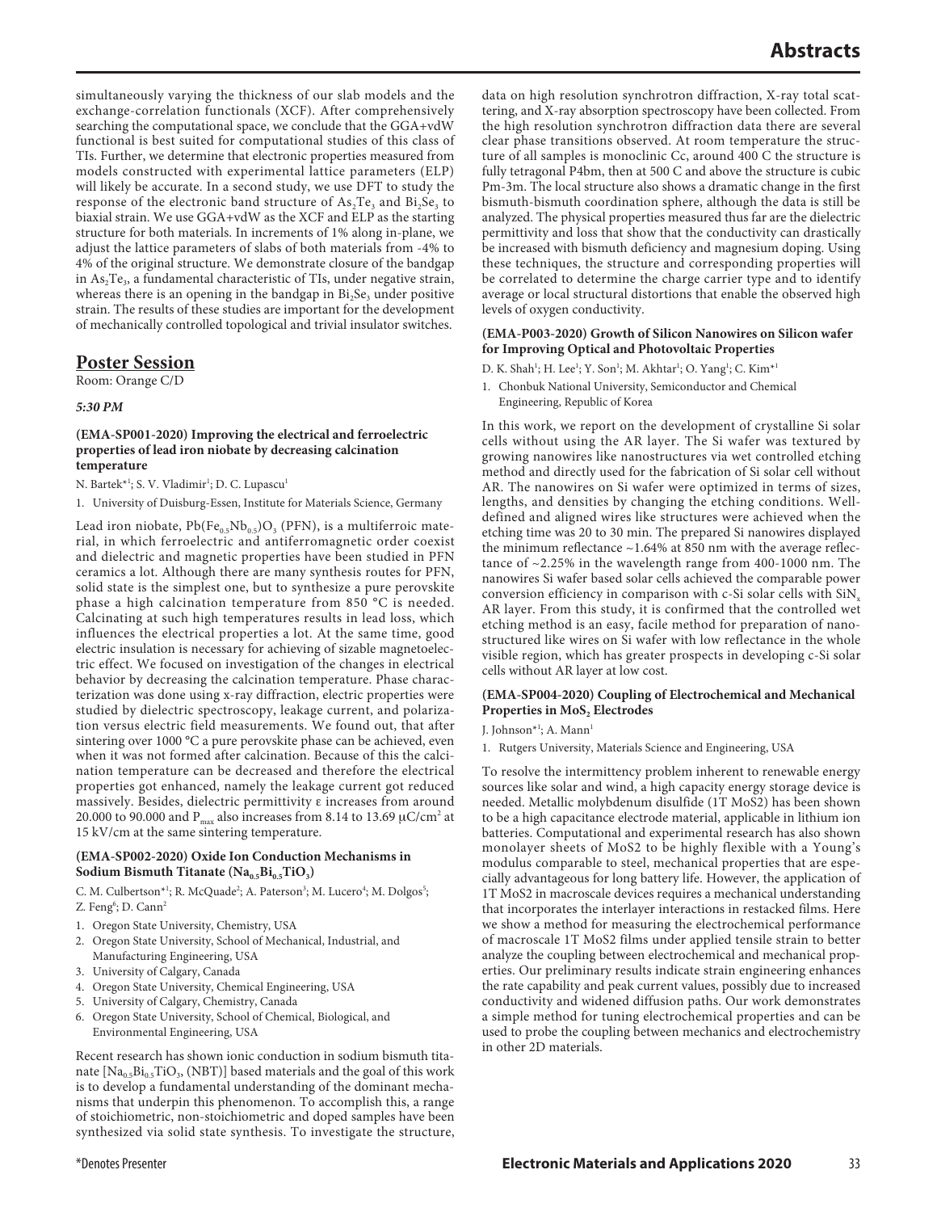simultaneously varying the thickness of our slab models and the exchange-correlation functionals (XCF). After comprehensively searching the computational space, we conclude that the GGA+vdW functional is best suited for computational studies of this class of TIs. Further, we determine that electronic properties measured from models constructed with experimental lattice parameters (ELP) will likely be accurate. In a second study, we use DFT to study the response of the electronic band structure of $As_2Te_3$ and $Bi_2Se_3$ to biaxial strain. We use GGA+vdW as the XCF and ELP as the starting structure for both materials. In increments of 1% along in-plane, we adjust the lattice parameters of slabs of both materials from -4% to 4% of the original structure. We demonstrate closure of the bandgap in $As_2Te_3$, a fundamental characteristic of TIs, under negative strain, whereas there is an opening in the bandgap in $Bi_2Se_3$ under positive strain. The results of these studies are important for the development of mechanically controlled topological and trivial insulator switches.

## Poster Session

Room: Orange C/D

***5:30 PM***

### (EMA-SP001-2020) Improving the electrical and ferroelectric properties of lead iron niobate by decreasing calcination temperature

N. Bartek*[1]; S. V. Vladimir[1]; D. C. Lupascu[1]

1. University of Duisburg-Essen, Institute for Materials Science, Germany

Lead iron niobate, $Pb(Fe_{0.5}Nb_{0.5})O_3$ (PFN), is a multiferroic material, in which ferroelectric and antiferromagnetic order coexist and dielectric and magnetic properties have been studied in PFN ceramics a lot. Although there are many synthesis routes for PFN, solid state is the simplest one, but to synthesize a pure perovskite phase a high calcination temperature from 850 °C is needed. Calcinating at such high temperatures results in lead loss, which influences the electrical properties a lot. At the same time, good electric insulation is necessary for achieving of sizable magnetoelectric effect. We focused on investigation of the changes in electrical behavior by decreasing the calcination temperature. Phase characterization was done using x-ray diffraction, electric properties were studied by dielectric spectroscopy, leakage current, and polarization versus electric field measurements. We found out, that after sintering over 1000 °C a pure perovskite phase can be achieved, even when it was not formed after calcination. Because of this the calcination temperature can be decreased and therefore the electrical properties got enhanced, namely the leakage current got reduced massively. Besides, dielectric permittivity ε increases from around 20.000 to 90.000 and $P_{max}$ also increases from 8.14 to 13.69 μC/cm² at 15 kV/cm at the same sintering temperature.

### (EMA-SP002-2020) Oxide Ion Conduction Mechanisms in Sodium Bismuth Titanate ($Na_{0.5}Bi_{0.5}TiO_3$)

C. M. Culbertson*[1]; R. McQuade[2]; A. Paterson[3]; M. Lucero[4]; M. Dolgos[5]; Z. Feng[6]; D. Cann[2]

1. Oregon State University, Chemistry, USA
2. Oregon State University, School of Mechanical, Industrial, and Manufacturing Engineering, USA
3. University of Calgary, Canada
4. Oregon State University, Chemical Engineering, USA
5. University of Calgary, Chemistry, Canada
6. Oregon State University, School of Chemical, Biological, and Environmental Engineering, USA

Recent research has shown ionic conduction in sodium bismuth titanate [$Na_{0.5}Bi_{0.5}TiO_3$, (NBT)] based materials and the goal of this work is to develop a fundamental understanding of the dominant mechanisms that underpin this phenomenon. To accomplish this, a range of stoichiometric, non-stoichiometric and doped samples have been synthesized via solid state synthesis. To investigate the structure, data on high resolution synchrotron diffraction, X-ray total scattering, and X-ray absorption spectroscopy have been collected. From the high resolution synchrotron diffraction data there are several clear phase transitions observed. At room temperature the structure of all samples is monoclinic Cc, around 400 C the structure is fully tetragonal P4bm, then at 500 C and above the structure is cubic Pm-3m. The local structure also shows a dramatic change in the first bismuth-bismuth coordination sphere, although the data is still be analyzed. The physical properties measured thus far are the dielectric permittivity and loss that show that the conductivity can drastically be increased with bismuth deficiency and magnesium doping. Using these techniques, the structure and corresponding properties will be correlated to determine the charge carrier type and to identify average or local structural distortions that enable the observed high levels of oxygen conductivity.

### (EMA-P003-2020) Growth of Silicon Nanowires on Silicon wafer for Improving Optical and Photovoltaic Properties

D. K. Shah[1]; H. Lee[1]; Y. Son[1]; M. Akhtar[1]; O. Yang[1]; C. Kim*[1]

1. Chonbuk National University, Semiconductor and Chemical Engineering, Republic of Korea

In this work, we report on the development of crystalline Si solar cells without using the AR layer. The Si wafer was textured by growing nanowires like nanostructures via wet controlled etching method and directly used for the fabrication of Si solar cell without AR. The nanowires on Si wafer were optimized in terms of sizes, lengths, and densities by changing the etching conditions. Well-defined and aligned wires like structures were achieved when the etching time was 20 to 30 min. The prepared Si nanowires displayed the minimum reflectance ~1.64% at 850 nm with the average reflectance of ~2.25% in the wavelength range from 400-1000 nm. The nanowires Si wafer based solar cells achieved the comparable power conversion efficiency in comparison with c-Si solar cells with $SiN_x$ AR layer. From this study, it is confirmed that the controlled wet etching method is an easy, facile method for preparation of nanostructured like wires on Si wafer with low reflectance in the whole visible region, which has greater prospects in developing c-Si solar cells without AR layer at low cost.

### (EMA-SP004-2020) Coupling of Electrochemical and Mechanical Properties in $MoS_2$ Electrodes

J. Johnson*[1]; A. Mann[1]

1. Rutgers University, Materials Science and Engineering, USA

To resolve the intermittency problem inherent to renewable energy sources like solar and wind, a high capacity energy storage device is needed. Metallic molybdenum disulfide (1T MoS2) has been shown to be a high capacitance electrode material, applicable in lithium ion batteries. Computational and experimental research has also shown monolayer sheets of MoS2 to be highly flexible with a Young's modulus comparable to steel, mechanical properties that are especially advantageous for long battery life. However, the application of 1T MoS2 in macroscale devices requires a mechanical understanding that incorporates the interlayer interactions in restacked films. Here we show a method for measuring the electrochemical performance of macroscale 1T MoS2 films under applied tensile strain to better analyze the coupling between electrochemical and mechanical properties. Our preliminary results indicate strain engineering enhances the rate capability and peak current values, possibly due to increased conductivity and widened diffusion paths. Our work demonstrates a simple method for tuning electrochemical properties and can be used to probe the coupling between mechanics and electrochemistry in other 2D materials.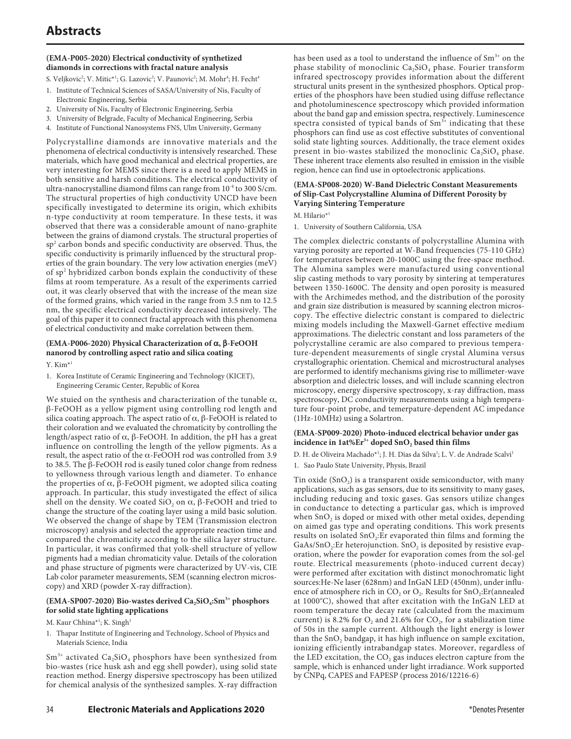# Abstracts

### (EMA-P005-2020) Electrical conductivity of synthetized diamonds in corrections with fractal nature analysis

S. Veljkovic[2]; V. Mitic*[1]; G. Lazovic[3]; V. Paunovic[2]; M. Mohr[4]; H. Fecht[4]

1. Institute of Technical Sciences of SASA/University of Nis, Faculty of Electronic Engineering, Serbia
2. University of Nis, Faculty of Electronic Engineering, Serbia
3. University of Belgrade, Faculty of Mechanical Engineering, Serbia
4. Institute of Functional Nanosystems FNS, Ulm University, Germany

Polycrystalline diamonds are innovative materials and the phenomena of electrical conductivity is intensively researched. These materials, which have good mechanical and electrical properties, are very interesting for MEMS since there is a need to apply MEMS in both sensitive and harsh conditions. The electrical conductivity of ultra-nanocrystalline diamond films can range from $10^{-4}$ to 300 S/cm. The structural properties of high conductivity UNCD have been specifically investigated to determine its origin, which exhibits n-type conductivity at room temperature. In these tests, it was observed that there was a considerable amount of nano-graphite between the grains of diamond crystals. The structural properties of $sp^2$ carbon bonds and specific conductivity are observed. Thus, the specific conductivity is primarily influenced by the structural properties of the grain boundary. The very low activation energies (meV) of $sp^2$ hybridized carbon bonds explain the conductivity of these films at room temperature. As a result of the experiments carried out, it was clearly observed that with the increase of the mean size of the formed grains, which varied in the range from 3.5 nm to 12.5 nm, the specific electrical conductivity decreased intensively. The goal of this paper it to connect fractal approach with this phenomena of electrical conductivity and make correlation between them.

### (EMA-P006-2020) Physical Characterization of α, β-FeOOH nanorod by controlling aspect ratio and silica coating

Y. Kim*[1]

1. Korea Institute of Ceramic Engineering and Technology (KICET), Engineering Ceramic Center, Republic of Korea

We stuied on the synthesis and characterization of the tunable α, β-FeOOH as a yellow pigment using controlling rod length and silica coating approach. The aspect ratio of α, β-FeOOH is related to their coloration and we evaluated the chromaticity by controlling the length/aspect ratio of α, β-FeOOH. In addition, the pH has a great influence on controlling the length of the yellow pigments. As a result, the aspect ratio of the α-FeOOH rod was controlled from 3.9 to 38.5. The β-FeOOH rod is easily tuned color change from redness to yellowness through various length and diameter. To enhance the properties of α, β-FeOOH pigment, we adopted silica coating approach. In particular, this study investigated the effect of silica shell on the density. We coated $SiO_2$ on α, β-FeOOH and tried to change the structure of the coating layer using a mild basic solution. We observed the change of shape by TEM (Transmission electron microscopy) analysis and selected the appropriate reaction time and compared the chromaticity according to the silica layer structure. In particular, it was confirmed that yolk-shell structure of yellow pigments had a median chromaticity value. Details of the coloration and phase structure of pigments were characterized by UV-vis, CIE Lab color parameter measurements, SEM (scanning electron microscopy) and XRD (powder X-ray diffraction).

### (EMA-SP007-2020) Bio-wastes derived $Ca_2SiO_4$:$Sm^{3+}$ phosphors for solid state lighting applications

M. Kaur Chhina*[1]; K. Singh[1]

1. Thapar Institute of Engineering and Technology, School of Physics and Materials Science, India

$Sm^{3+}$ activated $Ca_2SiO_4$ phosphors have been synthesized from bio-wastes (rice husk ash and egg shell powder), using solid state reaction method. Energy dispersive spectroscopy has been utilized for chemical analysis of the synthesized samples. X-ray diffraction has been used as a tool to understand the influence of $Sm^{3+}$ on the phase stability of monoclinic $Ca_2SiO_4$ phase. Fourier transform infrared spectroscopy provides information about the different structural units present in the synthesized phosphors. Optical properties of the phosphors have been studied using diffuse reflectance and photoluminescence spectroscopy which provided information about the band gap and emission spectra, respectively. Luminescence spectra consisted of typical bands of $Sm^{3+}$ indicating that these phosphors can find use as cost effective substitutes of conventional solid state lighting sources. Additionally, the trace element oxides present in bio-wastes stabilized the monoclinic $Ca_2SiO_4$ phase. These inherent trace elements also resulted in emission in the visible region, hence can find use in optoelectronic applications.

### (EMA-SP008-2020) W-Band Dielectric Constant Measurements of Slip-Cast Polycrystalline Alumina of Different Porosity by Varying Sintering Temperature

M. Hilario*[1]

1. University of Southern California, USA

The complex dielectric constants of polycrystalline Alumina with varying porosity are reported at W-Band frequencies (75-110 GHz) for temperatures between 20-1000C using the free-space method. The Alumina samples were manufactured using conventional slip casting methods to vary porosity by sintering at temperatures between 1350-1600C. The density and open porosity is measured with the Archimedes method, and the distribution of the porosity and grain size distribution is measured by scanning electron microscopy. The effective dielectric constant is compared to dielectric mixing models including the Maxwell-Garnet effective medium approximations. The dielectric constant and loss parameters of the polycrystalline ceramic are also compared to previous temperature-dependent measurements of single crystal Alumina versus crystallographic orientation. Chemical and microstructural analyses are performed to identify mechanisms giving rise to millimeter-wave absorption and dielectric losses, and will include scanning electron microscopy, energy dispersive spectroscopy, x-ray diffraction, mass spectroscopy, DC conductivity measurements using a high temperature four-point probe, and temerpature-dependent AC impedance (1Hz-10MHz) using a Solartron.

### (EMA-SP009-2020) Photo-induced electrical behavior under gas incidence in 1at%$Er^{3+}$ doped $SnO_2$ based thin films

D. H. de Oliveira Machado*[1]; J. H. Dias da Silva[1]; L. V. de Andrade Scalvi[1]

1. Sao Paulo State University, Physis, Brazil

Tin oxide ($SnO_2$) is a transparent oxide semiconductor, with many applications, such as gas sensors, due to its sensitivity to many gases, including reducing and toxic gases. Gas sensors utilize changes in conductance to detecting a particular gas, which is improved when $SnO_2$ is doped or mixed with other metal oxides, depending on aimed gas type and operating conditions. This work presents results on isolated $SnO_2$:Er evaporated thin films and forming the GaAs/$SnO_2$:Er heterojunction. $SnO_2$ is deposited by resistive evaporation, where the powder for evaporation comes from the sol-gel route. Electrical measurements (photo-induced current decay) were performed after excitation with distinct monochromatic light sources:He-Ne laser (628nm) and InGaN LED (450nm), under influence of atmosphere rich in $CO_2$ or $O_2$. Results for $SnO_2$:Er(annealed at 1000°C), showed that after excitation with the InGaN LED at room temperature the decay rate (calculated from the maximum current) is 8.2% for $O_2$ and 21.6% for $CO_2$, for a stabilization time of 50s in the sample current. Although the light energy is lower than the $SnO_2$ bandgap, it has high influence on sample excitation, ionizing efficiently intrabandgap states. Moreover, regardless of the LED excitation, the $CO_2$ gas induces electron capture from the sample, which is enhanced under light irradiance. Work supported by CNPq, CAPES and FAPESP (process 2016/12216-6)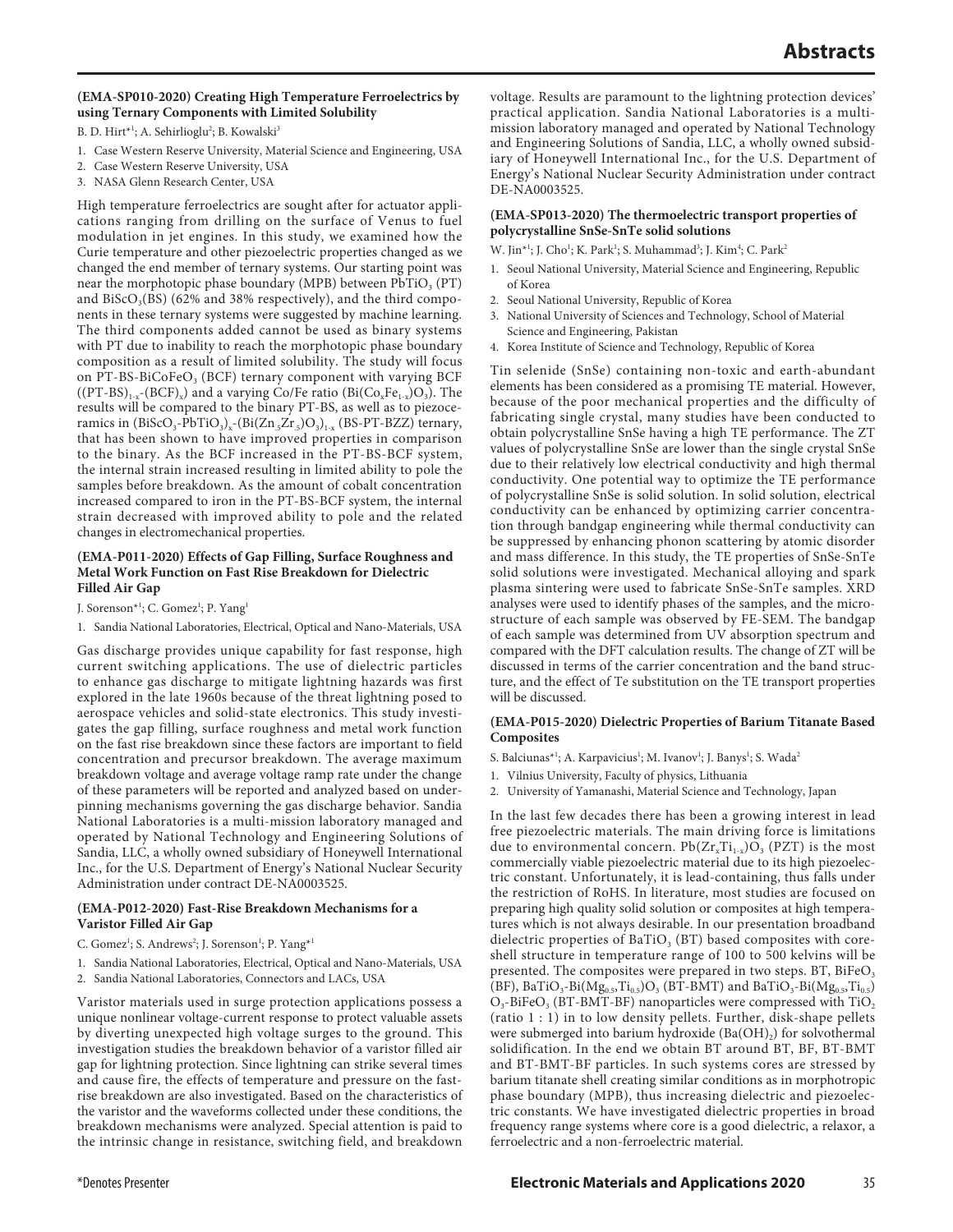### (EMA-SP010-2020) Creating High Temperature Ferroelectrics by using Ternary Components with Limited Solubility

B. D. Hirt*[1]; A. Sehirlioglu[2]; B. Kowalski[3]

1. Case Western Reserve University, Material Science and Engineering, USA
2. Case Western Reserve University, USA
3. NASA Glenn Research Center, USA

High temperature ferroelectrics are sought after for actuator applications ranging from drilling on the surface of Venus to fuel modulation in jet engines. In this study, we examined how the Curie temperature and other piezoelectric properties changed as we changed the end member of ternary systems. Our starting point was near the morphotopic phase boundary (MPB) between $PbTiO_3$ (PT) and $BiScO_3$(BS) (62% and 38% respectively), and the third components in these ternary systems were suggested by machine learning. The third components added cannot be used as binary systems with PT due to inability to reach the morphotopic phase boundary composition as a result of limited solubility. The study will focus on PT-BS-$BiCoFeO_3$ (BCF) ternary component with varying BCF ($(PT\text{-}BS)_{1-x}\text{-}(BCF)_x$) and a varying Co/Fe ratio ($Bi(Co_xFe_{1-x})O_3$). The results will be compared to the binary PT-BS, as well as to piezoceramics in $(BiScO_3\text{-}PbTiO_3)_x\text{-}(Bi(Zn_{.5}Zr_{.5})O_3)_{1-x}$ (BS-PT-BZZ) ternary, that has been shown to have improved properties in comparison to the binary. As the BCF increased in the PT-BS-BCF system, the internal strain increased resulting in limited ability to pole the samples before breakdown. As the amount of cobalt concentration increased compared to iron in the PT-BS-BCF system, the internal strain decreased with improved ability to pole and the related changes in electromechanical properties.

### (EMA-P011-2020) Effects of Gap Filling, Surface Roughness and Metal Work Function on Fast Rise Breakdown for Dielectric Filled Air Gap

J. Sorenson*[1]; C. Gomez[1]; P. Yang[1]

1. Sandia National Laboratories, Electrical, Optical and Nano-Materials, USA

Gas discharge provides unique capability for fast response, high current switching applications. The use of dielectric particles to enhance gas discharge to mitigate lightning hazards was first explored in the late 1960s because of the threat lightning posed to aerospace vehicles and solid-state electronics. This study investigates the gap filling, surface roughness and metal work function on the fast rise breakdown since these factors are important to field concentration and precursor breakdown. The average maximum breakdown voltage and average voltage ramp rate under the change of these parameters will be reported and analyzed based on underpinning mechanisms governing the gas discharge behavior. Sandia National Laboratories is a multi-mission laboratory managed and operated by National Technology and Engineering Solutions of Sandia, LLC, a wholly owned subsidiary of Honeywell International Inc., for the U.S. Department of Energy's National Nuclear Security Administration under contract DE-NA0003525.

### (EMA-P012-2020) Fast-Rise Breakdown Mechanisms for a Varistor Filled Air Gap

C. Gomez[1]; S. Andrews[2]; J. Sorenson[1]; P. Yang*[1]

1. Sandia National Laboratories, Electrical, Optical and Nano-Materials, USA
2. Sandia National Laboratories, Connectors and LACs, USA

Varistor materials used in surge protection applications possess a unique nonlinear voltage-current response to protect valuable assets by diverting unexpected high voltage surges to the ground. This investigation studies the breakdown behavior of a varistor filled air gap for lightning protection. Since lightning can strike several times and cause fire, the effects of temperature and pressure on the fast-rise breakdown are also investigated. Based on the characteristics of the varistor and the waveforms collected under these conditions, the breakdown mechanisms were analyzed. Special attention is paid to the intrinsic change in resistance, switching field, and breakdown voltage. Results are paramount to the lightning protection devices' practical application. Sandia National Laboratories is a multi-mission laboratory managed and operated by National Technology and Engineering Solutions of Sandia, LLC, a wholly owned subsidiary of Honeywell International Inc., for the U.S. Department of Energy's National Nuclear Security Administration under contract DE-NA0003525.

### (EMA-SP013-2020) The thermoelectric transport properties of polycrystalline SnSe-SnTe solid solutions

W. Jin*[1]; J. Cho[1]; K. Park[1]; S. Muhammad[3]; J. Kim[4]; C. Park[2]

1. Seoul National University, Material Science and Engineering, Republic of Korea
2. Seoul National University, Republic of Korea
3. National University of Sciences and Technology, School of Material Science and Engineering, Pakistan
4. Korea Institute of Science and Technology, Republic of Korea

Tin selenide (SnSe) containing non-toxic and earth-abundant elements has been considered as a promising TE material. However, because of the poor mechanical properties and the difficulty of fabricating single crystal, many studies have been conducted to obtain polycrystalline SnSe having a high TE performance. The ZT values of polycrystalline SnSe are lower than the single crystal SnSe due to their relatively low electrical conductivity and high thermal conductivity. One potential way to optimize the TE performance of polycrystalline SnSe is solid solution. In solid solution, electrical conductivity can be enhanced by optimizing carrier concentration through bandgap engineering while thermal conductivity can be suppressed by enhancing phonon scattering by atomic disorder and mass difference. In this study, the TE properties of SnSe-SnTe solid solutions were investigated. Mechanical alloying and spark plasma sintering were used to fabricate SnSe-SnTe samples. XRD analyses were used to identify phases of the samples, and the microstructure of each sample was observed by FE-SEM. The bandgap of each sample was determined from UV absorption spectrum and compared with the DFT calculation results. The change of ZT will be discussed in terms of the carrier concentration and the band structure, and the effect of Te substitution on the TE transport properties will be discussed.

### (EMA-P015-2020) Dielectric Properties of Barium Titanate Based Composites

S. Balciunas*[1]; A. Karpavicius[1]; M. Ivanov[1]; J. Banys[1]; S. Wada[2]

1. Vilnius University, Faculty of physics, Lithuania
2. University of Yamanashi, Material Science and Technology, Japan

In the last few decades there has been a growing interest in lead free piezoelectric materials. The main driving force is limitations due to environmental concern. $Pb(Zr_xTi_{1-x})O_3$ (PZT) is the most commercially viable piezoelectric material due to its high piezoelectric constant. Unfortunately, it is lead-containing, thus falls under the restriction of RoHS. In literature, most studies are focused on preparing high quality solid solution or composites at high temperatures which is not always desirable. In our presentation broadband dielectric properties of $BaTiO_3$ (BT) based composites with core-shell structure in temperature range of 100 to 500 kelvins will be presented. The composites were prepared in two steps. BT, $BiFeO_3$ (BF), $BaTiO_3\text{-}Bi(Mg_{0.5}Ti_{0.5})O_3$ (BT-BMT) and $BaTiO_3\text{-}Bi(Mg_{0.5},Ti_{0.5})O_3\text{-}BiFeO_3$ (BT-BMT-BF) nanoparticles were compressed with $TiO_2$ (ratio 1 : 1) in to low density pellets. Further, disk-shape pellets were submerged into barium hydroxide ($Ba(OH)_2$) for solvothermal solidification. In the end we obtain BT around BT, BF, BT-BMT and BT-BMT-BF particles. In such systems cores are stressed by barium titanate shell creating similar conditions as in morphotropic phase boundary (MPB), thus increasing dielectric and piezoelectric constants. We have investigated dielectric properties in broad frequency range systems where core is a good dielectric, a relaxor, a ferroelectric and a non-ferroelectric material.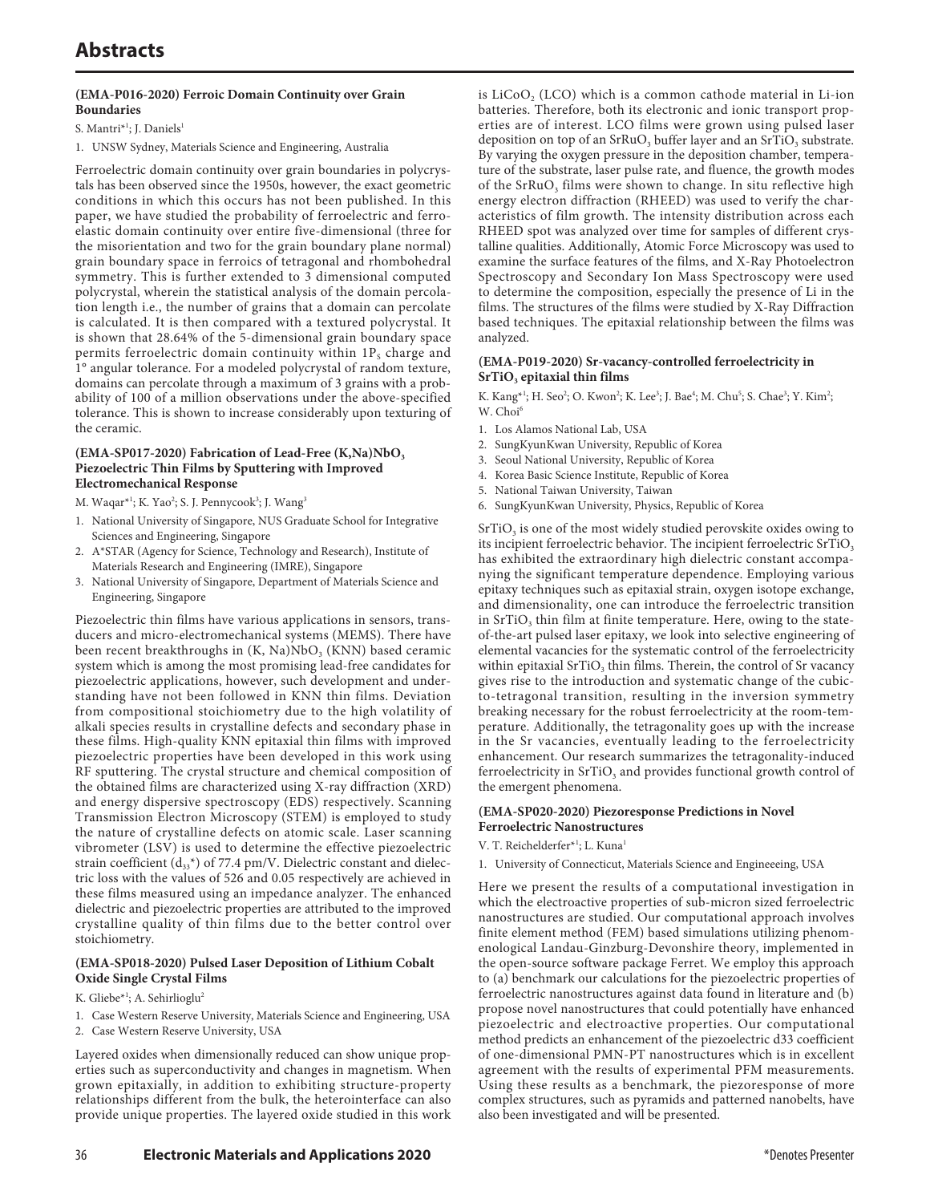# Abstracts

### (EMA-P016-2020) Ferroic Domain Continuity over Grain Boundaries

S. Mantri*[1]; J. Daniels[1]

1. UNSW Sydney, Materials Science and Engineering, Australia

Ferroelectric domain continuity over grain boundaries in polycrystals has been observed since the 1950s, however, the exact geometric conditions in which this occurs has not been published. In this paper, we have studied the probability of ferroelectric and ferroelastic domain continuity over entire five-dimensional (three for the misorientation and two for the grain boundary plane normal) grain boundary space in ferroics of tetragonal and rhombohedral symmetry. This is further extended to 3 dimensional computed polycrystal, wherein the statistical analysis of the domain percolation length i.e., the number of grains that a domain can percolate is calculated. It is then compared with a textured polycrystal. It is shown that 28.64% of the 5-dimensional grain boundary space permits ferroelectric domain continuity within $1P_S$ charge and 1° angular tolerance. For a modeled polycrystal of random texture, domains can percolate through a maximum of 3 grains with a probability of 100 of a million observations under the above-specified tolerance. This is shown to increase considerably upon texturing of the ceramic.

### (EMA-SP017-2020) Fabrication of Lead-Free $(K,Na)NbO_3$ Piezoelectric Thin Films by Sputtering with Improved Electromechanical Response

M. Waqar*[1]; K. Yao[2]; S. J. Pennycook[3]; J. Wang[3]

1. National University of Singapore, NUS Graduate School for Integrative Sciences and Engineering, Singapore
2. A*STAR (Agency for Science, Technology and Research), Institute of Materials Research and Engineering (IMRE), Singapore
3. National University of Singapore, Department of Materials Science and Engineering, Singapore

Piezoelectric thin films have various applications in sensors, transducers and micro-electromechanical systems (MEMS). There have been recent breakthroughs in $(K, Na)NbO_3$ (KNN) based ceramic system which is among the most promising lead-free candidates for piezoelectric applications, however, such development and understanding have not been followed in KNN thin films. Deviation from compositional stoichiometry due to the high volatility of alkali species results in crystalline defects and secondary phase in these films. High-quality KNN epitaxial thin films with improved piezoelectric properties have been developed in this work using RF sputtering. The crystal structure and chemical composition of the obtained films are characterized using X-ray diffraction (XRD) and energy dispersive spectroscopy (EDS) respectively. Scanning Transmission Electron Microscopy (STEM) is employed to study the nature of crystalline defects on atomic scale. Laser scanning vibrometer (LSV) is used to determine the effective piezoelectric strain coefficient ($d_{33}$*) of 77.4 pm/V. Dielectric constant and dielectric loss with the values of 526 and 0.05 respectively are achieved in these films measured using an impedance analyzer. The enhanced dielectric and piezoelectric properties are attributed to the improved crystalline quality of thin films due to the better control over stoichiometry.

### (EMA-SP018-2020) Pulsed Laser Deposition of Lithium Cobalt Oxide Single Crystal Films

K. Gliebe*[1]; A. Sehirlioglu[2]

1. Case Western Reserve University, Materials Science and Engineering, USA
2. Case Western Reserve University, USA

Layered oxides when dimensionally reduced can show unique properties such as superconductivity and changes in magnetism. When grown epitaxially, in addition to exhibiting structure-property relationships different from the bulk, the heterointerface can also provide unique properties. The layered oxide studied in this work is $LiCoO_2$ (LCO) which is a common cathode material in Li-ion batteries. Therefore, both its electronic and ionic transport properties are of interest. LCO films were grown using pulsed laser deposition on top of an $SrRuO_3$ buffer layer and an $SrTiO_3$ substrate. By varying the oxygen pressure in the deposition chamber, temperature of the substrate, laser pulse rate, and fluence, the growth modes of the $SrRuO_3$ films were shown to change. In situ reflective high energy electron diffraction (RHEED) was used to verify the characteristics of film growth. The intensity distribution across each RHEED spot was analyzed over time for samples of different crystalline qualities. Additionally, Atomic Force Microscopy was used to examine the surface features of the films, and X-Ray Photoelectron Spectroscopy and Secondary Ion Mass Spectroscopy were used to determine the composition, especially the presence of Li in the films. The structures of the films were studied by X-Ray Diffraction based techniques. The epitaxial relationship between the films was analyzed.

### (EMA-P019-2020) Sr-vacancy-controlled ferroelectricity in $SrTiO_3$ epitaxial thin films

K. Kang*[1]; H. Seo[2]; O. Kwon[2]; K. Lee[3]; J. Bae[4]; M. Chu[5]; S. Chae[3]; Y. Kim[2]; W. Choi[6]

1. Los Alamos National Lab, USA
2. SungKyunKwan University, Republic of Korea
3. Seoul National University, Republic of Korea
4. Korea Basic Science Institute, Republic of Korea
5. National Taiwan University, Taiwan
6. SungKyunKwan University, Physics, Republic of Korea

$SrTiO_3$ is one of the most widely studied perovskite oxides owing to its incipient ferroelectric behavior. The incipient ferroelectric $SrTiO_3$ has exhibited the extraordinary high dielectric constant accompanying the significant temperature dependence. Employing various epitaxy techniques such as epitaxial strain, oxygen isotope exchange, and dimensionality, one can introduce the ferroelectric transition in $SrTiO_3$ thin film at finite temperature. Here, owing to the state-of-the-art pulsed laser epitaxy, we look into selective engineering of elemental vacancies for the systematic control of the ferroelectricity within epitaxial $SrTiO_3$ thin films. Therein, the control of Sr vacancy gives rise to the introduction and systematic change of the cubic-to-tetragonal transition, resulting in the inversion symmetry breaking necessary for the robust ferroelectricity at the room-temperature. Additionally, the tetragonality goes up with the increase in the Sr vacancies, eventually leading to the ferroelectricity enhancement. Our research summarizes the tetragonality-induced ferroelectricity in $SrTiO_3$ and provides functional growth control of the emergent phenomena.

### (EMA-SP020-2020) Piezoresponse Predictions in Novel Ferroelectric Nanostructures

V. T. Reichelderfer*[1]; L. Kuna[1]

1. University of Connecticut, Materials Science and Engineeeing, USA

Here we present the results of a computational investigation in which the electroactive properties of sub-micron sized ferroelectric nanostructures are studied. Our computational approach involves finite element method (FEM) based simulations utilizing phenomenological Landau-Ginzburg-Devonshire theory, implemented in the open-source software package Ferret. We employ this approach to (a) benchmark our calculations for the piezoelectric properties of ferroelectric nanostructures against data found in literature and (b) propose novel nanostructures that could potentially have enhanced piezoelectric and electroactive properties. Our computational method predicts an enhancement of the piezoelectric d33 coefficient of one-dimensional PMN-PT nanostructures which is in excellent agreement with the results of experimental PFM measurements. Using these results as a benchmark, the piezoresponse of more complex structures, such as pyramids and patterned nanobelts, have also been investigated and will be presented.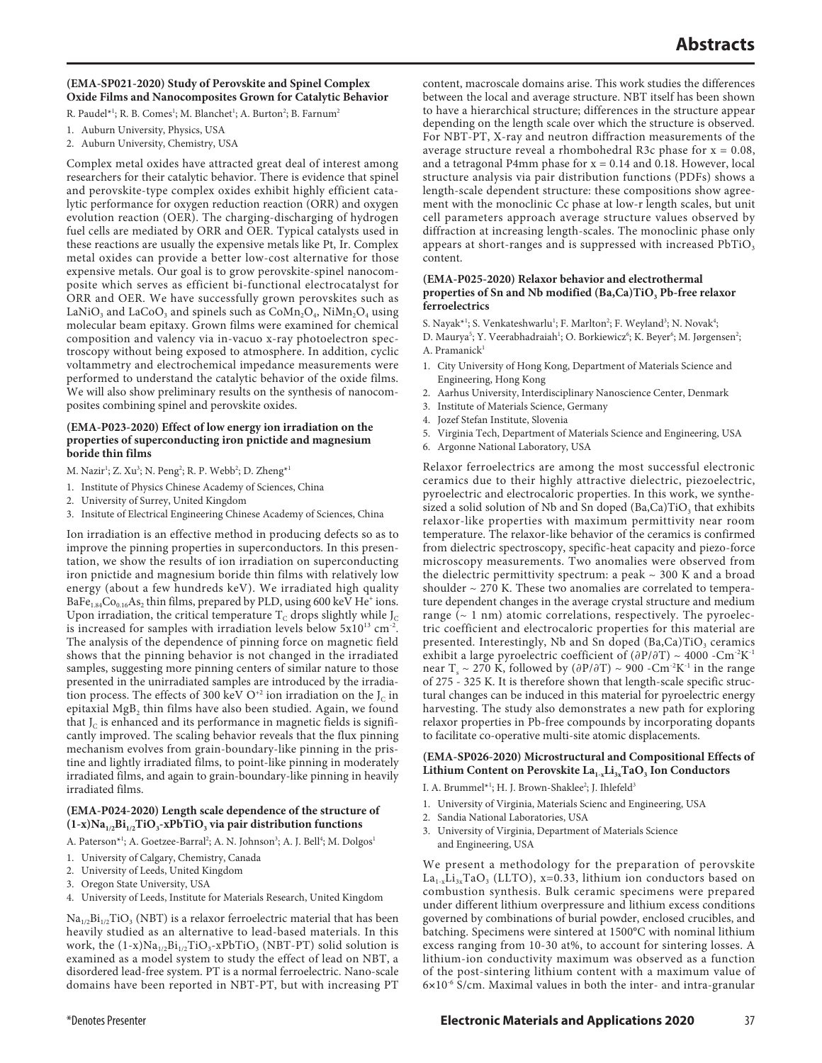### (EMA-SP021-2020) Study of Perovskite and Spinel Complex Oxide Films and Nanocomposites Grown for Catalytic Behavior

R. Paudel*[1]; R. B. Comes[1]; M. Blanchet[1]; A. Burton[2]; B. Farnum[2]

1. Auburn University, Physics, USA
2. Auburn University, Chemistry, USA

Complex metal oxides have attracted great deal of interest among researchers for their catalytic behavior. There is evidence that spinel and perovskite-type complex oxides exhibit highly efficient catalytic performance for oxygen reduction reaction (ORR) and oxygen evolution reaction (OER). The charging-discharging of hydrogen fuel cells are mediated by ORR and OER. Typical catalysts used in these reactions are usually the expensive metals like Pt, Ir. Complex metal oxides can provide a better low-cost alternative for those expensive metals. Our goal is to grow perovskite-spinel nanocomposite which serves as efficient bi-functional electrocatalyst for ORR and OER. We have successfully grown perovskites such as $LaNiO_3$ and $LaCoO_3$ and spinels such as $CoMn_2O_4$, $NiMn_2O_4$ using molecular beam epitaxy. Grown films were examined for chemical composition and valency via in-vacuo x-ray photoelectron spectroscopy without being exposed to atmosphere. In addition, cyclic voltammetry and electrochemical impedance measurements were performed to understand the catalytic behavior of the oxide films. We will also show preliminary results on the synthesis of nanocomposites combining spinel and perovskite oxides.

### (EMA-P023-2020) Effect of low energy ion irradiation on the properties of superconducting iron pnictide and magnesium boride thin films

M. Nazir[1]; Z. Xu[3]; N. Peng[2]; R. P. Webb[2]; D. Zheng*[1]

1. Institute of Physics Chinese Academy of Sciences, China
2. University of Surrey, United Kingdom
3. Insitute of Electrical Engineering Chinese Academy of Sciences, China

Ion irradiation is an effective method in producing defects so as to improve the pinning properties in superconductors. In this presentation, we show the results of ion irradiation on superconducting iron pnictide and magnesium boride thin films with relatively low energy (about a few hundreds keV). We irradiated high quality $BaFe_{1.84}Co_{0.16}As_2$ thin films, prepared by PLD, using 600 keV $He^+$ ions. Upon irradiation, the critical temperature $T_C$ drops slightly while $J_C$ is increased for samples with irradiation levels below $5x10^{13}$ $cm^{-2}$. The analysis of the dependence of pinning force on magnetic field shows that the pinning behavior is not changed in the irradiated samples, suggesting more pinning centers of similar nature to those presented in the unirradiated samples are introduced by the irradiation process. The effects of 300 keV $O^{+2}$ ion irradiation on the $J_C$ in epitaxial $MgB_2$ thin films have also been studied. Again, we found that $J_C$ is enhanced and its performance in magnetic fields is significantly improved. The scaling behavior reveals that the flux pinning mechanism evolves from grain-boundary-like pinning in the pristine and lightly irradiated films, to point-like pinning in moderately irradiated films, and again to grain-boundary-like pinning in heavily irradiated films.

### (EMA-P024-2020) Length scale dependence of the structure of $(1-x)Na_{1/2}Bi_{1/2}TiO_3$-$xPbTiO_3$ via pair distribution functions

A. Paterson*[1]; A. Goetzee-Barral[2]; A. N. Johnson[3]; A. J. Bell[4]; M. Dolgos[1]

1. University of Calgary, Chemistry, Canada
2. University of Leeds, United Kingdom
3. Oregon State University, USA
4. University of Leeds, Institute for Materials Research, United Kingdom

$Na_{1/2}Bi_{1/2}TiO_3$ (NBT) is a relaxor ferroelectric material that has been heavily studied as an alternative to lead-based materials. In this work, the $(1-x)Na_{1/2}Bi_{1/2}TiO_3$-$xPbTiO_3$ (NBT-PT) solid solution is examined as a model system to study the effect of lead on NBT, a disordered lead-free system. PT is a normal ferroelectric. Nano-scale domains have been reported in NBT-PT, but with increasing PT content, macroscale domains arise. This work studies the differences between the local and average structure. NBT itself has been shown to have a hierarchical structure; differences in the structure appear depending on the length scale over which the structure is observed. For NBT-PT, X-ray and neutron diffraction measurements of the average structure reveal a rhombohedral R3c phase for x = 0.08, and a tetragonal P4mm phase for x = 0.14 and 0.18. However, local structure analysis via pair distribution functions (PDFs) shows a length-scale dependent structure: these compositions show agreement with the monoclinic Cc phase at low-r length scales, but unit cell parameters approach average structure values observed by diffraction at increasing length-scales. The monoclinic phase only appears at short-ranges and is suppressed with increased $PbTiO_3$ content.

### (EMA-P025-2020) Relaxor behavior and electrothermal properties of Sn and Nb modified $(Ba,Ca)TiO_3$ Pb-free relaxor ferroelectrics

S. Nayak*[1]; S. Venkateshwarlu[1]; F. Marlton[2]; F. Weyland[3]; N. Novak[4]; D. Maurya[5]; Y. Veerabhadraiah[1]; O. Borkiewicz[6]; K. Beyer[6]; M. Jørgensen[2]; A. Pramanick[1]

1. City University of Hong Kong, Department of Materials Science and Engineering, Hong Kong
2. Aarhus University, Interdisciplinary Nanoscience Center, Denmark
3. Institute of Materials Science, Germany
4. Jozef Stefan Institute, Slovenia
5. Virginia Tech, Department of Materials Science and Engineering, USA
6. Argonne National Laboratory, USA

Relaxor ferroelectrics are among the most successful electronic ceramics due to their highly attractive dielectric, piezoelectric, pyroelectric and electrocaloric properties. In this work, we synthesized a solid solution of Nb and Sn doped $(Ba,Ca)TiO_3$ that exhibits relaxor-like properties with maximum permittivity near room temperature. The relaxor-like behavior of the ceramics is confirmed from dielectric spectroscopy, specific-heat capacity and piezo-force microscopy measurements. Two anomalies were observed from the dielectric permittivity spectrum: a peak ~ 300 K and a broad shoulder ~ 270 K. These two anomalies are correlated to temperature dependent changes in the average crystal structure and medium range (~ 1 nm) atomic correlations, respectively. The pyroelectric coefficient and electrocaloric properties for this material are presented. Interestingly, Nb and Sn doped $(Ba,Ca)TiO_3$ ceramics exhibit a large pyroelectric coefficient of $(\partial P/\partial T)$ ~ 4000 $\text{-Cm}^{-2}K^{-1}$ near $T_s$ ~ 270 K, followed by $(\partial P/\partial T)$ ~ 900 $\text{-Cm}^{-2}K^{-1}$ in the range of 275 - 325 K. It is therefore shown that length-scale specific structural changes can be induced in this material for pyroelectric energy harvesting. The study also demonstrates a new path for exploring relaxor properties in Pb-free compounds by incorporating dopants to facilitate co-operative multi-site atomic displacements.

### (EMA-SP026-2020) Microstructural and Compositional Effects of Lithium Content on Perovskite $La_{1-x}Li_{3x}TaO_3$ Ion Conductors

I. A. Brummel*[1]; H. J. Brown-Shaklee[2]; J. Ihlefeld[3]

1. University of Virginia, Materials Scienc and Engineering, USA
2. Sandia National Laboratories, USA
3. University of Virginia, Department of Materials Science and Engineering, USA

We present a methodology for the preparation of perovskite $La_{1-x}Li_{3x}TaO_3$ (LLTO), x=0.33, lithium ion conductors based on combustion synthesis. Bulk ceramic specimens were prepared under different lithium overpressure and lithium excess conditions governed by combinations of burial powder, enclosed crucibles, and batching. Specimens were sintered at 1500°C with nominal lithium excess ranging from 10-30 at%, to account for sintering losses. A lithium-ion conductivity maximum was observed as a function of the post-sintering lithium content with a maximum value of $6\times10^{-6}$ S/cm. Maximal values in both the inter- and intra-granular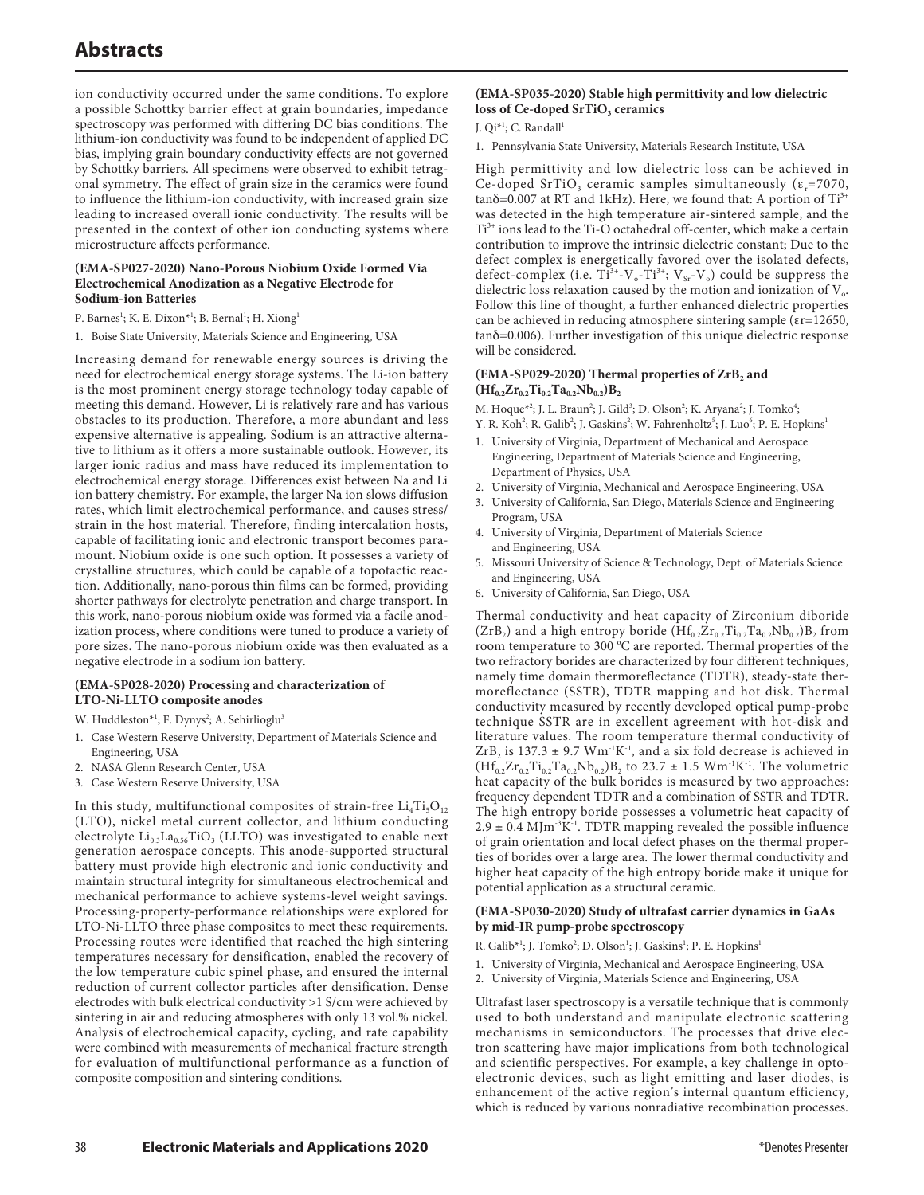ion conductivity occurred under the same conditions. To explore a possible Schottky barrier effect at grain boundaries, impedance spectroscopy was performed with differing DC bias conditions. The lithium-ion conductivity was found to be independent of applied DC bias, implying grain boundary conductivity effects are not governed by Schottky barriers. All specimens were observed to exhibit tetragonal symmetry. The effect of grain size in the ceramics were found to influence the lithium-ion conductivity, with increased grain size leading to increased overall ionic conductivity. The results will be presented in the context of other ion conducting systems where microstructure affects performance.

**(EMA-SP027-2020) Nano-Porous Niobium Oxide Formed Via Electrochemical Anodization as a Negative Electrode for Sodium-ion Batteries**

P. Barnes[1]; K. E. Dixon*[1]; B. Bernal[1]; H. Xiong[1]

1. Boise State University, Materials Science and Engineering, USA

Increasing demand for renewable energy sources is driving the need for electrochemical energy storage systems. The Li-ion battery is the most prominent energy storage technology today capable of meeting this demand. However, Li is relatively rare and has various obstacles to its production. Therefore, a more abundant and less expensive alternative is appealing. Sodium is an attractive alternative to lithium as it offers a more sustainable outlook. However, its larger ionic radius and mass have reduced its implementation to electrochemical energy storage. Differences exist between Na and Li ion battery chemistry. For example, the larger Na ion slows diffusion rates, which limit electrochemical performance, and causes stress/strain in the host material. Therefore, finding intercalation hosts, capable of facilitating ionic and electronic transport becomes paramount. Niobium oxide is one such option. It possesses a variety of crystalline structures, which could be capable of a topotactic reaction. Additionally, nano-porous thin films can be formed, providing shorter pathways for electrolyte penetration and charge transport. In this work, nano-porous niobium oxide was formed via a facile anodization process, where conditions were tuned to produce a variety of pore sizes. The nano-porous niobium oxide was then evaluated as a negative electrode in a sodium ion battery.

**(EMA-SP028-2020) Processing and characterization of LTO-Ni-LLTO composite anodes**

W. Huddleston*[1]; F. Dynys[2]; A. Sehirlioglu[3]

1. Case Western Reserve University, Department of Materials Science and Engineering, USA
2. NASA Glenn Research Center, USA
3. Case Western Reserve University, USA

In this study, multifunctional composites of strain-free $Li_4Ti_5O_{12}$ (LTO), nickel metal current collector, and lithium conducting electrolyte $Li_{0.3}La_{0.56}TiO_3$ (LLTO) was investigated to enable next generation aerospace concepts. This anode-supported structural battery must provide high electronic and ionic conductivity and maintain structural integrity for simultaneous electrochemical and mechanical performance to achieve systems-level weight savings. Processing-property-performance relationships were explored for LTO-Ni-LLTO three phase composites to meet these requirements. Processing routes were identified that reached the high sintering temperatures necessary for densification, enabled the recovery of the low temperature cubic spinel phase, and ensured the internal reduction of current collector particles after densification. Dense electrodes with bulk electrical conductivity >1 S/cm were achieved by sintering in air and reducing atmospheres with only 13 vol.% nickel. Analysis of electrochemical capacity, cycling, and rate capability were combined with measurements of mechanical fracture strength for evaluation of multifunctional performance as a function of composite composition and sintering conditions.

**(EMA-SP035-2020) Stable high permittivity and low dielectric loss of Ce-doped $SrTiO_3$ ceramics**

J. Qi*[1]; C. Randall[1]

1. Pennsylvania State University, Materials Research Institute, USA

High permittivity and low dielectric loss can be achieved in Ce-doped $SrTiO_3$ ceramic samples simultaneously ($\varepsilon_r$=7070, tanδ=0.007 at RT and 1kHz). Here, we found that: A portion of $Ti^{3+}$ was detected in the high temperature air-sintered sample, and the $Ti^{3+}$ ions lead to the Ti-O octahedral off-center, which make a certain contribution to improve the intrinsic dielectric constant; Due to the defect complex is energetically favored over the isolated defects, defect-complex (i.e. $Ti^{3+}$-$V_o$-$Ti^{3+}$; $V_{Sr}$-$V_o$) could be suppress the dielectric loss relaxation caused by the motion and ionization of $V_o$. Follow this line of thought, a further enhanced dielectric properties can be achieved in reducing atmosphere sintering sample (εr=12650, tanδ=0.006). Further investigation of this unique dielectric response will be considered.

**(EMA-SP029-2020) Thermal properties of $ZrB_2$ and $(Hf_{0.2}Zr_{0.2}Ti_{0.2}Ta_{0.2}Nb_{0.2})B_2$**

M. Hoque*[2]; J. L. Braun[2]; J. Gild[3]; D. Olson[2]; K. Aryana[2]; J. Tomko[4]; Y. R. Koh[2]; R. Galib[2]; J. Gaskins[2]; W. Fahrenholtz[5]; J. Luo[6]; P. E. Hopkins[1]

1. University of Virginia, Department of Mechanical and Aerospace Engineering, Department of Materials Science and Engineering, Department of Physics, USA
2. University of Virginia, Mechanical and Aerospace Engineering, USA
3. University of California, San Diego, Materials Science and Engineering Program, USA
4. University of Virginia, Department of Materials Science and Engineering, USA
5. Missouri University of Science & Technology, Dept. of Materials Science and Engineering, USA
6. University of California, San Diego, USA

Thermal conductivity and heat capacity of Zirconium diboride ($ZrB_2$) and a high entropy boride $(Hf_{0.2}Zr_{0.2}Ti_{0.2}Ta_{0.2}Nb_{0.2})B_2$ from room temperature to 300 ºC are reported. Thermal properties of the two refractory borides are characterized by four different techniques, namely time domain thermoreflectance (TDTR), steady-state thermoreflectance (SSTR), TDTR mapping and hot disk. Thermal conductivity measured by recently developed optical pump-probe technique SSTR are in excellent agreement with hot-disk and literature values. The room temperature thermal conductivity of $ZrB_2$ is 137.3 ± 9.7 $Wm^{-1}K^{-1}$, and a six fold decrease is achieved in $(Hf_{0.2}Zr_{0.2}Ti_{0.2}Ta_{0.2}Nb_{0.2})B_2$ to 23.7 ± 1.5 $Wm^{-1}K^{-1}$. The volumetric heat capacity of the bulk borides is measured by two approaches: frequency dependent TDTR and a combination of SSTR and TDTR. The high entropy boride possesses a volumetric heat capacity of 2.9 ± 0.4 $MJm^{-3}K^{-1}$. TDTR mapping revealed the possible influence of grain orientation and local defect phases on the thermal properties of borides over a large area. The lower thermal conductivity and higher heat capacity of the high entropy boride make it unique for potential application as a structural ceramic.

**(EMA-SP030-2020) Study of ultrafast carrier dynamics in GaAs by mid-IR pump-probe spectroscopy**

R. Galib*[1]; J. Tomko[2]; D. Olson[1]; J. Gaskins[1]; P. E. Hopkins[1]

1. University of Virginia, Mechanical and Aerospace Engineering, USA
2. University of Virginia, Materials Science and Engineering, USA

Ultrafast laser spectroscopy is a versatile technique that is commonly used to both understand and manipulate electronic scattering mechanisms in semiconductors. The processes that drive electron scattering have major implications from both technological and scientific perspectives. For example, a key challenge in optoelectronic devices, such as light emitting and laser diodes, is enhancement of the active region's internal quantum efficiency, which is reduced by various nonradiative recombination processes.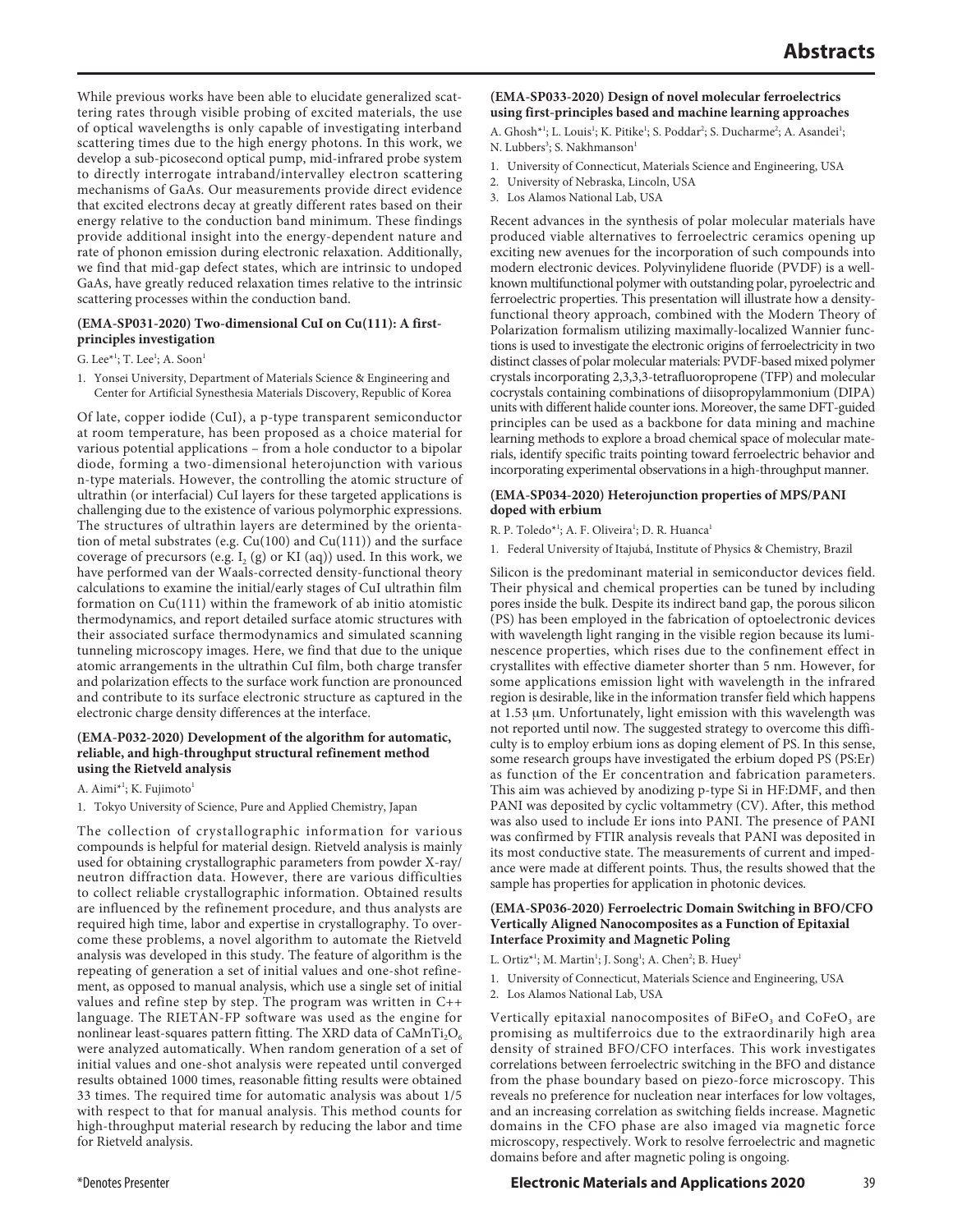While previous works have been able to elucidate generalized scattering rates through visible probing of excited materials, the use of optical wavelengths is only capable of investigating interband scattering times due to the high energy photons. In this work, we develop a sub-picosecond optical pump, mid-infrared probe system to directly interrogate intraband/intervalley electron scattering mechanisms of GaAs. Our measurements provide direct evidence that excited electrons decay at greatly different rates based on their energy relative to the conduction band minimum. These findings provide additional insight into the energy-dependent nature and rate of phonon emission during electronic relaxation. Additionally, we find that mid-gap defect states, which are intrinsic to undoped GaAs, have greatly reduced relaxation times relative to the intrinsic scattering processes within the conduction band.

### (EMA-SP031-2020) Two-dimensional CuI on Cu(111): A first-principles investigation

G. Lee*[1]; T. Lee[1]; A. Soon[1]

1. Yonsei University, Department of Materials Science & Engineering and Center for Artificial Synesthesia Materials Discovery, Republic of Korea

Of late, copper iodide (CuI), a p-type transparent semiconductor at room temperature, has been proposed as a choice material for various potential applications – from a hole conductor to a bipolar diode, forming a two-dimensional heterojunction with various n-type materials. However, the controlling the atomic structure of ultrathin (or interfacial) CuI layers for these targeted applications is challenging due to the existence of various polymorphic expressions. The structures of ultrathin layers are determined by the orientation of metal substrates (e.g. Cu(100) and Cu(111)) and the surface coverage of precursors (e.g. $I_2$ (g) or KI (aq)) used. In this work, we have performed van der Waals-corrected density-functional theory calculations to examine the initial/early stages of CuI ultrathin film formation on Cu(111) within the framework of ab initio atomistic thermodynamics, and report detailed surface atomic structures with their associated surface thermodynamics and simulated scanning tunneling microscopy images. Here, we find that due to the unique atomic arrangements in the ultrathin CuI film, both charge transfer and polarization effects to the surface work function are pronounced and contribute to its surface electronic structure as captured in the electronic charge density differences at the interface.

### (EMA-P032-2020) Development of the algorithm for automatic, reliable, and high-throughput structural refinement method using the Rietveld analysis

A. Aimi*[1]; K. Fujimoto[1]

1. Tokyo University of Science, Pure and Applied Chemistry, Japan

The collection of crystallographic information for various compounds is helpful for material design. Rietveld analysis is mainly used for obtaining crystallographic parameters from powder X-ray/neutron diffraction data. However, there are various difficulties to collect reliable crystallographic information. Obtained results are influenced by the refinement procedure, and thus analysts are required high time, labor and expertise in crystallography. To overcome these problems, a novel algorithm to automate the Rietveld analysis was developed in this study. The feature of algorithm is the repeating of generation a set of initial values and one-shot refinement, as opposed to manual analysis, which use a single set of initial values and refine step by step. The program was written in C++ language. The RIETAN-FP software was used as the engine for nonlinear least-squares pattern fitting. The XRD data of $CaMnTi_2O_6$ were analyzed automatically. When random generation of a set of initial values and one-shot analysis were repeated until converged results obtained 1000 times, reasonable fitting results were obtained 33 times. The required time for automatic analysis was about 1/5 with respect to that for manual analysis. This method counts for high-throughput material research by reducing the labor and time for Rietveld analysis.

### (EMA-SP033-2020) Design of novel molecular ferroelectrics using first-principles based and machine learning approaches

A. Ghosh*[1]; L. Louis[1]; K. Pitike[1]; S. Poddar[2]; S. Ducharme[2]; A. Asandei[1]; N. Lubbers[3]; S. Nakhmanson[1]

1. University of Connecticut, Materials Science and Engineering, USA
2. University of Nebraska, Lincoln, USA
3. Los Alamos National Lab, USA

Recent advances in the synthesis of polar molecular materials have produced viable alternatives to ferroelectric ceramics opening up exciting new avenues for the incorporation of such compounds into modern electronic devices. Polyvinylidene fluoride (PVDF) is a well-known multifunctional polymer with outstanding polar, pyroelectric and ferroelectric properties. This presentation will illustrate how a density-functional theory approach, combined with the Modern Theory of Polarization formalism utilizing maximally-localized Wannier functions is used to investigate the electronic origins of ferroelectricity in two distinct classes of polar molecular materials: PVDF-based mixed polymer crystals incorporating 2,3,3,3-tetrafluoropropene (TFP) and molecular cocrystals containing combinations of diisopropylammonium (DIPA) units with different halide counter ions. Moreover, the same DFT-guided principles can be used as a backbone for data mining and machine learning methods to explore a broad chemical space of molecular materials, identify specific traits pointing toward ferroelectric behavior and incorporating experimental observations in a high-throughput manner.

### (EMA-SP034-2020) Heterojunction properties of MPS/PANI doped with erbium

R. P. Toledo*[1]; A. F. Oliveira[1]; D. R. Huanca[1]

1. Federal University of Itajubá, Institute of Physics & Chemistry, Brazil

Silicon is the predominant material in semiconductor devices field. Their physical and chemical properties can be tuned by including pores inside the bulk. Despite its indirect band gap, the porous silicon (PS) has been employed in the fabrication of optoelectronic devices with wavelength light ranging in the visible region because its luminescence properties, which rises due to the confinement effect in crystallites with effective diameter shorter than 5 nm. However, for some applications emission light with wavelength in the infrared region is desirable, like in the information transfer field which happens at 1.53 μm. Unfortunately, light emission with this wavelength was not reported until now. The suggested strategy to overcome this difficulty is to employ erbium ions as doping element of PS. In this sense, some research groups have investigated the erbium doped PS (PS:Er) as function of the Er concentration and fabrication parameters. This aim was achieved by anodizing p-type Si in HF:DMF, and then PANI was deposited by cyclic voltammetry (CV). After, this method was also used to include Er ions into PANI. The presence of PANI was confirmed by FTIR analysis reveals that PANI was deposited in its most conductive state. The measurements of current and impedance were made at different points. Thus, the results showed that the sample has properties for application in photonic devices.

### (EMA-SP036-2020) Ferroelectric Domain Switching in BFO/CFO Vertically Aligned Nanocomposites as a Function of Epitaxial Interface Proximity and Magnetic Poling

L. Ortiz*[1]; M. Martin[1]; J. Song[1]; A. Chen[2]; B. Huey[1]

1. University of Connecticut, Materials Science and Engineering, USA
2. Los Alamos National Lab, USA

Vertically epitaxial nanocomposites of $BiFeO_3$ and $CoFeO_3$ are promising as multiferroics due to the extraordinarily high area density of strained BFO/CFO interfaces. This work investigates correlations between ferroelectric switching in the BFO and distance from the phase boundary based on piezo-force microscopy. This reveals no preference for nucleation near interfaces for low voltages, and an increasing correlation as switching fields increase. Magnetic domains in the CFO phase are also imaged via magnetic force microscopy, respectively. Work to resolve ferroelectric and magnetic domains before and after magnetic poling is ongoing.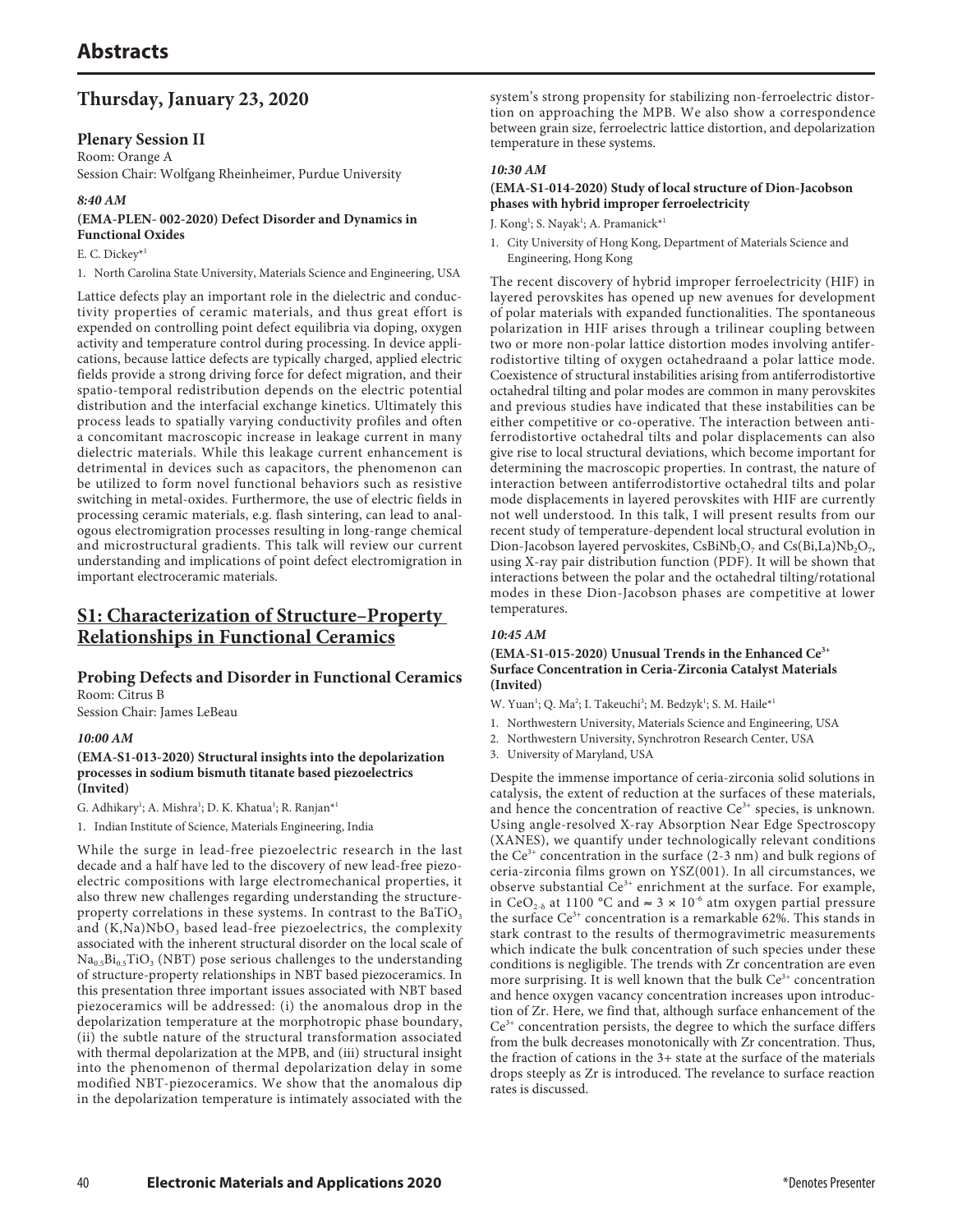# Abstracts

## Thursday, January 23, 2020

### Plenary Session II

Room: Orange A
Session Chair: Wolfgang Rheinheimer, Purdue University

***8:40 AM***

**(EMA-PLEN- 002-2020) Defect Disorder and Dynamics in Functional Oxides**

E. C. Dickey*[1]

1. North Carolina State University, Materials Science and Engineering, USA

Lattice defects play an important role in the dielectric and conductivity properties of ceramic materials, and thus great effort is expended on controlling point defect equilibria via doping, oxygen activity and temperature control during processing. In device applications, because lattice defects are typically charged, applied electric fields provide a strong driving force for defect migration, and their spatio-temporal redistribution depends on the electric potential distribution and the interfacial exchange kinetics. Ultimately this process leads to spatially varying conductivity profiles and often a concomitant macroscopic increase in leakage current in many dielectric materials. While this leakage current enhancement is detrimental in devices such as capacitors, the phenomenon can be utilized to form novel functional behaviors such as resistive switching in metal-oxides. Furthermore, the use of electric fields in processing ceramic materials, e.g. flash sintering, can lead to analogous electromigration processes resulting in long-range chemical and microstructural gradients. This talk will review our current understanding and implications of point defect electromigration in important electroceramic materials.

## S1: Characterization of Structure–Property Relationships in Functional Ceramics

### Probing Defects and Disorder in Functional Ceramics

Room: Citrus B
Session Chair: James LeBeau

***10:00 AM***

**(EMA-S1-013-2020) Structural insights into the depolarization processes in sodium bismuth titanate based piezoelectrics (Invited)**

G. Adhikary[1]; A. Mishra[1]; D. K. Khatua[1]; R. Ranjan*[1]

1. Indian Institute of Science, Materials Engineering, India

While the surge in lead-free piezoelectric research in the last decade and a half have led to the discovery of new lead-free piezoelectric compositions with large electromechanical properties, it also threw new challenges regarding understanding the structure-property correlations in these systems. In contrast to the $BaTiO_3$ and $(K,Na)NbO_3$ based lead-free piezoelectrics, the complexity associated with the inherent structural disorder on the local scale of $Na_{0.5}Bi_{0.5}TiO_3$ (NBT) pose serious challenges to the understanding of structure-property relationships in NBT based piezoceramics. In this presentation three important issues associated with NBT based piezoceramics will be addressed: (i) the anomalous drop in the depolarization temperature at the morphotropic phase boundary, (ii) the subtle nature of the structural transformation associated with thermal depolarization at the MPB, and (iii) structural insight into the phenomenon of thermal depolarization delay in some modified NBT-piezoceramics. We show that the anomalous dip in the depolarization temperature is intimately associated with the system's strong propensity for stabilizing non-ferroelectric distortion on approaching the MPB. We also show a correspondence between grain size, ferroelectric lattice distortion, and depolarization temperature in these systems.

***10:30 AM***

**(EMA-S1-014-2020) Study of local structure of Dion-Jacobson phases with hybrid improper ferroelectricity**

J. Kong[1]; S. Nayak[1]; A. Pramanick*[1]

1. City University of Hong Kong, Department of Materials Science and Engineering, Hong Kong

The recent discovery of hybrid improper ferroelectricity (HIF) in layered perovskites has opened up new avenues for development of polar materials with expanded functionalities. The spontaneous polarization in HIF arises through a trilinear coupling between two or more non-polar lattice distortion modes involving antiferrodistortive tilting of oxygen octahedraand a polar lattice mode. Coexistence of structural instabilities arising from antiferrodistortive octahedral tilting and polar modes are common in many perovskites and previous studies have indicated that these instabilities can be either competitive or co-operative. The interaction between antiferrodistortive octahedral tilts and polar displacements can also give rise to local structural deviations, which become important for determining the macroscopic properties. In contrast, the nature of interaction between antiferrodistortive octahedral tilts and polar mode displacements in layered perovskites with HIF are currently not well understood. In this talk, I will present results from our recent study of temperature-dependent local structural evolution in Dion-Jacobson layered pervoskites, $CsBiNb_2O_7$ and $Cs(Bi,La)Nb_2O_7$, using X-ray pair distribution function (PDF). It will be shown that interactions between the polar and the octahedral tilting/rotational modes in these Dion-Jacobson phases are competitive at lower temperatures.

***10:45 AM***

**(EMA-S1-015-2020) Unusual Trends in the Enhanced $Ce^{3+}$ Surface Concentration in Ceria-Zirconia Catalyst Materials (Invited)**

W. Yuan[1]; Q. Ma[2]; I. Takeuchi[3]; M. Bedzyk[1]; S. M. Haile*[1]

1. Northwestern University, Materials Science and Engineering, USA
2. Northwestern University, Synchrotron Research Center, USA
3. University of Maryland, USA

Despite the immense importance of ceria-zirconia solid solutions in catalysis, the extent of reduction at the surfaces of these materials, and hence the concentration of reactive $Ce^{3+}$ species, is unknown. Using angle-resolved X-ray Absorption Near Edge Spectroscopy (XANES), we quantify under technologically relevant conditions the $Ce^{3+}$ concentration in the surface (2-3 nm) and bulk regions of ceria-zirconia films grown on YSZ(001). In all circumstances, we observe substantial $Ce^{3+}$ enrichment at the surface. For example, in $CeO_{2-\delta}$ at 1100 °C and $\approx 3 \times 10^{-6}$ atm oxygen partial pressure the surface $Ce^{3+}$ concentration is a remarkable 62%. This stands in stark contrast to the results of thermogravimetric measurements which indicate the bulk concentration of such species under these conditions is negligible. The trends with Zr concentration are even more surprising. It is well known that the bulk $Ce^{3+}$ concentration and hence oxygen vacancy concentration increases upon introduction of Zr. Here, we find that, although surface enhancement of the $Ce^{3+}$ concentration persists, the degree to which the surface differs from the bulk decreases monotonically with Zr concentration. Thus, the fraction of cations in the 3+ state at the surface of the materials drops steeply as Zr is introduced. The revelance to surface reaction rates is discussed.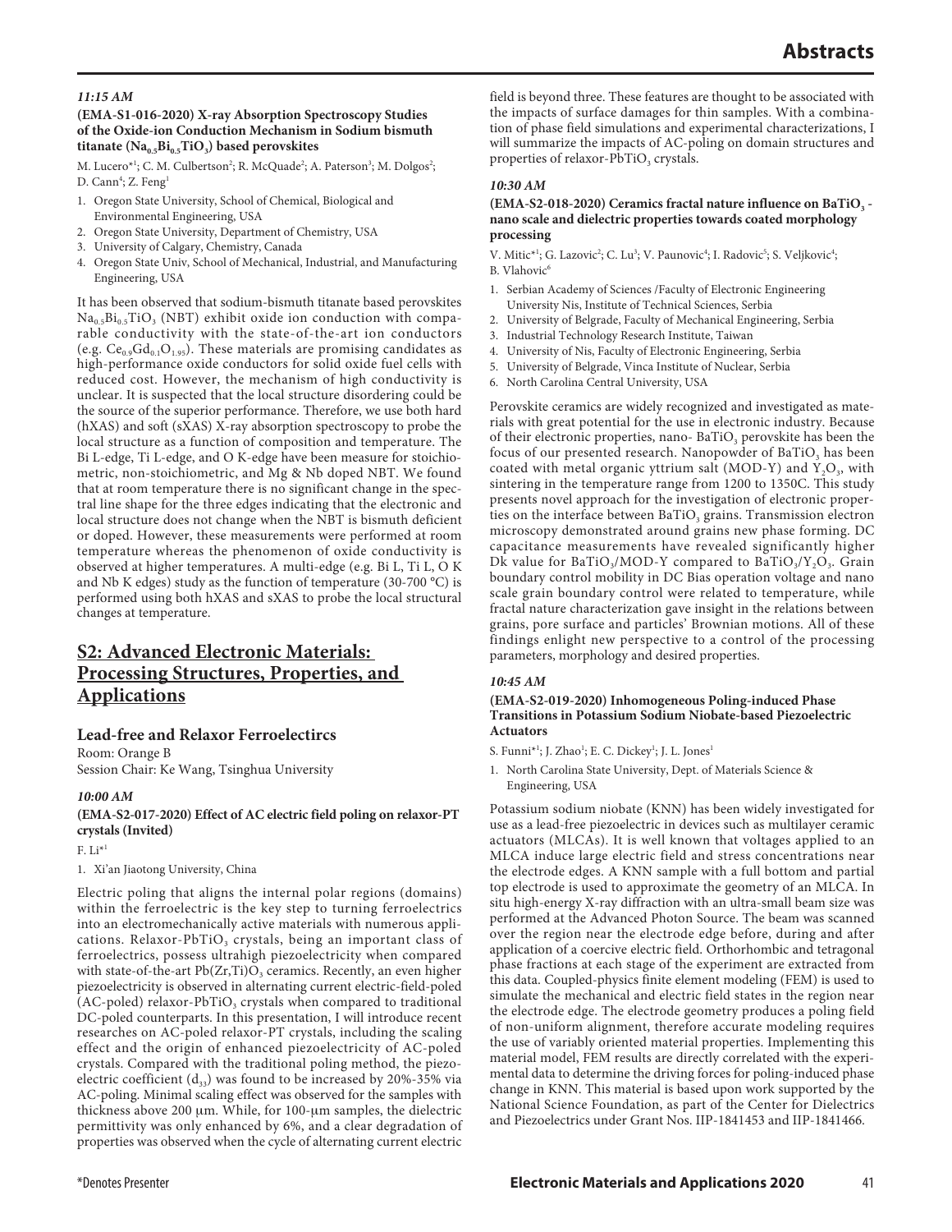### 11:15 AM

**(EMA-S1-016-2020) X-ray Absorption Spectroscopy Studies of the Oxide-ion Conduction Mechanism in Sodium bismuth titanate ($Na_{0.5}Bi_{0.5}TiO_3$) based perovskites**

M. Lucero*[1]; C. M. Culbertson[2]; R. McQuade[2]; A. Paterson[3]; M. Dolgos[2]; D. Cann[4]; Z. Feng[1]

1. Oregon State University, School of Chemical, Biological and Environmental Engineering, USA
2. Oregon State University, Department of Chemistry, USA
3. University of Calgary, Chemistry, Canada
4. Oregon State Univ, School of Mechanical, Industrial, and Manufacturing Engineering, USA

It has been observed that sodium-bismuth titanate based perovskites $Na_{0.5}Bi_{0.5}TiO_3$ (NBT) exhibit oxide ion conduction with comparable conductivity with the state-of-the-art ion conductors (e.g. $Ce_{0.9}Gd_{0.1}O_{1.95}$). These materials are promising candidates as high-performance oxide conductors for solid oxide fuel cells with reduced cost. However, the mechanism of high conductivity is unclear. It is suspected that the local structure disordering could be the source of the superior performance. Therefore, we use both hard (hXAS) and soft (sXAS) X-ray absorption spectroscopy to probe the local structure as a function of composition and temperature. The Bi L-edge, Ti L-edge, and O K-edge have been measure for stoichiometric, non-stoichiometric, and Mg & Nb doped NBT. We found that at room temperature there is no significant change in the spectral line shape for the three edges indicating that the electronic and local structure does not change when the NBT is bismuth deficient or doped. However, these measurements were performed at room temperature whereas the phenomenon of oxide conductivity is observed at higher temperatures. A multi-edge (e.g. Bi L, Ti L, O K and Nb K edges) study as the function of temperature (30-700 °C) is performed using both hXAS and sXAS to probe the local structural changes at temperature.

## S2: Advanced Electronic Materials: Processing Structures, Properties, and Applications

### Lead-free and Relaxor Ferroelectircs

Room: Orange B
Session Chair: Ke Wang, Tsinghua University

### 10:00 AM

**(EMA-S2-017-2020) Effect of AC electric field poling on relaxor-PT crystals (Invited)**

F. Li*[1]

1. Xi'an Jiaotong University, China

Electric poling that aligns the internal polar regions (domains) within the ferroelectric is the key step to turning ferroelectrics into an electromechanically active materials with numerous applications. Relaxor-$PbTiO_3$ crystals, being an important class of ferroelectrics, possess ultrahigh piezoelectricity when compared with state-of-the-art $Pb(Zr,Ti)O_3$ ceramics. Recently, an even higher piezoelectricity is observed in alternating current electric-field-poled (AC-poled) relaxor-$PbTiO_3$ crystals when compared to traditional DC-poled counterparts. In this presentation, I will introduce recent researches on AC-poled relaxor-PT crystals, including the scaling effect and the origin of enhanced piezoelectricity of AC-poled crystals. Compared with the traditional poling method, the piezoelectric coefficient ($d_{33}$) was found to be increased by 20%-35% via AC-poling. Minimal scaling effect was observed for the samples with thickness above 200 μm. While, for 100-μm samples, the dielectric permittivity was only enhanced by 6%, and a clear degradation of properties was observed when the cycle of alternating current electric field is beyond three. These features are thought to be associated with the impacts of surface damages for thin samples. With a combination of phase field simulations and experimental characterizations, I will summarize the impacts of AC-poling on domain structures and properties of relaxor-$PbTiO_3$ crystals.

### 10:30 AM

**(EMA-S2-018-2020) Ceramics fractal nature influence on $BaTiO_3$ - nano scale and dielectric properties towards coated morphology processing**

V. Mitic*[1]; G. Lazovic[2]; C. Lu[3]; V. Paunovic[4]; I. Radovic[5]; S. Veljkovic[4]; B. Vlahovic[6]

1. Serbian Academy of Sciences /Faculty of Electronic Engineering University Nis, Institute of Technical Sciences, Serbia
2. University of Belgrade, Faculty of Mechanical Engineering, Serbia
3. Industrial Technology Research Institute, Taiwan
4. University of Nis, Faculty of Electronic Engineering, Serbia
5. University of Belgrade, Vinca Institute of Nuclear, Serbia
6. North Carolina Central University, USA

Perovskite ceramics are widely recognized and investigated as materials with great potential for the use in electronic industry. Because of their electronic properties, nano- $BaTiO_3$ perovskite has been the focus of our presented research. Nanopowder of $BaTiO_3$ has been coated with metal organic yttrium salt (MOD-Y) and $Y_2O_3$, with sintering in the temperature range from 1200 to 1350C. This study presents novel approach for the investigation of electronic properties on the interface between $BaTiO_3$ grains. Transmission electron microscopy demonstrated around grains new phase forming. DC capacitance measurements have revealed significantly higher Dk value for $BaTiO_3$/MOD-Y compared to $BaTiO_3/Y_2O_3$. Grain boundary control mobility in DC Bias operation voltage and nano scale grain boundary control were related to temperature, while fractal nature characterization gave insight in the relations between grains, pore surface and particles' Brownian motions. All of these findings enlight new perspective to a control of the processing parameters, morphology and desired properties.

### 10:45 AM

**(EMA-S2-019-2020) Inhomogeneous Poling-induced Phase Transitions in Potassium Sodium Niobate-based Piezoelectric Actuators**

S. Funni*[1]; J. Zhao[1]; E. C. Dickey[1]; J. L. Jones[1]

1. North Carolina State University, Dept. of Materials Science & Engineering, USA

Potassium sodium niobate (KNN) has been widely investigated for use as a lead-free piezoelectric in devices such as multilayer ceramic actuators (MLCAs). It is well known that voltages applied to an MLCA induce large electric field and stress concentrations near the electrode edges. A KNN sample with a full bottom and partial top electrode is used to approximate the geometry of an MLCA. In situ high-energy X-ray diffraction with an ultra-small beam size was performed at the Advanced Photon Source. The beam was scanned over the region near the electrode edge before, during and after application of a coercive electric field. Orthorhombic and tetragonal phase fractions at each stage of the experiment are extracted from this data. Coupled-physics finite element modeling (FEM) is used to simulate the mechanical and electric field states in the region near the electrode edge. The electrode geometry produces a poling field of non-uniform alignment, therefore accurate modeling requires the use of variably oriented material properties. Implementing this material model, FEM results are directly correlated with the experimental data to determine the driving forces for poling-induced phase change in KNN. This material is based upon work supported by the National Science Foundation, as part of the Center for Dielectrics and Piezoelectrics under Grant Nos. IIP-1841453 and IIP-1841466.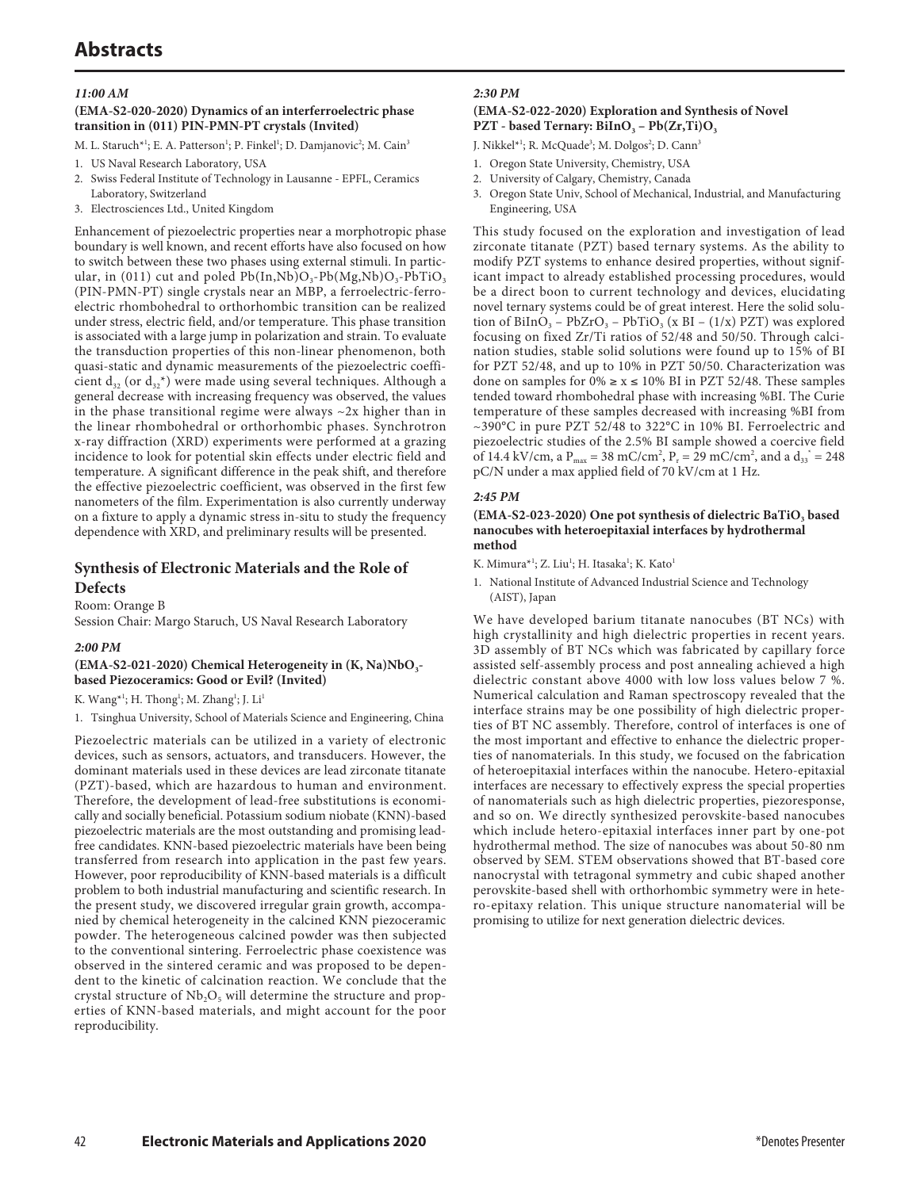# Abstracts

*11:00 AM*

**(EMA-S2-020-2020) Dynamics of an interferroelectric phase transition in (011) PIN-PMN-PT crystals (Invited)**

M. L. Staruch*[1]; E. A. Patterson[1]; P. Finkel[1]; D. Damjanovic[2]; M. Cain[3]

1. US Naval Research Laboratory, USA
2. Swiss Federal Institute of Technology in Lausanne - EPFL, Ceramics Laboratory, Switzerland
3. Electrosciences Ltd., United Kingdom

Enhancement of piezoelectric properties near a morphotropic phase boundary is well known, and recent efforts have also focused on how to switch between these two phases using external stimuli. In particular, in (011) cut and poled $Pb(In,Nb)O_3$-$Pb(Mg,Nb)O_3$-$PbTiO_3$ (PIN-PMN-PT) single crystals near an MBP, a ferroelectric-ferroelectric rhombohedral to orthorhombic transition can be realized under stress, electric field, and/or temperature. This phase transition is associated with a large jump in polarization and strain. To evaluate the transduction properties of this non-linear phenomenon, both quasi-static and dynamic measurements of the piezoelectric coefficient $d_{32}$ (or $d_{32}$*) were made using several techniques. Although a general decrease with increasing frequency was observed, the values in the phase transitional regime were always ~2x higher than in the linear rhombohedral or orthorhombic phases. Synchrotron x-ray diffraction (XRD) experiments were performed at a grazing incidence to look for potential skin effects under electric field and temperature. A significant difference in the peak shift, and therefore the effective piezoelectric coefficient, was observed in the first few nanometers of the film. Experimentation is also currently underway on a fixture to apply a dynamic stress in-situ to study the frequency dependence with XRD, and preliminary results will be presented.

## Synthesis of Electronic Materials and the Role of Defects

Room: Orange B
Session Chair: Margo Staruch, US Naval Research Laboratory

*2:00 PM*

**(EMA-S2-021-2020) Chemical Heterogeneity in $(K, Na)NbO_3$-based Piezoceramics: Good or Evil? (Invited)**

K. Wang*[1]; H. Thong[1]; M. Zhang[1]; J. Li[1]

1. Tsinghua University, School of Materials Science and Engineering, China

Piezoelectric materials can be utilized in a variety of electronic devices, such as sensors, actuators, and transducers. However, the dominant materials used in these devices are lead zirconate titanate (PZT)-based, which are hazardous to human and environment. Therefore, the development of lead-free substitutions is economically and socially beneficial. Potassium sodium niobate (KNN)-based piezoelectric materials are the most outstanding and promising lead-free candidates. KNN-based piezoelectric materials have been being transferred from research into application in the past few years. However, poor reproducibility of KNN-based materials is a difficult problem to both industrial manufacturing and scientific research. In the present study, we discovered irregular grain growth, accompanied by chemical heterogeneity in the calcined KNN piezoceramic powder. The heterogeneous calcined powder was then subjected to the conventional sintering. Ferroelectric phase coexistence was observed in the sintered ceramic and was proposed to be dependent to the kinetic of calcination reaction. We conclude that the crystal structure of $Nb_2O_5$ will determine the structure and properties of KNN-based materials, and might account for the poor reproducibility.

*2:30 PM*

**(EMA-S2-022-2020) Exploration and Synthesis of Novel PZT - based Ternary: $BiInO_3$ – $Pb(Zr,Ti)O_3$**

J. Nikkel*[1]; R. McQuade[3]; M. Dolgos[2]; D. Cann[3]

1. Oregon State University, Chemistry, USA
2. University of Calgary, Chemistry, Canada
3. Oregon State Univ, School of Mechanical, Industrial, and Manufacturing Engineering, USA

This study focused on the exploration and investigation of lead zirconate titanate (PZT) based ternary systems. As the ability to modify PZT systems to enhance desired properties, without significant impact to already established processing procedures, would be a direct boon to current technology and devices, elucidating novel ternary systems could be of great interest. Here the solid solution of $BiInO_3$ – $PbZrO_3$ – $PbTiO_3$ (x BI – (1/x) PZT) was explored focusing on fixed Zr/Ti ratios of 52/48 and 50/50. Through calcination studies, stable solid solutions were found up to 15% of BI for PZT 52/48, and up to 10% in PZT 50/50. Characterization was done on samples for 0% ≥ x ≤ 10% BI in PZT 52/48. These samples tended toward rhombohedral phase with increasing %BI. The Curie temperature of these samples decreased with increasing %BI from ~390°C in pure PZT 52/48 to 322°C in 10% BI. Ferroelectric and piezoelectric studies of the 2.5% BI sample showed a coercive field of 14.4 kV/cm, a $P_{max}$ = 38 mC/cm$^2$, $P_r$ = 29 mC/cm$^2$, and a $d_{33}^*$ = 248 pC/N under a max applied field of 70 kV/cm at 1 Hz.

*2:45 PM*

**(EMA-S2-023-2020) One pot synthesis of dielectric $BaTiO_3$ based nanocubes with heteroepitaxial interfaces by hydrothermal method**

K. Mimura*[1]; Z. Liu[1]; H. Itasaka[1]; K. Kato[1]

1. National Institute of Advanced Industrial Science and Technology (AIST), Japan

We have developed barium titanate nanocubes (BT NCs) with high crystallinity and high dielectric properties in recent years. 3D assembly of BT NCs which was fabricated by capillary force assisted self-assembly process and post annealing achieved a high dielectric constant above 4000 with low loss values below 7 %. Numerical calculation and Raman spectroscopy revealed that the interface strains may be one possibility of high dielectric properties of BT NC assembly. Therefore, control of interfaces is one of the most important and effective to enhance the dielectric properties of nanomaterials. In this study, we focused on the fabrication of heteroepitaxial interfaces within the nanocube. Hetero-epitaxial interfaces are necessary to effectively express the special properties of nanomaterials such as high dielectric properties, piezoresponse, and so on. We directly synthesized perovskite-based nanocubes which include hetero-epitaxial interfaces inner part by one-pot hydrothermal method. The size of nanocubes was about 50-80 nm observed by SEM. STEM observations showed that BT-based core nanocrystal with tetragonal symmetry and cubic shaped another perovskite-based shell with orthorhombic symmetry were in hetero-epitaxy relation. This unique structure nanomaterial will be promising to utilize for next generation dielectric devices.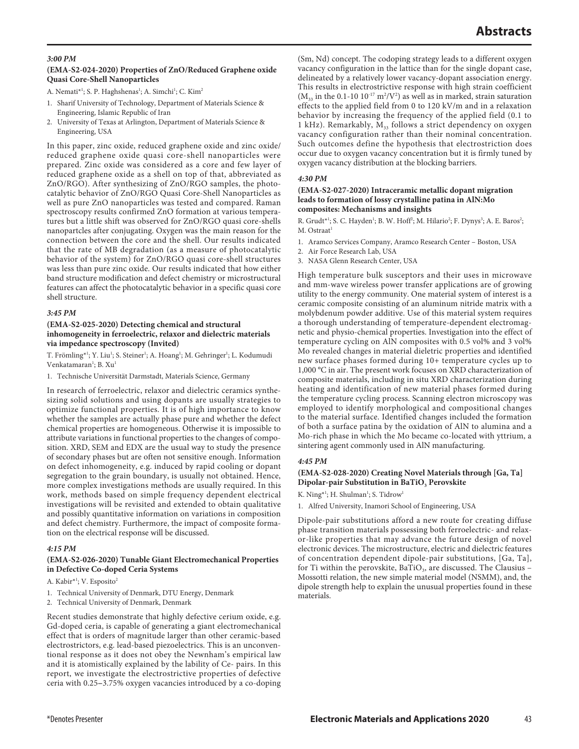### *3:00 PM*

#### (EMA-S2-024-2020) Properties of ZnO/Reduced Graphene oxide Quasi Core-Shell Nanoparticles

A. Nemati*[1]; S. P. Haghshenas[1]; A. Simchi[1]; C. Kim[2]

1. Sharif University of Technology, Department of Materials Science & Engineering, Islamic Republic of Iran
2. University of Texas at Arlington, Department of Materials Science & Engineering, USA

In this paper, zinc oxide, reduced graphene oxide and zinc oxide/reduced graphene oxide quasi core-shell nanoparticles were prepared. Zinc oxide was considered as a core and few layer of reduced graphene oxide as a shell on top of that, abbreviated as ZnO/RGO). After synthesizing of ZnO/RGO samples, the photocatalytic behavior of ZnO/RGO Quasi Core-Shell Nanoparticles as well as pure ZnO nanoparticles was tested and compared. Raman spectroscopy results confirmed ZnO formation at various temperatures but a little shift was observed for ZnO/RGO quasi core-shells nanopartcles after conjugating. Oxygen was the main reason for the connection between the core and the shell. Our results indicated that the rate of MB degradation (as a measure of photocatalytic behavior of the system) for ZnO/RGO quasi core-shell structures was less than pure zinc oxide. Our results indicated that how either band structure modification and defect chemistry or microstructural features can affect the photocatalytic behavior in a specific quasi core shell structure.

### *3:45 PM*

#### (EMA-S2-025-2020) Detecting chemical and structural inhomogeneity in ferroelectric, relaxor and dielectric materials via impedance spectroscopy (Invited)

T. Frömling*[1]; Y. Liu[1]; S. Steiner[1]; A. Hoang[1]; M. Gehringer[1]; L. Kodumudi Venkataman[1]; B. Xu[1]

1. Technische Universität Darmstadt, Materials Science, Germany

In research of ferroelectric, relaxor and dielectric ceramics synthesizing solid solutions and using dopants are usually strategies to optimize functional properties. It is of high importance to know whether the samples are actually phase pure and whether the defect chemical properties are homogeneous. Otherwise it is impossible to attribute variations in functional properties to the changes of composition. XRD, SEM and EDX are the usual way to study the presence of secondary phases but are often not sensitive enough. Information on defect inhomogeneity, e.g. induced by rapid cooling or dopant segregation to the grain boundary, is usually not obtained. Hence, more complex investigations methods are usually required. In this work, methods based on simple frequency dependent electrical investigations will be revisited and extended to obtain qualitative and possibly quantitative information on variations in composition and defect chemistry. Furthermore, the impact of composite formation on the electrical response will be discussed.

### *4:15 PM*

#### (EMA-S2-026-2020) Tunable Giant Electromechanical Properties in Defective Co-doped Ceria Systems

A. Kabir*[1]; V. Esposito[2]

1. Technical University of Denmark, DTU Energy, Denmark
2. Technical University of Denmark, Denmark

Recent studies demonstrate that highly defective cerium oxide, e.g. Gd-doped ceria, is capable of generating a giant electromechanical effect that is orders of magnitude larger than other ceramic-based electrostrictors, e.g. lead-based piezoelectrics. This is an unconventional response as it does not obey the Newnham's empirical law and it is atomistically explained by the lability of Ce- pairs. In this report, we investigate the electrostrictive properties of defective ceria with 0.25–3.75% oxygen vacancies introduced by a co-doping (Sm, Nd) concept. The codoping strategy leads to a different oxygen vacancy configuration in the lattice than for the single dopant case, delineated by a relatively lower vacancy-dopant association energy. This results in electrostrictive response with high strain coefficient ($M_{33}$ in the 0.1-10 $10^{-17}$ $m^2/V^2$) as well as in marked, strain saturation effects to the applied field from 0 to 120 kV/m and in a relaxation behavior by increasing the frequency of the applied field (0.1 to 1 kHz). Remarkably, $M_{33}$ follows a strict dependency on oxygen vacancy configuration rather than their nominal concentration. Such outcomes define the hypothesis that electrostriction does occur due to oxygen vacancy concentration but it is firmly tuned by oxygen vacancy distribution at the blocking barriers.

### *4:30 PM*

#### (EMA-S2-027-2020) Intraceramic metallic dopant migration leads to formation of lossy crystalline patina in AlN:Mo composites: Mechanisms and insights

R. Grudt*[1]; S. C. Hayden[1]; B. W. Hoff[2]; M. Hilario[2]; F. Dynys[3]; A. E. Baros[2]; M. Ostraat[1]

1. Aramco Services Company, Aramco Research Center – Boston, USA
2. Air Force Research Lab, USA
3. NASA Glenn Research Center, USA

High temperature bulk susceptors and their uses in microwave and mm-wave wireless power transfer applications are of growing utility to the energy community. One material system of interest is a ceramic composite consisting of an aluminum nitride matrix with a molybdenum powder additive. Use of this material system requires a thorough understanding of temperature-dependent electromagnetic and physio-chemical properties. Investigation into the effect of temperature cycling on AlN composites with 0.5 vol% and 3 vol% Mo revealed changes in material dieletric properties and identified new surface phases formed during 10+ temperature cycles up to 1,000 °C in air. The present work focuses on XRD characterization of composite materials, including in situ XRD characterization during heating and identification of new material phases formed during the temperature cycling process. Scanning electron microscopy was employed to identify morphological and compositional changes to the material surface. Identified changes included the formation of both a surface patina by the oxidation of AlN to alumina and a Mo-rich phase in which the Mo became co-located with yttrium, a sintering agent commonly used in AlN manufacturing.

### *4:45 PM*

#### (EMA-S2-028-2020) Creating Novel Materials through [Ga, Ta] Dipolar-pair Substitution in $BaTiO_3$ Perovskite

K. Ning*[1]; H. Shulman[1]; S. Tidrow[1]

1. Alfred University, Inamori School of Engineering, USA

Dipole-pair substitutions afford a new route for creating diffuse phase transition materials possessing both ferroelectric- and relaxor-like properties that may advance the future design of novel electronic devices. The microstructure, electric and dielectric features of concentration dependent dipole-pair substitutions, [Ga, Ta], for Ti within the perovskite, $BaTiO_3$, are discussed. The Clausius – Mossotti relation, the new simple material model (NSMM), and, the dipole strength help to explain the unusual properties found in these materials.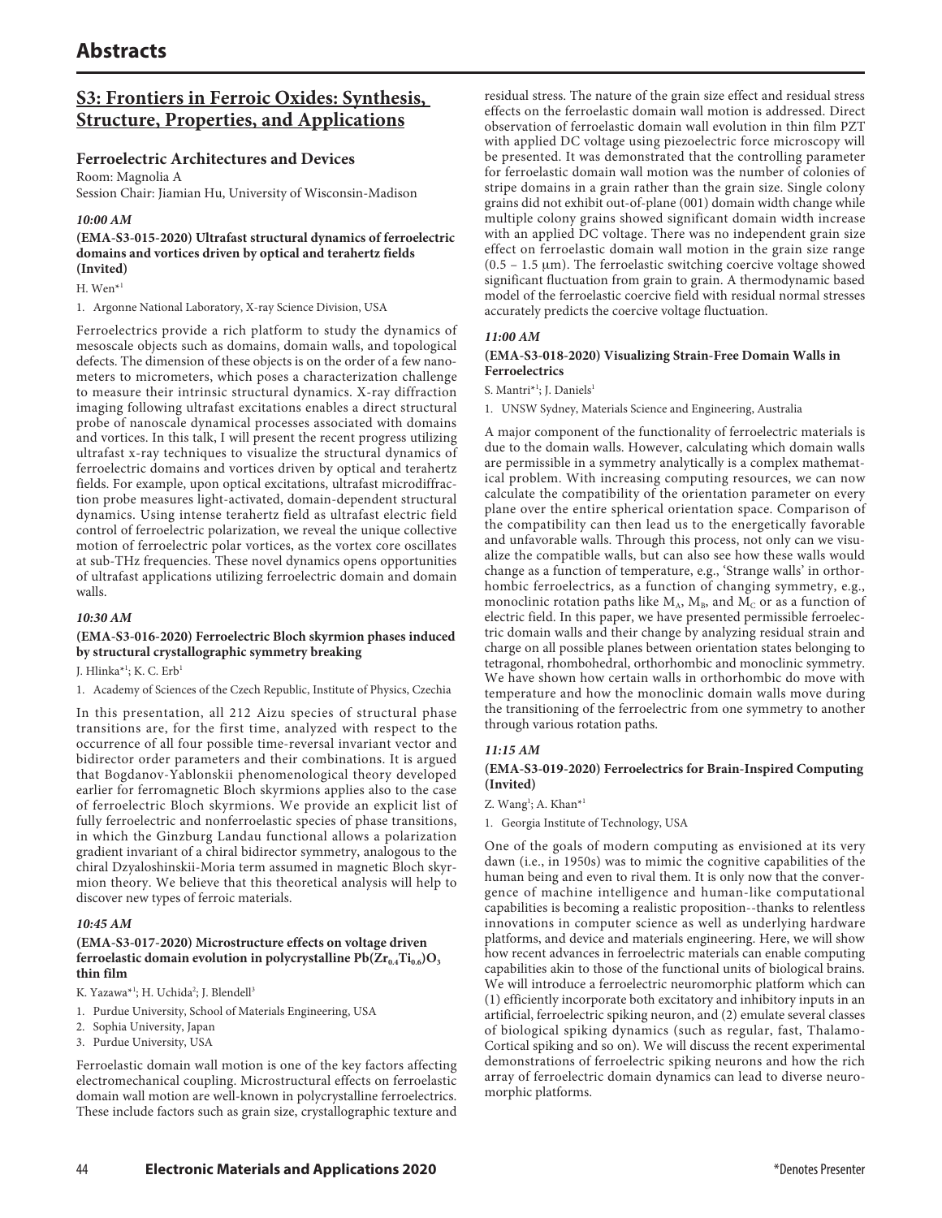# Abstracts

## S3: Frontiers in Ferroic Oxides: Synthesis, Structure, Properties, and Applications

### Ferroelectric Architectures and Devices

Room: Magnolia A
Session Chair: Jiamian Hu, University of Wisconsin-Madison

***10:00 AM***

**(EMA-S3-015-2020) Ultrafast structural dynamics of ferroelectric domains and vortices driven by optical and terahertz fields (Invited)**

H. Wen*[1]

1. Argonne National Laboratory, X-ray Science Division, USA

Ferroelectrics provide a rich platform to study the dynamics of mesoscale objects such as domains, domain walls, and topological defects. The dimension of these objects is on the order of a few nanometers to micrometers, which poses a characterization challenge to measure their intrinsic structural dynamics. X-ray diffraction imaging following ultrafast excitations enables a direct structural probe of nanoscale dynamical processes associated with domains and vortices. In this talk, I will present the recent progress utilizing ultrafast x-ray techniques to visualize the structural dynamics of ferroelectric domains and vortices driven by optical and terahertz fields. For example, upon optical excitations, ultrafast microdiffraction probe measures light-activated, domain-dependent structural dynamics. Using intense terahertz field as ultrafast electric field control of ferroelectric polarization, we reveal the unique collective motion of ferroelectric polar vortices, as the vortex core oscillates at sub-THz frequencies. These novel dynamics opens opportunities of ultrafast applications utilizing ferroelectric domain and domain walls.

***10:30 AM***

**(EMA-S3-016-2020) Ferroelectric Bloch skyrmion phases induced by structural crystallographic symmetry breaking**

J. Hlinka*[1]; K. C. Erb[1]

1. Academy of Sciences of the Czech Republic, Institute of Physics, Czechia

In this presentation, all 212 Aizu species of structural phase transitions are, for the first time, analyzed with respect to the occurrence of all four possible time-reversal invariant vector and bidirector order parameters and their combinations. It is argued that Bogdanov-Yablonskii phenomenological theory developed earlier for ferromagnetic Bloch skyrmions applies also to the case of ferroelectric Bloch skyrmions. We provide an explicit list of fully ferroelectric and nonferroelastic species of phase transitions, in which the Ginzburg Landau functional allows a polarization gradient invariant of a chiral bidirector symmetry, analogous to the chiral Dzyaloshinskii-Moria term assumed in magnetic Bloch skyrmion theory. We believe that this theoretical analysis will help to discover new types of ferroic materials.

***10:45 AM***

**(EMA-S3-017-2020) Microstructure effects on voltage driven ferroelastic domain evolution in polycrystalline $Pb(Zr_{0.4}Ti_{0.6})O_3$ thin film**

K. Yazawa*[1]; H. Uchida[2]; J. Blendell[3]

1. Purdue University, School of Materials Engineering, USA
2. Sophia University, Japan
3. Purdue University, USA

Ferroelastic domain wall motion is one of the key factors affecting electromechanical coupling. Microstructural effects on ferroelastic domain wall motion are well-known in polycrystalline ferroelectrics. These include factors such as grain size, crystallographic texture and residual stress. The nature of the grain size effect and residual stress effects on the ferroelastic domain wall motion is addressed. Direct observation of ferroelastic domain wall evolution in thin film PZT with applied DC voltage using piezoelectric force microscopy will be presented. It was demonstrated that the controlling parameter for ferroelastic domain wall motion was the number of colonies of stripe domains in a grain rather than the grain size. Single colony grains did not exhibit out-of-plane (001) domain width change while multiple colony grains showed significant domain width increase with an applied DC voltage. There was no independent grain size effect on ferroelastic domain wall motion in the grain size range (0.5 – 1.5 μm). The ferroelastic switching coercive voltage showed significant fluctuation from grain to grain. A thermodynamic based model of the ferroelastic coercive field with residual normal stresses accurately predicts the coercive voltage fluctuation.

***11:00 AM***

**(EMA-S3-018-2020) Visualizing Strain-Free Domain Walls in Ferroelectrics**

S. Mantri*[1]; J. Daniels[1]

1. UNSW Sydney, Materials Science and Engineering, Australia

A major component of the functionality of ferroelectric materials is due to the domain walls. However, calculating which domain walls are permissible in a symmetry analytically is a complex mathematical problem. With increasing computing resources, we can now calculate the compatibility of the orientation parameter on every plane over the entire spherical orientation space. Comparison of the compatibility can then lead us to the energetically favorable and unfavorable walls. Through this process, not only can we visualize the compatible walls, but can also see how these walls would change as a function of temperature, e.g., 'Strange walls' in orthorhombic ferroelectrics, as a function of changing symmetry, e.g., monoclinic rotation paths like $M_A$, $M_B$, and $M_C$ or as a function of electric field. In this paper, we have presented permissible ferroelectric domain walls and their change by analyzing residual strain and charge on all possible planes between orientation states belonging to tetragonal, rhombohedral, orthorhombic and monoclinic symmetry. We have shown how certain walls in orthorhombic do move with temperature and how the monoclinic domain walls move during the transitioning of the ferroelectric from one symmetry to another through various rotation paths.

***11:15 AM***

**(EMA-S3-019-2020) Ferroelectrics for Brain-Inspired Computing (Invited)**

Z. Wang[1]; A. Khan*[1]

1. Georgia Institute of Technology, USA

One of the goals of modern computing as envisioned at its very dawn (i.e., in 1950s) was to mimic the cognitive capabilities of the human being and even to rival them. It is only now that the convergence of machine intelligence and human-like computational capabilities is becoming a realistic proposition--thanks to relentless innovations in computer science as well as underlying hardware platforms, and device and materials engineering. Here, we will show how recent advances in ferroelectric materials can enable computing capabilities akin to those of the functional units of biological brains. We will introduce a ferroelectric neuromorphic platform which can (1) efficiently incorporate both excitatory and inhibitory inputs in an artificial, ferroelectric spiking neuron, and (2) emulate several classes of biological spiking dynamics (such as regular, fast, Thalamo-Cortical spiking and so on). We will discuss the recent experimental demonstrations of ferroelectric spiking neurons and how the rich array of ferroelectric domain dynamics can lead to diverse neuromorphic platforms.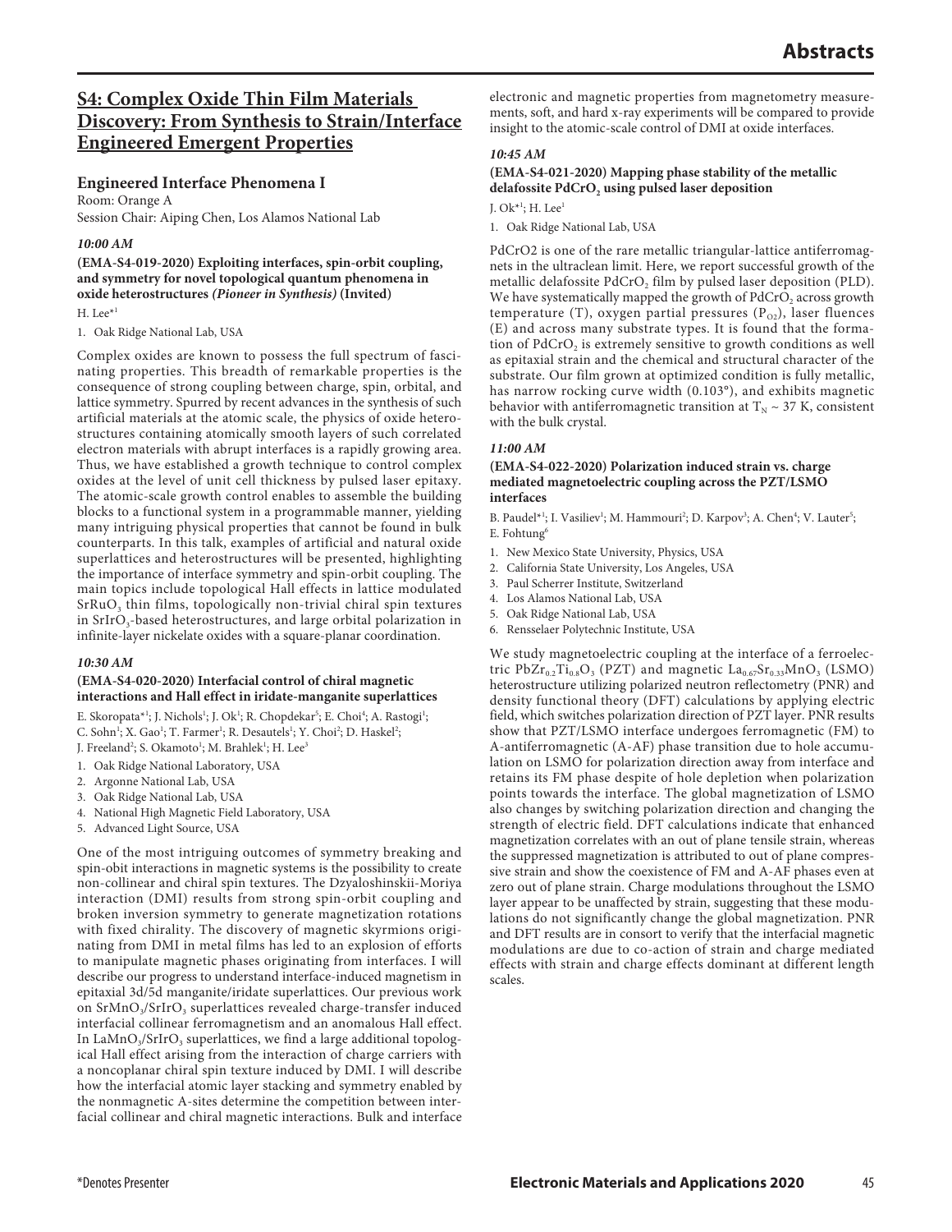## S4: Complex Oxide Thin Film Materials Discovery: From Synthesis to Strain/Interface Engineered Emergent Properties

### Engineered Interface Phenomena I

Room: Orange A

Session Chair: Aiping Chen, Los Alamos National Lab

***10:00 AM***

**(EMA-S4-019-2020) Exploiting interfaces, spin-orbit coupling, and symmetry for novel topological quantum phenomena in oxide heterostructures *(Pioneer in Synthesis)* (Invited)**

H. Lee*[1]

1. Oak Ridge National Lab, USA

Complex oxides are known to possess the full spectrum of fascinating properties. This breadth of remarkable properties is the consequence of strong coupling between charge, spin, orbital, and lattice symmetry. Spurred by recent advances in the synthesis of such artificial materials at the atomic scale, the physics of oxide heterostructures containing atomically smooth layers of such correlated electron materials with abrupt interfaces is a rapidly growing area. Thus, we have established a growth technique to control complex oxides at the level of unit cell thickness by pulsed laser epitaxy. The atomic-scale growth control enables to assemble the building blocks to a functional system in a programmable manner, yielding many intriguing physical properties that cannot be found in bulk counterparts. In this talk, examples of artificial and natural oxide superlattices and heterostructures will be presented, highlighting the importance of interface symmetry and spin-orbit coupling. The main topics include topological Hall effects in lattice modulated $SrRuO_3$ thin films, topologically non-trivial chiral spin textures in $SrIrO_3$-based heterostructures, and large orbital polarization in infinite-layer nickelate oxides with a square-planar coordination.

***10:30 AM***

**(EMA-S4-020-2020) Interfacial control of chiral magnetic interactions and Hall effect in iridate-manganite superlattices**

E. Skoropata*[1]; J. Nichols[1]; J. Ok[1]; R. Chopdekar[5]; E. Choi[4]; A. Rastogi[1]; C. Sohn[1]; X. Gao[1]; T. Farmer[1]; R. Desautels[1]; Y. Choi[2]; D. Haskel[2]; J. Freeland[2]; S. Okamoto[1]; M. Brahlek[1]; H. Lee[3]

1. Oak Ridge National Laboratory, USA
2. Argonne National Lab, USA
3. Oak Ridge National Lab, USA
4. National High Magnetic Field Laboratory, USA
5. Advanced Light Source, USA

One of the most intriguing outcomes of symmetry breaking and spin-obit interactions in magnetic systems is the possibility to create non-collinear and chiral spin textures. The Dzyaloshinskii-Moriya interaction (DMI) results from strong spin-orbit coupling and broken inversion symmetry to generate magnetization rotations with fixed chirality. The discovery of magnetic skyrmions originating from DMI in metal films has led to an explosion of efforts to manipulate magnetic phases originating from interfaces. I will describe our progress to understand interface-induced magnetism in epitaxial 3d/5d manganite/iridate superlattices. Our previous work on $SrMnO_3/SrIrO_3$ superlattices revealed charge-transfer induced interfacial collinear ferromagnetism and an anomalous Hall effect. In $LaMnO_3/SrIrO_3$ superlattices, we find a large additional topological Hall effect arising from the interaction of charge carriers with a noncoplanar chiral spin texture induced by DMI. I will describe how the interfacial atomic layer stacking and symmetry enabled by the nonmagnetic A-sites determine the competition between interfacial collinear and chiral magnetic interactions. Bulk and interface electronic and magnetic properties from magnetometry measurements, soft, and hard x-ray experiments will be compared to provide insight to the atomic-scale control of DMI at oxide interfaces.

***10:45 AM***

**(EMA-S4-021-2020) Mapping phase stability of the metallic delafossite $PdCrO_2$ using pulsed laser deposition**

J. Ok*[1]; H. Lee[1]

1. Oak Ridge National Lab, USA

PdCrO2 is one of the rare metallic triangular-lattice antiferromagnets in the ultraclean limit. Here, we report successful growth of the metallic delafossite $PdCrO_2$ film by pulsed laser deposition (PLD). We have systematically mapped the growth of $PdCrO_2$ across growth temperature (T), oxygen partial pressures ($P_{O2}$), laser fluences (E) and across many substrate types. It is found that the formation of $PdCrO_2$ is extremely sensitive to growth conditions as well as epitaxial strain and the chemical and structural character of the substrate. Our film grown at optimized condition is fully metallic, has narrow rocking curve width (0.103°), and exhibits magnetic behavior with antiferromagnetic transition at $T_N \sim 37$ K, consistent with the bulk crystal.

***11:00 AM***

**(EMA-S4-022-2020) Polarization induced strain vs. charge mediated magnetoelectric coupling across the PZT/LSMO interfaces**

B. Paudel*[1]; I. Vasiliev[1]; M. Hammouri[2]; D. Karpov[3]; A. Chen[4]; V. Lauter[5]; E. Fohtung[6]

1. New Mexico State University, Physics, USA
2. California State University, Los Angeles, USA
3. Paul Scherrer Institute, Switzerland
4. Los Alamos National Lab, USA
5. Oak Ridge National Lab, USA
6. Rensselaer Polytechnic Institute, USA

We study magnetoelectric coupling at the interface of a ferroelectric $PbZr_{0.2}Ti_{0.8}O_3$ (PZT) and magnetic $La_{0.67}Sr_{0.33}MnO_3$ (LSMO) heterostructure utilizing polarized neutron reflectometry (PNR) and density functional theory (DFT) calculations by applying electric field, which switches polarization direction of PZT layer. PNR results show that PZT/LSMO interface undergoes ferromagnetic (FM) to A-antiferromagnetic (A-AF) phase transition due to hole accumulation on LSMO for polarization direction away from interface and retains its FM phase despite of hole depletion when polarization points towards the interface. The global magnetization of LSMO also changes by switching polarization direction and changing the strength of electric field. DFT calculations indicate that enhanced magnetization correlates with an out of plane tensile strain, whereas the suppressed magnetization is attributed to out of plane compressive strain and show the coexistence of FM and A-AF phases even at zero out of plane strain. Charge modulations throughout the LSMO layer appear to be unaffected by strain, suggesting that these modulations do not significantly change the global magnetization. PNR and DFT results are in consort to verify that the interfacial magnetic modulations are due to co-action of strain and charge mediated effects with strain and charge effects dominant at different length scales.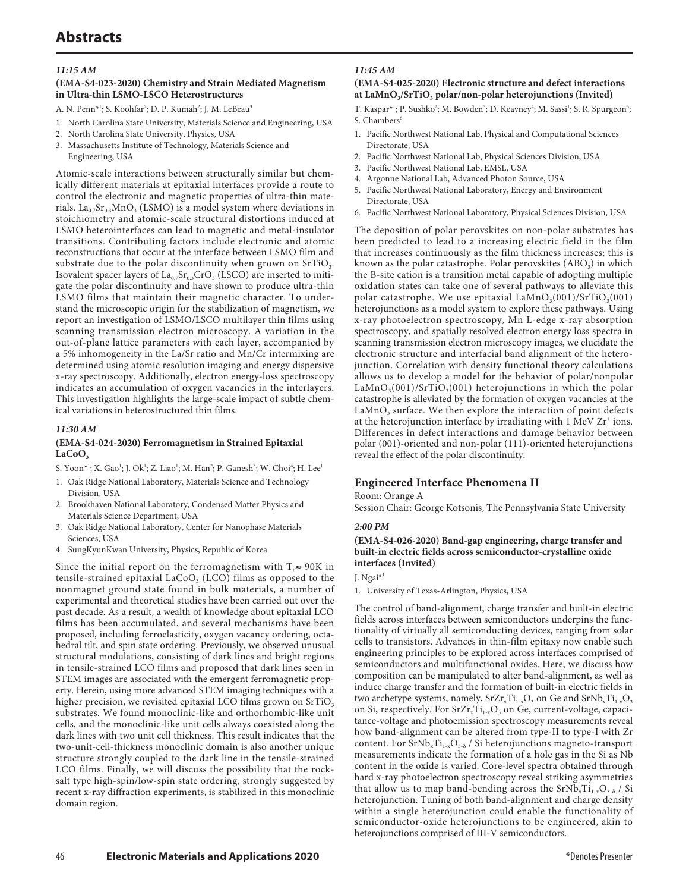### 11:15 AM

#### (EMA-S4-023-2020) Chemistry and Strain Mediated Magnetism in Ultra-thin LSMO-LSCO Heterostructures

A. N. Penn*[1]; S. Koohfar[2]; D. P. Kumah[2]; J. M. LeBeau[3]

1. North Carolina State University, Materials Science and Engineering, USA
2. North Carolina State University, Physics, USA
3. Massachusetts Institute of Technology, Materials Science and Engineering, USA

Atomic-scale interactions between structurally similar but chemically different materials at epitaxial interfaces provide a route to control the electronic and magnetic properties of ultra-thin materials. $La_{0.7}Sr_{0.3}MnO_3$ (LSMO) is a model system where deviations in stoichiometry and atomic-scale structural distortions induced at LSMO heterointerfaces can lead to magnetic and metal-insulator transitions. Contributing factors include electronic and atomic reconstructions that occur at the interface between LSMO film and substrate due to the polar discontinuity when grown on $SrTiO_3$. Isovalent spacer layers of $La_{0.7}Sr_{0.3}CrO_3$ (LSCO) are inserted to mitigate the polar discontinuity and have shown to produce ultra-thin LSMO films that maintain their magnetic character. To understand the microscopic origin for the stabilization of magnetism, we report an investigation of LSMO/LSCO multilayer thin films using scanning transmission electron microscopy. A variation in the out-of-plane lattice parameters with each layer, accompanied by a 5% inhomogeneity in the La/Sr ratio and Mn/Cr intermixing are determined using atomic resolution imaging and energy dispersive x-ray spectroscopy. Additionally, electron energy-loss spectroscopy indicates an accumulation of oxygen vacancies in the interlayers. This investigation highlights the large-scale impact of subtle chemical variations in heterostructured thin films.

### 11:30 AM

#### (EMA-S4-024-2020) Ferromagnetism in Strained Epitaxial $LaCoO_3$

S. Yoon*[1]; X. Gao[1]; J. Ok[1]; Z. Liao[1]; M. Han[2]; P. Ganesh[3]; W. Choi[4]; H. Lee[1]

1. Oak Ridge National Laboratory, Materials Science and Technology Division, USA
2. Brookhaven National Laboratory, Condensed Matter Physics and Materials Science Department, USA
3. Oak Ridge National Laboratory, Center for Nanophase Materials Sciences, USA
4. SungKyunKwan University, Physics, Republic of Korea

Since the initial report on the ferromagnetism with $T_c \approx 90K$ in tensile-strained epitaxial $LaCoO_3$ (LCO) films as opposed to the nonmagnet ground state found in bulk materials, a number of experimental and theoretical studies have been carried out over the past decade. As a result, a wealth of knowledge about epitaxial LCO films has been accumulated, and several mechanisms have been proposed, including ferroelasticity, oxygen vacancy ordering, octahedral tilt, and spin state ordering. Previously, we observed unusual structural modulations, consisting of dark lines and bright regions in tensile-strained LCO films and proposed that dark lines seen in STEM images are associated with the emergent ferromagnetic property. Herein, using more advanced STEM imaging techniques with a higher precision, we revisited epitaxial LCO films grown on $SrTiO_3$ substrates. We found monoclinic-like and orthorhombic-like unit cells, and the monoclinic-like unit cells always coexisted along the dark lines with two unit cell thickness. This result indicates that the two-unit-cell-thickness monoclinic domain is also another unique structure strongly coupled to the dark line in the tensile-strained LCO films. Finally, we will discuss the possibility that the rock-salt type high-spin/low-spin state ordering, strongly suggested by recent x-ray diffraction experiments, is stabilized in this monoclinic domain region.

### 11:45 AM

#### (EMA-S4-025-2020) Electronic structure and defect interactions at $LaMnO_3/SrTiO_3$ polar/non-polar heterojunctions (Invited)

T. Kaspar*[1]; P. Sushko[2]; M. Bowden[3]; D. Keavney[4]; M. Sassi[1]; S. R. Spurgeon[5]; S. Chambers[6]

1. Pacific Northwest National Lab, Physical and Computational Sciences Directorate, USA
2. Pacific Northwest National Lab, Physical Sciences Division, USA
3. Pacific Northwest National Lab, EMSL, USA
4. Argonne National Lab, Advanced Photon Source, USA
5. Pacific Northwest National Laboratory, Energy and Environment Directorate, USA
6. Pacific Northwest National Laboratory, Physical Sciences Division, USA

The deposition of polar perovskites on non-polar substrates has been predicted to lead to a increasing electric field in the film that increases continuously as the film thickness increases; this is known as the polar catastrophe. Polar perovskites ($ABO_3$) in which the B-site cation is a transition metal capable of adopting multiple oxidation states can take one of several pathways to alleviate this polar catastrophe. We use epitaxial $LaMnO_3(001)/SrTiO_3(001)$ heterojunctions as a model system to explore these pathways. Using x-ray photoelectron spectroscopy, Mn L-edge x-ray absorption spectroscopy, and spatially resolved electron energy loss spectra in scanning transmission electron microscopy images, we elucidate the electronic structure and interfacial band alignment of the heterojunction. Correlation with density functional theory calculations allows us to develop a model for the behavior of polar/nonpolar $LaMnO_3(001)/SrTiO_3(001)$ heterojunctions in which the polar catastrophe is alleviated by the formation of oxygen vacancies at the $LaMnO_3$ surface. We then explore the interaction of point defects at the heterojunction interface by irradiating with 1 MeV $Zr^+$ ions. Differences in defect interactions and damage behavior between polar (001)-oriented and non-polar (111)-oriented heterojunctions reveal the effect of the polar discontinuity.

## Engineered Interface Phenomena II

Room: Orange A

Session Chair: George Kotsonis, The Pennsylvania State University

### 2:00 PM

#### (EMA-S4-026-2020) Band-gap engineering, charge transfer and built-in electric fields across semiconductor-crystalline oxide interfaces (Invited)

J. Ngai*[1]

1. University of Texas-Arlington, Physics, USA

The control of band-alignment, charge transfer and built-in electric fields across interfaces between semiconductors underpins the functionality of virtually all semiconducting devices, ranging from solar cells to transistors. Advances in thin-film epitaxy now enable such engineering principles to be explored across interfaces comprised of semiconductors and multifunctional oxides. Here, we discuss how composition can be manipulated to alter band-alignment, as well as induce charge transfer and the formation of built-in electric fields in two archetype systems, namely, $SrZr_xTi_{1-x}O_3$ on Ge and $SrNb_xTi_{1-x}O_3$ on Si, respectively. For $SrZr_xTi_{1-x}O_3$ on Ge, current-voltage, capacitance-voltage and photoemission spectroscopy measurements reveal how band-alignment can be altered from type-II to type-I with Zr content. For $SrNb_xTi_{1-x}O_{3-\delta}$ / Si heterojunctions magneto-transport measurements indicate the formation of a hole gas in the Si as Nb content in the oxide is varied. Core-level spectra obtained through hard x-ray photoelectron spectroscopy reveal striking asymmetries that allow us to map band-bending across the $SrNb_xTi_{1-x}O_{3-\delta}$ / Si heterojunction. Tuning of both band-alignment and charge density within a single heterojunction could enable the functionality of semiconductor-oxide heterojunctions to be engineered, akin to heterojunctions comprised of III-V semiconductors.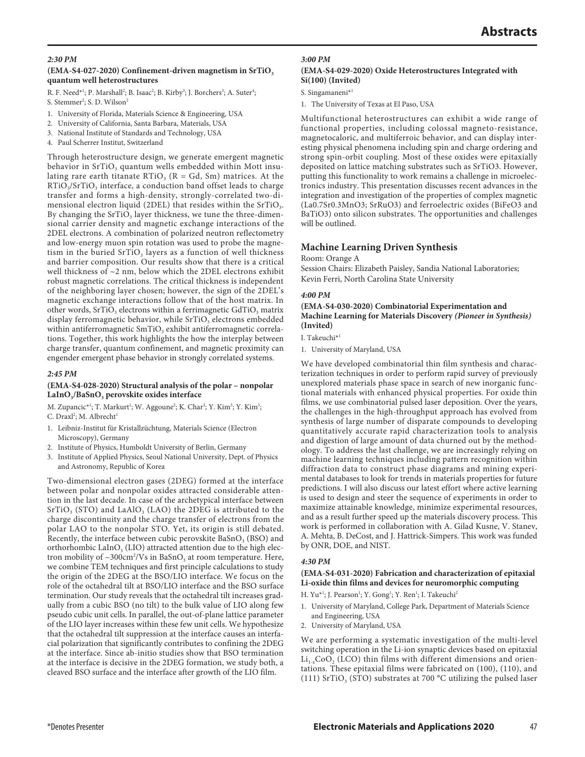### *2:30 PM*

**(EMA-S4-027-2020) Confinement-driven magnetism in $SrTiO_3$ quantum well heterostructures**

R. F. Need*[1]; P. Marshall[2]; B. Isaac[2]; B. Kirby[3]; J. Borchers[3]; A. Suter[4]; S. Stemmer[2]; S. D. Wilson[2]

1. University of Florida, Materials Science & Engineering, USA
2. University of California, Santa Barbara, Materials, USA
3. National Institute of Standards and Technology, USA
4. Paul Scherrer Institut, Switzerland

Through heterostructure design, we generate emergent magnetic behavior in $SrTiO_3$ quantum wells embedded within Mott insulating rare earth titanate $RTiO_3$ (R = Gd, Sm) matrices. At the $RTiO_3$/$SrTiO_3$ interface, a conduction band offset leads to charge transfer and forms a high-density, strongly-correlated two-dimensional electron liquid (2DEL) that resides within the $SrTiO_3$. By changing the $SrTiO_3$ layer thickness, we tune the three-dimensional carrier density and magnetic exchange interactions of the 2DEL electrons. A combination of polarized neutron reflectometry and low-energy muon spin rotation was used to probe the magnetism in the buried $SrTiO_3$ layers as a function of well thickness and barrier composition. Our results show that there is a critical well thickness of ~2 nm, below which the 2DEL electrons exhibit robust magnetic correlations. The critical thickness is independent of the neighboring layer chosen; however, the sign of the 2DEL's magnetic exchange interactions follow that of the host matrix. In other words, $SrTiO_3$ electrons within a ferrimagnetic $GdTiO_3$ matrix display ferromagnetic behavior, while $SrTiO_3$ electrons embedded within antiferromagnetic $SmTiO_3$ exhibit antiferromagnetic correlations. Together, this work highlights the how the interplay between charge transfer, quantum confinement, and magnetic proximity can engender emergent phase behavior in strongly correlated systems.

### *2:45 PM*

**(EMA-S4-028-2020) Structural analysis of the polar – nonpolar $LaInO_3$/$BaSnO_3$ perovskite oxides interface**

M. Zupancic*[1]; T. Markurt[1]; W. Aggoune[2]; K. Char[3]; Y. Kim[3]; Y. Kim[3]; C. Draxl[2]; M. Albrecht[1]

1. Leibniz-Institut für Kristallzüchtung, Materials Science (Electron Microscopy), Germany
2. Institute of Physics, Humboldt University of Berlin, Germany
3. Institute of Applied Physics, Seoul National University, Dept. of Physics and Astronomy, Republic of Korea

Two-dimensional electron gases (2DEG) formed at the interface between polar and nonpolar oxides attracted considerable attention in the last decade. In case of the archetypical interface between $SrTiO_3$ (STO) and $LaAlO_3$ (LAO) the 2DEG is attributed to the charge discontinuity and the charge transfer of electrons from the polar LAO to the nonpolar STO. Yet, its origin is still debated. Recently, the interface between cubic perovskite $BaSnO_3$ (BSO) and orthorhombic $LaInO_3$ (LIO) attracted attention due to the high electron mobility of ~300cm$^2$/Vs in $BaSnO_3$ at room temperature. Here, we combine TEM techniques and first principle calculations to study the origin of the 2DEG at the BSO/LIO interface. We focus on the role of the octahedral tilt at BSO/LIO interface and the BSO surface termination. Our study reveals that the octahedral tilt increases gradually from a cubic BSO (no tilt) to the bulk value of LIO along few pseudo cubic unit cells. In parallel, the out-of-plane lattice parameter of the LIO layer increases within these few unit cells. We hypothesize that the octahedral tilt suppression at the interface causes an interfacial polarization that significantly contributes to confining the 2DEG at the interface. Since ab-initio studies show that BSO termination at the interface is decisive in the 2DEG formation, we study both, a cleaved BSO surface and the interface after growth of the LIO film.

### *3:00 PM*

**(EMA-S4-029-2020) Oxide Heterostructures Integrated with Si(100) (Invited)**

S. Singamaneni*[1]

1. The University of Texas at El Paso, USA

Multifunctional heterostructures can exhibit a wide range of functional properties, including colossal magneto-resistance, magnetocaloric, and multiferroic behavior, and can display interesting physical phenomena including spin and charge ordering and strong spin-orbit coupling. Most of these oxides were epitaxially deposited on lattice matching substrates such as SrTiO3. However, putting this functionality to work remains a challenge in microelectronics industry. This presentation discusses recent advances in the integration and investigation of the properties of complex magnetic (La0.7Sr0.3MnO3; SrRuO3) and ferroelectric oxides (BiFeO3 and BaTiO3) onto silicon substrates. The opportunities and challenges will be outlined.

## Machine Learning Driven Synthesis

Room: Orange A

Session Chairs: Elizabeth Paisley, Sandia National Laboratories; Kevin Ferri, North Carolina State University

### *4:00 PM*

**(EMA-S4-030-2020) Combinatorial Experimentation and Machine Learning for Materials Discovery *(Pioneer in Synthesis)* (Invited)**

I. Takeuchi*[1]

1. University of Maryland, USA

We have developed combinatorial thin film synthesis and characterization techniques in order to perform rapid survey of previously unexplored materials phase space in search of new inorganic functional materials with enhanced physical properties. For oxide thin films, we use combinatorial pulsed laser deposition. Over the years, the challenges in the high-throughput approach has evolved from synthesis of large number of disparate compounds to developing quantitatively accurate rapid characterization tools to analysis and digestion of large amount of data churned out by the methodology. To address the last challenge, we are increasingly relying on machine learning techniques including pattern recognition within diffraction data to construct phase diagrams and mining experimental databases to look for trends in materials properties for future predictions. I will also discuss our latest effort where active learning is used to design and steer the sequence of experiments in order to maximize attainable knowledge, minimize experimental resources, and as a result further speed up the materials discovery process. This work is performed in collaboration with A. Gilad Kusne, V. Stanev, A. Mehta, B. DeCost, and J. Hattrick-Simpers. This work was funded by ONR, DOE, and NIST.

### *4:30 PM*

**(EMA-S4-031-2020) Fabrication and characterization of epitaxial Li-oxide thin films and devices for neuromorphic computing**

H. Yu*[1]; J. Pearson[1]; Y. Gong[1]; Y. Ren[1]; I. Takeuchi[2]

1. University of Maryland, College Park, Department of Materials Science and Engineering, USA
2. University of Maryland, USA

We are performing a systematic investigation of the multi-level switching operation in the Li-ion synaptic devices based on epitaxial $Li_{1-x}CoO_2$ (LCO) thin films with different dimensions and orientations. These epitaxial films were fabricated on (100), (110), and (111) $SrTiO_3$ (STO) substrates at 700 °C utilizing the pulsed laser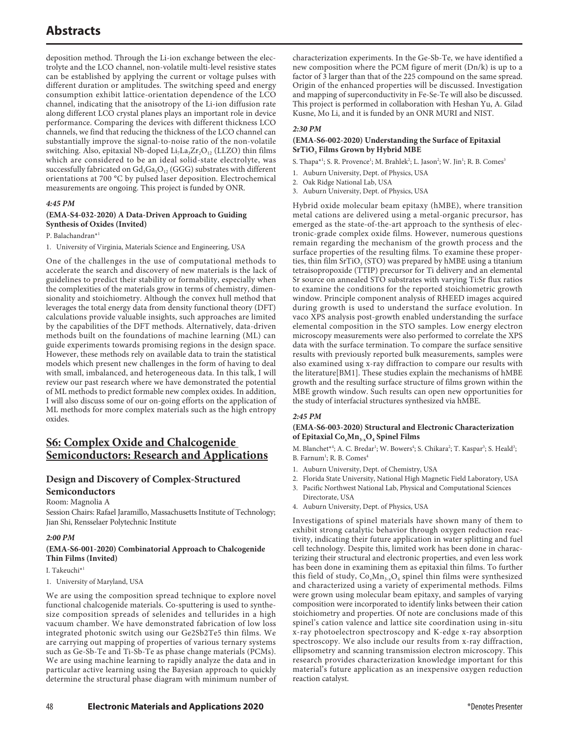deposition method. Through the Li-ion exchange between the electrolyte and the LCO channel, non-volatile multi-level resistive states can be established by applying the current or voltage pulses with different duration or amplitudes. The switching speed and energy consumption exhibit lattice-orientation dependence of the LCO channel, indicating that the anisotropy of the Li-ion diffusion rate along different LCO crystal planes plays an important role in device performance. Comparing the devices with different thickness LCO channels, we find that reducing the thickness of the LCO channel can substantially improve the signal-to-noise ratio of the non-volatile switching. Also, epitaxial Nb-doped $Li_7La_3Zr_2O_{12}$ (LLZO) thin films which are considered to be an ideal solid-state electrolyte, was successfully fabricated on $Gd_3Ga_5O_{12}$ (GGG) substrates with different orientations at 700 °C by pulsed laser deposition. Electrochemical measurements are ongoing. This project is funded by ONR.

***4:45 PM***

**(EMA-S4-032-2020) A Data-Driven Approach to Guiding Synthesis of Oxides (Invited)**

P. Balachandran*[1]

1. University of Virginia, Materials Science and Engineering, USA

One of the challenges in the use of computational methods to accelerate the search and discovery of new materials is the lack of guidelines to predict their stability or formability, especially when the complexities of the materials grow in terms of chemistry, dimensionality and stoichiometry. Although the convex hull method that leverages the total energy data from density functional theory (DFT) calculations provide valuable insights, such approaches are limited by the capabilities of the DFT methods. Alternatively, data-driven methods built on the foundations of machine learning (ML) can guide experiments towards promising regions in the design space. However, these methods rely on available data to train the statistical models which present new challenges in the form of having to deal with small, imbalanced, and heterogeneous data. In this talk, I will review our past research where we have demonstrated the potential of ML methods to predict formable new complex oxides. In addition, I will also discuss some of our on-going efforts on the application of ML methods for more complex materials such as the high entropy oxides.

## S6: Complex Oxide and Chalcogenide Semiconductors: Research and Applications

### Design and Discovery of Complex-Structured Semiconductors

Room: Magnolia A

Session Chairs: Rafael Jaramillo, Massachusetts Institute of Technology; Jian Shi, Rensselaer Polytechnic Institute

***2:00 PM***

**(EMA-S6-001-2020) Combinatorial Approach to Chalcogenide Thin Films (Invited)**

I. Takeuchi*[1]

1. University of Maryland, USA

We are using the composition spread technique to explore novel functional chalcogenide materials. Co-sputtering is used to synthesize composition spreads of selenides and tellurides in a high vacuum chamber. We have demonstrated fabrication of low loss integrated photonic switch using our Ge2Sb2Te5 thin films. We are carrying out mapping of properties of various ternary systems such as Ge-Sb-Te and Ti-Sb-Te as phase change materials (PCMs). We are using machine learning to rapidly analyze the data and in particular active learning using the Bayesian approach to quickly determine the structural phase diagram with minimum number of characterization experiments. In the Ge-Sb-Te, we have identified a new composition where the PCM figure of merit (Dn/k) is up to a factor of 3 larger than that of the 225 compound on the same spread. Origin of the enhanced properties will be discussed. Investigation and mapping of superconductivity in Fe-Se-Te will also be discussed. This project is performed in collaboration with Heshan Yu, A. Gilad Kusne, Mo Li, and it is funded by an ONR MURI and NIST.

***2:30 PM***

**(EMA-S6-002-2020) Understanding the Surface of Epitaxial $SrTiO_3$ Films Grown by Hybrid MBE**

S. Thapa*[1]; S. R. Provence[1]; M. Brahlek[2]; L. Jason[2]; W. Jin[1]; R. B. Comes[3]

1. Auburn University, Dept. of Physics, USA
2. Oak Ridge National Lab, USA
3. Auburn University, Dept. of Physics, USA

Hybrid oxide molecular beam epitaxy (hMBE), where transition metal cations are delivered using a metal-organic precursor, has emerged as the state-of-the-art approach to the synthesis of electronic-grade complex oxide films. However, numerous questions remain regarding the mechanism of the growth process and the surface properties of the resulting films. To examine these properties, thin film $SrTiO_3$ (STO) was prepared by hMBE using a titanium tetraisopropoxide (TTIP) precursor for Ti delivery and an elemental Sr source on annealed STO substrates with varying Ti:Sr flux ratios to examine the conditions for the reported stoichiometric growth window. Principle component analysis of RHEED images acquired during growth is used to understand the surface evolution. In vaco XPS analysis post-growth enabled understanding the surface elemental composition in the STO samples. Low energy electron microscopy measurements were also performed to correlate the XPS data with the surface termination. To compare the surface sensitive results with previously reported bulk measurements, samples were also examined using x-ray diffraction to compare our results with the literature[BM1]. These studies explain the mechanisms of hMBE growth and the resulting surface structure of films grown within the MBE growth window. Such results can open new opportunities for the study of interfacial structures synthesized via hMBE.

***2:45 PM***

**(EMA-S6-003-2020) Structural and Electronic Characterization of Epitaxial $Co_xMn_{3-x}O_4$ Spinel Films**

M. Blanchet*[4]; A. C. Bredar[1]; W. Bowers[4]; S. Chikara[2]; T. Kaspar[3]; S. Heald[3]; B. Farnum[1]; R. B. Comes[4]

1. Auburn University, Dept. of Chemistry, USA
2. Florida State University, National High Magnetic Field Laboratory, USA
3. Pacific Northwest National Lab, Physical and Computational Sciences Directorate, USA
4. Auburn University, Dept. of Physics, USA

Investigations of spinel materials have shown many of them to exhibit strong catalytic behavior through oxygen reduction reactivity, indicating their future application in water splitting and fuel cell technology. Despite this, limited work has been done in characterizing their structural and electronic properties, and even less work has been done in examining them as epitaxial thin films. To further this field of study, $Co_xMn_{3-x}O_4$ spinel thin films were synthesized and characterized using a variety of experimental methods. Films were grown using molecular beam epitaxy, and samples of varying composition were incorporated to identify links between their cation stoichiometry and properties. Of note are conclusions made of this spinel's cation valence and lattice site coordination using in-situ x-ray photoelectron spectroscopy and K-edge x-ray absorption spectroscopy. We also include our results from x-ray diffraction, ellipsometry and scanning transmission electron microscopy. This research provides characterization knowledge important for this material's future application as an inexpensive oxygen reduction reaction catalyst.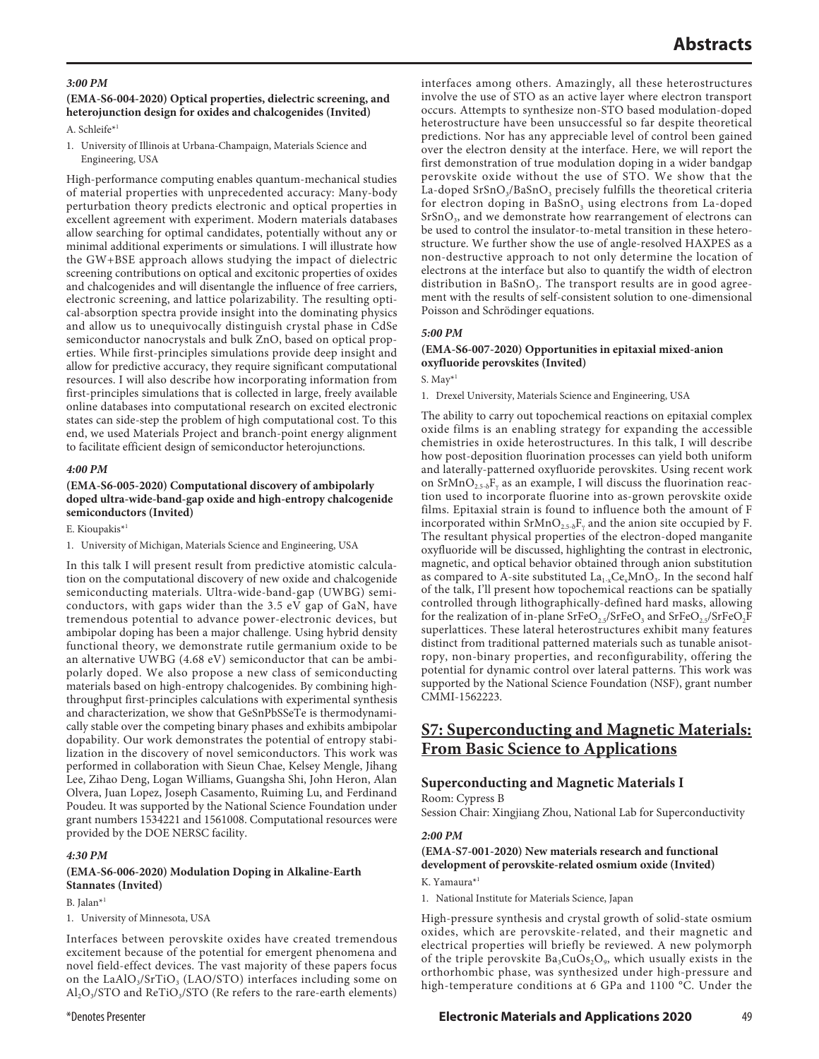### *3:00 PM*

**(EMA-S6-004-2020) Optical properties, dielectric screening, and heterojunction design for oxides and chalcogenides (Invited)**

A. Schleife*[1]

1. University of Illinois at Urbana-Champaign, Materials Science and Engineering, USA

High-performance computing enables quantum-mechanical studies of material properties with unprecedented accuracy: Many-body perturbation theory predicts electronic and optical properties in excellent agreement with experiment. Modern materials databases allow searching for optimal candidates, potentially without any or minimal additional experiments or simulations. I will illustrate how the GW+BSE approach allows studying the impact of dielectric screening contributions on optical and excitonic properties of oxides and chalcogenides and will disentangle the influence of free carriers, electronic screening, and lattice polarizability. The resulting optical-absorption spectra provide insight into the dominating physics and allow us to unequivocally distinguish crystal phase in CdSe semiconductor nanocrystals and bulk ZnO, based on optical properties. While first-principles simulations provide deep insight and allow for predictive accuracy, they require significant computational resources. I will also describe how incorporating information from first-principles simulations that is collected in large, freely available online databases into computational research on excited electronic states can side-step the problem of high computational cost. To this end, we used Materials Project and branch-point energy alignment to facilitate efficient design of semiconductor heterojunctions.

### *4:00 PM*

**(EMA-S6-005-2020) Computational discovery of ambipolarly doped ultra-wide-band-gap oxide and high-entropy chalcogenide semiconductors (Invited)**

E. Kioupakis*[1]

1. University of Michigan, Materials Science and Engineering, USA

In this talk I will present result from predictive atomistic calculation on the computational discovery of new oxide and chalcogenide semiconducting materials. Ultra-wide-band-gap (UWBG) semiconductors, with gaps wider than the 3.5 eV gap of GaN, have tremendous potential to advance power-electronic devices, but ambipolar doping has been a major challenge. Using hybrid density functional theory, we demonstrate rutile germanium oxide to be an alternative UWBG (4.68 eV) semiconductor that can be ambipolarly doped. We also propose a new class of semiconducting materials based on high-entropy chalcogenides. By combining high-throughput first-principles calculations with experimental synthesis and characterization, we show that GeSnPbSSeTe is thermodynamically stable over the competing binary phases and exhibits ambipolar dopability. Our work demonstrates the potential of entropy stabilization in the discovery of novel semiconductors. This work was performed in collaboration with Sieun Chae, Kelsey Mengle, Jihang Lee, Zihao Deng, Logan Williams, Guangsha Shi, John Heron, Alan Olvera, Juan Lopez, Joseph Casamento, Ruiming Lu, and Ferdinand Poudeu. It was supported by the National Science Foundation under grant numbers 1534221 and 1561008. Computational resources were provided by the DOE NERSC facility.

### *4:30 PM*

**(EMA-S6-006-2020) Modulation Doping in Alkaline-Earth Stannates (Invited)**

B. Jalan*[1]

1. University of Minnesota, USA

Interfaces between perovskite oxides have created tremendous excitement because of the potential for emergent phenomena and novel field-effect devices. The vast majority of these papers focus on the $LaAlO_3/SrTiO_3$ (LAO/STO) interfaces including some on $Al_2O_3$/STO and $ReTiO_3$/STO (Re refers to the rare-earth elements) interfaces among others. Amazingly, all these heterostructures involve the use of STO as an active layer where electron transport occurs. Attempts to synthesize non-STO based modulation-doped heterostructure have been unsuccessful so far despite theoretical predictions. Nor has any appreciable level of control been gained over the electron density at the interface. Here, we will report the first demonstration of true modulation doping in a wider bandgap perovskite oxide without the use of STO. We show that the La-doped $SrSnO_3/BaSnO_3$ precisely fulfills the theoretical criteria for electron doping in $BaSnO_3$ using electrons from La-doped $SrSnO_3$, and we demonstrate how rearrangement of electrons can be used to control the insulator-to-metal transition in these heterostructure. We further show the use of angle-resolved HAXPES as a non-destructive approach to not only determine the location of electrons at the interface but also to quantify the width of electron distribution in $BaSnO_3$. The transport results are in good agreement with the results of self-consistent solution to one-dimensional Poisson and Schrödinger equations.

### *5:00 PM*

**(EMA-S6-007-2020) Opportunities in epitaxial mixed-anion oxyfluoride perovskites (Invited)**

S. May*[1]

1. Drexel University, Materials Science and Engineering, USA

The ability to carry out topochemical reactions on epitaxial complex oxide films is an enabling strategy for expanding the accessible chemistries in oxide heterostructures. In this talk, I will describe how post-deposition fluorination processes can yield both uniform and laterally-patterned oxyfluoride perovskites. Using recent work on $SrMnO_{2.5-\delta}F_\gamma$ as an example, I will discuss the fluorination reaction used to incorporate fluorine into as-grown perovskite oxide films. Epitaxial strain is found to influence both the amount of F incorporated within $SrMnO_{2.5-\delta}F_\gamma$ and the anion site occupied by F. The resultant physical properties of the electron-doped manganite oxyfluoride will be discussed, highlighting the contrast in electronic, magnetic, and optical behavior obtained through anion substitution as compared to A-site substituted $La_{1-x}Ce_xMnO_3$. In the second half of the talk, I'll present how topochemical reactions can be spatially controlled through lithographically-defined hard masks, allowing for the realization of in-plane $SrFeO_{2.5}/SrFeO_3$ and $SrFeO_{2.5}/SrFeO_2F$ superlattices. These lateral heterostructures exhibit many features distinct from traditional patterned materials such as tunable anisotropy, non-binary properties, and reconfigurability, offering the potential for dynamic control over lateral patterns. This work was supported by the National Science Foundation (NSF), grant number CMMI-1562223.

## S7: Superconducting and Magnetic Materials: From Basic Science to Applications

### Superconducting and Magnetic Materials I

Room: Cypress B

Session Chair: Xingjiang Zhou, National Lab for Superconductivity

### *2:00 PM*

**(EMA-S7-001-2020) New materials research and functional development of perovskite-related osmium oxide (Invited)**

K. Yamaura*[1]

1. National Institute for Materials Science, Japan

High-pressure synthesis and crystal growth of solid-state osmium oxides, which are perovskite-related, and their magnetic and electrical properties will briefly be reviewed. A new polymorph of the triple perovskite $Ba_3CuOs_2O_9$, which usually exists in the orthorhombic phase, was synthesized under high-pressure and high-temperature conditions at 6 GPa and 1100 °C. Under the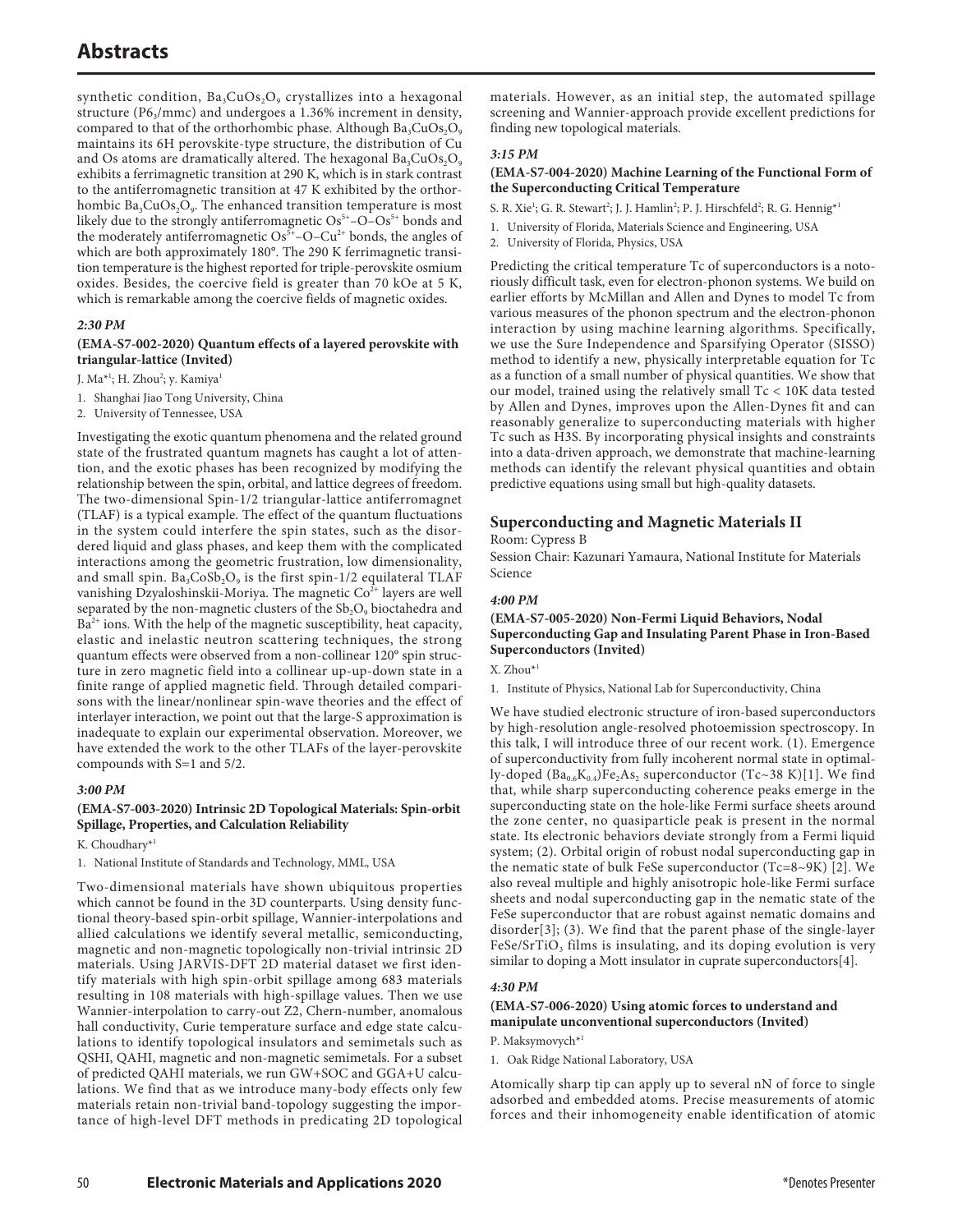synthetic condition, $Ba_3CuOs_2O_9$ crystallizes into a hexagonal structure ($P6_3/mmc$) and undergoes a 1.36% increment in density, compared to that of the orthorhombic phase. Although $Ba_3CuOs_2O_9$ maintains its 6H perovskite-type structure, the distribution of Cu and Os atoms are dramatically altered. The hexagonal $Ba_3CuOs_2O_9$ exhibits a ferrimagnetic transition at 290 K, which is in stark contrast to the antiferromagnetic transition at 47 K exhibited by the orthorhombic $Ba_3CuOs_2O_9$. The enhanced transition temperature is most likely due to the strongly antiferromagnetic $Os^{5+}$–O–$Os^{5+}$ bonds and the moderately antiferromagnetic $Os^{5+}$–O–$Cu^{2+}$ bonds, the angles of which are both approximately 180°. The 290 K ferrimagnetic transition temperature is the highest reported for triple-perovskite osmium oxides. Besides, the coercive field is greater than 70 kOe at 5 K, which is remarkable among the coercive fields of magnetic oxides.

*2:30 PM*

**(EMA-S7-002-2020) Quantum effects of a layered perovskite with triangular-lattice (Invited)**

J. Ma*[1]; H. Zhou[2]; y. Kamiya[1]

1. Shanghai Jiao Tong University, China
2. University of Tennessee, USA

Investigating the exotic quantum phenomena and the related ground state of the frustrated quantum magnets has caught a lot of attention, and the exotic phases has been recognized by modifying the relationship between the spin, orbital, and lattice degrees of freedom. The two-dimensional Spin-1/2 triangular-lattice antiferromagnet (TLAF) is a typical example. The effect of the quantum fluctuations in the system could interfere the spin states, such as the disordered liquid and glass phases, and keep them with the complicated interactions among the geometric frustration, low dimensionality, and small spin. $Ba_3CoSb_2O_9$ is the first spin-1/2 equilateral TLAF vanishing Dzyaloshinskii-Moriya. The magnetic $Co^{2+}$ layers are well separated by the non-magnetic clusters of the $Sb_2O_9$ bioctahedra and $Ba^{2+}$ ions. With the help of the magnetic susceptibility, heat capacity, elastic and inelastic neutron scattering techniques, the strong quantum effects were observed from a non-collinear 120° spin structure in zero magnetic field into a collinear up-up-down state in a finite range of applied magnetic field. Through detailed comparisons with the linear/nonlinear spin-wave theories and the effect of interlayer interaction, we point out that the large-S approximation is inadequate to explain our experimental observation. Moreover, we have extended the work to the other TLAFs of the layer-perovskite compounds with S=1 and 5/2.

*3:00 PM*

**(EMA-S7-003-2020) Intrinsic 2D Topological Materials: Spin-orbit Spillage, Properties, and Calculation Reliability**

K. Choudhary*[1]

1. National Institute of Standards and Technology, MML, USA

Two-dimensional materials have shown ubiquitous properties which cannot be found in the 3D counterparts. Using density functional theory-based spin-orbit spillage, Wannier-interpolations and allied calculations we identify several metallic, semiconducting, magnetic and non-magnetic topologically non-trivial intrinsic 2D materials. Using JARVIS-DFT 2D material dataset we first identify materials with high spin-orbit spillage among 683 materials resulting in 108 materials with high-spillage values. Then we use Wannier-interpolation to carry-out Z2, Chern-number, anomalous hall conductivity, Curie temperature surface and edge state calculations to identify topological insulators and semimetals such as QSHI, QAHI, magnetic and non-magnetic semimetals. For a subset of predicted QAHI materials, we run GW+SOC and GGA+U calculations. We find that as we introduce many-body effects only few materials retain non-trivial band-topology suggesting the importance of high-level DFT methods in predicating 2D topological materials. However, as an initial step, the automated spillage screening and Wannier-approach provide excellent predictions for finding new topological materials.

*3:15 PM*

**(EMA-S7-004-2020) Machine Learning of the Functional Form of the Superconducting Critical Temperature**

S. R. Xie[1]; G. R. Stewart[2]; J. J. Hamlin[2]; P. J. Hirschfeld[2]; R. G. Hennig*[1]

1. University of Florida, Materials Science and Engineering, USA
2. University of Florida, Physics, USA

Predicting the critical temperature Tc of superconductors is a notoriously difficult task, even for electron-phonon systems. We build on earlier efforts by McMillan and Allen and Dynes to model Tc from various measures of the phonon spectrum and the electron-phonon interaction by using machine learning algorithms. Specifically, we use the Sure Independence and Sparsifying Operator (SISSO) method to identify a new, physically interpretable equation for Tc as a function of a small number of physical quantities. We show that our model, trained using the relatively small Tc < 10K data tested by Allen and Dynes, improves upon the Allen-Dynes fit and can reasonably generalize to superconducting materials with higher Tc such as H3S. By incorporating physical insights and constraints into a data-driven approach, we demonstrate that machine-learning methods can identify the relevant physical quantities and obtain predictive equations using small but high-quality datasets.

## Superconducting and Magnetic Materials II

Room: Cypress B
Session Chair: Kazunari Yamaura, National Institute for Materials Science

*4:00 PM*

**(EMA-S7-005-2020) Non-Fermi Liquid Behaviors, Nodal Superconducting Gap and Insulating Parent Phase in Iron-Based Superconductors (Invited)**

X. Zhou*[1]

1. Institute of Physics, National Lab for Superconductivity, China

We have studied electronic structure of iron-based superconductors by high-resolution angle-resolved photoemission spectroscopy. In this talk, I will introduce three of our recent work. (1). Emergence of superconductivity from fully incoherent normal state in optimally-doped $(Ba_{0.6}K_{0.4})Fe_2As_2$ superconductor (Tc~38 K)[1]. We find that, while sharp superconducting coherence peaks emerge in the superconducting state on the hole-like Fermi surface sheets around the zone center, no quasiparticle peak is present in the normal state. Its electronic behaviors deviate strongly from a Fermi liquid system; (2). Orbital origin of robust nodal superconducting gap in the nematic state of bulk FeSe superconductor (Tc=8~9K) [2]. We also reveal multiple and highly anisotropic hole-like Fermi surface sheets and nodal superconducting gap in the nematic state of the FeSe superconductor that are robust against nematic domains and disorder[3]; (3). We find that the parent phase of the single-layer $FeSe/SrTiO_3$ films is insulating, and its doping evolution is very similar to doping a Mott insulator in cuprate superconductors[4].

*4:30 PM*

**(EMA-S7-006-2020) Using atomic forces to understand and manipulate unconventional superconductors (Invited)**

P. Maksymovych*[1]

1. Oak Ridge National Laboratory, USA

Atomically sharp tip can apply up to several nN of force to single adsorbed and embedded atoms. Precise measurements of atomic forces and their inhomogeneity enable identification of atomic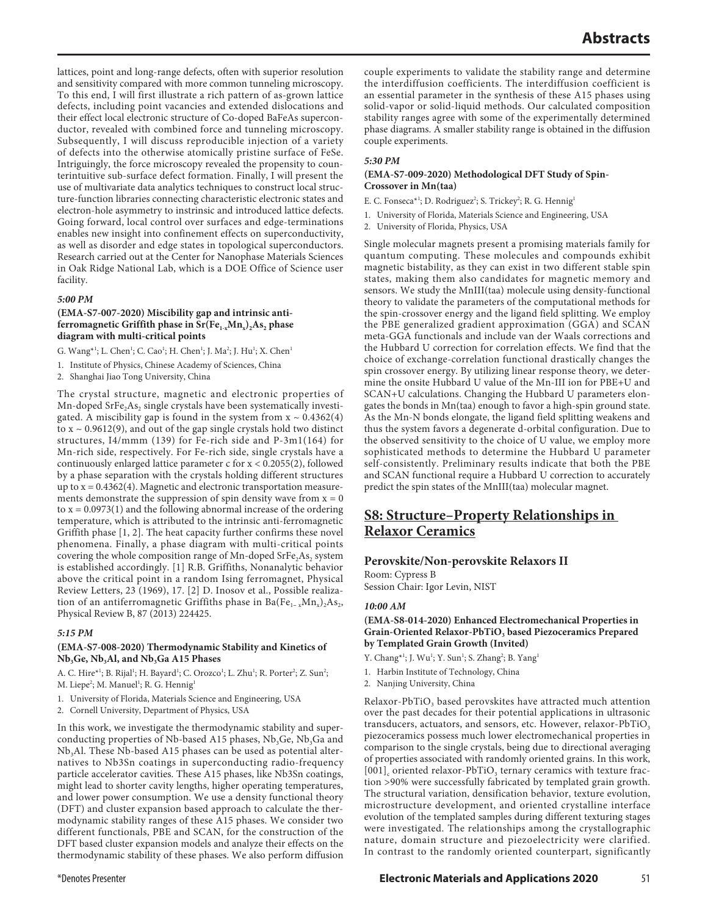lattices, point and long-range defects, often with superior resolution and sensitivity compared with more common tunneling microscopy. To this end, I will first illustrate a rich pattern of as-grown lattice defects, including point vacancies and extended dislocations and their effect local electronic structure of Co-doped BaFeAs superconductor, revealed with combined force and tunneling microscopy. Subsequently, I will discuss reproducible injection of a variety of defects into the otherwise atomically pristine surface of FeSe. Intriguingly, the force microscopy revealed the propensity to counterintuitive sub-surface defect formation. Finally, I will present the use of multivariate data analytics techniques to construct local structure-function libraries connecting characteristic electronic states and electron-hole asymmetry to instrinsic and introduced lattice defects. Going forward, local control over surfaces and edge-terminations enables new insight into confinement effects on superconductivity, as well as disorder and edge states in topological superconductors. Research carried out at the Center for Nanophase Materials Sciences in Oak Ridge National Lab, which is a DOE Office of Science user facility.

*5:00 PM*

**(EMA-S7-007-2020) Miscibility gap and intrinsic anti-ferromagnetic Griffith phase in $Sr(Fe_{1-x}Mn_x)_2As_2$ phase diagram with multi-critical points**

G. Wang*[1]; L. Chen[1]; C. Cao[1]; H. Chen[1]; J. Ma[2]; J. Hu[1]; X. Chen[1]

1. Institute of Physics, Chinese Academy of Sciences, China
2. Shanghai Jiao Tong University, China

The crystal structure, magnetic and electronic properties of Mn-doped $SrFe_2As_2$ single crystals have been systematically investigated. A miscibility gap is found in the system from x ~ 0.4362(4) to x ~ 0.9612(9), and out of the gap single crystals hold two distinct structures, I4/mmm (139) for Fe-rich side and P-3m1(164) for Mn-rich side, respectively. For Fe-rich side, single crystals have a continuously enlarged lattice parameter c for x < 0.2055(2), followed by a phase separation with the crystals holding different structures up to x = 0.4362(4). Magnetic and electronic transportation measurements demonstrate the suppression of spin density wave from x = 0 to x = 0.0973(1) and the following abnormal increase of the ordering temperature, which is attributed to the intrinsic anti-ferromagnetic Griffith phase [1, 2]. The heat capacity further confirms these novel phenomena. Finally, a phase diagram with multi-critical points covering the whole composition range of Mn-doped $SrFe_2As_2$ system is established accordingly. [1] R.B. Griffiths, Nonanalytic behavior above the critical point in a random Ising ferromagnet, Physical Review Letters, 23 (1969), 17. [2] D. Inosov et al., Possible realization of an antiferromagnetic Griffiths phase in $Ba(Fe_{1-x}Mn_x)_2As_2$, Physical Review B, 87 (2013) 224425.

*5:15 PM*

**(EMA-S7-008-2020) Thermodynamic Stability and Kinetics of $Nb_3Ge$, $Nb_3Al$, and $Nb_3Ga$ A15 Phases**

A. C. Hire*[1]; B. Rijal[1]; H. Bayard[1]; C. Orozco[1]; L. Zhu[1]; R. Porter[2]; Z. Sun[2]; M. Liepe[2]; M. Manuel[1]; R. G. Hennig[1]

1. University of Florida, Materials Science and Engineering, USA
2. Cornell University, Department of Physics, USA

In this work, we investigate the thermodynamic stability and superconducting properties of Nb-based A15 phases, $Nb_3Ge$, $Nb_3Ga$ and $Nb_3Al$. These Nb-based A15 phases can be used as potential alternatives to Nb3Sn coatings in superconducting radio-frequency particle accelerator cavities. These A15 phases, like Nb3Sn coatings, might lead to shorter cavity lengths, higher operating temperatures, and lower power consumption. We use a density functional theory (DFT) and cluster expansion based approach to calculate the thermodynamic stability ranges of these A15 phases. We consider two different functionals, PBE and SCAN, for the construction of the DFT based cluster expansion models and analyze their effects on the thermodynamic stability of these phases. We also perform diffusion couple experiments to validate the stability range and determine the interdiffusion coefficients. The interdiffusion coefficient is an essential parameter in the synthesis of these A15 phases using solid-vapor or solid-liquid methods. Our calculated composition stability ranges agree with some of the experimentally determined phase diagrams. A smaller stability range is obtained in the diffusion couple experiments.

*5:30 PM*

**(EMA-S7-009-2020) Methodological DFT Study of Spin-Crossover in Mn(taa)**

E. C. Fonseca*[1]; D. Rodriguez[2]; S. Trickey[2]; R. G. Hennig[1]

1. University of Florida, Materials Science and Engineering, USA
2. University of Florida, Physics, USA

Single molecular magnets present a promising materials family for quantum computing. These molecules and compounds exhibit magnetic bistability, as they can exist in two different stable spin states, making them also candidates for magnetic memory and sensors. We study the MnIII(taa) molecule using density-functional theory to validate the parameters of the computational methods for the spin-crossover energy and the ligand field splitting. We employ the PBE generalized gradient approximation (GGA) and SCAN meta-GGA functionals and include van der Waals corrections and the Hubbard U correction for correlation effects. We find that the choice of exchange-correlation functional drastically changes the spin crossover energy. By utilizing linear response theory, we determine the onsite Hubbard U value of the Mn-III ion for PBE+U and SCAN+U calculations. Changing the Hubbard U parameters elongates the bonds in Mn(taa) enough to favor a high-spin ground state. As the Mn-N bonds elongate, the ligand field splitting weakens and thus the system favors a degenerate d-orbital configuration. Due to the observed sensitivity to the choice of U value, we employ more sophisticated methods to determine the Hubbard U parameter self-consistently. Preliminary results indicate that both the PBE and SCAN functional require a Hubbard U correction to accurately predict the spin states of the MnIII(taa) molecular magnet.

## S8: Structure–Property Relationships in Relaxor Ceramics

### Perovskite/Non-perovskite Relaxors II

Room: Cypress B
Session Chair: Igor Levin, NIST

*10:00 AM*

**(EMA-S8-014-2020) Enhanced Electromechanical Properties in Grain-Oriented Relaxor-$PbTiO_3$ based Piezoceramics Prepared by Templated Grain Growth (Invited)**

Y. Chang*[1]; J. Wu[1]; Y. Sun[1]; S. Zhang[2]; B. Yang[1]

1. Harbin Institute of Technology, China
2. Nanjing University, China

Relaxor-$PbTiO_3$ based perovskites have attracted much attention over the past decades for their potential applications in ultrasonic transducers, actuators, and sensors, etc. However, relaxor-$PbTiO_3$ piezoceramics possess much lower electromechanical properties in comparison to the single crystals, being due to directional averaging of properties associated with randomly oriented grains. In this work, $[001]_c$ oriented relaxor-$PbTiO_3$ ternary ceramics with texture fraction >90% were successfully fabricated by templated grain growth. The structural variation, densification behavior, texture evolution, microstructure development, and oriented crystalline interface evolution of the templated samples during different texturing stages were investigated. The relationships among the crystallographic nature, domain structure and piezoelectricity were clarified. In contrast to the randomly oriented counterpart, significantly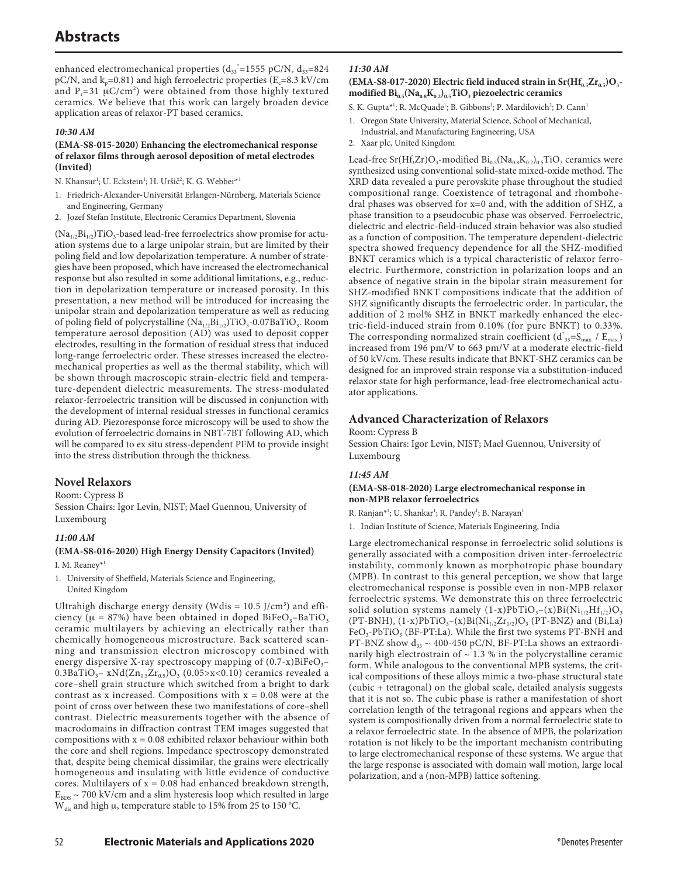enhanced electromechanical properties ($d_{33}^{*}$=1555 pC/N, $d_{33}$=824 pC/N, and $k_p$=0.81) and high ferroelectric properties ($E_c$=8.3 kV/cm and $P_r$=31 μC/cm²) were obtained from those highly textured ceramics. We believe that this work can largely broaden device application areas of relaxor-PT based ceramics.

*10:30 AM*

**(EMA-S8-015-2020) Enhancing the electromechanical response of relaxor films through aerosol deposition of metal electrodes (Invited)**

N. Khansur[1]; U. Eckstein[1]; H. Uršič[2]; K. G. Webber*[1]

1. Friedrich-Alexander-Universität Erlangen-Nürnberg, Materials Science and Engineering, Germany
2. Jozef Stefan Institute, Electronic Ceramics Department, Slovenia

$(Na_{1/2}Bi_{1/2})TiO_3$-based lead-free ferroelectrics show promise for actuation systems due to a large unipolar strain, but are limited by their poling field and low depolarization temperature. A number of strategies have been proposed, which have increased the electromechanical response but also resulted in some additional limitations, e.g., reduction in depolarization temperature or increased porosity. In this presentation, a new method will be introduced for increasing the unipolar strain and depolarization temperature as well as reducing of poling field of polycrystalline $(Na_{1/2}Bi_{1/2})TiO_3$-0.07$BaTiO_3$. Room temperature aerosol deposition (AD) was used to deposit copper electrodes, resulting in the formation of residual stress that induced long-range ferroelectric order. These stresses increased the electromechanical properties as well as the thermal stability, which will be shown through macroscopic strain-electric field and temperature-dependent dielectric measurements. The stress-modulated relaxor-ferroelectric transition will be discussed in conjunction with the development of internal residual stresses in functional ceramics during AD. Piezoresponse force microscopy will be used to show the evolution of ferroelectric domains in NBT-7BT following AD, which will be compared to ex situ stress-dependent PFM to provide insight into the stress distribution through the thickness.

## Novel Relaxors

Room: Cypress B

Session Chairs: Igor Levin, NIST; Mael Guennou, University of Luxembourg

*11:00 AM*

**(EMA-S8-016-2020) High Energy Density Capacitors (Invited)**

I. M. Reaney*[1]

1. University of Sheffield, Materials Science and Engineering, United Kingdom

Ultrahigh discharge energy density (Wdis = 10.5 J/cm³) and efficiency (μ = 87%) have been obtained in doped $BiFeO_3$–$BaTiO_3$ ceramic multilayers by achieving an electrically rather than chemically homogeneous microstructure. Back scattered scanning and transmission electron microscopy combined with energy dispersive X-ray spectroscopy mapping of (0.7-x)$BiFeO_3$–0.3$BaTiO_3$– x$Nd(Zn_{0.5}Zr_{0.5})O_3$ (0.05>x<0.10) ceramics revealed a core–shell grain structure which switched from a bright to dark contrast as x increased. Compositions with x = 0.08 were at the point of cross over between these two manifestations of core–shell contrast. Dielectric measurements together with the absence of macrodomains in diffraction contrast TEM images suggested that compositions with x = 0.08 exhibited relaxor behaviour within both the core and shell regions. Impedance spectroscopy demonstrated that, despite being chemical dissimilar, the grains were electrically homogeneous and insulating with little evidence of conductive cores. Multilayers of x = 0.08 had enhanced breakdown strength, $E_{BDS}$ ~ 700 kV/cm and a slim hysteresis loop which resulted in large $W_{dis}$ and high μ, temperature stable to 15% from 25 to 150 °C.

*11:30 AM*

**(EMA-S8-017-2020) Electric field induced strain in $Sr(Hf_{0.5}Zr_{0.5})O_3$-modified $Bi_{0.5}(Na_{0.8}K_{0.2})_{0.5}TiO_3$ piezoelectric ceramics**

S. K. Gupta*[1]; R. McQuade[1]; B. Gibbons[1]; P. Mardilovich[2]; D. Cann[1]

1. Oregon State University, Material Science, School of Mechanical, Industrial, and Manufacturing Engineering, USA
2. Xaar plc, United Kingdom

Lead-free $Sr(Hf,Zr)O_3$-modified $Bi_{0.5}(Na_{0.8}K_{0.2})_{0.5}TiO_3$ ceramics were synthesized using conventional solid-state mixed-oxide method. The XRD data revealed a pure perovskite phase throughout the studied compositional range. Coexistence of tetragonal and rhombohedral phases was observed for x=0 and, with the addition of SHZ, a phase transition to a pseudocubic phase was observed. Ferroelectric, dielectric and electric-field-induced strain behavior was also studied as a function of composition. The temperature dependent-dielectric spectra showed frequency dependence for all the SHZ-modified BNKT ceramics which is a typical characteristic of relaxor ferroelectric. Furthermore, constriction in polarization loops and an absence of negative strain in the bipolar strain measurement for SHZ-modified BNKT compositions indicate that the addition of SHZ significantly disrupts the ferroelectric order. In particular, the addition of 2 mol% SHZ in BNKT markedly enhanced the electric-field-induced strain from 0.10% (for pure BNKT) to 0.33%. The corresponding normalized strain coefficient ($d^{*}_{33}=S_{max.} / E_{max.}$) increased from 196 pm/V to 663 pm/V at a moderate electric-field of 50 kV/cm. These results indicate that BNKT-SHZ ceramics can be designed for an improved strain response via a substitution-induced relaxor state for high performance, lead-free electromechanical actuator applications.

## Advanced Characterization of Relaxors

Room: Cypress B

Session Chairs: Igor Levin, NIST; Mael Guennou, University of Luxembourg

*11:45 AM*

**(EMA-S8-018-2020) Large electromechanical response in non-MPB relaxor ferroelectrics**

R. Ranjan*[1]; U. Shankar[1]; R. Pandey[1]; B. Narayan[1]

1. Indian Institute of Science, Materials Engineering, India

Large electromechanical response in ferroelectric solid solutions is generally associated with a composition driven inter-ferroelectric instability, commonly known as morphotropic phase boundary (MPB). In contrast to this general perception, we show that large electromechanical response is possible even in non-MPB relaxor ferroelectric systems. We demonstrate this on three ferroelectric solid solution systems namely (1-x)$PbTiO_3$–(x)$Bi(Ni_{1/2}Hf_{1/2})O_3$ (PT-BNH), (1-x)$PbTiO_3$–(x)$Bi(Ni_{1/2}Zr_{1/2})O_3$ (PT-BNZ) and (Bi,La)$FeO_3$-$PbTiO_3$ (BF-PT:La). While the first two systems PT-BNH and PT-BNZ show $d_{33}$ ~ 400-450 pC/N, BF-PT:La shows an extraordinarily high electrostrain of ~ 1.3 % in the polycrystalline ceramic form. While analogous to the conventional MPB systems, the critical compositions of these alloys mimic a two-phase structural state (cubic + tetragonal) on the global scale, detailed analysis suggests that it is not so. The cubic phase is rather a manifestation of short correlation length of the tetragonal regions and appears when the system is compositionally driven from a normal ferroelectric state to a relaxor ferroelectric state. In the absence of MPB, the polarization rotation is not likely to be the important mechanism contributing to large electromechanical response of these systems. We argue that the large response is associated with domain wall motion, large local polarization, and a (non-MPB) lattice softening.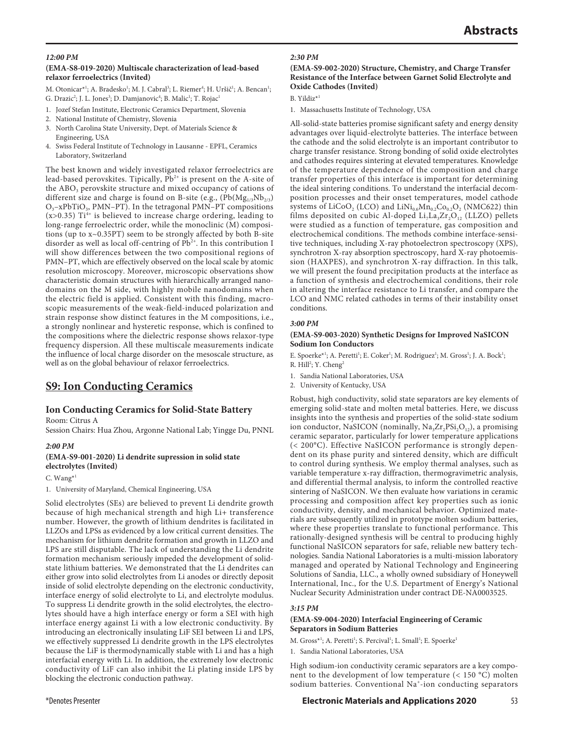*12:00 PM*

**(EMA-S8-019-2020) Multiscale characterization of lead-based relaxor ferroelectrics (Invited)**

M. Otonicar*[1]; A. Bradesko[1]; M. J. Cabral[3]; L. Riemer[4]; H. Uršič[1]; A. Bencan[1]; G. Drazic[2]; J. L. Jones[3]; D. Damjanovic[4]; B. Malic[1]; T. Rojac[1]

1. Jozef Stefan Institute, Electronic Ceramics Department, Slovenia
2. National Institute of Chemistry, Slovenia
3. North Carolina State University, Dept. of Materials Science & Engineering, USA
4. Swiss Federal Institute of Technology in Lausanne - EPFL, Ceramics Laboratory, Switzerland

The best known and widely investigated relaxor ferroelectrics are lead-based perovskites. Tipically, $Pb^{2+}$ is present on the A-site of the $ABO_3$ perovskite structure and mixed occupancy of cations of different size and charge is found on B-site (e.g., $(Pb(Mg_{1/3}Nb_{2/3})O_3$–$xPbTiO_3$, PMN–PT). In the tetragonal PMN–PT compositions ($x>0.35$) $Ti^{4+}$ is believed to increase charge ordering, leading to long-range ferroelectric order, while the monoclinic (M) compositions (up to x~0.35PT) seem to be strongly affected by both B-site disorder as well as local off-centring of $Pb^{2+}$. In this contribution I will show differences between the two compositional regions of PMN–PT, which are effectively observed on the local scale by atomic resolution microscopy. Moreover, microscopic observations show characteristic domain structures with hierarchically arranged nanodomains on the M side, with highly mobile nanodomains when the electric field is applied. Consistent with this finding, macroscopic measurements of the weak-field-induced polarization and strain response show distinct features in the M compositions, i.e., a strongly nonlinear and hysteretic response, which is confined to the compositions where the dielectric response shows relaxor-type frequency dispersion. All these multiscale measurements indicate the influence of local charge disorder on the mesoscale structure, as well as on the global behaviour of relaxor ferroelectrics.

## S9: Ion Conducting Ceramics

### Ion Conducting Ceramics for Solid-State Battery

Room: Citrus A
Session Chairs: Hua Zhou, Argonne National Lab; Yingge Du, PNNL

*2:00 PM*

**(EMA-S9-001-2020) Li dendrite supression in solid state electrolytes (Invited)**

C. Wang*[1]

1. University of Maryland, Chemical Engineering, USA

Solid electrolytes (SEs) are believed to prevent Li dendrite growth because of high mechanical strength and high Li+ transference number. However, the growth of lithium dendrites is facilitated in LLZOs and LPSs as evidenced by a low critical current densities. The mechanism for lithium dendrite formation and growth in LLZO and LPS are still disputable. The lack of understanding the Li dendrite formation mechanism seriously impeded the development of solid-state lithium batteries. We demonstrated that the Li dendrites can either grow into solid electrolytes from Li anodes or directly deposit inside of solid electrolyte depending on the electronic conductivity, interface energy of solid electrolyte to Li, and electrolyte modulus. To suppress Li dendrite growth in the solid electrolytes, the electrolytes should have a high interface energy or form a SEI with high interface energy against Li with a low electronic conductivity. By introducing an electronically insulating LiF SEI between Li and LPS, we effectively suppressed Li dendrite growth in the LPS electrolytes because the LiF is thermodynamically stable with Li and has a high interfacial energy with Li. In addition, the extremely low electronic conductivity of LiF can also inhibit the Li plating inside LPS by blocking the electronic conduction pathway.

*2:30 PM*

**(EMA-S9-002-2020) Structure, Chemistry, and Charge Transfer Resistance of the Interface between Garnet Solid Electrolyte and Oxide Cathodes (Invited)**

B. Yildiz*[1]

1. Massachusetts Institute of Technology, USA

All-solid-state batteries promise significant safety and energy density advantages over liquid-electrolyte batteries. The interface between the cathode and the solid electrolyte is an important contributor to charge transfer resistance. Strong bonding of solid oxide electrolytes and cathodes requires sintering at elevated temperatures. Knowledge of the temperature dependence of the composition and charge transfer properties of this interface is important for determining the ideal sintering conditions. To understand the interfacial decomposition processes and their onset temperatures, model cathode systems of $LiCoO_2$ (LCO) and $LiNi_{0.6}Mn_{0.2}Co_{0.2}O_2$ (NMC622) thin films deposited on cubic Al-doped $Li_7La_3Zr_2O_{12}$ (LLZO) pellets were studied as a function of temperature, gas composition and electrochemical conditions. The methods combine interface-sensitive techniques, including X-ray photoelectron spectroscopy (XPS), synchrotron X-ray absorption spectroscopy, hard X-ray photoemission (HAXPES), and synchrotron X-ray diffraction. In this talk, we will present the found precipitation products at the interface as a function of synthesis and electrochemical conditions, their role in altering the interface resistance to Li transfer, and compare the LCO and NMC related cathodes in terms of their instability onset conditions.

*3:00 PM*

**(EMA-S9-003-2020) Synthetic Designs for Improved NaSICON Sodium Ion Conductors**

E. Spoerke*[1]; A. Peretti[1]; E. Coker[1]; M. Rodriguez[1]; M. Gross[1]; J. A. Bock[1]; R. Hill[2]; Y. Cheng[2]

1. Sandia National Laboratories, USA
2. University of Kentucky, USA

Robust, high conductivity, solid state separators are key elements of emerging solid-state and molten metal batteries. Here, we discuss insights into the synthesis and properties of the solid-state sodium ion conductor, NaSICON (nominally, $Na_3Zr_2PSi_2O_{12}$), a promising ceramic separator, particularly for lower temperature applications (< 200°C). Effective NaSICON performance is strongly dependent on its phase purity and sintered density, which are difficult to control during synthesis. We employ thermal analyses, such as variable temperature x-ray diffraction, thermogravimetric analysis, and differential thermal analysis, to inform the controlled reactive sintering of NaSICON. We then evaluate how variations in ceramic processing and composition affect key properties such as ionic conductivity, density, and mechanical behavior. Optimized materials are subsequently utilized in prototype molten sodium batteries, where these properties translate to functional performance. This rationally-designed synthesis will be central to producing highly functional NaSICON separators for safe, reliable new battery technologies. Sandia National Laboratories is a multi-mission laboratory managed and operated by National Technology and Engineering Solutions of Sandia, LLC., a wholly owned subsidiary of Honeywell International, Inc., for the U.S. Department of Energy's National Nuclear Security Administration under contract DE-NA0003525.

*3:15 PM*

**(EMA-S9-004-2020) Interfacial Engineering of Ceramic Separators in Sodium Batteries**

M. Gross*[1]; A. Peretti[1]; S. Percival[1]; L. Small[1]; E. Spoerke[1]

1. Sandia National Laboratories, USA

High sodium-ion conductivity ceramic separators are a key component to the development of low temperature (< 150 °C) molten sodium batteries. Conventional $Na^+$-ion conducting separators

*Denotes Presenter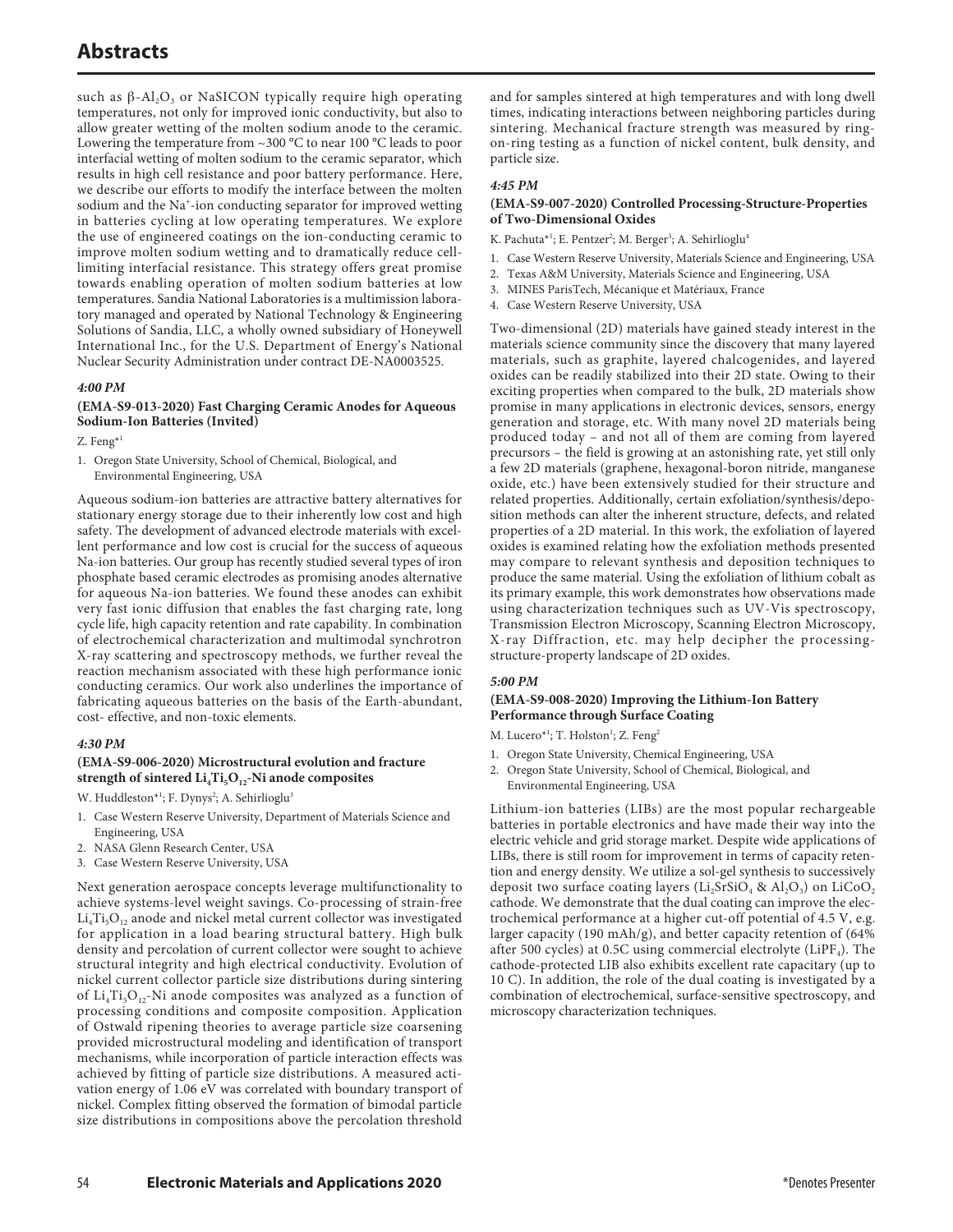such as $\beta$-$Al_2O_3$ or NaSICON typically require high operating temperatures, not only for improved ionic conductivity, but also to allow greater wetting of the molten sodium anode to the ceramic. Lowering the temperature from ~300 °C to near 100 °C leads to poor interfacial wetting of molten sodium to the ceramic separator, which results in high cell resistance and poor battery performance. Here, we describe our efforts to modify the interface between the molten sodium and the $Na^+$-ion conducting separator for improved wetting in batteries cycling at low operating temperatures. We explore the use of engineered coatings on the ion-conducting ceramic to improve molten sodium wetting and to dramatically reduce cell-limiting interfacial resistance. This strategy offers great promise towards enabling operation of molten sodium batteries at low temperatures. Sandia National Laboratories is a multimission laboratory managed and operated by National Technology & Engineering Solutions of Sandia, LLC, a wholly owned subsidiary of Honeywell International Inc., for the U.S. Department of Energy's National Nuclear Security Administration under contract DE-NA0003525.

*4:00 PM*

**(EMA-S9-013-2020) Fast Charging Ceramic Anodes for Aqueous Sodium-Ion Batteries (Invited)**

Z. Feng*[1]

1. Oregon State University, School of Chemical, Biological, and Environmental Engineering, USA

Aqueous sodium-ion batteries are attractive battery alternatives for stationary energy storage due to their inherently low cost and high safety. The development of advanced electrode materials with excellent performance and low cost is crucial for the success of aqueous Na-ion batteries. Our group has recently studied several types of iron phosphate based ceramic electrodes as promising anodes alternative for aqueous Na-ion batteries. We found these anodes can exhibit very fast ionic diffusion that enables the fast charging rate, long cycle life, high capacity retention and rate capability. In combination of electrochemical characterization and multimodal synchrotron X-ray scattering and spectroscopy methods, we further reveal the reaction mechanism associated with these high performance ionic conducting ceramics. Our work also underlines the importance of fabricating aqueous batteries on the basis of the Earth-abundant, cost- effective, and non-toxic elements.

*4:30 PM*

**(EMA-S9-006-2020) Microstructural evolution and fracture strength of sintered $Li_4Ti_5O_{12}$-Ni anode composites**

W. Huddleston*[1]; F. Dynys[2]; A. Sehirlioglu[3]

1. Case Western Reserve University, Department of Materials Science and Engineering, USA
2. NASA Glenn Research Center, USA
3. Case Western Reserve University, USA

Next generation aerospace concepts leverage multifunctionality to achieve systems-level weight savings. Co-processing of strain-free $Li_4Ti_5O_{12}$ anode and nickel metal current collector was investigated for application in a load bearing structural battery. High bulk density and percolation of current collector were sought to achieve structural integrity and high electrical conductivity. Evolution of nickel current collector particle size distributions during sintering of $Li_4Ti_5O_{12}$-Ni anode composites was analyzed as a function of processing conditions and composite composition. Application of Ostwald ripening theories to average particle size coarsening provided microstructural modeling and identification of transport mechanisms, while incorporation of particle interaction effects was achieved by fitting of particle size distributions. A measured activation energy of 1.06 eV was correlated with boundary transport of nickel. Complex fitting observed the formation of bimodal particle size distributions in compositions above the percolation threshold and for samples sintered at high temperatures and with long dwell times, indicating interactions between neighboring particles during sintering. Mechanical fracture strength was measured by ring-on-ring testing as a function of nickel content, bulk density, and particle size.

*4:45 PM*

**(EMA-S9-007-2020) Controlled Processing-Structure-Properties of Two-Dimensional Oxides**

K. Pachuta*[1]; E. Pentzer[2]; M. Berger[3]; A. Sehirlioglu[4]

1. Case Western Reserve University, Materials Science and Engineering, USA
2. Texas A&M University, Materials Science and Engineering, USA
3. MINES ParisTech, Mécanique et Matériaux, France
4. Case Western Reserve University, USA

Two-dimensional (2D) materials have gained steady interest in the materials science community since the discovery that many layered materials, such as graphite, layered chalcogenides, and layered oxides can be readily stabilized into their 2D state. Owing to their exciting properties when compared to the bulk, 2D materials show promise in many applications in electronic devices, sensors, energy generation and storage, etc. With many novel 2D materials being produced today – and not all of them are coming from layered precursors – the field is growing at an astonishing rate, yet still only a few 2D materials (graphene, hexagonal-boron nitride, manganese oxide, etc.) have been extensively studied for their structure and related properties. Additionally, certain exfoliation/synthesis/deposition methods can alter the inherent structure, defects, and related properties of a 2D material. In this work, the exfoliation of layered oxides is examined relating how the exfoliation methods presented may compare to relevant synthesis and deposition techniques to produce the same material. Using the exfoliation of lithium cobalt as its primary example, this work demonstrates how observations made using characterization techniques such as UV-Vis spectroscopy, Transmission Electron Microscopy, Scanning Electron Microscopy, X-ray Diffraction, etc. may help decipher the processing-structure-property landscape of 2D oxides.

*5:00 PM*

**(EMA-S9-008-2020) Improving the Lithium-Ion Battery Performance through Surface Coating**

M. Lucero*[1]; T. Holston[1]; Z. Feng[2]

1. Oregon State University, Chemical Engineering, USA
2. Oregon State University, School of Chemical, Biological, and Environmental Engineering, USA

Lithium-ion batteries (LIBs) are the most popular rechargeable batteries in portable electronics and have made their way into the electric vehicle and grid storage market. Despite wide applications of LIBs, there is still room for improvement in terms of capacity retention and energy density. We utilize a sol-gel synthesis to successively deposit two surface coating layers ($Li_2SrSiO_4$ & $Al_2O_3$) on $LiCoO_2$ cathode. We demonstrate that the dual coating can improve the electrochemical performance at a higher cut-off potential of 4.5 V, e.g. larger capacity (190 mAh/g), and better capacity retention of (64% after 500 cycles) at 0.5C using commercial electrolyte ($LiPF_4$). The cathode-protected LIB also exhibits excellent rate capacitary (up to 10 C). In addition, the role of the dual coating is investigated by a combination of electrochemical, surface-sensitive spectroscopy, and microscopy characterization techniques.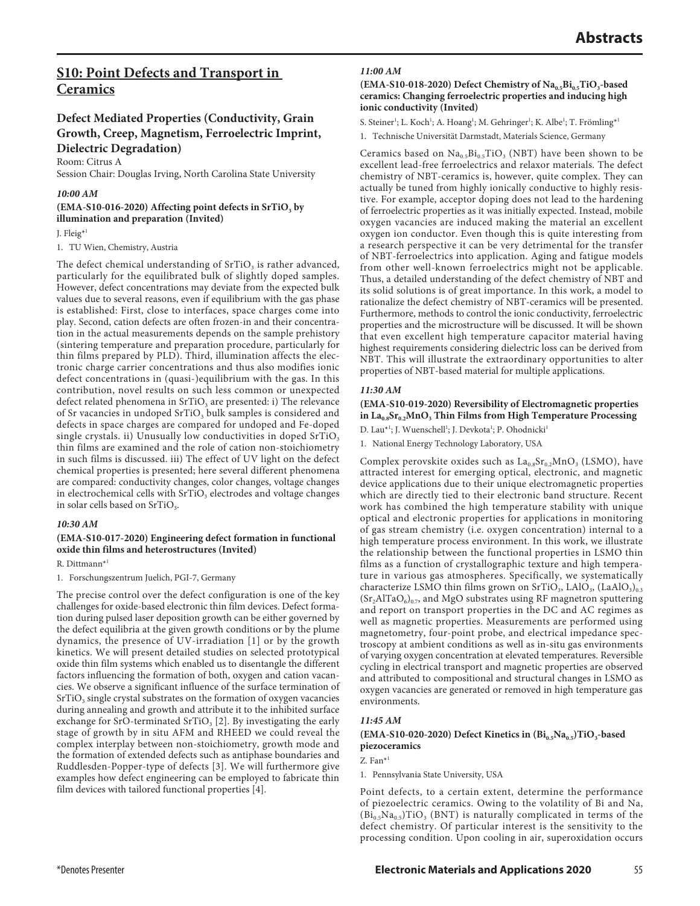## S10: Point Defects and Transport in Ceramics

### Defect Mediated Properties (Conductivity, Grain Growth, Creep, Magnetism, Ferroelectric Imprint, Dielectric Degradation)

Room: Citrus A
Session Chair: Douglas Irving, North Carolina State University

***10:00 AM***

**(EMA-S10-016-2020) Affecting point defects in $SrTiO_3$ by illumination and preparation (Invited)**

J. Fleig*[1]

1. TU Wien, Chemistry, Austria

The defect chemical understanding of $SrTiO_3$ is rather advanced, particularly for the equilibrated bulk of slightly doped samples. However, defect concentrations may deviate from the expected bulk values due to several reasons, even if equilibrium with the gas phase is established: First, close to interfaces, space charges come into play. Second, cation defects are often frozen-in and their concentration in the actual measurements depends on the sample prehistory (sintering temperature and preparation procedure, particularly for thin films prepared by PLD). Third, illumination affects the electronic charge carrier concentrations and thus also modifies ionic defect concentrations in (quasi-)equilibrium with the gas. In this contribution, novel results on such less common or unexpected defect related phenomena in $SrTiO_3$ are presented: i) The relevance of Sr vacancies in undoped $SrTiO_3$ bulk samples is considered and defects in space charges are compared for undoped and Fe-doped single crystals. ii) Unusually low conductivities in doped $SrTiO_3$ thin films are examined and the role of cation non-stoichiometry in such films is discussed. iii) The effect of UV light on the defect chemical properties is presented; here several different phenomena are compared: conductivity changes, color changes, voltage changes in electrochemical cells with $SrTiO_3$ electrodes and voltage changes in solar cells based on $SrTiO_3$.

***10:30 AM***

**(EMA-S10-017-2020) Engineering defect formation in functional oxide thin films and heterostructures (Invited)**

R. Dittmann*[1]

1. Forschungszentrum Juelich, PGI-7, Germany

The precise control over the defect configuration is one of the key challenges for oxide-based electronic thin film devices. Defect formation during pulsed laser deposition growth can be either governed by the defect equilibria at the given growth conditions or by the plume dynamics, the presence of UV-irradiation [1] or by the growth kinetics. We will present detailed studies on selected prototypical oxide thin film systems which enabled us to disentangle the different factors influencing the formation of both, oxygen and cation vacancies. We observe a significant influence of the surface termination of $SrTiO_3$ single crystal substrates on the formation of oxygen vacancies during annealing and growth and attribute it to the inhibited surface exchange for SrO-terminated $SrTiO_3$ [2]. By investigating the early stage of growth by in situ AFM and RHEED we could reveal the complex interplay between non-stoichiometry, growth mode and the formation of extended defects such as antiphase boundaries and Ruddlesden-Popper-type of defects [3]. We will furthermore give examples how defect engineering can be employed to fabricate thin film devices with tailored functional properties [4].

***11:00 AM***

**(EMA-S10-018-2020) Defect Chemistry of $Na_{0.5}Bi_{0.5}TiO_3$-based ceramics: Changing ferroelectric properties and inducing high ionic conductivity (Invited)**

S. Steiner[1]; L. Koch[1]; A. Hoang[1]; M. Gehringer[1]; K. Albe[1]; T. Frömling*[1]

1. Technische Universität Darmstadt, Materials Science, Germany

Ceramics based on $Na_{0.5}Bi_{0.5}TiO_3$ (NBT) have been shown to be excellent lead-free ferroelectrics and relaxor materials. The defect chemistry of NBT-ceramics is, however, quite complex. They can actually be tuned from highly ionically conductive to highly resistive. For example, acceptor doping does not lead to the hardening of ferroelectric properties as it was initially expected. Instead, mobile oxygen vacancies are induced making the material an excellent oxygen ion conductor. Even though this is quite interesting from a research perspective it can be very detrimental for the transfer of NBT-ferroelectrics into application. Aging and fatigue models from other well-known ferroelectrics might not be applicable. Thus, a detailed understanding of the defect chemistry of NBT and its solid solutions is of great importance. In this work, a model to rationalize the defect chemistry of NBT-ceramics will be presented. Furthermore, methods to control the ionic conductivity, ferroelectric properties and the microstructure will be discussed. It will be shown that even excellent high temperature capacitor material having highest requirements considering dielectric loss can be derived from NBT. This will illustrate the extraordinary opportunities to alter properties of NBT-based material for multiple applications.

***11:30 AM***

**(EMA-S10-019-2020) Reversibility of Electromagnetic properties in $La_{0.8}Sr_{0.2}MnO_3$ Thin Films from High Temperature Processing**

D. Lau*[1]; J. Wuenschell[1]; J. Devkota[1]; P. Ohodnicki[1]

1. National Energy Technology Laboratory, USA

Complex perovskite oxides such as $La_{0.8}Sr_{0.2}MnO_3$ (LSMO), have attracted interest for emerging optical, electronic, and magnetic device applications due to their unique electromagnetic properties which are directly tied to their electronic band structure. Recent work has combined the high temperature stability with unique optical and electronic properties for applications in monitoring of gas stream chemistry (i.e. oxygen concentration) internal to a high temperature process environment. In this work, we illustrate the relationship between the functional properties in LSMO thin films as a function of crystallographic texture and high temperature in various gas atmospheres. Specifically, we systematically characterize LSMO thin films grown on $SrTiO_3$, $LAlO_3$, $(LaAlO_3)_{0.3}(Sr_2AlTaO_6)_{0.7}$, and MgO substrates using RF magnetron sputtering and report on transport properties in the DC and AC regimes as well as magnetic properties. Measurements are performed using magnetometry, four-point probe, and electrical impedance spectroscopy at ambient conditions as well as in-situ gas environments of varying oxygen concentration at elevated temperatures. Reversible cycling in electrical transport and magnetic properties are observed and attributed to compositional and structural changes in LSMO as oxygen vacancies are generated or removed in high temperature gas environments.

***11:45 AM***

**(EMA-S10-020-2020) Defect Kinetics in $(Bi_{0.5}Na_{0.5})TiO_3$-based piezoceramics**

Z. Fan*[1]

1. Pennsylvania State University, USA

Point defects, to a certain extent, determine the performance of piezoelectric ceramics. Owing to the volatility of Bi and Na, $(Bi_{0.5}Na_{0.5})TiO_3$ (BNT) is naturally complicated in terms of the defect chemistry. Of particular interest is the sensitivity to the processing condition. Upon cooling in air, superoxidation occurs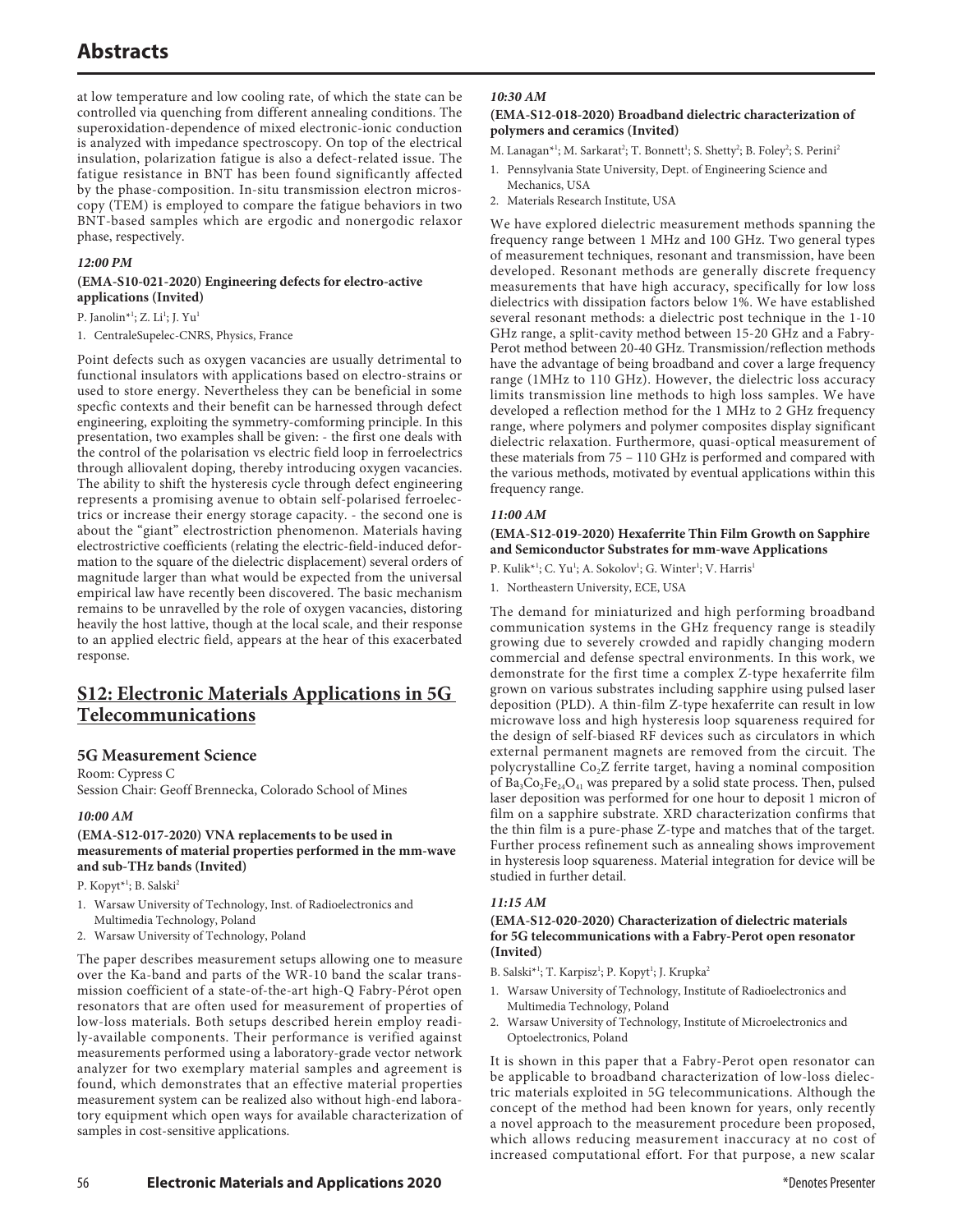at low temperature and low cooling rate, of which the state can be controlled via quenching from different annealing conditions. The superoxidation-dependence of mixed electronic-ionic conduction is analyzed with impedance spectroscopy. On top of the electrical insulation, polarization fatigue is also a defect-related issue. The fatigue resistance in BNT has been found significantly affected by the phase-composition. In-situ transmission electron microscopy (TEM) is employed to compare the fatigue behaviors in two BNT-based samples which are ergodic and nonergodic relaxor phase, respectively.

***12:00 PM***

**(EMA-S10-021-2020) Engineering defects for electro-active applications (Invited)**

P. Janolin*[1]; Z. Li[1]; J. Yu[1]

1. CentraleSupelec-CNRS, Physics, France

Point defects such as oxygen vacancies are usually detrimental to functional insulators with applications based on electro-strains or used to store energy. Nevertheless they can be beneficial in some specfic contexts and their benefit can be harnessed through defect engineering, exploiting the symmetry-comforming principle. In this presentation, two examples shall be given: - the first one deals with the control of the polarisation vs electric field loop in ferroelectrics through alliovalent doping, thereby introducing oxygen vacancies. The ability to shift the hysteresis cycle through defect engineering represents a promising avenue to obtain self-polarised ferroelectrics or increase their energy storage capacity. - the second one is about the "giant" electrostriction phenomenon. Materials having electrostrictive coefficients (relating the electric-field-induced deformation to the square of the dielectric displacement) several orders of magnitude larger than what would be expected from the universal empirical law have recently been discovered. The basic mechanism remains to be unravelled by the role of oxygen vacancies, distoring heavily the host lattive, though at the local scale, and their response to an applied electric field, appears at the hear of this exacerbated response.

## S12: Electronic Materials Applications in 5G Telecommunications

### 5G Measurement Science

Room: Cypress C
Session Chair: Geoff Brennecka, Colorado School of Mines

***10:00 AM***

**(EMA-S12-017-2020) VNA replacements to be used in measurements of material properties performed in the mm-wave and sub-THz bands (Invited)**

P. Kopyt*[1]; B. Salski[2]

1. Warsaw University of Technology, Inst. of Radioelectronics and Multimedia Technology, Poland
2. Warsaw University of Technology, Poland

The paper describes measurement setups allowing one to measure over the Ka-band and parts of the WR-10 band the scalar transmission coefficient of a state-of-the-art high-Q Fabry-Pérot open resonators that are often used for measurement of properties of low-loss materials. Both setups described herein employ readily-available components. Their performance is verified against measurements performed using a laboratory-grade vector network analyzer for two exemplary material samples and agreement is found, which demonstrates that an effective material properties measurement system can be realized also without high-end laboratory equipment which open ways for available characterization of samples in cost-sensitive applications.

***10:30 AM***

**(EMA-S12-018-2020) Broadband dielectric characterization of polymers and ceramics (Invited)**

M. Lanagan*[1]; M. Sarkarat[2]; T. Bonnett[1]; S. Shetty[2]; B. Foley[2]; S. Perini[2]

1. Pennsylvania State University, Dept. of Engineering Science and Mechanics, USA
2. Materials Research Institute, USA

We have explored dielectric measurement methods spanning the frequency range between 1 MHz and 100 GHz. Two general types of measurement techniques, resonant and transmission, have been developed. Resonant methods are generally discrete frequency measurements that have high accuracy, specifically for low loss dielectrics with dissipation factors below 1%. We have established several resonant methods: a dielectric post technique in the 1-10 GHz range, a split-cavity method between 15-20 GHz and a Fabry-Perot method between 20-40 GHz. Transmission/reflection methods have the advantage of being broadband and cover a large frequency range (1MHz to 110 GHz). However, the dielectric loss accuracy limits transmission line methods to high loss samples. We have developed a reflection method for the 1 MHz to 2 GHz frequency range, where polymers and polymer composites display significant dielectric relaxation. Furthermore, quasi-optical measurement of these materials from 75 – 110 GHz is performed and compared with the various methods, motivated by eventual applications within this frequency range.

***11:00 AM***

**(EMA-S12-019-2020) Hexaferrite Thin Film Growth on Sapphire and Semiconductor Substrates for mm-wave Applications**

P. Kulik*[1]; C. Yu[1]; A. Sokolov[1]; G. Winter[1]; V. Harris[1]

1. Northeastern University, ECE, USA

The demand for miniaturized and high performing broadband communication systems in the GHz frequency range is steadily growing due to severely crowded and rapidly changing modern commercial and defense spectral environments. In this work, we demonstrate for the first time a complex Z-type hexaferrite film grown on various substrates including sapphire using pulsed laser deposition (PLD). A thin-film Z-type hexaferrite can result in low microwave loss and high hysteresis loop squareness required for the design of self-biased RF devices such as circulators in which external permanent magnets are removed from the circuit. The polycrystalline $Co_2Z$ ferrite target, having a nominal composition of $Ba_3Co_2Fe_{24}O_{41}$ was prepared by a solid state process. Then, pulsed laser deposition was performed for one hour to deposit 1 micron of film on a sapphire substrate. XRD characterization confirms that the thin film is a pure-phase Z-type and matches that of the target. Further process refinement such as annealing shows improvement in hysteresis loop squareness. Material integration for device will be studied in further detail.

***11:15 AM***

**(EMA-S12-020-2020) Characterization of dielectric materials for 5G telecommunications with a Fabry-Perot open resonator (Invited)**

B. Salski*[1]; T. Karpisz[1]; P. Kopyt[1]; J. Krupka[2]

1. Warsaw University of Technology, Institute of Radioelectronics and Multimedia Technology, Poland
2. Warsaw University of Technology, Institute of Microelectronics and Optoelectronics, Poland

It is shown in this paper that a Fabry-Perot open resonator can be applicable to broadband characterization of low-loss dielectric materials exploited in 5G telecommunications. Although the concept of the method had been known for years, only recently a novel approach to the measurement procedure been proposed, which allows reducing measurement inaccuracy at no cost of increased computational effort. For that purpose, a new scalar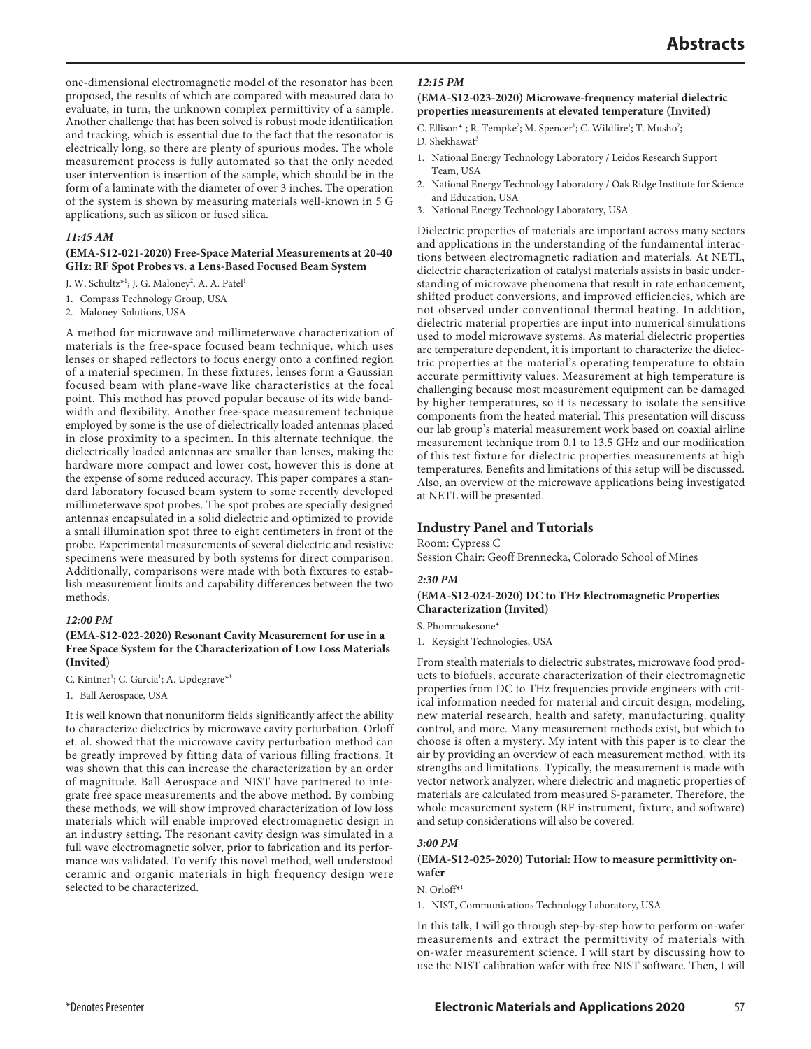one-dimensional electromagnetic model of the resonator has been proposed, the results of which are compared with measured data to evaluate, in turn, the unknown complex permittivity of a sample. Another challenge that has been solved is robust mode identification and tracking, which is essential due to the fact that the resonator is electrically long, so there are plenty of spurious modes. The whole measurement process is fully automated so that the only needed user intervention is insertion of the sample, which should be in the form of a laminate with the diameter of over 3 inches. The operation of the system is shown by measuring materials well-known in 5 G applications, such as silicon or fused silica.

***11:45 AM***

**(EMA-S12-021-2020) Free-Space Material Measurements at 20-40 GHz: RF Spot Probes vs. a Lens-Based Focused Beam System**

J. W. Schultz*[1]; J. G. Maloney[2]; A. A. Patel[1]

1. Compass Technology Group, USA
2. Maloney-Solutions, USA

A method for microwave and millimeterwave characterization of materials is the free-space focused beam technique, which uses lenses or shaped reflectors to focus energy onto a confined region of a material specimen. In these fixtures, lenses form a Gaussian focused beam with plane-wave like characteristics at the focal point. This method has proved popular because of its wide bandwidth and flexibility. Another free-space measurement technique employed by some is the use of dielectrically loaded antennas placed in close proximity to a specimen. In this alternate technique, the dielectrically loaded antennas are smaller than lenses, making the hardware more compact and lower cost, however this is done at the expense of some reduced accuracy. This paper compares a standard laboratory focused beam system to some recently developed millimeterwave spot probes. The spot probes are specially designed antennas encapsulated in a solid dielectric and optimized to provide a small illumination spot three to eight centimeters in front of the probe. Experimental measurements of several dielectric and resistive specimens were measured by both systems for direct comparison. Additionally, comparisons were made with both fixtures to establish measurement limits and capability differences between the two methods.

***12:00 PM***

**(EMA-S12-022-2020) Resonant Cavity Measurement for use in a Free Space System for the Characterization of Low Loss Materials (Invited)**

C. Kintner[1]; C. Garcia[1]; A. Updegrave*[1]

1. Ball Aerospace, USA

It is well known that nonuniform fields significantly affect the ability to characterize dielectrics by microwave cavity perturbation. Orloff et. al. showed that the microwave cavity perturbation method can be greatly improved by fitting data of various filling fractions. It was shown that this can increase the characterization by an order of magnitude. Ball Aerospace and NIST have partnered to integrate free space measurements and the above method. By combing these methods, we will show improved characterization of low loss materials which will enable improved electromagnetic design in an industry setting. The resonant cavity design was simulated in a full wave electromagnetic solver, prior to fabrication and its performance was validated. To verify this novel method, well understood ceramic and organic materials in high frequency design were selected to be characterized.

***12:15 PM***

**(EMA-S12-023-2020) Microwave-frequency material dielectric properties measurements at elevated temperature (Invited)**

C. Ellison*[1]; R. Tempke[2]; M. Spencer[1]; C. Wildfire[1]; T. Musho[2]; D. Shekhawat[3]

1. National Energy Technology Laboratory / Leidos Research Support Team, USA
2. National Energy Technology Laboratory / Oak Ridge Institute for Science and Education, USA
3. National Energy Technology Laboratory, USA

Dielectric properties of materials are important across many sectors and applications in the understanding of the fundamental interactions between electromagnetic radiation and materials. At NETL, dielectric characterization of catalyst materials assists in basic understanding of microwave phenomena that result in rate enhancement, shifted product conversions, and improved efficiencies, which are not observed under conventional thermal heating. In addition, dielectric material properties are input into numerical simulations used to model microwave systems. As material dielectric properties are temperature dependent, it is important to characterize the dielectric properties at the material's operating temperature to obtain accurate permittivity values. Measurement at high temperature is challenging because most measurement equipment can be damaged by higher temperatures, so it is necessary to isolate the sensitive components from the heated material. This presentation will discuss our lab group's material measurement work based on coaxial airline measurement technique from 0.1 to 13.5 GHz and our modification of this test fixture for dielectric properties measurements at high temperatures. Benefits and limitations of this setup will be discussed. Also, an overview of the microwave applications being investigated at NETL will be presented.

## Industry Panel and Tutorials

Room: Cypress C
Session Chair: Geoff Brennecka, Colorado School of Mines

***2:30 PM***

**(EMA-S12-024-2020) DC to THz Electromagnetic Properties Characterization (Invited)**

S. Phommakesone*[1]

1. Keysight Technologies, USA

From stealth materials to dielectric substrates, microwave food products to biofuels, accurate characterization of their electromagnetic properties from DC to THz frequencies provide engineers with critical information needed for material and circuit design, modeling, new material research, health and safety, manufacturing, quality control, and more. Many measurement methods exist, but which to choose is often a mystery. My intent with this paper is to clear the air by providing an overview of each measurement method, with its strengths and limitations. Typically, the measurement is made with vector network analyzer, where dielectric and magnetic properties of materials are calculated from measured S-parameter. Therefore, the whole measurement system (RF instrument, fixture, and software) and setup considerations will also be covered.

***3:00 PM***

**(EMA-S12-025-2020) Tutorial: How to measure permittivity on-wafer**

N. Orloff*[1]

1. NIST, Communications Technology Laboratory, USA

In this talk, I will go through step-by-step how to perform on-wafer measurements and extract the permittivity of materials with on-wafer measurement science. I will start by discussing how to use the NIST calibration wafer with free NIST software. Then, I will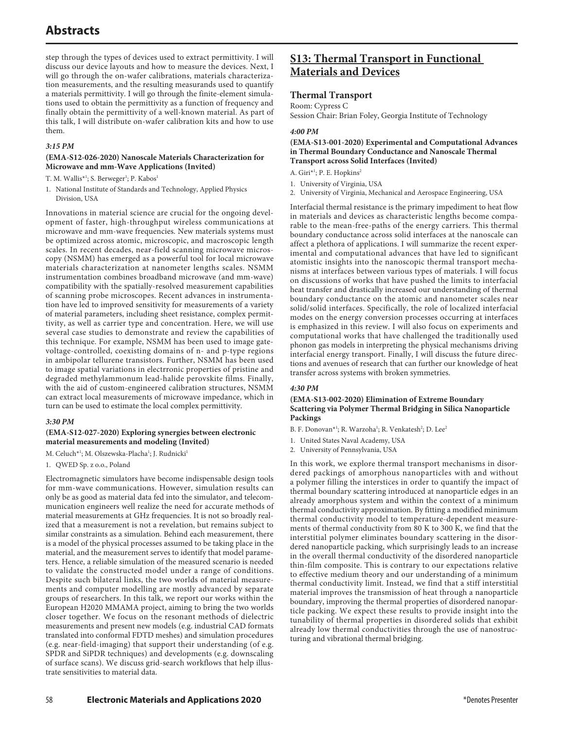step through the types of devices used to extract permittivity. I will discuss our device layouts and how to measure the devices. Next, I will go through the on-wafer calibrations, materials characterization measurements, and the resulting measurands used to quantify a materials permittivity. I will go through the finite-element simulations used to obtain the permittivity as a function of frequency and finally obtain the permittivity of a well-known material. As part of this talk, I will distribute on-wafer calibration kits and how to use them.

*3:15 PM*

**(EMA-S12-026-2020) Nanoscale Materials Characterization for Microwave and mm-Wave Applications (Invited)**

T. M. Wallis*[1]; S. Berweger[1]; P. Kabos[1]

1. National Institute of Standards and Technology, Applied Physics Division, USA

Innovations in material science are crucial for the ongoing development of faster, high-throughput wireless communications at microwave and mm-wave frequencies. New materials systems must be optimized across atomic, microscopic, and macroscopic length scales. In recent decades, near-field scanning microwave microscopy (NSMM) has emerged as a powerful tool for local microwave materials characterization at nanometer lengths scales. NSMM instrumentation combines broadband microwave (and mm-wave) compatibility with the spatially-resolved measurement capabilities of scanning probe microscopes. Recent advances in instrumentation have led to improved sensitivity for measurements of a variety of material parameters, including sheet resistance, complex permittivity, as well as carrier type and concentration. Here, we will use several case studies to demonstrate and review the capabilities of this technique. For example, NSMM has been used to image gate-voltage-controlled, coexisting domains of n- and p-type regions in ambipolar tellurene transistors. Further, NSMM has been used to image spatial variations in electrronic properties of pristine and degraded methylammonum lead-halide perovskite films. Finally, with the aid of custom-engineered calibration structures, NSMM can extract local measurements of microwave impedance, which in turn can be used to estimate the local complex permittivity.

*3:30 PM*

**(EMA-S12-027-2020) Exploring synergies between electronic material measurements and modeling (Invited)**

M. Celuch*[1]; M. Olszewska-Placha[1]; J. Rudnicki[1]

1. QWED Sp. z o.o., Poland

Electromagnetic simulators have become indispensable design tools for mm-wave communications. However, simulation results can only be as good as material data fed into the simulator, and telecommunication engineers well realize the need for accurate methods of material measurements at GHz frequencies. It is not so broadly realized that a measurement is not a revelation, but remains subject to similar constraints as a simulation. Behind each measurement, there is a model of the physical processes assumed to be taking place in the material, and the measurement serves to identify that model parameters. Hence, a reliable simulation of the measured scenario is needed to validate the constructed model under a range of conditions. Despite such bilateral links, the two worlds of material measurements and computer modelling are mostly advanced by separate groups of researchers. In this talk, we report our works within the European H2020 MMAMA project, aiming to bring the two worlds closer together. We focus on the resonant methods of dielectric measurements and present new models (e.g. industrial CAD formats translated into conformal FDTD meshes) and simulation procedures (e.g. near-field-imaging) that support their understanding (of e.g. SPDR and SiPDR techniques) and developments (e.g. downscaling of surface scans). We discuss grid-search workflows that help illustrate sensitivities to material data.

## S13: Thermal Transport in Functional Materials and Devices

### Thermal Transport

Room: Cypress C
Session Chair: Brian Foley, Georgia Institute of Technology

*4:00 PM*

**(EMA-S13-001-2020) Experimental and Computational Advances in Thermal Boundary Conductance and Nanoscale Thermal Transport across Solid Interfaces (Invited)**

A. Giri*[1]; P. E. Hopkins[2]

1. University of Virginia, USA
2. University of Virginia, Mechanical and Aerospace Engineering, USA

Interfacial thermal resistance is the primary impediment to heat flow in materials and devices as characteristic lengths become comparable to the mean-free-paths of the energy carriers. This thermal boundary conductance across solid interfaces at the nanoscale can affect a plethora of applications. I will summarize the recent experimental and computational advances that have led to significant atomistic insights into the nanoscopic thermal transport mechanisms at interfaces between various types of materials. I will focus on discussions of works that have pushed the limits to interfacial heat transfer and drastically increased our understanding of thermal boundary conductance on the atomic and nanometer scales near solid/solid interfaces. Specifically, the role of localized interfacial modes on the energy conversion processes occurring at interfaces is emphasized in this review. I will also focus on experiments and computational works that have challenged the traditionally used phonon gas models in interpreting the physical mechanisms driving interfacial energy transport. Finally, I will discuss the future directions and avenues of research that can further our knowledge of heat transfer across systems with broken symmetries.

*4:30 PM*

**(EMA-S13-002-2020) Elimination of Extreme Boundary Scattering via Polymer Thermal Bridging in Silica Nanoparticle Packings**

B. F. Donovan*[1]; R. Warzoha[1]; R. Venkatesh[2]; D. Lee[2]

1. United States Naval Academy, USA
2. University of Pennsylvania, USA

In this work, we explore thermal transport mechanisms in disordered packings of amorphous nanoparticles with and without a polymer filling the interstices in order to quantify the impact of thermal boundary scattering introduced at nanoparticle edges in an already amorphous system and within the context of a minimum thermal conductivity approximation. By fitting a modified minimum thermal conductivity model to temperature-dependent measurements of thermal conductivity from 80 K to 300 K, we find that the interstitial polymer eliminates boundary scattering in the disordered nanoparticle packing, which surprisingly leads to an increase in the overall thermal conductivity of the disordered nanoparticle thin-film composite. This is contrary to our expectations relative to effective medium theory and our understanding of a minimum thermal conductivity limit. Instead, we find that a stiff interstitial material improves the transmission of heat through a nanoparticle boundary, improving the thermal properties of disordered nanoparticle packing. We expect these results to provide insight into the tunability of thermal properties in disordered solids that exhibit already low thermal conductivities through the use of nanostructuring and vibrational thermal bridging.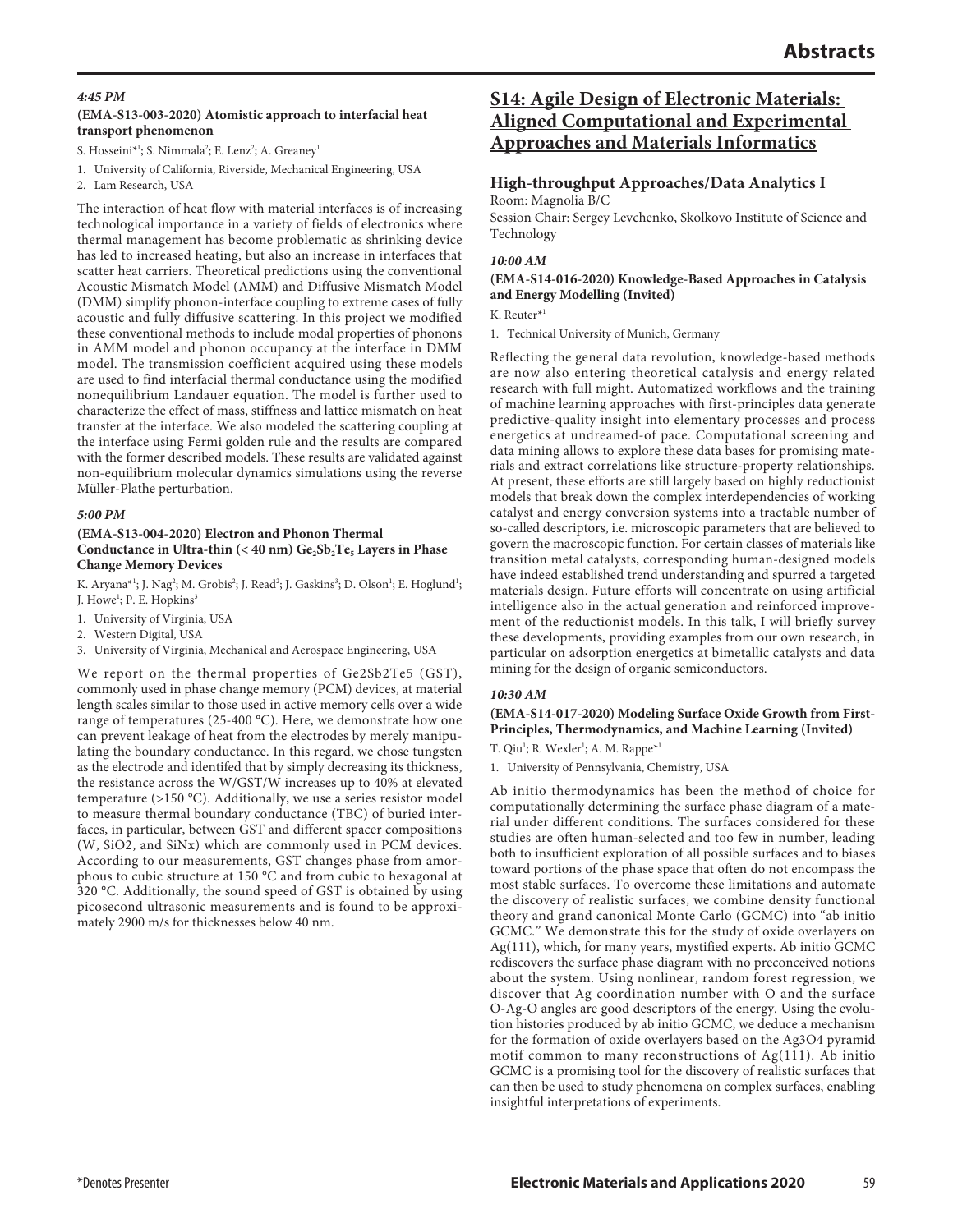### *4:45 PM*

**(EMA-S13-003-2020) Atomistic approach to interfacial heat transport phenomenon**

S. Hosseini*[1]; S. Nimmala[2]; E. Lenz[2]; A. Greaney[1]

1. University of California, Riverside, Mechanical Engineering, USA
2. Lam Research, USA

The interaction of heat flow with material interfaces is of increasing technological importance in a variety of fields of electronics where thermal management has become problematic as shrinking device has led to increased heating, but also an increase in interfaces that scatter heat carriers. Theoretical predictions using the conventional Acoustic Mismatch Model (AMM) and Diffusive Mismatch Model (DMM) simplify phonon-interface coupling to extreme cases of fully acoustic and fully diffusive scattering. In this project we modified these conventional methods to include modal properties of phonons in AMM model and phonon occupancy at the interface in DMM model. The transmission coefficient acquired using these models are used to find interfacial thermal conductance using the modified nonequilibrium Landauer equation. The model is further used to characterize the effect of mass, stiffness and lattice mismatch on heat transfer at the interface. We also modeled the scattering coupling at the interface using Fermi golden rule and the results are compared with the former described models. These results are validated against non-equilibrium molecular dynamics simulations using the reverse Müller-Plathe perturbation.

### *5:00 PM*

**(EMA-S13-004-2020) Electron and Phonon Thermal Conductance in Ultra-thin (< 40 nm) $Ge_2Sb_2Te_5$ Layers in Phase Change Memory Devices**

K. Aryana*[1]; J. Nag[2]; M. Grobis[2]; J. Read[2]; J. Gaskins[3]; D. Olson[1]; E. Hoglund[1]; J. Howe[1]; P. E. Hopkins[3]

1. University of Virginia, USA
2. Western Digital, USA
3. University of Virginia, Mechanical and Aerospace Engineering, USA

We report on the thermal properties of Ge2Sb2Te5 (GST), commonly used in phase change memory (PCM) devices, at material length scales similar to those used in active memory cells over a wide range of temperatures (25-400 °C). Here, we demonstrate how one can prevent leakage of heat from the electrodes by merely manipulating the boundary conductance. In this regard, we chose tungsten as the electrode and identifed that by simply decreasing its thickness, the resistance across the W/GST/W increases up to 40% at elevated temperature (>150 °C). Additionally, we use a series resistor model to measure thermal boundary conductance (TBC) of buried interfaces, in particular, between GST and different spacer compositions (W, SiO2, and SiNx) which are commonly used in PCM devices. According to our measurements, GST changes phase from amorphous to cubic structure at 150 °C and from cubic to hexagonal at 320 °C. Additionally, the sound speed of GST is obtained by using picosecond ultrasonic measurements and is found to be approximately 2900 m/s for thicknesses below 40 nm.

## S14: Agile Design of Electronic Materials: Aligned Computational and Experimental Approaches and Materials Informatics

### High-throughput Approaches/Data Analytics I

Room: Magnolia B/C

Session Chair: Sergey Levchenko, Skolkovo Institute of Science and Technology

### *10:00 AM*

**(EMA-S14-016-2020) Knowledge-Based Approaches in Catalysis and Energy Modelling (Invited)**

K. Reuter*[1]

1. Technical University of Munich, Germany

Reflecting the general data revolution, knowledge-based methods are now also entering theoretical catalysis and energy related research with full might. Automatized workflows and the training of machine learning approaches with first-principles data generate predictive-quality insight into elementary processes and process energetics at undreamed-of pace. Computational screening and data mining allows to explore these data bases for promising materials and extract correlations like structure-property relationships. At present, these efforts are still largely based on highly reductionist models that break down the complex interdependencies of working catalyst and energy conversion systems into a tractable number of so-called descriptors, i.e. microscopic parameters that are believed to govern the macroscopic function. For certain classes of materials like transition metal catalysts, corresponding human-designed models have indeed established trend understanding and spurred a targeted materials design. Future efforts will concentrate on using artificial intelligence also in the actual generation and reinforced improvement of the reductionist models. In this talk, I will briefly survey these developments, providing examples from our own research, in particular on adsorption energetics at bimetallic catalysts and data mining for the design of organic semiconductors.

### *10:30 AM*

**(EMA-S14-017-2020) Modeling Surface Oxide Growth from First-Principles, Thermodynamics, and Machine Learning (Invited)**

T. Qiu[1]; R. Wexler[1]; A. M. Rappe*[1]

1. University of Pennsylvania, Chemistry, USA

Ab initio thermodynamics has been the method of choice for computationally determining the surface phase diagram of a material under different conditions. The surfaces considered for these studies are often human-selected and too few in number, leading both to insufficient exploration of all possible surfaces and to biases toward portions of the phase space that often do not encompass the most stable surfaces. To overcome these limitations and automate the discovery of realistic surfaces, we combine density functional theory and grand canonical Monte Carlo (GCMC) into "ab initio GCMC." We demonstrate this for the study of oxide overlayers on Ag(111), which, for many years, mystified experts. Ab initio GCMC rediscovers the surface phase diagram with no preconceived notions about the system. Using nonlinear, random forest regression, we discover that Ag coordination number with O and the surface O-Ag-O angles are good descriptors of the energy. Using the evolution histories produced by ab initio GCMC, we deduce a mechanism for the formation of oxide overlayers based on the Ag3O4 pyramid motif common to many reconstructions of Ag(111). Ab initio GCMC is a promising tool for the discovery of realistic surfaces that can then be used to study phenomena on complex surfaces, enabling insightful interpretations of experiments.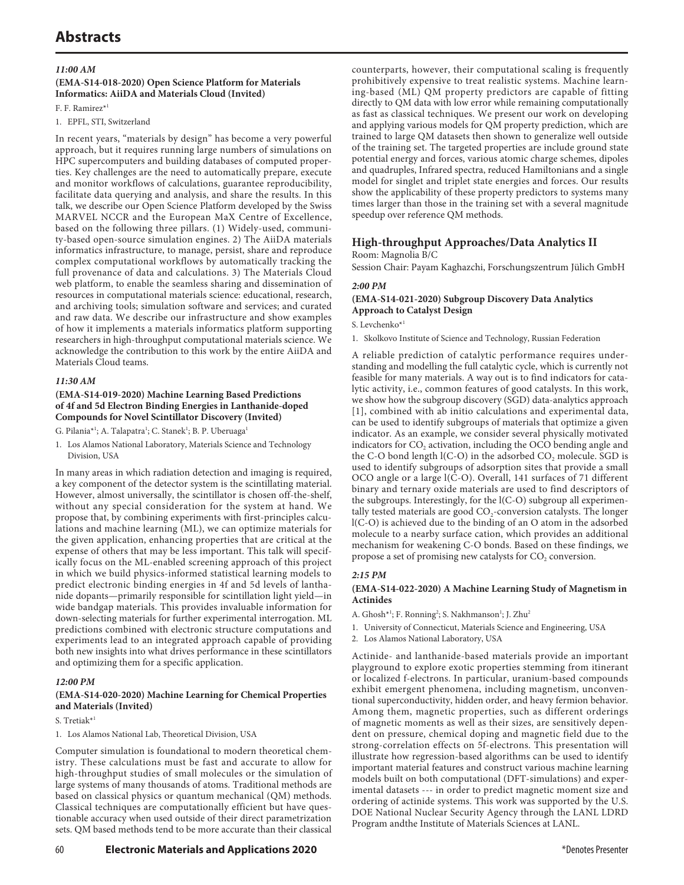# Abstracts

***11:00 AM***

**(EMA-S14-018-2020) Open Science Platform for Materials Informatics: AiiDA and Materials Cloud (Invited)**

F. F. Ramirez*[1]

1. EPFL, STI, Switzerland

In recent years, "materials by design" has become a very powerful approach, but it requires running large numbers of simulations on HPC supercomputers and building databases of computed properties. Key challenges are the need to automatically prepare, execute and monitor workflows of calculations, guarantee reproducibility, facilitate data querying and analysis, and share the results. In this talk, we describe our Open Science Platform developed by the Swiss MARVEL NCCR and the European MaX Centre of Excellence, based on the following three pillars. (1) Widely-used, community-based open-source simulation engines. 2) The AiiDA materials informatics infrastructure, to manage, persist, share and reproduce complex computational workflows by automatically tracking the full provenance of data and calculations. 3) The Materials Cloud web platform, to enable the seamless sharing and dissemination of resources in computational materials science: educational, research, and archiving tools; simulation software and services; and curated and raw data. We describe our infrastructure and show examples of how it implements a materials informatics platform supporting researchers in high-throughput computational materials science. We acknowledge the contribution to this work by the entire AiiDA and Materials Cloud teams.

***11:30 AM***

**(EMA-S14-019-2020) Machine Learning Based Predictions of 4f and 5d Electron Binding Energies in Lanthanide-doped Compounds for Novel Scintillator Discovery (Invited)**

G. Pilania*[1]; A. Talapatra[1]; C. Stanek[1]; B. P. Uberuaga[1]

1. Los Alamos National Laboratory, Materials Science and Technology Division, USA

In many areas in which radiation detection and imaging is required, a key component of the detector system is the scintillating material. However, almost universally, the scintillator is chosen off-the-shelf, without any special consideration for the system at hand. We propose that, by combining experiments with first-principles calculations and machine learning (ML), we can optimize materials for the given application, enhancing properties that are critical at the expense of others that may be less important. This talk will specifically focus on the ML-enabled screening approach of this project in which we build physics-informed statistical learning models to predict electronic binding energies in 4f and 5d levels of lanthanide dopants—primarily responsible for scintillation light yield—in wide bandgap materials. This provides invaluable information for down-selecting materials for further experimental interrogation. ML predictions combined with electronic structure computations and experiments lead to an integrated approach capable of providing both new insights into what drives performance in these scintillators and optimizing them for a specific application.

***12:00 PM***

**(EMA-S14-020-2020) Machine Learning for Chemical Properties and Materials (Invited)**

S. Tretiak*[1]

1. Los Alamos National Lab, Theoretical Division, USA

Computer simulation is foundational to modern theoretical chemistry. These calculations must be fast and accurate to allow for high-throughput studies of small molecules or the simulation of large systems of many thousands of atoms. Traditional methods are based on classical physics or quantum mechanical (QM) methods. Classical techniques are computationally efficient but have questionable accuracy when used outside of their direct parametrization sets. QM based methods tend to be more accurate than their classical counterparts, however, their computational scaling is frequently prohibitively expensive to treat realistic systems. Machine learning-based (ML) QM property predictors are capable of fitting directly to QM data with low error while remaining computationally as fast as classical techniques. We present our work on developing and applying various models for QM property prediction, which are trained to large QM datasets then shown to generalize well outside of the training set. The targeted properties are include ground state potential energy and forces, various atomic charge schemes, dipoles and quadruples, Infrared spectra, reduced Hamiltonians and a single model for singlet and triplet state energies and forces. Our results show the applicability of these property predictors to systems many times larger than those in the training set with a several magnitude speedup over reference QM methods.

## High-throughput Approaches/Data Analytics II

Room: Magnolia B/C

Session Chair: Payam Kaghazchi, Forschungszentrum Jülich GmbH

***2:00 PM***

**(EMA-S14-021-2020) Subgroup Discovery Data Analytics Approach to Catalyst Design**

S. Levchenko*[1]

1. Skolkovo Institute of Science and Technology, Russian Federation

A reliable prediction of catalytic performance requires understanding and modelling the full catalytic cycle, which is currently not feasible for many materials. A way out is to find indicators for catalytic activity, i.e., common features of good catalysts. In this work, we show how the subgroup discovery (SGD) data-analytics approach [1], combined with ab initio calculations and experimental data, can be used to identify subgroups of materials that optimize a given indicator. As an example, we consider several physically motivated indicators for $CO_2$ activation, including the OCO bending angle and the C-O bond length l(C-O) in the adsorbed $CO_2$ molecule. SGD is used to identify subgroups of adsorption sites that provide a small OCO angle or a large l(C-O). Overall, 141 surfaces of 71 different binary and ternary oxide materials are used to find descriptors of the subgroups. Interestingly, for the l(C-O) subgroup all experimentally tested materials are good $CO_2$-conversion catalysts. The longer l(C-O) is achieved due to the binding of an O atom in the adsorbed molecule to a nearby surface cation, which provides an additional mechanism for weakening C-O bonds. Based on these findings, we propose a set of promising new catalysts for $CO_2$ conversion.

***2:15 PM***

**(EMA-S14-022-2020) A Machine Learning Study of Magnetism in Actinides**

A. Ghosh*[1]; F. Ronning[2]; S. Nakhmanson[1]; J. Zhu[2]

1. University of Connecticut, Materials Science and Engineering, USA
2. Los Alamos National Laboratory, USA

Actinide- and lanthanide-based materials provide an important playground to explore exotic properties stemming from itinerant or localized f-electrons. In particular, uranium-based compounds exhibit emergent phenomena, including magnetism, unconventional superconductivity, hidden order, and heavy fermion behavior. Among them, magnetic properties, such as different orderings of magnetic moments as well as their sizes, are sensitively dependent on pressure, chemical doping and magnetic field due to the strong-correlation effects on 5f-electrons. This presentation will illustrate how regression-based algorithms can be used to identify important material features and construct various machine learning models built on both computational (DFT-simulations) and experimental datasets --- in order to predict magnetic moment size and ordering of actinide systems. This work was supported by the U.S. DOE National Nuclear Security Agency through the LANL LDRD Program andthe Institute of Materials Sciences at LANL.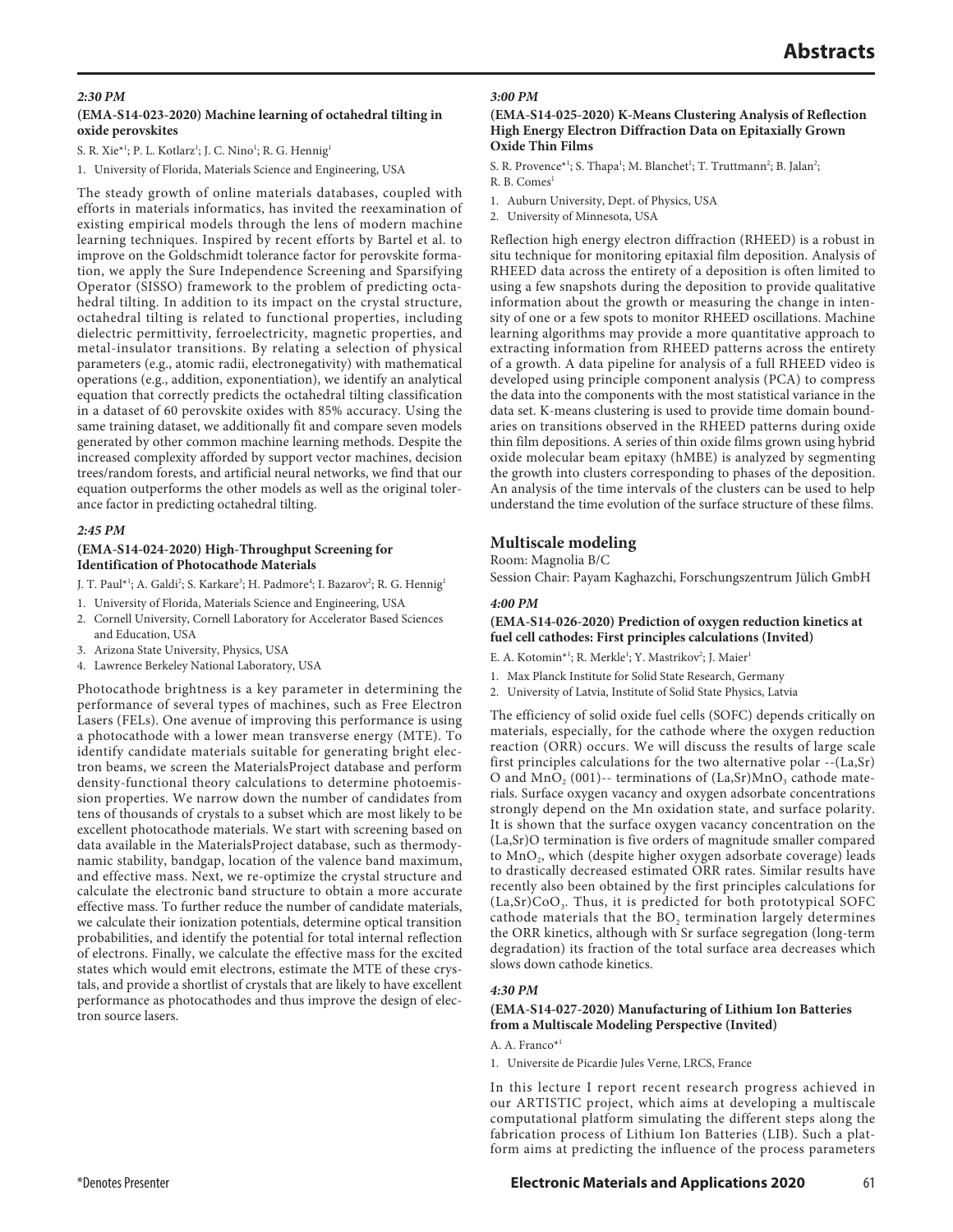*2:30 PM*

**(EMA-S14-023-2020) Machine learning of octahedral tilting in oxide perovskites**

S. R. Xie*[1]; P. L. Kotlarz[1]; J. C. Nino[1]; R. G. Hennig[1]

1. University of Florida, Materials Science and Engineering, USA

The steady growth of online materials databases, coupled with efforts in materials informatics, has invited the reexamination of existing empirical models through the lens of modern machine learning techniques. Inspired by recent efforts by Bartel et al. to improve on the Goldschmidt tolerance factor for perovskite formation, we apply the Sure Independence Screening and Sparsifying Operator (SISSO) framework to the problem of predicting octahedral tilting. In addition to its impact on the crystal structure, octahedral tilting is related to functional properties, including dielectric permittivity, ferroelectricity, magnetic properties, and metal-insulator transitions. By relating a selection of physical parameters (e.g., atomic radii, electronegativity) with mathematical operations (e.g., addition, exponentiation), we identify an analytical equation that correctly predicts the octahedral tilting classification in a dataset of 60 perovskite oxides with 85% accuracy. Using the same training dataset, we additionally fit and compare seven models generated by other common machine learning methods. Despite the increased complexity afforded by support vector machines, decision trees/random forests, and artificial neural networks, we find that our equation outperforms the other models as well as the original tolerance factor in predicting octahedral tilting.

*2:45 PM*

**(EMA-S14-024-2020) High-Throughput Screening for Identification of Photocathode Materials**

J. T. Paul*[1]; A. Galdi[2]; S. Karkare[3]; H. Padmore[4]; I. Bazarov[2]; R. G. Hennig[1]

1. University of Florida, Materials Science and Engineering, USA
2. Cornell University, Cornell Laboratory for Accelerator Based Sciences and Education, USA
3. Arizona State University, Physics, USA
4. Lawrence Berkeley National Laboratory, USA

Photocathode brightness is a key parameter in determining the performance of several types of machines, such as Free Electron Lasers (FELs). One avenue of improving this performance is using a photocathode with a lower mean transverse energy (MTE). To identify candidate materials suitable for generating bright electron beams, we screen the MaterialsProject database and perform density-functional theory calculations to determine photoemission properties. We narrow down the number of candidates from tens of thousands of crystals to a subset which are most likely to be excellent photocathode materials. We start with screening based on data available in the MaterialsProject database, such as thermodynamic stability, bandgap, location of the valence band maximum, and effective mass. Next, we re-optimize the crystal structure and calculate the electronic band structure to obtain a more accurate effective mass. To further reduce the number of candidate materials, we calculate their ionization potentials, determine optical transition probabilities, and identify the potential for total internal reflection of electrons. Finally, we calculate the effective mass for the excited states which would emit electrons, estimate the MTE of these crystals, and provide a shortlist of crystals that are likely to have excellent performance as photocathodes and thus improve the design of electron source lasers.

*3:00 PM*

**(EMA-S14-025-2020) K-Means Clustering Analysis of Reflection High Energy Electron Diffraction Data on Epitaxially Grown Oxide Thin Films**

S. R. Provence*[1]; S. Thapa[1]; M. Blanchet[1]; T. Truttmann[2]; B. Jalan[2]; R. B. Comes[1]

1. Auburn University, Dept. of Physics, USA
2. University of Minnesota, USA

Reflection high energy electron diffraction (RHEED) is a robust in situ technique for monitoring epitaxial film deposition. Analysis of RHEED data across the entirety of a deposition is often limited to using a few snapshots during the deposition to provide qualitative information about the growth or measuring the change in intensity of one or a few spots to monitor RHEED oscillations. Machine learning algorithms may provide a more quantitative approach to extracting information from RHEED patterns across the entirety of a growth. A data pipeline for analysis of a full RHEED video is developed using principle component analysis (PCA) to compress the data into the components with the most statistical variance in the data set. K-means clustering is used to provide time domain boundaries on transitions observed in the RHEED patterns during oxide thin film depositions. A series of thin oxide films grown using hybrid oxide molecular beam epitaxy (hMBE) is analyzed by segmenting the growth into clusters corresponding to phases of the deposition. An analysis of the time intervals of the clusters can be used to help understand the time evolution of the surface structure of these films.

## Multiscale modeling

Room: Magnolia B/C

Session Chair: Payam Kaghazchi, Forschungszentrum Jülich GmbH

*4:00 PM*

**(EMA-S14-026-2020) Prediction of oxygen reduction kinetics at fuel cell cathodes: First principles calculations (Invited)**

E. A. Kotomin*[1]; R. Merkle[1]; Y. Mastrikov[2]; J. Maier[1]

1. Max Planck Institute for Solid State Research, Germany
2. University of Latvia, Institute of Solid State Physics, Latvia

The efficiency of solid oxide fuel cells (SOFC) depends critically on materials, especially, for the cathode where the oxygen reduction reaction (ORR) occurs. We will discuss the results of large scale first principles calculations for the two alternative polar --(La,Sr)O and $MnO_2$ (001)-- terminations of $(La,Sr)MnO_3$ cathode materials. Surface oxygen vacancy and oxygen adsorbate concentrations strongly depend on the Mn oxidation state, and surface polarity. It is shown that the surface oxygen vacancy concentration on the (La,Sr)O termination is five orders of magnitude smaller compared to $MnO_2$, which (despite higher oxygen adsorbate coverage) leads to drastically decreased estimated ORR rates. Similar results have recently also been obtained by the first principles calculations for $(La,Sr)CoO_3$. Thus, it is predicted for both prototypical SOFC cathode materials that the $BO_2$ termination largely determines the ORR kinetics, although with Sr surface segregation (long-term degradation) its fraction of the total surface area decreases which slows down cathode kinetics.

*4:30 PM*

**(EMA-S14-027-2020) Manufacturing of Lithium Ion Batteries from a Multiscale Modeling Perspective (Invited)**

A. A. Franco*[1]

1. Universite de Picardie Jules Verne, LRCS, France

In this lecture I report recent research progress achieved in our ARTISTIC project, which aims at developing a multiscale computational platform simulating the different steps along the fabrication process of Lithium Ion Batteries (LIB). Such a platform aims at predicting the influence of the process parameters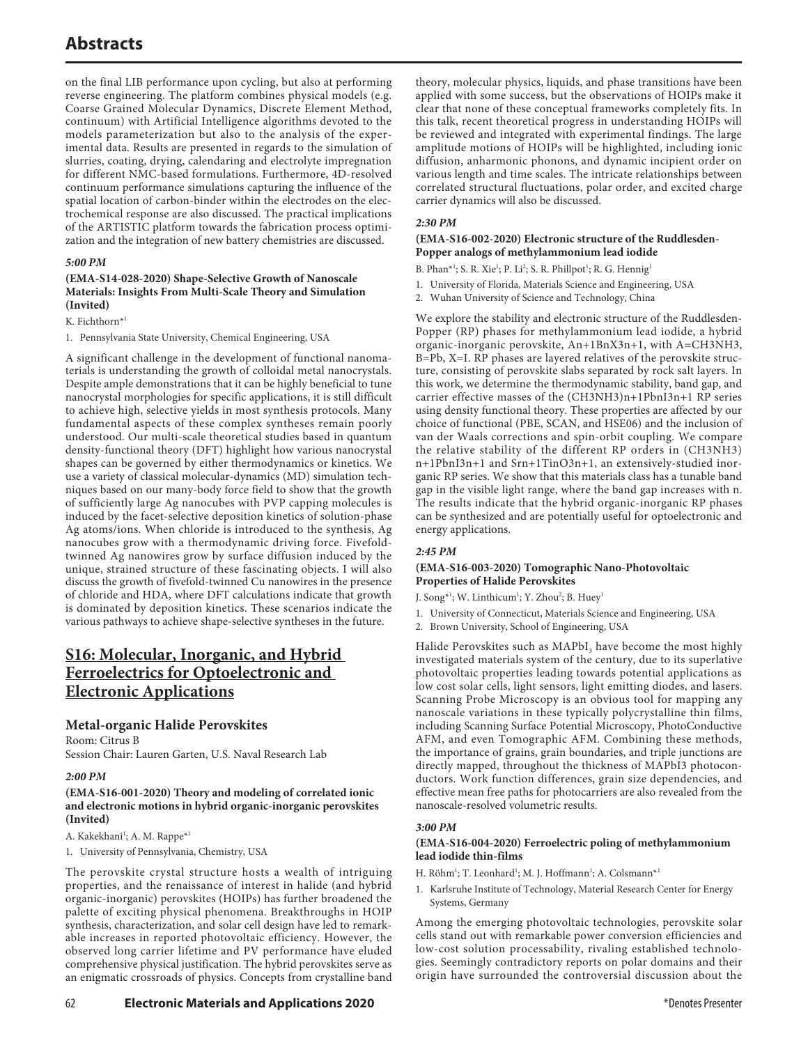on the final LIB performance upon cycling, but also at performing reverse engineering. The platform combines physical models (e.g. Coarse Grained Molecular Dynamics, Discrete Element Method, continuum) with Artificial Intelligence algorithms devoted to the models parameterization but also to the analysis of the experimental data. Results are presented in regards to the simulation of slurries, coating, drying, calendaring and electrolyte impregnation for different NMC-based formulations. Furthermore, 4D-resolved continuum performance simulations capturing the influence of the spatial location of carbon-binder within the electrodes on the electrochemical response are also discussed. The practical implications of the ARTISTIC platform towards the fabrication process optimization and the integration of new battery chemistries are discussed.

***5:00 PM***

**(EMA-S14-028-2020) Shape-Selective Growth of Nanoscale Materials: Insights From Multi-Scale Theory and Simulation (Invited)**

K. Fichthorn*[1]

1. Pennsylvania State University, Chemical Engineering, USA

A significant challenge in the development of functional nanomaterials is understanding the growth of colloidal metal nanocrystals. Despite ample demonstrations that it can be highly beneficial to tune nanocrystal morphologies for specific applications, it is still difficult to achieve high, selective yields in most synthesis protocols. Many fundamental aspects of these complex syntheses remain poorly understood. Our multi-scale theoretical studies based in quantum density-functional theory (DFT) highlight how various nanocrystal shapes can be governed by either thermodynamics or kinetics. We use a variety of classical molecular-dynamics (MD) simulation techniques based on our many-body force field to show that the growth of sufficiently large Ag nanocubes with PVP capping molecules is induced by the facet-selective deposition kinetics of solution-phase Ag atoms/ions. When chloride is introduced to the synthesis, Ag nanocubes grow with a thermodynamic driving force. Fivefold-twinned Ag nanowires grow by surface diffusion induced by the unique, strained structure of these fascinating objects. I will also discuss the growth of fivefold-twinned Cu nanowires in the presence of chloride and HDA, where DFT calculations indicate that growth is dominated by deposition kinetics. These scenarios indicate the various pathways to achieve shape-selective syntheses in the future.

## S16: Molecular, Inorganic, and Hybrid Ferroelectrics for Optoelectronic and Electronic Applications

### Metal-organic Halide Perovskites

Room: Citrus B
Session Chair: Lauren Garten, U.S. Naval Research Lab

***2:00 PM***

**(EMA-S16-001-2020) Theory and modeling of correlated ionic and electronic motions in hybrid organic-inorganic perovskites (Invited)**

A. Kakekhani[1]; A. M. Rappe*[1]

1. University of Pennsylvania, Chemistry, USA

The perovskite crystal structure hosts a wealth of intriguing properties, and the renaissance of interest in halide (and hybrid organic-inorganic) perovskites (HOIPs) has further broadened the palette of exciting physical phenomena. Breakthroughs in HOIP synthesis, characterization, and solar cell design have led to remarkable increases in reported photovoltaic efficiency. However, the observed long carrier lifetime and PV performance have eluded comprehensive physical justification. The hybrid perovskites serve as an enigmatic crossroads of physics. Concepts from crystalline band theory, molecular physics, liquids, and phase transitions have been applied with some success, but the observations of HOIPs make it clear that none of these conceptual frameworks completely fits. In this talk, recent theoretical progress in understanding HOIPs will be reviewed and integrated with experimental findings. The large amplitude motions of HOIPs will be highlighted, including ionic diffusion, anharmonic phonons, and dynamic incipient order on various length and time scales. The intricate relationships between correlated structural fluctuations, polar order, and excited charge carrier dynamics will also be discussed.

***2:30 PM***

**(EMA-S16-002-2020) Electronic structure of the Ruddlesden-Popper analogs of methylammonium lead iodide**

B. Phan*[1]; S. R. Xie[1]; P. Li[2]; S. R. Phillpot[1]; R. G. Hennig[1]

1. University of Florida, Materials Science and Engineering, USA
2. Wuhan University of Science and Technology, China

We explore the stability and electronic structure of the Ruddlesden-Popper (RP) phases for methylammonium lead iodide, a hybrid organic-inorganic perovskite, An+1BnX3n+1, with A=CH3NH3, B=Pb, X=I. RP phases are layered relatives of the perovskite structure, consisting of perovskite slabs separated by rock salt layers. In this work, we determine the thermodynamic stability, band gap, and carrier effective masses of the (CH3NH3)n+1PbnI3n+1 RP series using density functional theory. These properties are affected by our choice of functional (PBE, SCAN, and HSE06) and the inclusion of van der Waals corrections and spin-orbit coupling. We compare the relative stability of the different RP orders in (CH3NH3)n+1PbnI3n+1 and Srn+1TinO3n+1, an extensively-studied inorganic RP series. We show that this materials class has a tunable band gap in the visible light range, where the band gap increases with n. The results indicate that the hybrid organic-inorganic RP phases can be synthesized and are potentially useful for optoelectronic and energy applications.

***2:45 PM***

**(EMA-S16-003-2020) Tomographic Nano-Photovoltaic Properties of Halide Perovskites**

J. Song*[1]; W. Linthicum[1]; Y. Zhou[2]; B. Huey[1]

1. University of Connecticut, Materials Science and Engineering, USA
2. Brown University, School of Engineering, USA

Halide Perovskites such as $MAPbI_3$ have become the most highly investigated materials system of the century, due to its superlative photovoltaic properties leading towards potential applications as low cost solar cells, light sensors, light emitting diodes, and lasers. Scanning Probe Microscopy is an obvious tool for mapping any nanoscale variations in these typically polycrystalline thin films, including Scanning Surface Potential Microscopy, PhotoConductive AFM, and even Tomographic AFM. Combining these methods, the importance of grains, grain boundaries, and triple junctions are directly mapped, throughout the thickness of MAPbI3 photoconductors. Work function differences, grain size dependencies, and effective mean free paths for photocarriers are also revealed from the nanoscale-resolved volumetric results.

***3:00 PM***

**(EMA-S16-004-2020) Ferroelectric poling of methylammonium lead iodide thin-films**

H. Röhm[1]; T. Leonhard[1]; M. J. Hoffmann[1]; A. Colsmann*[1]

1. Karlsruhe Institute of Technology, Material Research Center for Energy Systems, Germany

Among the emerging photovoltaic technologies, perovskite solar cells stand out with remarkable power conversion efficiencies and low-cost solution processability, rivaling established technologies. Seemingly contradictory reports on polar domains and their origin have surrounded the controversial discussion about the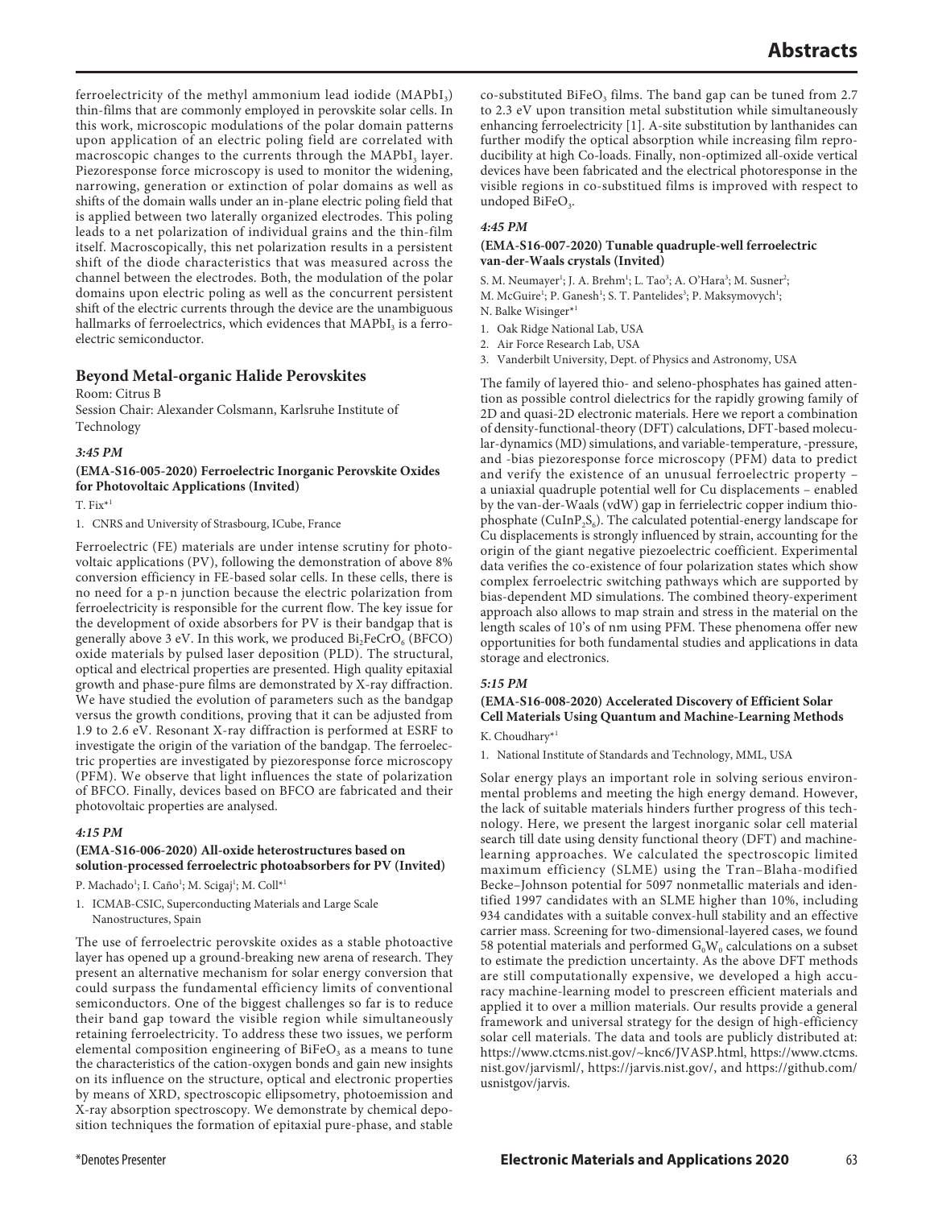ferroelectricity of the methyl ammonium lead iodide ($MAPbI_3$) thin-films that are commonly employed in perovskite solar cells. In this work, microscopic modulations of the polar domain patterns upon application of an electric poling field are correlated with macroscopic changes to the currents through the $MAPbI_3$ layer. Piezoresponse force microscopy is used to monitor the widening, narrowing, generation or extinction of polar domains as well as shifts of the domain walls under an in-plane electric poling field that is applied between two laterally organized electrodes. This poling leads to a net polarization of individual grains and the thin-film itself. Macroscopically, this net polarization results in a persistent shift of the diode characteristics that was measured across the channel between the electrodes. Both, the modulation of the polar domains upon electric poling as well as the concurrent persistent shift of the electric currents through the device are the unambiguous hallmarks of ferroelectrics, which evidences that $MAPbI_3$ is a ferroelectric semiconductor.

## Beyond Metal-organic Halide Perovskites

Room: Citrus B

Session Chair: Alexander Colsmann, Karlsruhe Institute of Technology

***3:45 PM***

**(EMA-S16-005-2020) Ferroelectric Inorganic Perovskite Oxides for Photovoltaic Applications (Invited)**

T. Fix*[1]

1. CNRS and University of Strasbourg, ICube, France

Ferroelectric (FE) materials are under intense scrutiny for photovoltaic applications (PV), following the demonstration of above 8% conversion efficiency in FE-based solar cells. In these cells, there is no need for a p-n junction because the electric polarization from ferroelectricity is responsible for the current flow. The key issue for the development of oxide absorbers for PV is their bandgap that is generally above 3 eV. In this work, we produced $Bi_2FeCrO_6$ (BFCO) oxide materials by pulsed laser deposition (PLD). The structural, optical and electrical properties are presented. High quality epitaxial growth and phase-pure films are demonstrated by X-ray diffraction. We have studied the evolution of parameters such as the bandgap versus the growth conditions, proving that it can be adjusted from 1.9 to 2.6 eV. Resonant X-ray diffraction is performed at ESRF to investigate the origin of the variation of the bandgap. The ferroelectric properties are investigated by piezoresponse force microscopy (PFM). We observe that light influences the state of polarization of BFCO. Finally, devices based on BFCO are fabricated and their photovoltaic properties are analysed.

***4:15 PM***

**(EMA-S16-006-2020) All-oxide heterostructures based on solution-processed ferroelectric photoabsorbers for PV (Invited)**

P. Machado[1]; I. Caño[1]; M. Scigaj[1]; M. Coll*[1]

1. ICMAB-CSIC, Superconducting Materials and Large Scale Nanostructures, Spain

The use of ferroelectric perovskite oxides as a stable photoactive layer has opened up a ground-breaking new arena of research. They present an alternative mechanism for solar energy conversion that could surpass the fundamental efficiency limits of conventional semiconductors. One of the biggest challenges so far is to reduce their band gap toward the visible region while simultaneously retaining ferroelectricity. To address these two issues, we perform elemental composition engineering of $BiFeO_3$ as a means to tune the characteristics of the cation-oxygen bonds and gain new insights on its influence on the structure, optical and electronic properties by means of XRD, spectroscopic ellipsometry, photoemission and X-ray absorption spectroscopy. We demonstrate by chemical deposition techniques the formation of epitaxial pure-phase, and stable co-substituted $BiFeO_3$ films. The band gap can be tuned from 2.7 to 2.3 eV upon transition metal substitution while simultaneously enhancing ferroelectricity [1]. A-site substitution by lanthanides can further modify the optical absorption while increasing film reproducibility at high Co-loads. Finally, non-optimized all-oxide vertical devices have been fabricated and the electrical photoresponse in the visible regions in co-substitued films is improved with respect to undoped $BiFeO_3$.

***4:45 PM***

**(EMA-S16-007-2020) Tunable quadruple-well ferroelectric van-der-Waals crystals (Invited)**

S. M. Neumayer[1]; J. A. Brehm[1]; L. Tao[3]; A. O'Hara[3]; M. Susner[2]; M. McGuire[1]; P. Ganesh[1]; S. T. Pantelides[3]; P. Maksymovych[1]; N. Balke Wisinger*[1]

1. Oak Ridge National Lab, USA
2. Air Force Research Lab, USA
3. Vanderbilt University, Dept. of Physics and Astronomy, USA

The family of layered thio- and seleno-phosphates has gained attention as possible control dielectrics for the rapidly growing family of 2D and quasi-2D electronic materials. Here we report a combination of density-functional-theory (DFT) calculations, DFT-based molecular-dynamics (MD) simulations, and variable-temperature, -pressure, and -bias piezoresponse force microscopy (PFM) data to predict and verify the existence of an unusual ferroelectric property – a uniaxial quadruple potential well for Cu displacements – enabled by the van-der-Waals (vdW) gap in ferrielectric copper indium thiophosphate ($CuInP_2S_6$). The calculated potential-energy landscape for Cu displacements is strongly influenced by strain, accounting for the origin of the giant negative piezoelectric coefficient. Experimental data verifies the co-existence of four polarization states which show complex ferroelectric switching pathways which are supported by bias-dependent MD simulations. The combined theory-experiment approach also allows to map strain and stress in the material on the length scales of 10's of nm using PFM. These phenomena offer new opportunities for both fundamental studies and applications in data storage and electronics.

***5:15 PM***

**(EMA-S16-008-2020) Accelerated Discovery of Efficient Solar Cell Materials Using Quantum and Machine-Learning Methods**

K. Choudhary*[1]

1. National Institute of Standards and Technology, MML, USA

Solar energy plays an important role in solving serious environmental problems and meeting the high energy demand. However, the lack of suitable materials hinders further progress of this technology. Here, we present the largest inorganic solar cell material search till date using density functional theory (DFT) and machine-learning approaches. We calculated the spectroscopic limited maximum efficiency (SLME) using the Tran–Blaha-modified Becke–Johnson potential for 5097 nonmetallic materials and identified 1997 candidates with an SLME higher than 10%, including 934 candidates with a suitable convex-hull stability and an effective carrier mass. Screening for two-dimensional-layered cases, we found 58 potential materials and performed $G_0W_0$ calculations on a subset to estimate the prediction uncertainty. As the above DFT methods are still computationally expensive, we developed a high accuracy machine-learning model to prescreen efficient materials and applied it to over a million materials. Our results provide a general framework and universal strategy for the design of high-efficiency solar cell materials. The data and tools are publicly distributed at: https://www.ctcms.nist.gov/~knc6/JVASP.html, https://www.ctcms.nist.gov/jarvisml/, https://jarvis.nist.gov/, and https://github.com/usnistgov/jarvis.

*Denotes Presenter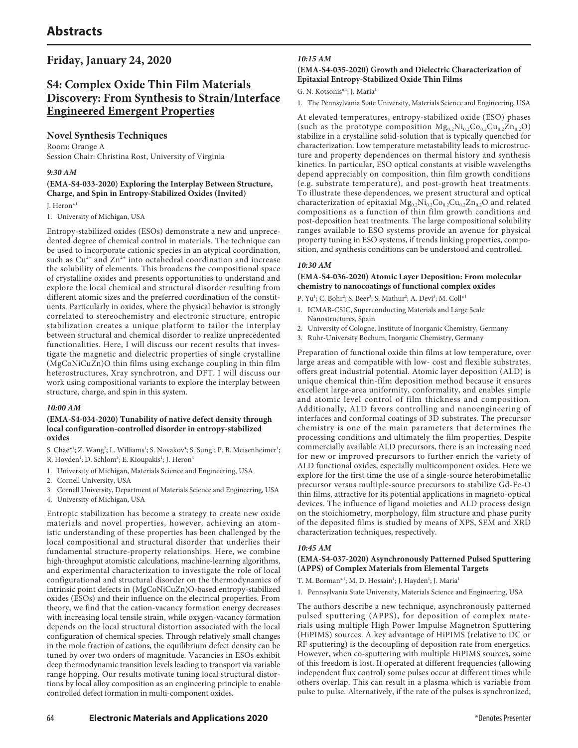# Abstracts

## Friday, January 24, 2020

## S4: Complex Oxide Thin Film Materials Discovery: From Synthesis to Strain/Interface Engineered Emergent Properties

### Novel Synthesis Techniques

Room: Orange A
Session Chair: Christina Rost, University of Virginia

*9:30 AM*

**(EMA-S4-033-2020) Exploring the Interplay Between Structure, Charge, and Spin in Entropy-Stabilized Oxides (Invited)**

J. Heron*[1]

1. University of Michigan, USA

Entropy-stabilized oxides (ESOs) demonstrate a new and unprecedented degree of chemical control in materials. The technique can be used to incorporate cationic species in an atypical coordination, such as $Cu^{2+}$ and $Zn^{2+}$ into octahedral coordination and increase the solubility of elements. This broadens the compositional space of crystalline oxides and presents opportunities to understand and explore the local chemical and structural disorder resulting from different atomic sizes and the preferred coordination of the constituents. Particularly in oxides, where the physical behavior is strongly correlated to stereochemistry and electronic structure, entropic stabilization creates a unique platform to tailor the interplay between structural and chemical disorder to realize unprecedented functionalities. Here, I will discuss our recent results that investigate the magnetic and dielectric properties of single crystalline (MgCoNiCuZn)O thin films using exchange coupling in thin film heterostructures, Xray synchrotron, and DFT. I will discuss our work using compositional variants to explore the interplay between structure, charge, and spin in this system.

*10:00 AM*

**(EMA-S4-034-2020) Tunability of native defect density through local configuration-controlled disorder in entropy-stabilized oxides**

S. Chae*[1]; Z. Wang[2]; L. Williams[1]; S. Novakov[4]; S. Sung[1]; P. B. Meisenheimer[1]; R. Hovden[1]; D. Schlom[3]; E. Kioupakis[1]; J. Heron[4]

1. University of Michigan, Materials Science and Engineering, USA
2. Cornell University, USA
3. Cornell University, Department of Materials Science and Engineering, USA
4. University of Michigan, USA

Entropic stabilization has become a strategy to create new oxide materials and novel properties, however, achieving an atomistic understanding of these properties has been challenged by the local compositional and structural disorder that underlies their fundamental structure-property relationships. Here, we combine high-throughput atomistic calculations, machine-learning algorithms, and experimental characterization to investigate the role of local configurational and structural disorder on the thermodynamics of intrinsic point defects in (MgCoNiCuZn)O-based entropy-stabilized oxides (ESOs) and their influence on the electrical properties. From theory, we find that the cation-vacancy formation energy decreases with increasing local tensile strain, while oxygen-vacancy formation depends on the local structural distortion associated with the local configuration of chemical species. Through relatively small changes in the mole fraction of cations, the equilibrium defect density can be tuned by over two orders of magnitude. Vacancies in ESOs exhibit deep thermodynamic transition levels leading to transport via variable range hopping. Our results motivate tuning local structural distortions by local alloy composition as an engineering principle to enable controlled defect formation in multi-component oxides.

*10:15 AM*

**(EMA-S4-035-2020) Growth and Dielectric Characterization of Epitaxial Entropy-Stabilized Oxide Thin Films**

G. N. Kotsonis*[1]; J. Maria[1]

1. The Pennsylvania State University, Materials Science and Engineering, USA

At elevated temperatures, entropy-stabilized oxide (ESO) phases (such as the prototype composition $Mg_{0.2}Ni_{0.2}Co_{0.2}Cu_{0.2}Zn_{0.2}O$) stabilize in a crystalline solid-solution that is typically quenched for characterization. Low temperature metastability leads to microstructure and property dependences on thermal history and synthesis kinetics. In particular, ESO optical constants at visible wavelengths depend appreciably on composition, thin film growth conditions (e.g. substrate temperature), and post-growth heat treatments. To illustrate these dependences, we present structural and optical characterization of epitaxial $Mg_{0.2}Ni_{0.2}Co_{0.2}Cu_{0.2}Zn_{0.2}O$ and related compositions as a function of thin film growth conditions and post-deposition heat treatments. The large compositional solubility ranges available to ESO systems provide an avenue for physical property tuning in ESO systems, if trends linking properties, composition, and synthesis conditions can be understood and controlled.

*10:30 AM*

**(EMA-S4-036-2020) Atomic Layer Deposition: From molecular chemistry to nanocoatings of functional complex oxides**

P. Yu[1]; C. Bohr[2]; S. Beer[3]; S. Mathur[2]; A. Devi[3]; M. Coll*[1]

1. ICMAB-CSIC, Superconducting Materials and Large Scale Nanostructures, Spain
2. University of Cologne, Institute of Inorganic Chemistry, Germany
3. Ruhr-University Bochum, Inorganic Chemistry, Germany

Preparation of functional oxide thin films at low temperature, over large areas and compatible with low- cost and flexible substrates, offers great industrial potential. Atomic layer deposition (ALD) is unique chemical thin-film deposition method because it ensures excellent large-area uniformity, conformality, and enables simple and atomic level control of film thickness and composition. Additionally, ALD favors controlling and nanoengineering of interfaces and conformal coatings of 3D substrates. The precursor chemistry is one of the main parameters that determines the processing conditions and ultimately the film properties. Despite commercially available ALD precursors, there is an increasing need for new or improved precursors to further enrich the variety of ALD functional oxides, especially multicomponent oxides. Here we explore for the first time the use of a single-source heterobimetallic precursor versus multiple-source precursors to stabilize Gd-Fe-O thin films, attractive for its potential applications in magneto-optical devices. The influence of ligand moieties and ALD process design on the stoichiometry, morphology, film structure and phase purity of the deposited films is studied by means of XPS, SEM and XRD characterization techniques, respectively.

*10:45 AM*

**(EMA-S4-037-2020) Asynchronously Patterned Pulsed Sputtering (APPS) of Complex Materials from Elemental Targets**

T. M. Borman*[1]; M. D. Hossain[1]; J. Hayden[1]; J. Maria[1]

1. Pennsylvania State University, Materials Science and Engineering, USA

The authors describe a new technique, asynchronously patterned pulsed sputtering (APPS), for deposition of complex materials using multiple High Power Impulse Magnetron Sputtering (HiPIMS) sources. A key advantage of HiPIMS (relative to DC or RF sputtering) is the decoupling of deposition rate from energetics. However, when co-sputtering with multiple HiPIMS sources, some of this freedom is lost. If operated at different frequencies (allowing independent flux control) some pulses occur at different times while others overlap. This can result in a plasma which is variable from pulse to pulse. Alternatively, if the rate of the pulses is synchronized,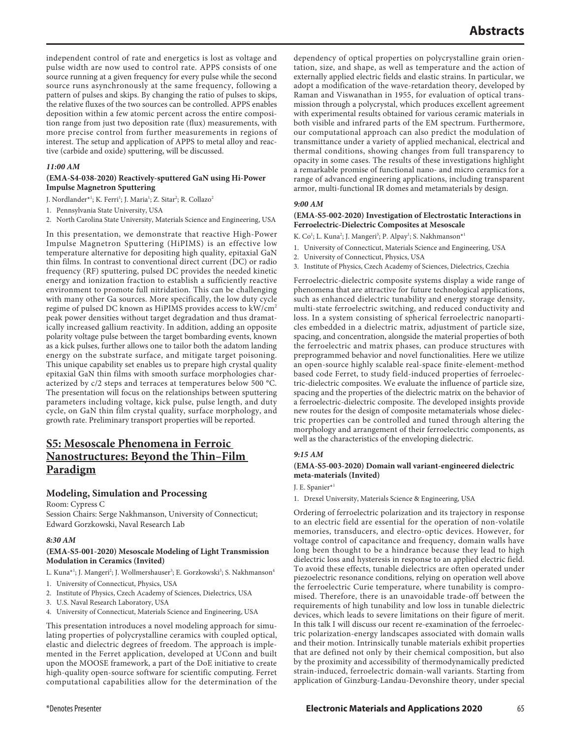independent control of rate and energetics is lost as voltage and pulse width are now used to control rate. APPS consists of one source running at a given frequency for every pulse while the second source runs asynchronously at the same frequency, following a pattern of pulses and skips. By changing the ratio of pulses to skips, the relative fluxes of the two sources can be controlled. APPS enables deposition within a few atomic percent across the entire composition range from just two deposition rate (flux) measurements, with more precise control from further measurements in regions of interest. The setup and application of APPS to metal alloy and reactive (carbide and oxide) sputtering, will be discussed.

***11:00 AM***

**(EMA-S4-038-2020) Reactively-sputtered GaN using Hi-Power Impulse Magnetron Sputtering**

J. Nordlander*[1]; K. Ferri[1]; J. Maria[1]; Z. Sitar[2]; R. Collazo[2]

1. Pennsylvania State University, USA
2. North Carolina State University, Materials Science and Engineering, USA

In this presentation, we demonstrate that reactive High-Power Impulse Magnetron Sputtering (HiPIMS) is an effective low temperature alternative for depositing high quality, epitaxial GaN thin films. In contrast to conventional direct current (DC) or radio frequency (RF) sputtering, pulsed DC provides the needed kinetic energy and ionization fraction to establish a sufficiently reactive environment to promote full nitridation. This can be challenging with many other Ga sources. More specifically, the low duty cycle regime of pulsed DC known as HiPIMS provides access to $kW/cm^2$ peak power densities without target degradation and thus dramatically increased gallium reactivity. In addition, adding an opposite polarity voltage pulse between the target bombarding events, known as a kick pulses, further allows one to tailor both the adatom landing energy on the substrate surface, and mitigate target poisoning. This unique capability set enables us to prepare high crystal quality epitaxial GaN thin films with smooth surface morphologies characterized by c/2 steps and terraces at temperatures below 500 °C. The presentation will focus on the relationships between sputtering parameters including voltage, kick pulse, pulse length, and duty cycle, on GaN thin film crystal quality, surface morphology, and growth rate. Preliminary transport properties will be reported.

## S5: Mesoscale Phenomena in Ferroic Nanostructures: Beyond the Thin–Film Paradigm

### Modeling, Simulation and Processing

Room: Cypress C

Session Chairs: Serge Nakhmanson, University of Connecticut; Edward Gorzkowski, Naval Research Lab

***8:30 AM***

**(EMA-S5-001-2020) Mesoscale Modeling of Light Transmission Modulation in Ceramics (Invited)**

L. Kuna*[1]; J. Mangeri[2]; J. Wollmershauser[3]; E. Gorzkowski[3]; S. Nakhmanson[4]

1. University of Connecticut, Physics, USA
2. Institute of Physics, Czech Academy of Sciences, Dielectrics, USA
3. U.S. Naval Research Laboratory, USA
4. University of Connecticut, Materials Science and Engineering, USA

This presentation introduces a novel modeling approach for simulating properties of polycrystalline ceramics with coupled optical, elastic and dielectric degrees of freedom. The approach is implemented in the Ferret application, developed at UConn and built upon the MOOSE framework, a part of the DoE initiative to create high-quality open-source software for scientific computing. Ferret computational capabilities allow for the determination of the dependency of optical properties on polycrystalline grain orientation, size, and shape, as well as temperature and the action of externally applied electric fields and elastic strains. In particular, we adopt a modification of the wave-retardation theory, developed by Raman and Viswanathan in 1955, for evaluation of optical transmission through a polycrystal, which produces excellent agreement with experimental results obtained for various ceramic materials in both visible and infrared parts of the EM spectrum. Furthermore, our computational approach can also predict the modulation of transmittance under a variety of applied mechanical, electrical and thermal conditions, showing changes from full transparency to opacity in some cases. The results of these investigations highlight a remarkable promise of functional nano- and micro ceramics for a range of advanced engineering applications, including transparent armor, multi-functional IR domes and metamaterials by design.

***9:00 AM***

**(EMA-S5-002-2020) Investigation of Electrostatic Interactions in Ferroelectric-Dielectric Composites at Mesoscale**

K. Co[1]; L. Kuna[2]; J. Mangeri[3]; P. Alpay[1]; S. Nakhmanson*[1]

1. University of Connecticut, Materials Science and Engineering, USA
2. University of Connecticut, Physics, USA
3. Institute of Physics, Czech Academy of Sciences, Dielectrics, Czechia

Ferroelectric-dielectric composite systems display a wide range of phenomena that are attractive for future technological applications, such as enhanced dielectric tunability and energy storage density, multi-state ferroelectric switching, and reduced conductivity and loss. In a system consisting of spherical ferroelectric nanoparticles embedded in a dielectric matrix, adjustment of particle size, spacing, and concentration, alongside the material properties of both the ferroelectric and matrix phases, can produce structures with preprogrammed behavior and novel functionalities. Here we utilize an open-source highly scalable real-space finite-element-method based code Ferret, to study field-induced properties of ferroelectric-dielectric composites. We evaluate the influence of particle size, spacing and the properties of the dielectric matrix on the behavior of a ferroelectric-dielectric composite. The developed insights provide new routes for the design of composite metamaterials whose dielectric properties can be controlled and tuned through altering the morphology and arrangement of their ferroelectric components, as well as the characteristics of the enveloping dielectric.

***9:15 AM***

**(EMA-S5-003-2020) Domain wall variant-engineered dielectric meta-materials (Invited)**

J. E. Spanier*[1]

1. Drexel University, Materials Science & Engineering, USA

Ordering of ferroelectric polarization and its trajectory in response to an electric field are essential for the operation of non-volatile memories, transducers, and electro-optic devices. However, for voltage control of capacitance and frequency, domain walls have long been thought to be a hindrance because they lead to high dielectric loss and hysteresis in response to an applied electric field. To avoid these effects, tunable dielectrics are often operated under piezoelectric resonance conditions, relying on operation well above the ferroelectric Curie temperature, where tunability is compromised. Therefore, there is an unavoidable trade-off between the requirements of high tunability and low loss in tunable dielectric devices, which leads to severe limitations on their figure of merit. In this talk I will discuss our recent re-examination of the ferroelectric polarization-energy landscapes associated with domain walls and their motion. Intrinsically tunable materials exhibit properties that are defined not only by their chemical composition, but also by the proximity and accessibility of thermodynamically predicted strain-induced, ferroelectric domain-wall variants. Starting from application of Ginzburg-Landau-Devonshire theory, under special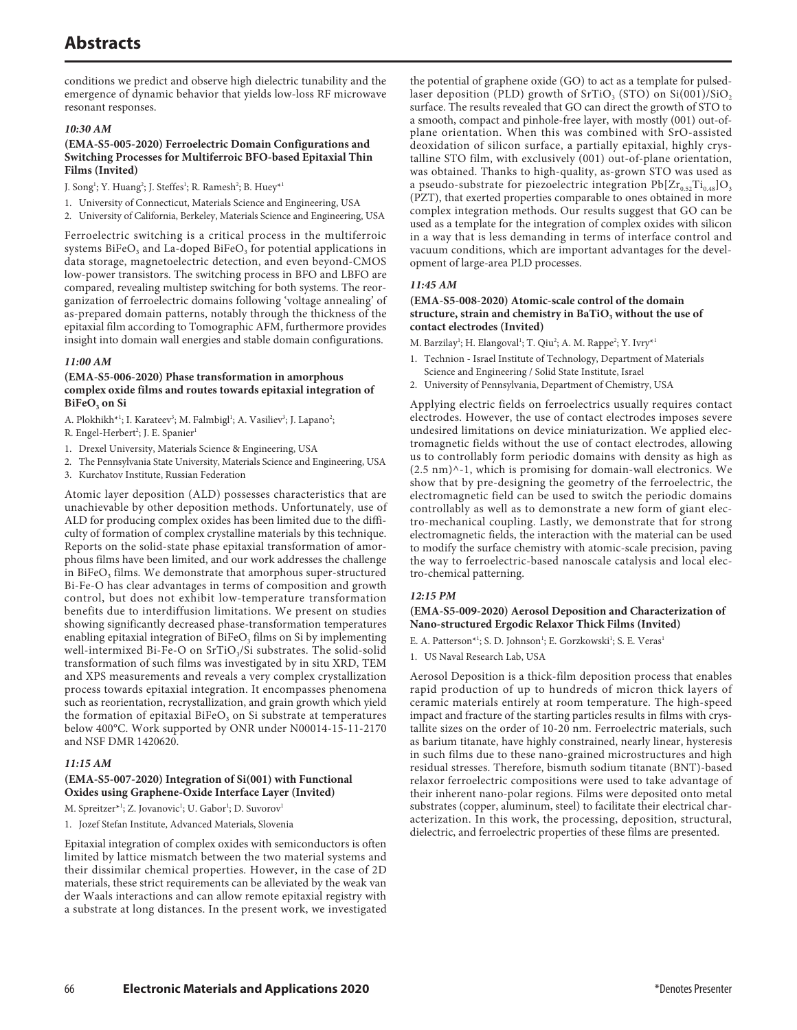conditions we predict and observe high dielectric tunability and the emergence of dynamic behavior that yields low-loss RF microwave resonant responses.

***10:30 AM***

**(EMA-S5-005-2020) Ferroelectric Domain Configurations and Switching Processes for Multiferroic BFO-based Epitaxial Thin Films (Invited)**

J. Song[1]; Y. Huang[2]; J. Steffes[1]; R. Ramesh[2]; B. Huey*[1]

1. University of Connecticut, Materials Science and Engineering, USA
2. University of California, Berkeley, Materials Science and Engineering, USA

Ferroelectric switching is a critical process in the multiferroic systems $BiFeO_3$ and La-doped $BiFeO_3$ for potential applications in data storage, magnetoelectric detection, and even beyond-CMOS low-power transistors. The switching process in BFO and LBFO are compared, revealing multistep switching for both systems. The reorganization of ferroelectric domains following 'voltage annealing' of as-prepared domain patterns, notably through the thickness of the epitaxial film according to Tomographic AFM, furthermore provides insight into domain wall energies and stable domain configurations.

***11:00 AM***

**(EMA-S5-006-2020) Phase transformation in amorphous complex oxide films and routes towards epitaxial integration of $BiFeO_3$ on Si**

A. Plokhikh*[1]; I. Karateev[3]; M. Falmbigl[1]; A. Vasiliev[3]; J. Lapano[2]; R. Engel-Herbert[2]; J. E. Spanier[1]

1. Drexel University, Materials Science & Engineering, USA
2. The Pennsylvania State University, Materials Science and Engineering, USA
3. Kurchatov Institute, Russian Federation

Atomic layer deposition (ALD) possesses characteristics that are unachievable by other deposition methods. Unfortunately, use of ALD for producing complex oxides has been limited due to the difficulty of formation of complex crystalline materials by this technique. Reports on the solid-state phase epitaxial transformation of amorphous films have been limited, and our work addresses the challenge in $BiFeO_3$ films. We demonstrate that amorphous super-structured Bi-Fe-O has clear advantages in terms of composition and growth control, but does not exhibit low-temperature transformation benefits due to interdiffusion limitations. We present on studies showing significantly decreased phase-transformation temperatures enabling epitaxial integration of $BiFeO_3$ films on Si by implementing well-intermixed Bi-Fe-O on $SrTiO_3$/Si substrates. The solid-solid transformation of such films was investigated by in situ XRD, TEM and XPS measurements and reveals a very complex crystallization process towards epitaxial integration. It encompasses phenomena such as reorientation, recrystallization, and grain growth which yield the formation of epitaxial $BiFeO_3$ on Si substrate at temperatures below 400°C. Work supported by ONR under N00014-15-11-2170 and NSF DMR 1420620.

***11:15 AM***

**(EMA-S5-007-2020) Integration of Si(001) with Functional Oxides using Graphene-Oxide Interface Layer (Invited)**

M. Spreitzer*[1]; Z. Jovanovic[1]; U. Gabor[1]; D. Suvorov[1]

1. Jozef Stefan Institute, Advanced Materials, Slovenia

Epitaxial integration of complex oxides with semiconductors is often limited by lattice mismatch between the two material systems and their dissimilar chemical properties. However, in the case of 2D materials, these strict requirements can be alleviated by the weak van der Waals interactions and can allow remote epitaxial registry with a substrate at long distances. In the present work, we investigated the potential of graphene oxide (GO) to act as a template for pulsed-laser deposition (PLD) growth of $SrTiO_3$ (STO) on Si(001)/$SiO_2$ surface. The results revealed that GO can direct the growth of STO to a smooth, compact and pinhole-free layer, with mostly (001) out-of-plane orientation. When this was combined with SrO-assisted deoxidation of silicon surface, a partially epitaxial, highly crystalline STO film, with exclusively (001) out-of-plane orientation, was obtained. Thanks to high-quality, as-grown STO was used as a pseudo-substrate for piezoelectric integration $Pb[Zr_{0.52}Ti_{0.48}]O_3$ (PZT), that exerted properties comparable to ones obtained in more complex integration methods. Our results suggest that GO can be used as a template for the integration of complex oxides with silicon in a way that is less demanding in terms of interface control and vacuum conditions, which are important advantages for the development of large-area PLD processes.

***11:45 AM***

**(EMA-S5-008-2020) Atomic-scale control of the domain structure, strain and chemistry in $BaTiO_3$ without the use of contact electrodes (Invited)**

M. Barzilay[1]; H. Elangoval[1]; T. Qiu[2]; A. M. Rappe[2]; Y. Ivry*[1]

1. Technion - Israel Institute of Technology, Department of Materials Science and Engineering / Solid State Institute, Israel
2. University of Pennsylvania, Department of Chemistry, USA

Applying electric fields on ferroelectrics usually requires contact electrodes. However, the use of contact electrodes imposes severe undesired limitations on device miniaturization. We applied electromagnetic fields without the use of contact electrodes, allowing us to controllably form periodic domains with density as high as (2.5 nm)^-1, which is promising for domain-wall electronics. We show that by pre-designing the geometry of the ferroelectric, the electromagnetic field can be used to switch the periodic domains controllably as well as to demonstrate a new form of giant electro-mechanical coupling. Lastly, we demonstrate that for strong electromagnetic fields, the interaction with the material can be used to modify the surface chemistry with atomic-scale precision, paving the way to ferroelectric-based nanoscale catalysis and local electro-chemical patterning.

***12:15 PM***

**(EMA-S5-009-2020) Aerosol Deposition and Characterization of Nano-structured Ergodic Relaxor Thick Films (Invited)**

E. A. Patterson*[1]; S. D. Johnson[1]; E. Gorzkowski[1]; S. E. Veras[1]

1. US Naval Research Lab, USA

Aerosol Deposition is a thick-film deposition process that enables rapid production of up to hundreds of micron thick layers of ceramic materials entirely at room temperature. The high-speed impact and fracture of the starting particles results in films with crystallite sizes on the order of 10-20 nm. Ferroelectric materials, such as barium titanate, have highly constrained, nearly linear, hysteresis in such films due to these nano-grained microstructures and high residual stresses. Therefore, bismuth sodium titanate (BNT)-based relaxor ferroelectric compositions were used to take advantage of their inherent nano-polar regions. Films were deposited onto metal substrates (copper, aluminum, steel) to facilitate their electrical characterization. In this work, the processing, deposition, structural, dielectric, and ferroelectric properties of these films are presented.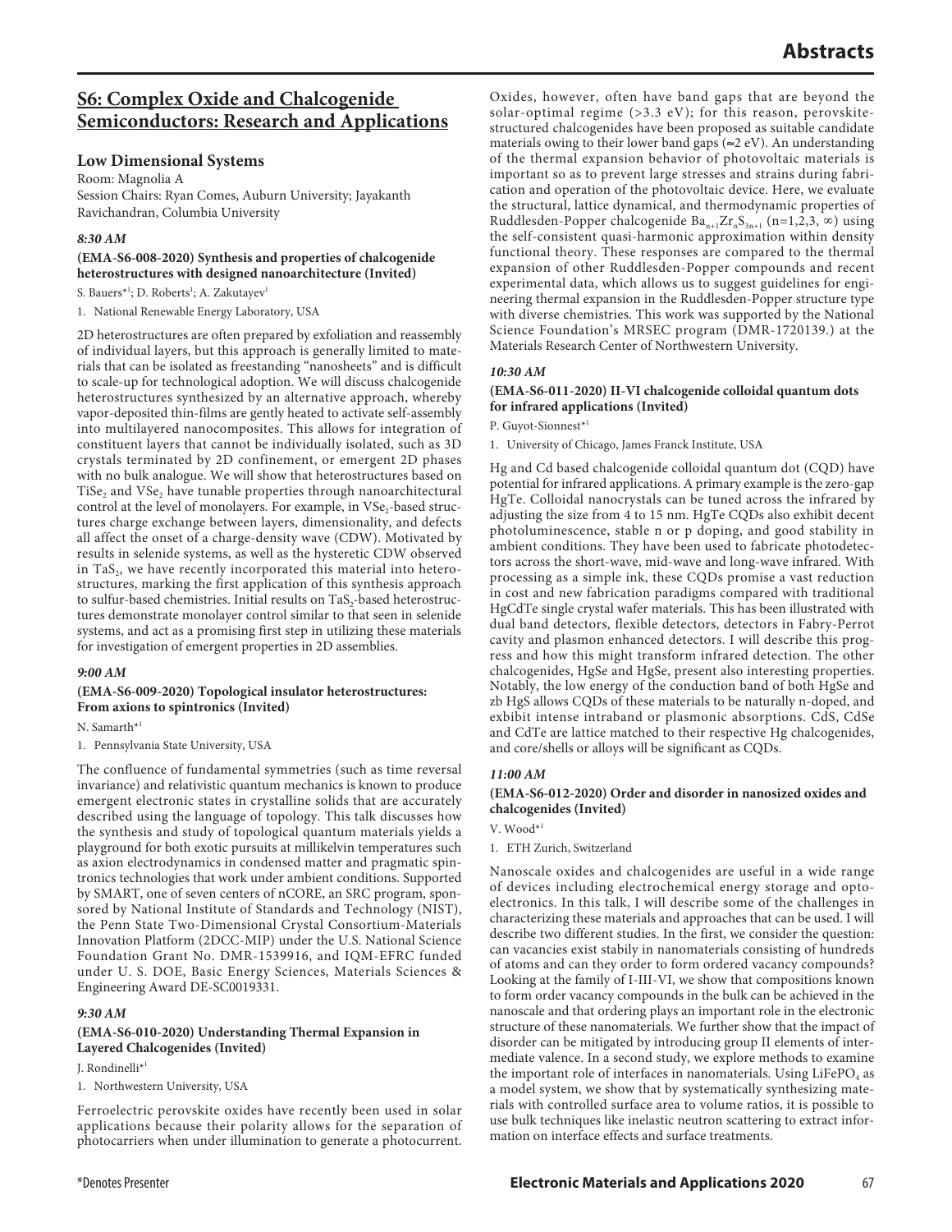## S6: Complex Oxide and Chalcogenide Semiconductors: Research and Applications

### Low Dimensional Systems

Room: Magnolia A
Session Chairs: Ryan Comes, Auburn University; Jayakanth Ravichandran, Columbia University

***8:30 AM***

**(EMA-S6-008-2020) Synthesis and properties of chalcogenide heterostructures with designed nanoarchitecture (Invited)**

S. Bauers*[1]; D. Roberts[1]; A. Zakutayev[1]

1. National Renewable Energy Laboratory, USA

2D heterostructures are often prepared by exfoliation and reassembly of individual layers, but this approach is generally limited to materials that can be isolated as freestanding "nanosheets" and is difficult to scale-up for technological adoption. We will discuss chalcogenide heterostructures synthesized by an alternative approach, whereby vapor-deposited thin-films are gently heated to activate self-assembly into multilayered nanocomposites. This allows for integration of constituent layers that cannot be individually isolated, such as 3D crystals terminated by 2D confinement, or emergent 2D phases with no bulk analogue. We will show that heterostructures based on $TiSe_2$ and $VSe_2$ have tunable properties through nanoarchitectural control at the level of monolayers. For example, in $VSe_2$-based structures charge exchange between layers, dimensionality, and defects all affect the onset of a charge-density wave (CDW). Motivated by results in selenide systems, as well as the hysteretic CDW observed in $TaS_2$, we have recently incorporated this material into heterostructures, marking the first application of this synthesis approach to sulfur-based chemistries. Initial results on $TaS_2$-based heterostructures demonstrate monolayer control similar to that seen in selenide systems, and act as a promising first step in utilizing these materials for investigation of emergent properties in 2D assemblies.

***9:00 AM***

**(EMA-S6-009-2020) Topological insulator heterostructures: From axions to spintronics (Invited)**

N. Samarth*[1]

1. Pennsylvania State University, USA

The confluence of fundamental symmetries (such as time reversal invariance) and relativistic quantum mechanics is known to produce emergent electronic states in crystalline solids that are accurately described using the language of topology. This talk discusses how the synthesis and study of topological quantum materials yields a playground for both exotic pursuits at millikelvin temperatures such as axion electrodynamics in condensed matter and pragmatic spintronics technologies that work under ambient conditions. Supported by SMART, one of seven centers of nCORE, an SRC program, sponsored by National Institute of Standards and Technology (NIST), the Penn State Two-Dimensional Crystal Consortium-Materials Innovation Platform (2DCC-MIP) under the U.S. National Science Foundation Grant No. DMR-1539916, and IQM-EFRC funded under U. S. DOE, Basic Energy Sciences, Materials Sciences & Engineering Award DE-SC0019331.

***9:30 AM***

**(EMA-S6-010-2020) Understanding Thermal Expansion in Layered Chalcogenides (Invited)**

J. Rondinelli*[1]

1. Northwestern University, USA

Ferroelectric perovskite oxides have recently been used in solar applications because their polarity allows for the separation of photocarriers when under illumination to generate a photocurrent. Oxides, however, often have band gaps that are beyond the solar-optimal regime (>3.3 eV); for this reason, perovskite-structured chalcogenides have been proposed as suitable candidate materials owing to their lower band gaps (≈2 eV). An understanding of the thermal expansion behavior of photovoltaic materials is important so as to prevent large stresses and strains during fabrication and operation of the photovoltaic device. Here, we evaluate the structural, lattice dynamical, and thermodynamic properties of Ruddlesden-Popper chalcogenide $Ba_{n+1}Zr_nS_{3n+1}$ (n=1,2,3, ∞) using the self-consistent quasi-harmonic approximation within density functional theory. These responses are compared to the thermal expansion of other Ruddlesden-Popper compounds and recent experimental data, which allows us to suggest guidelines for engineering thermal expansion in the Ruddlesden-Popper structure type with diverse chemistries. This work was supported by the National Science Foundation's MRSEC program (DMR-1720139.) at the Materials Research Center of Northwestern University.

***10:30 AM***

**(EMA-S6-011-2020) II-VI chalcogenide colloidal quantum dots for infrared applications (Invited)**

P. Guyot-Sionnest*[1]

1. University of Chicago, James Franck Institute, USA

Hg and Cd based chalcogenide colloidal quantum dot (CQD) have potential for infrared applications. A primary example is the zero-gap HgTe. Colloidal nanocrystals can be tuned across the infrared by adjusting the size from 4 to 15 nm. HgTe CQDs also exhibit decent photoluminescence, stable n or p doping, and good stability in ambient conditions. They have been used to fabricate photodetectors across the short-wave, mid-wave and long-wave infrared. With processing as a simple ink, these CQDs promise a vast reduction in cost and new fabrication paradigms compared with traditional HgCdTe single crystal wafer materials. This has been illustrated with dual band detectors, flexible detectors, detectors in Fabry-Perrot cavity and plasmon enhanced detectors. I will describe this progress and how this might transform infrared detection. The other chalcogenides, HgSe and HgSe, present also interesting properties. Notably, the low energy of the conduction band of both HgSe and zb HgS allows CQDs of these materials to be naturally n-doped, and exhibit intense intraband or plasmonic absorptions. CdS, CdSe and CdTe are lattice matched to their respective Hg chalcogenides, and core/shells or alloys will be significant as CQDs.

***11:00 AM***

**(EMA-S6-012-2020) Order and disorder in nanosized oxides and chalcogenides (Invited)**

V. Wood*[1]

1. ETH Zurich, Switzerland

Nanoscale oxides and chalcogenides are useful in a wide range of devices including electrochemical energy storage and optoelectronics. In this talk, I will describe some of the challenges in characterizing these materials and approaches that can be used. I will describe two different studies. In the first, we consider the question: can vacancies exist stabily in nanomaterials consisting of hundreds of atoms and can they order to form ordered vacancy compounds? Looking at the family of I-III-VI, we show that compositions known to form order vacancy compounds in the bulk can be achieved in the nanoscale and that ordering plays an important role in the electronic structure of these nanomaterials. We further show that the impact of disorder can be mitigated by introducing group II elements of intermediate valence. In a second study, we explore methods to examine the important role of interfaces in nanomaterials. Using $LiFePO_4$ as a model system, we show that by systematically synthesizing materials with controlled surface area to volume ratios, it is possible to use bulk techniques like inelastic neutron scattering to extract information on interface effects and surface treatments.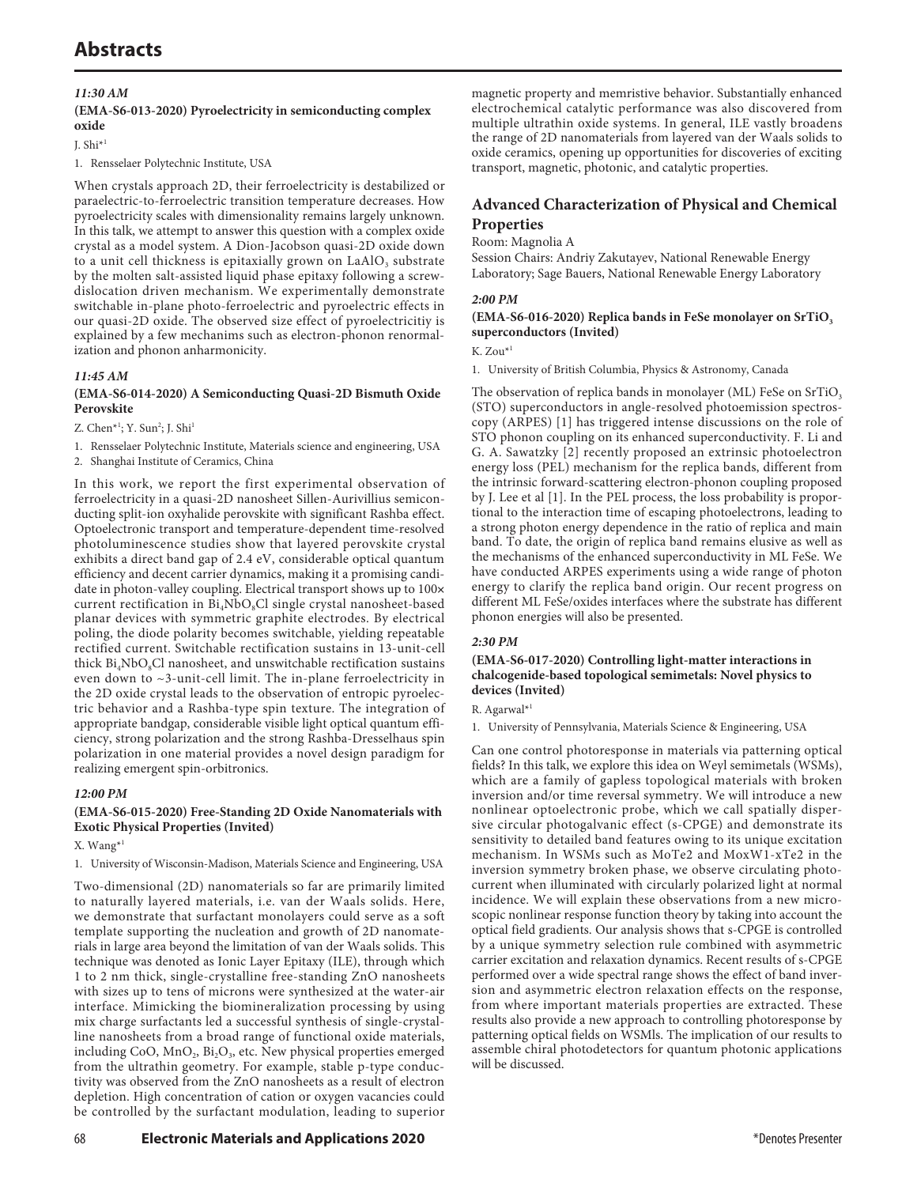# Abstracts

***11:30 AM***

**(EMA-S6-013-2020) Pyroelectricity in semiconducting complex oxide**

J. Shi*[1]

1. Rensselaer Polytechnic Institute, USA

When crystals approach 2D, their ferroelectricity is destabilized or paraelectric-to-ferroelectric transition temperature decreases. How pyroelectricity scales with dimensionality remains largely unknown. In this talk, we attempt to answer this question with a complex oxide crystal as a model system. A Dion-Jacobson quasi-2D oxide down to a unit cell thickness is epitaxially grown on $LaAlO_3$ substrate by the molten salt-assisted liquid phase epitaxy following a screw-dislocation driven mechanism. We experimentally demonstrate switchable in-plane photo-ferroelectric and pyroelectric effects in our quasi-2D oxide. The observed size effect of pyroelectricitiy is explained by a few mechanims such as electron-phonon renormalization and phonon anharmonicity.

***11:45 AM***

**(EMA-S6-014-2020) A Semiconducting Quasi-2D Bismuth Oxide Perovskite**

Z. Chen*[1]; Y. Sun[2]; J. Shi[1]

1. Rensselaer Polytechnic Institute, Materials science and engineering, USA
2. Shanghai Institute of Ceramics, China

In this work, we report the first experimental observation of ferroelectricity in a quasi-2D nanosheet Sillen-Aurivillius semiconducting split-ion oxyhalide perovskite with significant Rashba effect. Optoelectronic transport and temperature-dependent time-resolved photoluminescence studies show that layered perovskite crystal exhibits a direct band gap of 2.4 eV, considerable optical quantum efficiency and decent carrier dynamics, making it a promising candidate in photon-valley coupling. Electrical transport shows up to 100× current rectification in $Bi_4NbO_8Cl$ single crystal nanosheet-based planar devices with symmetric graphite electrodes. By electrical poling, the diode polarity becomes switchable, yielding repeatable rectified current. Switchable rectification sustains in 13-unit-cell thick $Bi_4NbO_8Cl$ nanosheet, and unswitchable rectification sustains even down to ~3-unit-cell limit. The in-plane ferroelectricity in the 2D oxide crystal leads to the observation of entropic pyroelectric behavior and a Rashba-type spin texture. The integration of appropriate bandgap, considerable visible light optical quantum efficiency, strong polarization and the strong Rashba-Dresselhaus spin polarization in one material provides a novel design paradigm for realizing emergent spin-orbitronics.

***12:00 PM***

**(EMA-S6-015-2020) Free-Standing 2D Oxide Nanomaterials with Exotic Physical Properties (Invited)**

X. Wang*[1]

1. University of Wisconsin-Madison, Materials Science and Engineering, USA

Two-dimensional (2D) nanomaterials so far are primarily limited to naturally layered materials, i.e. van der Waals solids. Here, we demonstrate that surfactant monolayers could serve as a soft template supporting the nucleation and growth of 2D nanomaterials in large area beyond the limitation of van der Waals solids. This technique was denoted as Ionic Layer Epitaxy (ILE), through which 1 to 2 nm thick, single-crystalline free-standing ZnO nanosheets with sizes up to tens of microns were synthesized at the water-air interface. Mimicking the biomineralization processing by using mix charge surfactants led a successful synthesis of single-crystalline nanosheets from a broad range of functional oxide materials, including CoO, $MnO_2$, $Bi_2O_3$, etc. New physical properties emerged from the ultrathin geometry. For example, stable p-type conductivity was observed from the ZnO nanosheets as a result of electron depletion. High concentration of cation or oxygen vacancies could be controlled by the surfactant modulation, leading to superior magnetic property and memristive behavior. Substantially enhanced electrochemical catalytic performance was also discovered from multiple ultrathin oxide systems. In general, ILE vastly broadens the range of 2D nanomaterials from layered van der Waals solids to oxide ceramics, opening up opportunities for discoveries of exciting transport, magnetic, photonic, and catalytic properties.

## Advanced Characterization of Physical and Chemical Properties

Room: Magnolia A

Session Chairs: Andriy Zakutayev, National Renewable Energy Laboratory; Sage Bauers, National Renewable Energy Laboratory

***2:00 PM***

**(EMA-S6-016-2020) Replica bands in FeSe monolayer on $SrTiO_3$ superconductors (Invited)**

K. Zou*[1]

1. University of British Columbia, Physics & Astronomy, Canada

The observation of replica bands in monolayer (ML) FeSe on $SrTiO_3$ (STO) superconductors in angle-resolved photoemission spectroscopy (ARPES) [1] has triggered intense discussions on the role of STO phonon coupling on its enhanced superconductivity. F. Li and G. A. Sawatzky [2] recently proposed an extrinsic photoelectron energy loss (PEL) mechanism for the replica bands, different from the intrinsic forward-scattering electron-phonon coupling proposed by J. Lee et al [1]. In the PEL process, the loss probability is proportional to the interaction time of escaping photoelectrons, leading to a strong photon energy dependence in the ratio of replica and main band. To date, the origin of replica band remains elusive as well as the mechanisms of the enhanced superconductivity in ML FeSe. We have conducted ARPES experiments using a wide range of photon energy to clarify the replica band origin. Our recent progress on different ML FeSe/oxides interfaces where the substrate has different phonon energies will also be presented.

***2:30 PM***

**(EMA-S6-017-2020) Controlling light-matter interactions in chalcogenide-based topological semimetals: Novel physics to devices (Invited)**

R. Agarwal*[1]

1. University of Pennsylvania, Materials Science & Engineering, USA

Can one control photoresponse in materials via patterning optical fields? In this talk, we explore this idea on Weyl semimetals (WSMs), which are a family of gapless topological materials with broken inversion and/or time reversal symmetry. We will introduce a new nonlinear optoelectronic probe, which we call spatially dispersive circular photogalvanic effect (s-CPGE) and demonstrate its sensitivity to detailed band features owing to its unique excitation mechanism. In WSMs such as MoTe2 and MoxW1-xTe2 in the inversion symmetry broken phase, we observe circulating photocurrent when illuminated with circularly polarized light at normal incidence. We will explain these observations from a new microscopic nonlinear response function theory by taking into account the optical field gradients. Our analysis shows that s-CPGE is controlled by a unique symmetry selection rule combined with asymmetric carrier excitation and relaxation dynamics. Recent results of s-CPGE performed over a wide spectral range shows the effect of band inversion and asymmetric electron relaxation effects on the response, from where important materials properties are extracted. These results also provide a new approach to controlling photoresponse by patterning optical fields on WSMls. The implication of our results to assemble chiral photodetectors for quantum photonic applications will be discussed.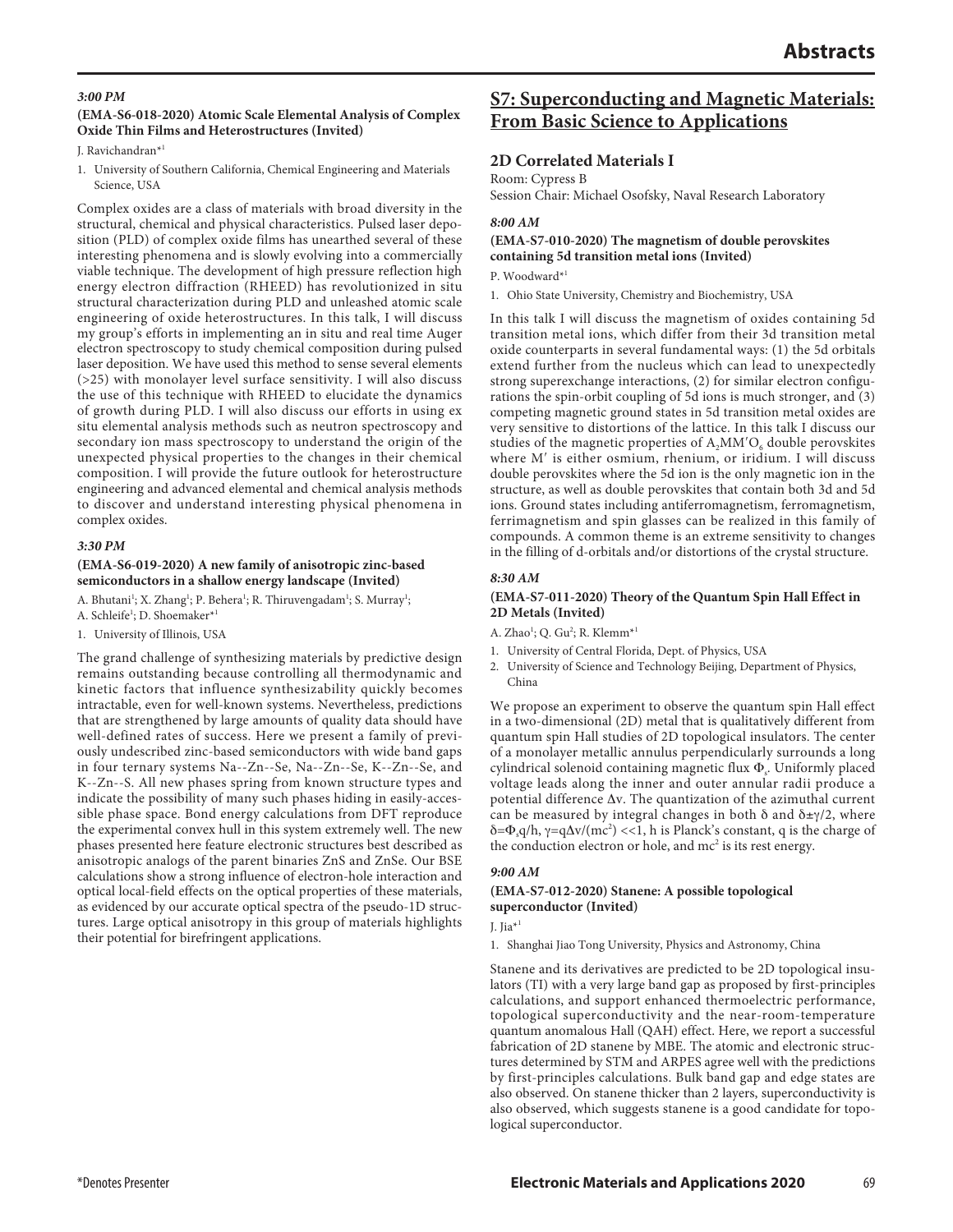*3:00 PM*

**(EMA-S6-018-2020) Atomic Scale Elemental Analysis of Complex Oxide Thin Films and Heterostructures (Invited)**

J. Ravichandran*[1]

1. University of Southern California, Chemical Engineering and Materials Science, USA

Complex oxides are a class of materials with broad diversity in the structural, chemical and physical characteristics. Pulsed laser deposition (PLD) of complex oxide films has unearthed several of these interesting phenomena and is slowly evolving into a commercially viable technique. The development of high pressure reflection high energy electron diffraction (RHEED) has revolutionized in situ structural characterization during PLD and unleashed atomic scale engineering of oxide heterostructures. In this talk, I will discuss my group's efforts in implementing an in situ and real time Auger electron spectroscopy to study chemical composition during pulsed laser deposition. We have used this method to sense several elements (>25) with monolayer level surface sensitivity. I will also discuss the use of this technique with RHEED to elucidate the dynamics of growth during PLD. I will also discuss our efforts in using ex situ elemental analysis methods such as neutron spectroscopy and secondary ion mass spectroscopy to understand the origin of the unexpected physical properties to the changes in their chemical composition. I will provide the future outlook for heterostructure engineering and advanced elemental and chemical analysis methods to discover and understand interesting physical phenomena in complex oxides.

*3:30 PM*

**(EMA-S6-019-2020) A new family of anisotropic zinc-based semiconductors in a shallow energy landscape (Invited)**

A. Bhutani[1]; X. Zhang[1]; P. Behera[1]; R. Thiruvengadam[1]; S. Murray[1]; A. Schleife[1]; D. Shoemaker*[1]

1. University of Illinois, USA

The grand challenge of synthesizing materials by predictive design remains outstanding because controlling all thermodynamic and kinetic factors that influence synthesizability quickly becomes intractable, even for well-known systems. Nevertheless, predictions that are strengthened by large amounts of quality data should have well-defined rates of success. Here we present a family of previously undescribed zinc-based semiconductors with wide band gaps in four ternary systems Na--Zn--Se, Na--Zn--Se, K--Zn--Se, and K--Zn--S. All new phases spring from known structure types and indicate the possibility of many such phases hiding in easily-accessible phase space. Bond energy calculations from DFT reproduce the experimental convex hull in this system extremely well. The new phases presented here feature electronic structures best described as anisotropic analogs of the parent binaries ZnS and ZnSe. Our BSE calculations show a strong influence of electron-hole interaction and optical local-field effects on the optical properties of these materials, as evidenced by our accurate optical spectra of the pseudo-1D structures. Large optical anisotropy in this group of materials highlights their potential for birefringent applications.

## S7: Superconducting and Magnetic Materials: From Basic Science to Applications

### 2D Correlated Materials I

Room: Cypress B

Session Chair: Michael Osofsky, Naval Research Laboratory

*8:00 AM*

**(EMA-S7-010-2020) The magnetism of double perovskites containing 5d transition metal ions (Invited)**

P. Woodward*[1]

1. Ohio State University, Chemistry and Biochemistry, USA

In this talk I will discuss the magnetism of oxides containing 5d transition metal ions, which differ from their 3d transition metal oxide counterparts in several fundamental ways: (1) the 5d orbitals extend further from the nucleus which can lead to unexpectedly strong superexchange interactions, (2) for similar electron configurations the spin-orbit coupling of 5d ions is much stronger, and (3) competing magnetic ground states in 5d transition metal oxides are very sensitive to distortions of the lattice. In this talk I discuss our studies of the magnetic properties of $A_2MM'O_6$ double perovskites where M′ is either osmium, rhenium, or iridium. I will discuss double perovskites where the 5d ion is the only magnetic ion in the structure, as well as double perovskites that contain both 3d and 5d ions. Ground states including antiferromagnetism, ferromagnetism, ferrimagnetism and spin glasses can be realized in this family of compounds. A common theme is an extreme sensitivity to changes in the filling of d-orbitals and/or distortions of the crystal structure.

*8:30 AM*

**(EMA-S7-011-2020) Theory of the Quantum Spin Hall Effect in 2D Metals (Invited)**

A. Zhao[1]; Q. Gu[2]; R. Klemm*[1]

1. University of Central Florida, Dept. of Physics, USA
2. University of Science and Technology Beijing, Department of Physics, China

We propose an experiment to observe the quantum spin Hall effect in a two-dimensional (2D) metal that is qualitatively different from quantum spin Hall studies of 2D topological insulators. The center of a monolayer metallic annulus perpendicularly surrounds a long cylindrical solenoid containing magnetic flux $\Phi_s$. Uniformly placed voltage leads along the inner and outer annular radii produce a potential difference $\Delta v$. The quantization of the azimuthal current can be measured by integral changes in both $\delta$ and $\delta\pm\gamma/2$, where $\delta=\Phi_s q/h$, $\gamma=q\Delta v/(mc^2)<<1$, h is Planck's constant, q is the charge of the conduction electron or hole, and $mc^2$ is its rest energy.

*9:00 AM*

**(EMA-S7-012-2020) Stanene: A possible topological superconductor (Invited)**

J. Jia*[1]

1. Shanghai Jiao Tong University, Physics and Astronomy, China

Stanene and its derivatives are predicted to be 2D topological insulators (TI) with a very large band gap as proposed by first-principles calculations, and support enhanced thermoelectric performance, topological superconductivity and the near-room-temperature quantum anomalous Hall (QAH) effect. Here, we report a successful fabrication of 2D stanene by MBE. The atomic and electronic structures determined by STM and ARPES agree well with the predictions by first-principles calculations. Bulk band gap and edge states are also observed. On stanene thicker than 2 layers, superconductivity is also observed, which suggests stanene is a good candidate for topological superconductor.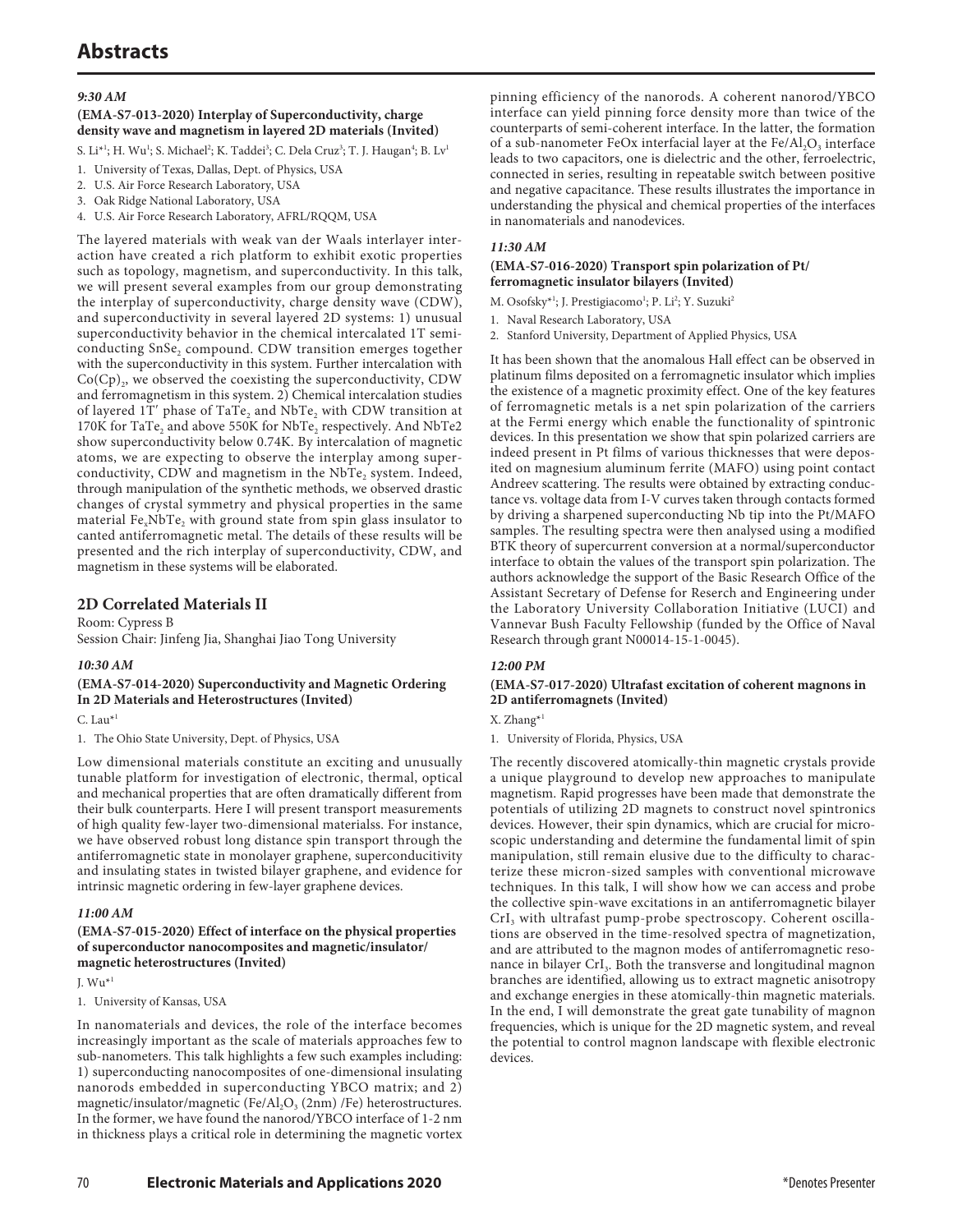### *9:30 AM*

#### (EMA-S7-013-2020) Interplay of Superconductivity, charge density wave and magnetism in layered 2D materials (Invited)

S. Li*[1]; H. Wu[1]; S. Michael[2]; K. Taddei[3]; C. Dela Cruz[3]; T. J. Haugan[4]; B. Lv[1]

1. University of Texas, Dallas, Dept. of Physics, USA
2. U.S. Air Force Research Laboratory, USA
3. Oak Ridge National Laboratory, USA
4. U.S. Air Force Research Laboratory, AFRL/RQQM, USA

The layered materials with weak van der Waals interlayer interaction have created a rich platform to exhibit exotic properties such as topology, magnetism, and superconductivity. In this talk, we will present several examples from our group demonstrating the interplay of superconductivity, charge density wave (CDW), and superconductivity in several layered 2D systems: 1) unusual superconductivity behavior in the chemical intercalated 1T semiconducting $SnSe_2$ compound. CDW transition emerges together with the superconductivity in this system. Further intercalation with $Co(Cp)_2$, we observed the coexisting the superconductivity, CDW and ferromagnetism in this system. 2) Chemical intercalation studies of layered 1T′ phase of $TaTe_2$ and $NbTe_2$ with CDW transition at 170K for $TaTe_2$ and above 550K for $NbTe_2$ respectively. And NbTe2 show superconductivity below 0.74K. By intercalation of magnetic atoms, we are expecting to observe the interplay among superconductivity, CDW and magnetism in the $NbTe_2$ system. Indeed, through manipulation of the synthetic methods, we observed drastic changes of crystal symmetry and physical properties in the same material $Fe_xNbTe_2$ with ground state from spin glass insulator to canted antiferromagnetic metal. The details of these results will be presented and the rich interplay of superconductivity, CDW, and magnetism in these systems will be elaborated.

## 2D Correlated Materials II

Room: Cypress B
Session Chair: Jinfeng Jia, Shanghai Jiao Tong University

### *10:30 AM*

#### (EMA-S7-014-2020) Superconductivity and Magnetic Ordering In 2D Materials and Heterostructures (Invited)

C. Lau*[1]

1. The Ohio State University, Dept. of Physics, USA

Low dimensional materials constitute an exciting and unusually tunable platform for investigation of electronic, thermal, optical and mechanical properties that are often dramatically different from their bulk counterparts. Here I will present transport measurements of high quality few-layer two-dimensional materialss. For instance, we have observed robust long distance spin transport through the antiferromagnetic state in monolayer graphene, superconducitivity and insulating states in twisted bilayer graphene, and evidence for intrinsic magnetic ordering in few-layer graphene devices.

### *11:00 AM*

#### (EMA-S7-015-2020) Effect of interface on the physical properties of superconductor nanocomposites and magnetic/insulator/magnetic heterostructures (Invited)

J. Wu*[1]

1. University of Kansas, USA

In nanomaterials and devices, the role of the interface becomes increasingly important as the scale of materials approaches few to sub-nanometers. This talk highlights a few such examples including: 1) superconducting nanocomposites of one-dimensional insulating nanorods embedded in superconducting YBCO matrix; and 2) magnetic/insulator/magnetic (Fe/$Al_2O_3$ (2nm) /Fe) heterostructures. In the former, we have found the nanorod/YBCO interface of 1-2 nm in thickness plays a critical role in determining the magnetic vortex pinning efficiency of the nanorods. A coherent nanorod/YBCO interface can yield pinning force density more than twice of the counterparts of semi-coherent interface. In the latter, the formation of a sub-nanometer FeOx interfacial layer at the Fe/$Al_2O_3$ interface leads to two capacitors, one is dielectric and the other, ferroelectric, connected in series, resulting in repeatable switch between positive and negative capacitance. These results illustrates the importance in understanding the physical and chemical properties of the interfaces in nanomaterials and nanodevices.

### *11:30 AM*

#### (EMA-S7-016-2020) Transport spin polarization of Pt/ferromagnetic insulator bilayers (Invited)

M. Osofsky*[1]; J. Prestigiacomo[1]; P. Li[2]; Y. Suzuki[2]

1. Naval Research Laboratory, USA
2. Stanford University, Department of Applied Physics, USA

It has been shown that the anomalous Hall effect can be observed in platinum films deposited on a ferromagnetic insulator which implies the existence of a magnetic proximity effect. One of the key features of ferromagnetic metals is a net spin polarization of the carriers at the Fermi energy which enable the functionality of spintronic devices. In this presentation we show that spin polarized carriers are indeed present in Pt films of various thicknesses that were deposited on magnesium aluminum ferrite (MAFO) using point contact Andreev scattering. The results were obtained by extracting conductance vs. voltage data from I-V curves taken through contacts formed by driving a sharpened superconducting Nb tip into the Pt/MAFO samples. The resulting spectra were then analysed using a modified BTK theory of supercurrent conversion at a normal/superconductor interface to obtain the values of the transport spin polarization. The authors acknowledge the support of the Basic Research Office of the Assistant Secretary of Defense for Reserch and Engineering under the Laboratory University Collaboration Initiative (LUCI) and Vannevar Bush Faculty Fellowship (funded by the Office of Naval Research through grant N00014-15-1-0045).

### *12:00 PM*

#### (EMA-S7-017-2020) Ultrafast excitation of coherent magnons in 2D antiferromagnets (Invited)

X. Zhang*[1]

1. University of Florida, Physics, USA

The recently discovered atomically-thin magnetic crystals provide a unique playground to develop new approaches to manipulate magnetism. Rapid progresses have been made that demonstrate the potentials of utilizing 2D magnets to construct novel spintronics devices. However, their spin dynamics, which are crucial for microscopic understanding and determine the fundamental limit of spin manipulation, still remain elusive due to the difficulty to characterize these micron-sized samples with conventional microwave techniques. In this talk, I will show how we can access and probe the collective spin-wave excitations in an antiferromagnetic bilayer $CrI_3$ with ultrafast pump-probe spectroscopy. Coherent oscillations are observed in the time-resolved spectra of magnetization, and are attributed to the magnon modes of antiferromagnetic resonance in bilayer $CrI_3$. Both the transverse and longitudinal magnon branches are identified, allowing us to extract magnetic anisotropy and exchange energies in these atomically-thin magnetic materials. In the end, I will demonstrate the great gate tunability of magnon frequencies, which is unique for the 2D magnetic system, and reveal the potential to control magnon landscape with flexible electronic devices.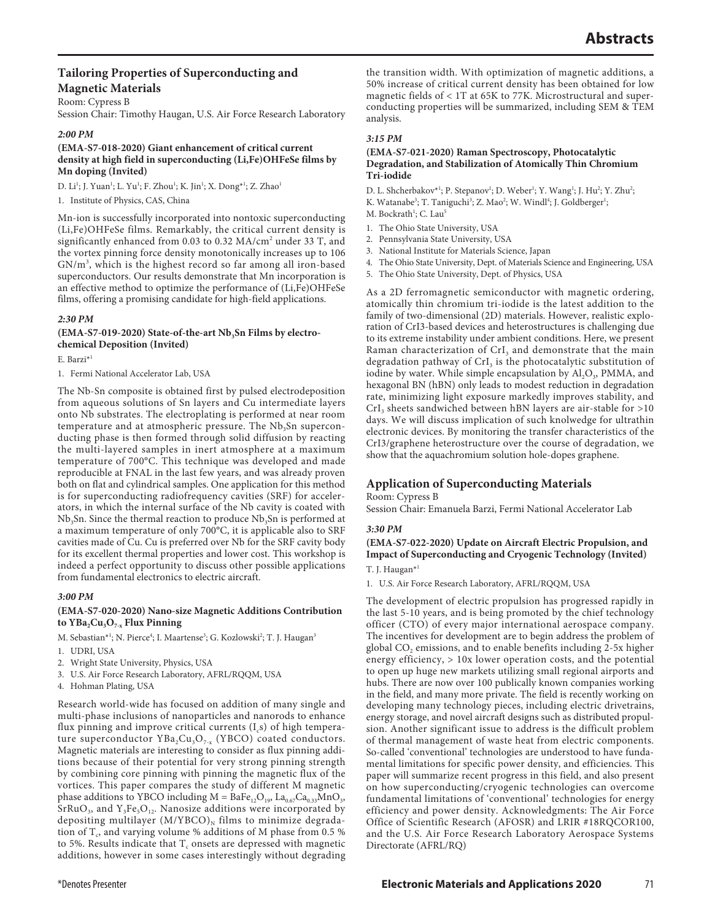## Tailoring Properties of Superconducting and Magnetic Materials

Room: Cypress B

Session Chair: Timothy Haugan, U.S. Air Force Research Laboratory

### *2:00 PM*

**(EMA-S7-018-2020) Giant enhancement of critical current density at high field in superconducting (Li,Fe)OHFeSe films by Mn doping (Invited)**

D. Li[1]; J. Yuan[1]; L. Yu[1]; F. Zhou[1]; K. Jin[1]; X. Dong*[1]; Z. Zhao[1]

1. Institute of Physics, CAS, China

Mn-ion is successfully incorporated into nontoxic superconducting (Li,Fe)OHFeSe films. Remarkably, the critical current density is significantly enhanced from 0.03 to 0.32 MA/cm$^2$ under 33 T, and the vortex pinning force density monotonically increases up to 106 GN/m$^3$, which is the highest record so far among all iron-based superconductors. Our results demonstrate that Mn incorporation is an effective method to optimize the performance of (Li,Fe)OHFeSe films, offering a promising candidate for high-field applications.

### *2:30 PM*

**(EMA-S7-019-2020) State-of-the-art $Nb_3Sn$ Films by electrochemical Deposition (Invited)**

E. Barzi*[1]

1. Fermi National Accelerator Lab, USA

The Nb-Sn composite is obtained first by pulsed electrodeposition from aqueous solutions of Sn layers and Cu intermediate layers onto Nb substrates. The electroplating is performed at near room temperature and at atmospheric pressure. The $Nb_3Sn$ superconducting phase is then formed through solid diffusion by reacting the multi-layered samples in inert atmosphere at a maximum temperature of 700°C. This technique was developed and made reproducible at FNAL in the last few years, and was already proven both on flat and cylindrical samples. One application for this method is for superconducting radiofrequency cavities (SRF) for accelerators, in which the internal surface of the Nb cavity is coated with $Nb_3Sn$. Since the thermal reaction to produce $Nb_3Sn$ is performed at a maximum temperature of only 700°C, it is applicable also to SRF cavities made of Cu. Cu is preferred over Nb for the SRF cavity body for its excellent thermal properties and lower cost. This workshop is indeed a perfect opportunity to discuss other possible applications from fundamental electronics to electric aircraft.

### *3:00 PM*

**(EMA-S7-020-2020) Nano-size Magnetic Additions Contribution to $YBa_2Cu_3O_{7-x}$ Flux Pinning**

M. Sebastian*[1]; N. Pierce[4]; I. Maartense[3]; G. Kozlowski[2]; T. J. Haugan[3]

1. UDRI, USA
2. Wright State University, Physics, USA
3. U.S. Air Force Research Laboratory, AFRL/RQQM, USA
4. Hohman Plating, USA

Research world-wide has focused on addition of many single and multi-phase inclusions of nanoparticles and nanorods to enhance flux pinning and improve critical currents ($I_c$s) of high temperature superconductor $YBa_2Cu_3O_{7-x}$ (YBCO) coated conductors. Magnetic materials are interesting to consider as flux pinning additions because of their potential for very strong pinning strength by combining core pinning with pinning the magnetic flux of the vortices. This paper compares the study of different M magnetic phase additions to YBCO including M = $BaFe_{12}O_{19}$, $La_{0.67}Ca_{0.33}MnO_3$, $SrRuO_3$, and $Y_3Fe_5O_{12}$. Nanosize additions were incorporated by depositing multilayer $(M/YBCO)_N$ films to minimize degradation of $T_c$, and varying volume % additions of M phase from 0.5 % to 5%. Results indicate that $T_c$ onsets are depressed with magnetic additions, however in some cases interestingly without degrading the transition width. With optimization of magnetic additions, a 50% increase of critical current density has been obtained for low magnetic fields of < 1T at 65K to 77K. Microstructural and superconducting properties will be summarized, including SEM & TEM analysis.

### *3:15 PM*

**(EMA-S7-021-2020) Raman Spectroscopy, Photocatalytic Degradation, and Stabilization of Atomically Thin Chromium Tri-iodide**

D. L. Shcherbakov*[1]; P. Stepanov[1]; D. Weber[1]; Y. Wang[1]; J. Hu[2]; Y. Zhu[2]; K. Watanabe[3]; T. Taniguchi[3]; Z. Mao[2]; W. Windl[4]; J. Goldberger[1]; M. Bockrath[1]; C. Lau[5]

1. The Ohio State University, USA
2. Pennsylvania State University, USA
3. National Institute for Materials Science, Japan
4. The Ohio State University, Dept. of Materials Science and Engineering, USA
5. The Ohio State University, Dept. of Physics, USA

As a 2D ferromagnetic semiconductor with magnetic ordering, atomically thin chromium tri-iodide is the latest addition to the family of two-dimensional (2D) materials. However, realistic exploration of CrI3-based devices and heterostructures is challenging due to its extreme instability under ambient conditions. Here, we present Raman characterization of $CrI_3$ and demonstrate that the main degradation pathway of $CrI_3$ is the photocatalytic substitution of iodine by water. While simple encapsulation by $Al_2O_3$, PMMA, and hexagonal BN (hBN) only leads to modest reduction in degradation rate, minimizing light exposure markedly improves stability, and $CrI_3$ sheets sandwiched between hBN layers are air-stable for >10 days. We will discuss implication of such knolwedge for ultrathin electronic devices. By monitoring the transfer characteristics of the CrI3/graphene heterostructure over the course of degradation, we show that the aquachromium solution hole-dopes graphene.

## Application of Superconducting Materials

Room: Cypress B

Session Chair: Emanuela Barzi, Fermi National Accelerator Lab

### *3:30 PM*

**(EMA-S7-022-2020) Update on Aircraft Electric Propulsion, and Impact of Superconducting and Cryogenic Technology (Invited)**

T. J. Haugan*[1]

1. U.S. Air Force Research Laboratory, AFRL/RQQM, USA

The development of electric propulsion has progressed rapidly in the last 5-10 years, and is being promoted by the chief technology officer (CTO) of every major international aerospace company. The incentives for development are to begin address the problem of global $CO_2$ emissions, and to enable benefits including 2-5x higher energy efficiency, > 10x lower operation costs, and the potential to open up huge new markets utilizing small regional airports and hubs. There are now over 100 publically known companies working in the field, and many more private. The field is recently working on developing many technology pieces, including electric drivetrains, energy storage, and novel aircraft designs such as distributed propulsion. Another significant issue to address is the difficult problem of thermal management of waste heat from electric components. So-called 'conventional' technologies are understood to have fundamental limitations for specific power density, and efficiencies. This paper will summarize recent progress in this field, and also present on how superconducting/cryogenic technologies can overcome fundamental limitations of 'conventional' technologies for energy efficiency and power density. Acknowledgments: The Air Force Office of Scientific Research (AFOSR) and LRIR #18RQCOR100, and the U.S. Air Force Research Laboratory Aerospace Systems Directorate (AFRL/RQ)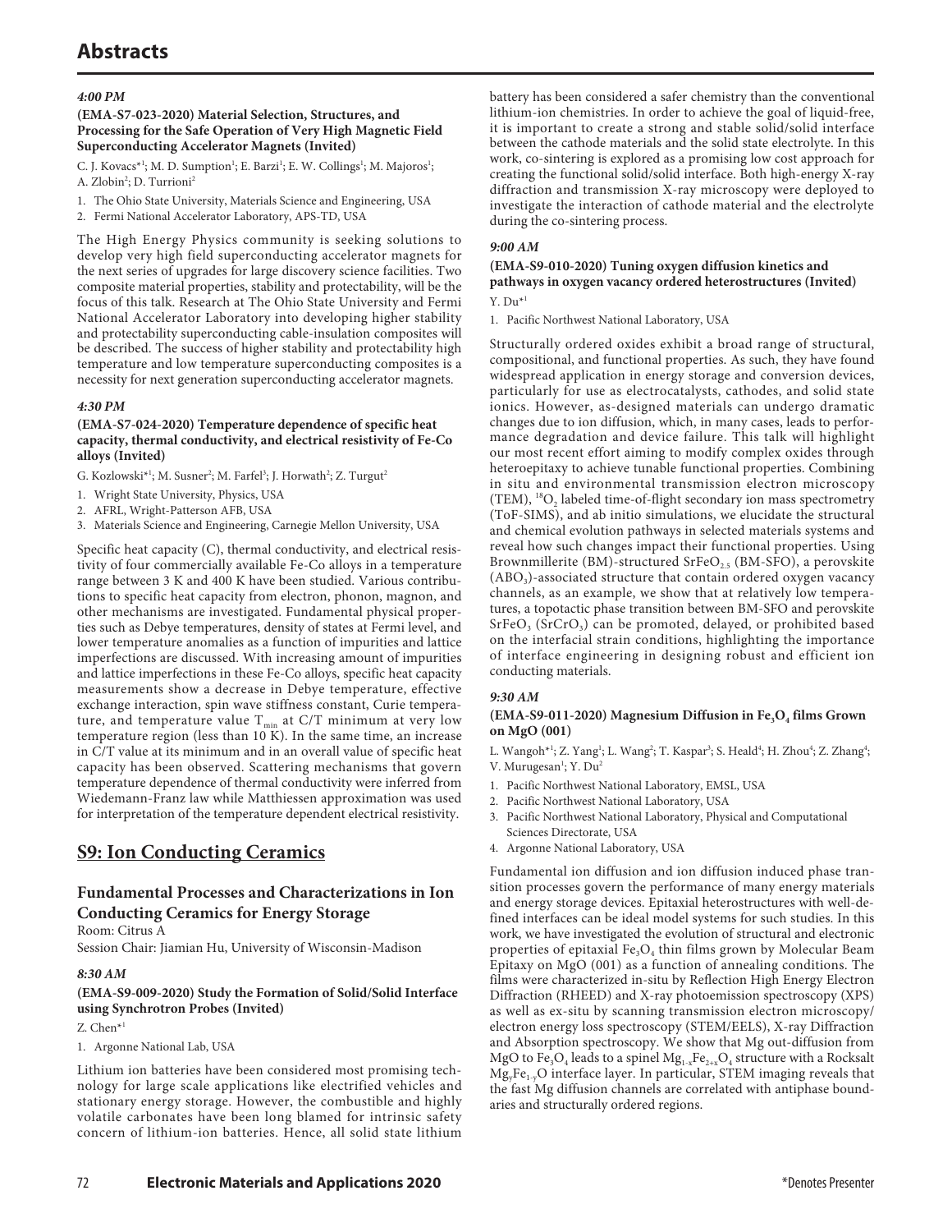#### *4:00 PM*

**(EMA-S7-023-2020) Material Selection, Structures, and Processing for the Safe Operation of Very High Magnetic Field Superconducting Accelerator Magnets (Invited)**

C. J. Kovacs*[1]; M. D. Sumption[1]; E. Barzi[1]; E. W. Collings[1]; M. Majoros[1]; A. Zlobin[2]; D. Turrioni[2]

1. The Ohio State University, Materials Science and Engineering, USA
2. Fermi National Accelerator Laboratory, APS-TD, USA

The High Energy Physics community is seeking solutions to develop very high field superconducting accelerator magnets for the next series of upgrades for large discovery science facilities. Two composite material properties, stability and protectability, will be the focus of this talk. Research at The Ohio State University and Fermi National Accelerator Laboratory into developing higher stability and protectability superconducting cable-insulation composites will be described. The success of higher stability and protectability high temperature and low temperature superconducting composites is a necessity for next generation superconducting accelerator magnets.

#### *4:30 PM*

**(EMA-S7-024-2020) Temperature dependence of specific heat capacity, thermal conductivity, and electrical resistivity of Fe-Co alloys (Invited)**

G. Kozlowski*[1]; M. Susner[2]; M. Farfel[3]; J. Horwath[2]; Z. Turgut[2]

1. Wright State University, Physics, USA
2. AFRL, Wright-Patterson AFB, USA
3. Materials Science and Engineering, Carnegie Mellon University, USA

Specific heat capacity (C), thermal conductivity, and electrical resistivity of four commercially available Fe-Co alloys in a temperature range between 3 K and 400 K have been studied. Various contributions to specific heat capacity from electron, phonon, magnon, and other mechanisms are investigated. Fundamental physical properties such as Debye temperatures, density of states at Fermi level, and lower temperature anomalies as a function of impurities and lattice imperfections are discussed. With increasing amount of impurities and lattice imperfections in these Fe-Co alloys, specific heat capacity measurements show a decrease in Debye temperature, effective exchange interaction, spin wave stiffness constant, Curie temperature, and temperature value $T_{min}$ at C/T minimum at very low temperature region (less than 10 K). In the same time, an increase in C/T value at its minimum and in an overall value of specific heat capacity has been observed. Scattering mechanisms that govern temperature dependence of thermal conductivity were inferred from Wiedemann-Franz law while Matthiessen approximation was used for interpretation of the temperature dependent electrical resistivity.

## S9: Ion Conducting Ceramics

### Fundamental Processes and Characterizations in Ion Conducting Ceramics for Energy Storage

Room: Citrus A
Session Chair: Jiamian Hu, University of Wisconsin-Madison

#### *8:30 AM*

**(EMA-S9-009-2020) Study the Formation of Solid/Solid Interface using Synchrotron Probes (Invited)**

Z. Chen*[1]

1. Argonne National Lab, USA

Lithium ion batteries have been considered most promising technology for large scale applications like electrified vehicles and stationary energy storage. However, the combustible and highly volatile carbonates have been long blamed for intrinsic safety concern of lithium-ion batteries. Hence, all solid state lithium battery has been considered a safer chemistry than the conventional lithium-ion chemistries. In order to achieve the goal of liquid-free, it is important to create a strong and stable solid/solid interface between the cathode materials and the solid state electrolyte. In this work, co-sintering is explored as a promising low cost approach for creating the functional solid/solid interface. Both high-energy X-ray diffraction and transmission X-ray microscopy were deployed to investigate the interaction of cathode material and the electrolyte during the co-sintering process.

#### *9:00 AM*

**(EMA-S9-010-2020) Tuning oxygen diffusion kinetics and pathways in oxygen vacancy ordered heterostructures (Invited)**

Y. Du*[1]

1. Pacific Northwest National Laboratory, USA

Structurally ordered oxides exhibit a broad range of structural, compositional, and functional properties. As such, they have found widespread application in energy storage and conversion devices, particularly for use as electrocatalysts, cathodes, and solid state ionics. However, as-designed materials can undergo dramatic changes due to ion diffusion, which, in many cases, leads to performance degradation and device failure. This talk will highlight our most recent effort aiming to modify complex oxides through heteroepitaxy to achieve tunable functional properties. Combining in situ and environmental transmission electron microscopy (TEM), $^{18}O_2$ labeled time-of-flight secondary ion mass spectrometry (ToF-SIMS), and ab initio simulations, we elucidate the structural and chemical evolution pathways in selected materials systems and reveal how such changes impact their functional properties. Using Brownmillerite (BM)-structured $SrFeO_{2.5}$ (BM-SFO), a perovskite ($ABO_3$)-associated structure that contain ordered oxygen vacancy channels, as an example, we show that at relatively low temperatures, a topotactic phase transition between BM-SFO and perovskite $SrFeO_3$ ($SrCrO_3$) can be promoted, delayed, or prohibited based on the interfacial strain conditions, highlighting the importance of interface engineering in designing robust and efficient ion conducting materials.

#### *9:30 AM*

**(EMA-S9-011-2020) Magnesium Diffusion in $Fe_3O_4$ films Grown on MgO (001)**

L. Wangoh*[1]; Z. Yang[1]; L. Wang[2]; T. Kaspar[3]; S. Heald[4]; H. Zhou[4]; Z. Zhang[4]; V. Murugesan[1]; Y. Du[2]

1. Pacific Northwest National Laboratory, EMSL, USA
2. Pacific Northwest National Laboratory, USA
3. Pacific Northwest National Laboratory, Physical and Computational Sciences Directorate, USA
4. Argonne National Laboratory, USA

Fundamental ion diffusion and ion diffusion induced phase transition processes govern the performance of many energy materials and energy storage devices. Epitaxial heterostructures with well-defined interfaces can be ideal model systems for such studies. In this work, we have investigated the evolution of structural and electronic properties of epitaxial $Fe_3O_4$ thin films grown by Molecular Beam Epitaxy on MgO (001) as a function of annealing conditions. The films were characterized in-situ by Reflection High Energy Electron Diffraction (RHEED) and X-ray photoemission spectroscopy (XPS) as well as ex-situ by scanning transmission electron microscopy/electron energy loss spectroscopy (STEM/EELS), X-ray Diffraction and Absorption spectroscopy. We show that Mg out-diffusion from MgO to $Fe_3O_4$ leads to a spinel $Mg_{1-x}Fe_{2+x}O_4$ structure with a Rocksalt $Mg_yFe_{1-y}O$ interface layer. In particular, STEM imaging reveals that the fast Mg diffusion channels are correlated with antiphase boundaries and structurally ordered regions.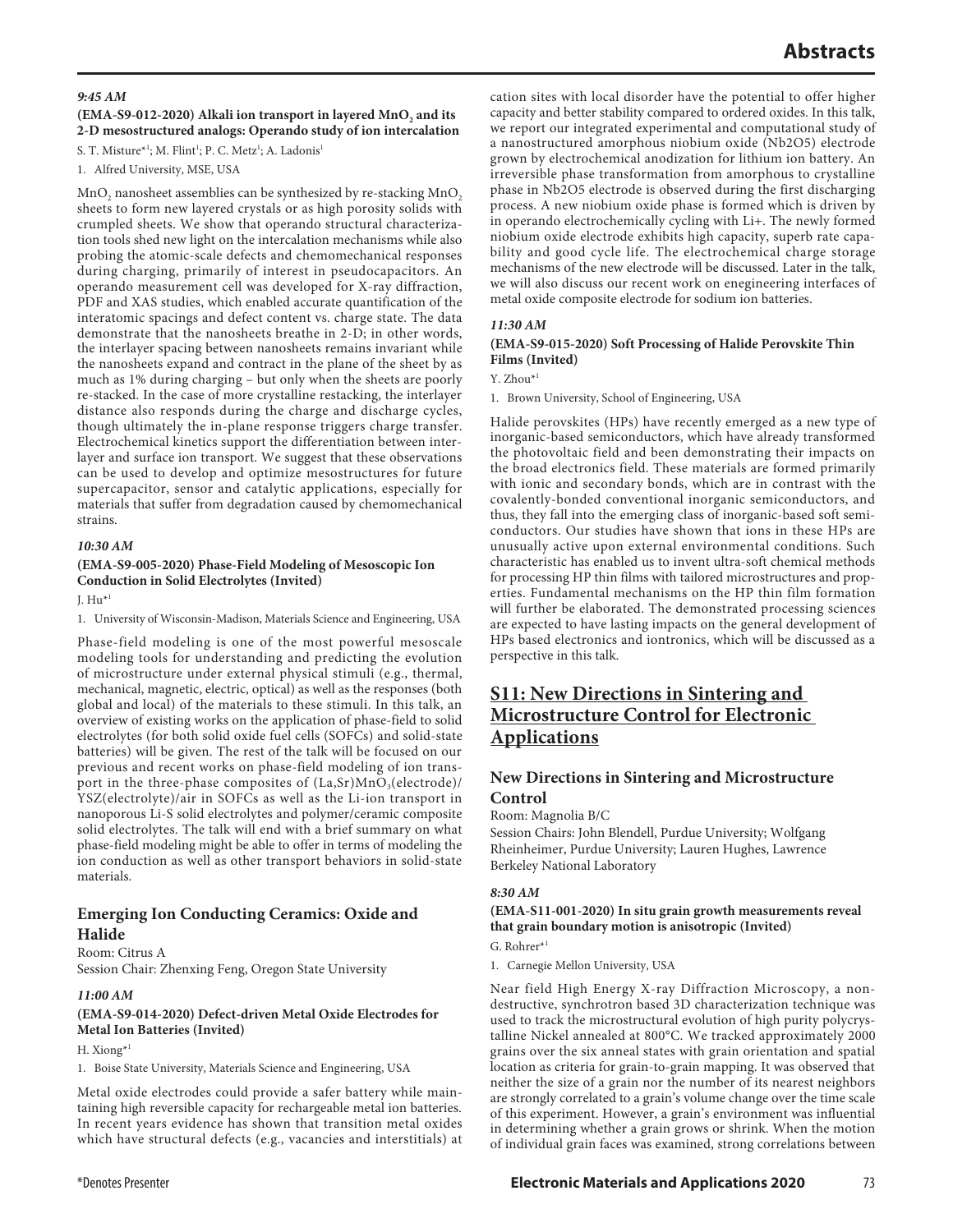*9:45 AM*

**(EMA-S9-012-2020) Alkali ion transport in layered $MnO_2$ and its 2-D mesostructured analogs: Operando study of ion intercalation**

S. T. Misture*[1]; M. Flint[1]; P. C. Metz[1]; A. Ladonis[1]

1. Alfred University, MSE, USA

$MnO_2$ nanosheet assemblies can be synthesized by re-stacking $MnO_2$ sheets to form new layered crystals or as high porosity solids with crumpled sheets. We show that operando structural characterization tools shed new light on the intercalation mechanisms while also probing the atomic-scale defects and chemomechanical responses during charging, primarily of interest in pseudocapacitors. An operando measurement cell was developed for X-ray diffraction, PDF and XAS studies, which enabled accurate quantification of the interatomic spacings and defect content vs. charge state. The data demonstrate that the nanosheets breathe in 2-D; in other words, the interlayer spacing between nanosheets remains invariant while the nanosheets expand and contract in the plane of the sheet by as much as 1% during charging – but only when the sheets are poorly re-stacked. In the case of more crystalline restacking, the interlayer distance also responds during the charge and discharge cycles, though ultimately the in-plane response triggers charge transfer. Electrochemical kinetics support the differentiation between interlayer and surface ion transport. We suggest that these observations can be used to develop and optimize mesostructures for future supercapacitor, sensor and catalytic applications, especially for materials that suffer from degradation caused by chemomechanical strains.

*10:30 AM*

**(EMA-S9-005-2020) Phase-Field Modeling of Mesoscopic Ion Conduction in Solid Electrolytes (Invited)**

J. Hu*[1]

1. University of Wisconsin-Madison, Materials Science and Engineering, USA

Phase-field modeling is one of the most powerful mesoscale modeling tools for understanding and predicting the evolution of microstructure under external physical stimuli (e.g., thermal, mechanical, magnetic, electric, optical) as well as the responses (both global and local) of the materials to these stimuli. In this talk, an overview of existing works on the application of phase-field to solid electrolytes (for both solid oxide fuel cells (SOFCs) and solid-state batteries) will be given. The rest of the talk will be focused on our previous and recent works on phase-field modeling of ion transport in the three-phase composites of (La,Sr)$MnO_3$(electrode)/YSZ(electrolyte)/air in SOFCs as well as the Li-ion transport in nanoporous Li-S solid electrolytes and polymer/ceramic composite solid electrolytes. The talk will end with a brief summary on what phase-field modeling might be able to offer in terms of modeling the ion conduction as well as other transport behaviors in solid-state materials.

## Emerging Ion Conducting Ceramics: Oxide and Halide

Room: Citrus A
Session Chair: Zhenxing Feng, Oregon State University

*11:00 AM*

**(EMA-S9-014-2020) Defect-driven Metal Oxide Electrodes for Metal Ion Batteries (Invited)**

H. Xiong*[1]

1. Boise State University, Materials Science and Engineering, USA

Metal oxide electrodes could provide a safer battery while maintaining high reversible capacity for rechargeable metal ion batteries. In recent years evidence has shown that transition metal oxides which have structural defects (e.g., vacancies and interstitials) at cation sites with local disorder have the potential to offer higher capacity and better stability compared to ordered oxides. In this talk, we report our integrated experimental and computational study of a nanostructured amorphous niobium oxide (Nb2O5) electrode grown by electrochemical anodization for lithium ion battery. An irreversible phase transformation from amorphous to crystalline phase in Nb2O5 electrode is observed during the first discharging process. A new niobium oxide phase is formed which is driven by in operando electrochemically cycling with Li+. The newly formed niobium oxide electrode exhibits high capacity, superb rate capability and good cycle life. The electrochemical charge storage mechanisms of the new electrode will be discussed. Later in the talk, we will also discuss our recent work on enegineering interfaces of metal oxide composite electrode for sodium ion batteries.

*11:30 AM*

**(EMA-S9-015-2020) Soft Processing of Halide Perovskite Thin Films (Invited)**

Y. Zhou*[1]

1. Brown University, School of Engineering, USA

Halide perovskites (HPs) have recently emerged as a new type of inorganic-based semiconductors, which have already transformed the photovoltaic field and been demonstrating their impacts on the broad electronics field. These materials are formed primarily with ionic and secondary bonds, which are in contrast with the covalently-bonded conventional inorganic semiconductors, and thus, they fall into the emerging class of inorganic-based soft semiconductors. Our studies have shown that ions in these HPs are unusually active upon external environmental conditions. Such characteristic has enabled us to invent ultra-soft chemical methods for processing HP thin films with tailored microstructures and properties. Fundamental mechanisms on the HP thin film formation will further be elaborated. The demonstrated processing sciences are expected to have lasting impacts on the general development of HPs based electronics and iontronics, which will be discussed as a perspective in this talk.

# S11: New Directions in Sintering and Microstructure Control for Electronic Applications

## New Directions in Sintering and Microstructure Control

Room: Magnolia B/C
Session Chairs: John Blendell, Purdue University; Wolfgang Rheinheimer, Purdue University; Lauren Hughes, Lawrence Berkeley National Laboratory

*8:30 AM*

**(EMA-S11-001-2020) In situ grain growth measurements reveal that grain boundary motion is anisotropic (Invited)**

G. Rohrer*[1]

1. Carnegie Mellon University, USA

Near field High Energy X-ray Diffraction Microscopy, a nondestructive, synchrotron based 3D characterization technique was used to track the microstructural evolution of high purity polycrystalline Nickel annealed at 800°C. We tracked approximately 2000 grains over the six anneal states with grain orientation and spatial location as criteria for grain-to-grain mapping. It was observed that neither the size of a grain nor the number of its nearest neighbors are strongly correlated to a grain's volume change over the time scale of this experiment. However, a grain's environment was influential in determining whether a grain grows or shrink. When the motion of individual grain faces was examined, strong correlations between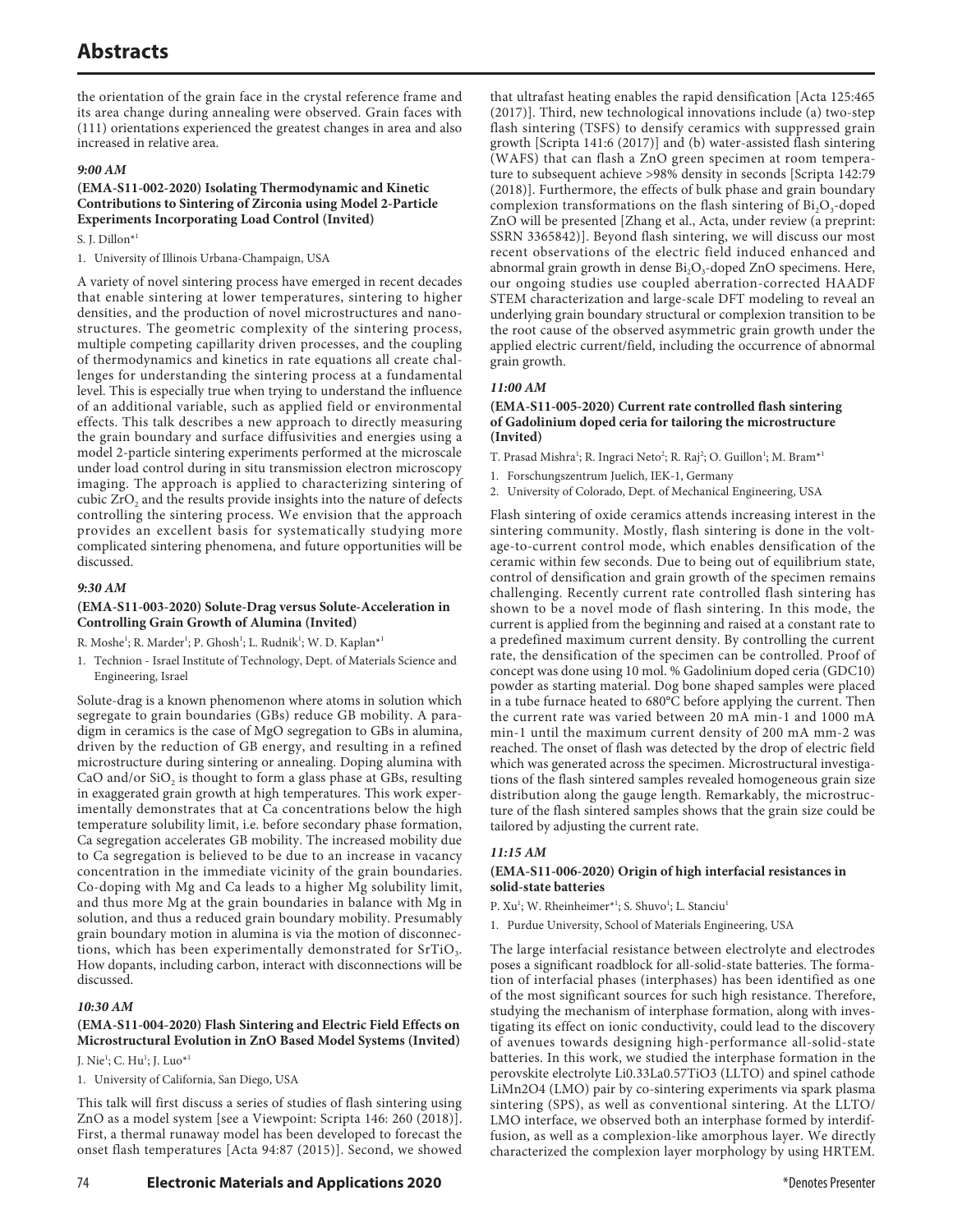the orientation of the grain face in the crystal reference frame and its area change during annealing were observed. Grain faces with (111) orientations experienced the greatest changes in area and also increased in relative area.

*9:00 AM*

**(EMA-S11-002-2020) Isolating Thermodynamic and Kinetic Contributions to Sintering of Zirconia using Model 2-Particle Experiments Incorporating Load Control (Invited)**

S. J. Dillon*[1]

1. University of Illinois Urbana-Champaign, USA

A variety of novel sintering process have emerged in recent decades that enable sintering at lower temperatures, sintering to higher densities, and the production of novel microstructures and nanostructures. The geometric complexity of the sintering process, multiple competing capillarity driven processes, and the coupling of thermodynamics and kinetics in rate equations all create challenges for understanding the sintering process at a fundamental level. This is especially true when trying to understand the influence of an additional variable, such as applied field or environmental effects. This talk describes a new approach to directly measuring the grain boundary and surface diffusivities and energies using a model 2-particle sintering experiments performed at the microscale under load control during in situ transmission electron microscopy imaging. The approach is applied to characterizing sintering of cubic $ZrO_2$ and the results provide insights into the nature of defects controlling the sintering process. We envision that the approach provides an excellent basis for systematically studying more complicated sintering phenomena, and future opportunities will be discussed.

*9:30 AM*

**(EMA-S11-003-2020) Solute-Drag versus Solute-Acceleration in Controlling Grain Growth of Alumina (Invited)**

R. Moshe[1]; R. Marder[1]; P. Ghosh[1]; L. Rudnik[1]; W. D. Kaplan*[1]

1. Technion - Israel Institute of Technology, Dept. of Materials Science and Engineering, Israel

Solute-drag is a known phenomenon where atoms in solution which segregate to grain boundaries (GBs) reduce GB mobility. A paradigm in ceramics is the case of MgO segregation to GBs in alumina, driven by the reduction of GB energy, and resulting in a refined microstructure during sintering or annealing. Doping alumina with CaO and/or $SiO_2$ is thought to form a glass phase at GBs, resulting in exaggerated grain growth at high temperatures. This work experimentally demonstrates that at Ca concentrations below the high temperature solubility limit, i.e. before secondary phase formation, Ca segregation accelerates GB mobility. The increased mobility due to Ca segregation is believed to be due to an increase in vacancy concentration in the immediate vicinity of the grain boundaries. Co-doping with Mg and Ca leads to a higher Mg solubility limit, and thus more Mg at the grain boundaries in balance with Mg in solution, and thus a reduced grain boundary mobility. Presumably grain boundary motion in alumina is via the motion of disconnections, which has been experimentally demonstrated for $SrTiO_3$. How dopants, including carbon, interact with disconnections will be discussed.

*10:30 AM*

**(EMA-S11-004-2020) Flash Sintering and Electric Field Effects on Microstructural Evolution in ZnO Based Model Systems (Invited)**

J. Nie[1]; C. Hu[1]; J. Luo*[1]

1. University of California, San Diego, USA

This talk will first discuss a series of studies of flash sintering using ZnO as a model system [see a Viewpoint: Scripta 146: 260 (2018)]. First, a thermal runaway model has been developed to forecast the onset flash temperatures [Acta 94:87 (2015)]. Second, we showed that ultrafast heating enables the rapid densification [Acta 125:465 (2017)]. Third, new technological innovations include (a) two-step flash sintering (TSFS) to densify ceramics with suppressed grain growth [Scripta 141:6 (2017)] and (b) water-assisted flash sintering (WAFS) that can flash a ZnO green specimen at room temperature to subsequent achieve >98% density in seconds [Scripta 142:79 (2018)]. Furthermore, the effects of bulk phase and grain boundary complexion transformations on the flash sintering of $Bi_2O_3$-doped ZnO will be presented [Zhang et al., Acta, under review (a preprint: SSRN 3365842)]. Beyond flash sintering, we will discuss our most recent observations of the electric field induced enhanced and abnormal grain growth in dense $Bi_2O_3$-doped ZnO specimens. Here, our ongoing studies use coupled aberration-corrected HAADF STEM characterization and large-scale DFT modeling to reveal an underlying grain boundary structural or complexion transition to be the root cause of the observed asymmetric grain growth under the applied electric current/field, including the occurrence of abnormal grain growth.

*11:00 AM*

**(EMA-S11-005-2020) Current rate controlled flash sintering of Gadolinium doped ceria for tailoring the microstructure (Invited)**

T. Prasad Mishra[1]; R. Ingraci Neto[2]; R. Raj[2]; O. Guillon[1]; M. Bram*[1]

1. Forschungszentrum Juelich, IEK-1, Germany
2. University of Colorado, Dept. of Mechanical Engineering, USA

Flash sintering of oxide ceramics attends increasing interest in the sintering community. Mostly, flash sintering is done in the voltage-to-current control mode, which enables densification of the ceramic within few seconds. Due to being out of equilibrium state, control of densification and grain growth of the specimen remains challenging. Recently current rate controlled flash sintering has shown to be a novel mode of flash sintering. In this mode, the current is applied from the beginning and raised at a constant rate to a predefined maximum current density. By controlling the current rate, the densification of the specimen can be controlled. Proof of concept was done using 10 mol. % Gadolinium doped ceria (GDC10) powder as starting material. Dog bone shaped samples were placed in a tube furnace heated to 680°C before applying the current. Then the current rate was varied between 20 mA min-1 and 1000 mA min-1 until the maximum current density of 200 mA mm-2 was reached. The onset of flash was detected by the drop of electric field which was generated across the specimen. Microstructural investigations of the flash sintered samples revealed homogeneous grain size distribution along the gauge length. Remarkably, the microstructure of the flash sintered samples shows that the grain size could be tailored by adjusting the current rate.

*11:15 AM*

**(EMA-S11-006-2020) Origin of high interfacial resistances in solid-state batteries**

P. Xu[1]; W. Rheinheimer*[1]; S. Shuvo[1]; L. Stanciu[1]

1. Purdue University, School of Materials Engineering, USA

The large interfacial resistance between electrolyte and electrodes poses a significant roadblock for all-solid-state batteries. The formation of interfacial phases (interphases) has been identified as one of the most significant sources for such high resistance. Therefore, studying the mechanism of interphase formation, along with investigating its effect on ionic conductivity, could lead to the discovery of avenues towards designing high-performance all-solid-state batteries. In this work, we studied the interphase formation in the perovskite electrolyte Li0.33La0.57TiO3 (LLTO) and spinel cathode LiMn2O4 (LMO) pair by co-sintering experiments via spark plasma sintering (SPS), as well as conventional sintering. At the LLTO/LMO interface, we observed both an interphase formed by interdiffusion, as well as a complexion-like amorphous layer. We directly characterized the complexion layer morphology by using HRTEM.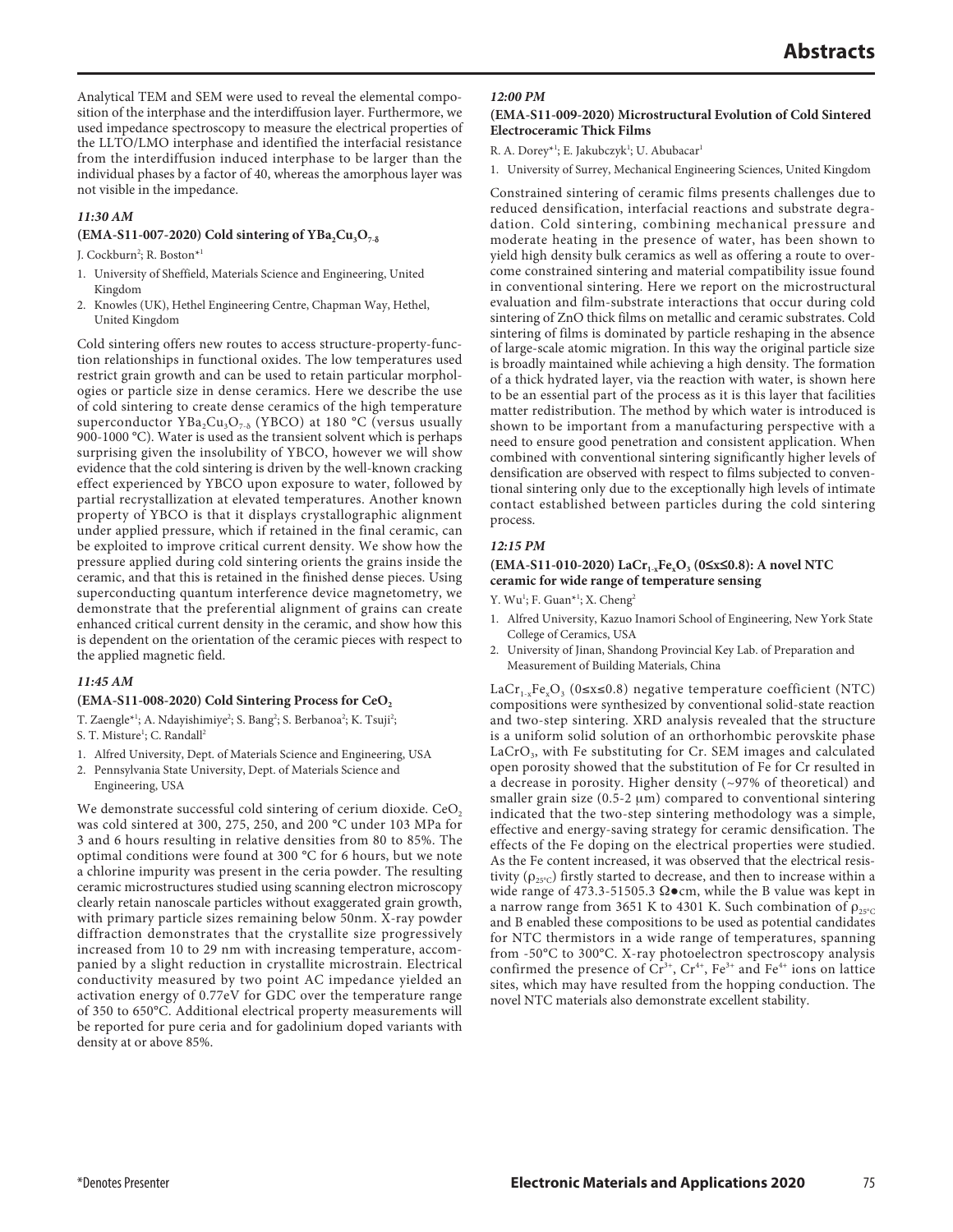Analytical TEM and SEM were used to reveal the elemental composition of the interphase and the interdiffusion layer. Furthermore, we used impedance spectroscopy to measure the electrical properties of the LLTO/LMO interphase and identified the interfacial resistance from the interdiffusion induced interphase to be larger than the individual phases by a factor of 40, whereas the amorphous layer was not visible in the impedance.

*11:30 AM*

**(EMA-S11-007-2020) Cold sintering of $YBa_2Cu_3O_{7-\delta}$**

J. Cockburn[2]; R. Boston*[1]

1. University of Sheffield, Materials Science and Engineering, United Kingdom
2. Knowles (UK), Hethel Engineering Centre, Chapman Way, Hethel, United Kingdom

Cold sintering offers new routes to access structure-property-function relationships in functional oxides. The low temperatures used restrict grain growth and can be used to retain particular morphologies or particle size in dense ceramics. Here we describe the use of cold sintering to create dense ceramics of the high temperature superconductor $YBa_2Cu_3O_{7-\delta}$ (YBCO) at 180 °C (versus usually 900-1000 °C). Water is used as the transient solvent which is perhaps surprising given the insolubility of YBCO, however we will show evidence that the cold sintering is driven by the well-known cracking effect experienced by YBCO upon exposure to water, followed by partial recrystallization at elevated temperatures. Another known property of YBCO is that it displays crystallographic alignment under applied pressure, which if retained in the final ceramic, can be exploited to improve critical current density. We show how the pressure applied during cold sintering orients the grains inside the ceramic, and that this is retained in the finished dense pieces. Using superconducting quantum interference device magnetometry, we demonstrate that the preferential alignment of grains can create enhanced critical current density in the ceramic, and show how this is dependent on the orientation of the ceramic pieces with respect to the applied magnetic field.

*11:45 AM*

**(EMA-S11-008-2020) Cold Sintering Process for $CeO_2$**

T. Zaengle*[1]; A. Ndayishimiye[2]; S. Bang[2]; S. Berbanoa[2]; K. Tsuji[2]; S. T. Misture[1]; C. Randall[2]

1. Alfred University, Dept. of Materials Science and Engineering, USA
2. Pennsylvania State University, Dept. of Materials Science and Engineering, USA

We demonstrate successful cold sintering of cerium dioxide. $CeO_2$ was cold sintered at 300, 275, 250, and 200 °C under 103 MPa for 3 and 6 hours resulting in relative densities from 80 to 85%. The optimal conditions were found at 300 °C for 6 hours, but we note a chlorine impurity was present in the ceria powder. The resulting ceramic microstructures studied using scanning electron microscopy clearly retain nanoscale particles without exaggerated grain growth, with primary particle sizes remaining below 50nm. X-ray powder diffraction demonstrates that the crystallite size progressively increased from 10 to 29 nm with increasing temperature, accompanied by a slight reduction in crystallite microstrain. Electrical conductivity measured by two point AC impedance yielded an activation energy of 0.77eV for GDC over the temperature range of 350 to 650°C. Additional electrical property measurements will be reported for pure ceria and for gadolinium doped variants with density at or above 85%.

*12:00 PM*

**(EMA-S11-009-2020) Microstructural Evolution of Cold Sintered Electroceramic Thick Films**

R. A. Dorey*[1]; E. Jakubczyk[1]; U. Abubacar[1]

1. University of Surrey, Mechanical Engineering Sciences, United Kingdom

Constrained sintering of ceramic films presents challenges due to reduced densification, interfacial reactions and substrate degradation. Cold sintering, combining mechanical pressure and moderate heating in the presence of water, has been shown to yield high density bulk ceramics as well as offering a route to overcome constrained sintering and material compatibility issue found in conventional sintering. Here we report on the microstructural evaluation and film-substrate interactions that occur during cold sintering of ZnO thick films on metallic and ceramic substrates. Cold sintering of films is dominated by particle reshaping in the absence of large-scale atomic migration. In this way the original particle size is broadly maintained while achieving a high density. The formation of a thick hydrated layer, via the reaction with water, is shown here to be an essential part of the process as it is this layer that facilities matter redistribution. The method by which water is introduced is shown to be important from a manufacturing perspective with a need to ensure good penetration and consistent application. When combined with conventional sintering significantly higher levels of densification are observed with respect to films subjected to conventional sintering only due to the exceptionally high levels of intimate contact established between particles during the cold sintering process.

*12:15 PM*

**(EMA-S11-010-2020) $LaCr_{1-x}Fe_xO_3$ ($0\leq x\leq 0.8$): A novel NTC ceramic for wide range of temperature sensing**

Y. Wu[1]; F. Guan*[1]; X. Cheng[2]

1. Alfred University, Kazuo Inamori School of Engineering, New York State College of Ceramics, USA
2. University of Jinan, Shandong Provincial Key Lab. of Preparation and Measurement of Building Materials, China

$LaCr_{1-x}Fe_xO_3$ ($0\leq x\leq 0.8$) negative temperature coefficient (NTC) compositions were synthesized by conventional solid-state reaction and two-step sintering. XRD analysis revealed that the structure is a uniform solid solution of an orthorhombic perovskite phase $LaCrO_3$, with Fe substituting for Cr. SEM images and calculated open porosity showed that the substitution of Fe for Cr resulted in a decrease in porosity. Higher density (~97% of theoretical) and smaller grain size (0.5-2 μm) compared to conventional sintering indicated that the two-step sintering methodology was a simple, effective and energy-saving strategy for ceramic densification. The effects of the Fe doping on the electrical properties were studied. As the Fe content increased, it was observed that the electrical resistivity ($\rho_{25°C}$) firstly started to decrease, and then to increase within a wide range of 473.3-51505.3 Ω●cm, while the B value was kept in a narrow range from 3651 K to 4301 K. Such combination of $\rho_{25°C}$ and B enabled these compositions to be used as potential candidates for NTC thermistors in a wide range of temperatures, spanning from -50°C to 300°C. X-ray photoelectron spectroscopy analysis confirmed the presence of $Cr^{3+}$, $Cr^{4+}$, $Fe^{3+}$ and $Fe^{4+}$ ions on lattice sites, which may have resulted from the hopping conduction. The novel NTC materials also demonstrate excellent stability.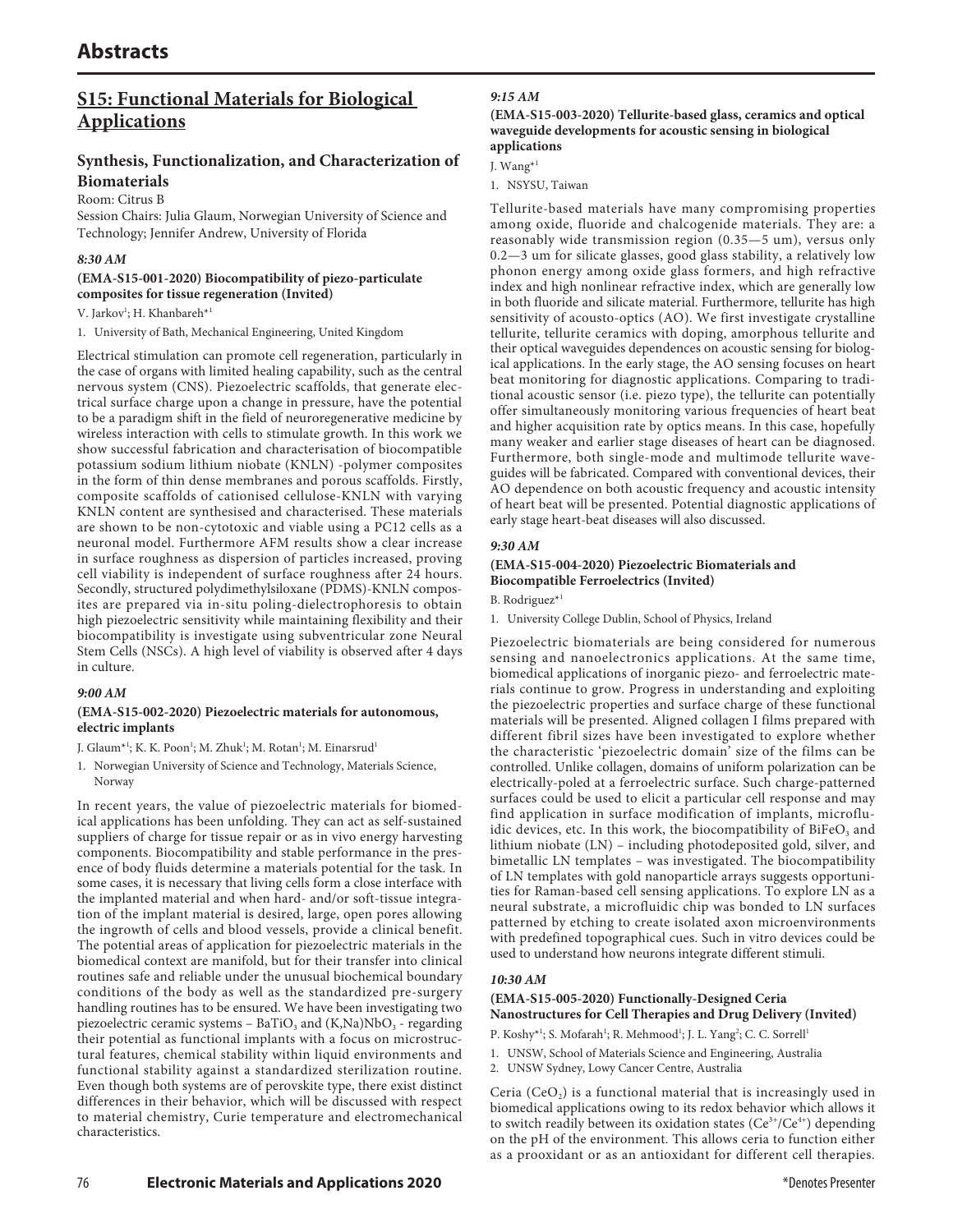# Abstracts

## S15: Functional Materials for Biological Applications

### Synthesis, Functionalization, and Characterization of Biomaterials

Room: Citrus B

Session Chairs: Julia Glaum, Norwegian University of Science and Technology; Jennifer Andrew, University of Florida

***8:30 AM***

**(EMA-S15-001-2020) Biocompatibility of piezo-particulate composites for tissue regeneration (Invited)**

V. Jarkov[1]; H. Khanbareh*[1]

1. University of Bath, Mechanical Engineering, United Kingdom

Electrical stimulation can promote cell regeneration, particularly in the case of organs with limited healing capability, such as the central nervous system (CNS). Piezoelectric scaffolds, that generate electrical surface charge upon a change in pressure, have the potential to be a paradigm shift in the field of neuroregenerative medicine by wireless interaction with cells to stimulate growth. In this work we show successful fabrication and characterisation of biocompatible potassium sodium lithium niobate (KNLN) -polymer composites in the form of thin dense membranes and porous scaffolds. Firstly, composite scaffolds of cationised cellulose-KNLN with varying KNLN content are synthesised and characterised. These materials are shown to be non-cytotoxic and viable using a PC12 cells as a neuronal model. Furthermore AFM results show a clear increase in surface roughness as dispersion of particles increased, proving cell viability is independent of surface roughness after 24 hours. Secondly, structured polydimethylsiloxane (PDMS)-KNLN composites are prepared via in-situ poling-dielectrophoresis to obtain high piezoelectric sensitivity while maintaining flexibility and their biocompatibility is investigate using subventricular zone Neural Stem Cells (NSCs). A high level of viability is observed after 4 days in culture.

***9:00 AM***

**(EMA-S15-002-2020) Piezoelectric materials for autonomous, electric implants**

J. Glaum*[1]; K. K. Poon[1]; M. Zhuk[1]; M. Rotan[1]; M. Einarsrud[1]

1. Norwegian University of Science and Technology, Materials Science, Norway

In recent years, the value of piezoelectric materials for biomedical applications has been unfolding. They can act as self-sustained suppliers of charge for tissue repair or as in vivo energy harvesting components. Biocompatibility and stable performance in the presence of body fluids determine a materials potential for the task. In some cases, it is necessary that living cells form a close interface with the implanted material and when hard- and/or soft-tissue integration of the implant material is desired, large, open pores allowing the ingrowth of cells and blood vessels, provide a clinical benefit. The potential areas of application for piezoelectric materials in the biomedical context are manifold, but for their transfer into clinical routines safe and reliable under the unusual biochemical boundary conditions of the body as well as the standardized pre-surgery handling routines has to be ensured. We have been investigating two piezoelectric ceramic systems – $BaTiO_3$ and $(K,Na)NbO_3$ - regarding their potential as functional implants with a focus on microstructural features, chemical stability within liquid environments and functional stability against a standardized sterilization routine. Even though both systems are of perovskite type, there exist distinct differences in their behavior, which will be discussed with respect to material chemistry, Curie temperature and electromechanical characteristics.

***9:15 AM***

**(EMA-S15-003-2020) Tellurite-based glass, ceramics and optical waveguide developments for acoustic sensing in biological applications**

J. Wang*[1]

1. NSYSU, Taiwan

Tellurite-based materials have many compromising properties among oxide, fluoride and chalcogenide materials. They are: a reasonably wide transmission region (0.35—5 um), versus only 0.2—3 um for silicate glasses, good glass stability, a relatively low phonon energy among oxide glass formers, and high refractive index and high nonlinear refractive index, which are generally low in both fluoride and silicate material. Furthermore, tellurite has high sensitivity of acousto-optics (AO). We first investigate crystalline tellurite, tellurite ceramics with doping, amorphous tellurite and their optical waveguides dependences on acoustic sensing for biological applications. In the early stage, the AO sensing focuses on heart beat monitoring for diagnostic applications. Comparing to traditional acoustic sensor (i.e. piezo type), the tellurite can potentially offer simultaneously monitoring various frequencies of heart beat and higher acquisition rate by optics means. In this case, hopefully many weaker and earlier stage diseases of heart can be diagnosed. Furthermore, both single-mode and multimode tellurite waveguides will be fabricated. Compared with conventional devices, their AO dependence on both acoustic frequency and acoustic intensity of heart beat will be presented. Potential diagnostic applications of early stage heart-beat diseases will also discussed.

***9:30 AM***

**(EMA-S15-004-2020) Piezoelectric Biomaterials and Biocompatible Ferroelectrics (Invited)**

B. Rodriguez*[1]

1. University College Dublin, School of Physics, Ireland

Piezoelectric biomaterials are being considered for numerous sensing and nanoelectronics applications. At the same time, biomedical applications of inorganic piezo- and ferroelectric materials continue to grow. Progress in understanding and exploiting the piezoelectric properties and surface charge of these functional materials will be presented. Aligned collagen I films prepared with different fibril sizes have been investigated to explore whether the characteristic 'piezoelectric domain' size of the films can be controlled. Unlike collagen, domains of uniform polarization can be electrically-poled at a ferroelectric surface. Such charge-patterned surfaces could be used to elicit a particular cell response and may find application in surface modification of implants, microfluidic devices, etc. In this work, the biocompatibility of $BiFeO_3$ and lithium niobate (LN) – including photodeposited gold, silver, and bimetallic LN templates – was investigated. The biocompatibility of LN templates with gold nanoparticle arrays suggests opportunities for Raman-based cell sensing applications. To explore LN as a neural substrate, a microfluidic chip was bonded to LN surfaces patterned by etching to create isolated axon microenvironments with predefined topographical cues. Such in vitro devices could be used to understand how neurons integrate different stimuli.

***10:30 AM***

**(EMA-S15-005-2020) Functionally-Designed Ceria Nanostructures for Cell Therapies and Drug Delivery (Invited)**

P. Koshy*[1]; S. Mofarah[1]; R. Mehmood[1]; J. L. Yang[2]; C. C. Sorrell[1]

1. UNSW, School of Materials Science and Engineering, Australia
2. UNSW Sydney, Lowy Cancer Centre, Australia

Ceria ($CeO_2$) is a functional material that is increasingly used in biomedical applications owing to its redox behavior which allows it to switch readily between its oxidation states ($Ce^{3+}/Ce^{4+}$) depending on the pH of the environment. This allows ceria to function either as a prooxidant or as an antioxidant for different cell therapies.

*Denotes Presenter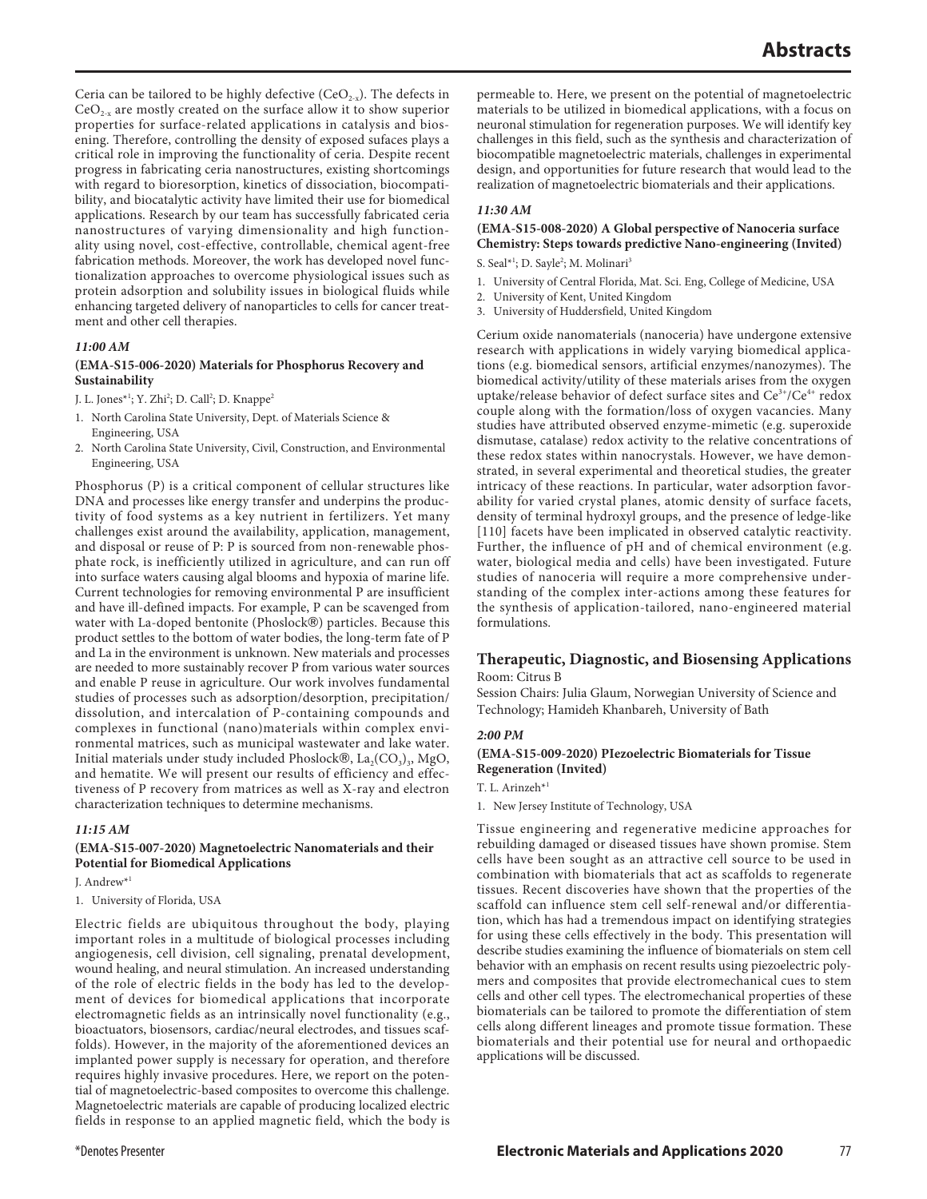Ceria can be tailored to be highly defective ($CeO_{2-x}$). The defects in $CeO_{2-x}$ are mostly created on the surface allow it to show superior properties for surface-related applications in catalysis and biosening. Therefore, controlling the density of exposed sufaces plays a critical role in improving the functionality of ceria. Despite recent progress in fabricating ceria nanostructures, existing shortcomings with regard to bioresorption, kinetics of dissociation, biocompatibility, and biocatalytic activity have limited their use for biomedical applications. Research by our team has successfully fabricated ceria nanostructures of varying dimensionality and high functionality using novel, cost-effective, controllable, chemical agent-free fabrication methods. Moreover, the work has developed novel functionalization approaches to overcome physiological issues such as protein adsorption and solubility issues in biological fluids while enhancing targeted delivery of nanoparticles to cells for cancer treatment and other cell therapies.

*11:00 AM*

**(EMA-S15-006-2020) Materials for Phosphorus Recovery and Sustainability**

J. L. Jones*[1]; Y. Zhi[2]; D. Call[2]; D. Knappe[2]

1. North Carolina State University, Dept. of Materials Science & Engineering, USA
2. North Carolina State University, Civil, Construction, and Environmental Engineering, USA

Phosphorus (P) is a critical component of cellular structures like DNA and processes like energy transfer and underpins the productivity of food systems as a key nutrient in fertilizers. Yet many challenges exist around the availability, application, management, and disposal or reuse of P: P is sourced from non-renewable phosphate rock, is inefficiently utilized in agriculture, and can run off into surface waters causing algal blooms and hypoxia of marine life. Current technologies for removing environmental P are insufficient and have ill-defined impacts. For example, P can be scavenged from water with La-doped bentonite (Phoslock®) particles. Because this product settles to the bottom of water bodies, the long-term fate of P and La in the environment is unknown. New materials and processes are needed to more sustainably recover P from various water sources and enable P reuse in agriculture. Our work involves fundamental studies of processes such as adsorption/desorption, precipitation/dissolution, and intercalation of P-containing compounds and complexes in functional (nano)materials within complex environmental matrices, such as municipal wastewater and lake water. Initial materials under study included Phoslock®, $La_2(CO_3)_3$, MgO, and hematite. We will present our results of efficiency and effectiveness of P recovery from matrices as well as X-ray and electron characterization techniques to determine mechanisms.

*11:15 AM*

**(EMA-S15-007-2020) Magnetoelectric Nanomaterials and their Potential for Biomedical Applications**

J. Andrew*[1]

1. University of Florida, USA

Electric fields are ubiquitous throughout the body, playing important roles in a multitude of biological processes including angiogenesis, cell division, cell signaling, prenatal development, wound healing, and neural stimulation. An increased understanding of the role of electric fields in the body has led to the development of devices for biomedical applications that incorporate electromagnetic fields as an intrinsically novel functionality (e.g., bioactuators, biosensors, cardiac/neural electrodes, and tissues scaffolds). However, in the majority of the aforementioned devices an implanted power supply is necessary for operation, and therefore requires highly invasive procedures. Here, we report on the potential of magnetoelectric-based composites to overcome this challenge. Magnetoelectric materials are capable of producing localized electric fields in response to an applied magnetic field, which the body is permeable to. Here, we present on the potential of magnetoelectric materials to be utilized in biomedical applications, with a focus on neuronal stimulation for regeneration purposes. We will identify key challenges in this field, such as the synthesis and characterization of biocompatible magnetoelectric materials, challenges in experimental design, and opportunities for future research that would lead to the realization of magnetoelectric biomaterials and their applications.

*11:30 AM*

**(EMA-S15-008-2020) A Global perspective of Nanoceria surface Chemistry: Steps towards predictive Nano-engineering (Invited)**

S. Seal*[1]; D. Sayle[2]; M. Molinari[3]

1. University of Central Florida, Mat. Sci. Eng, College of Medicine, USA
2. University of Kent, United Kingdom
3. University of Huddersfield, United Kingdom

Cerium oxide nanomaterials (nanoceria) have undergone extensive research with applications in widely varying biomedical applications (e.g. biomedical sensors, artificial enzymes/nanozymes). The biomedical activity/utility of these materials arises from the oxygen uptake/release behavior of defect surface sites and $Ce^{3+}/Ce^{4+}$ redox couple along with the formation/loss of oxygen vacancies. Many studies have attributed observed enzyme-mimetic (e.g. superoxide dismutase, catalase) redox activity to the relative concentrations of these redox states within nanocrystals. However, we have demonstrated, in several experimental and theoretical studies, the greater intricacy of these reactions. In particular, water adsorption favorability for varied crystal planes, atomic density of surface facets, density of terminal hydroxyl groups, and the presence of ledge-like [110] facets have been implicated in observed catalytic reactivity. Further, the influence of pH and of chemical environment (e.g. water, biological media and cells) have been investigated. Future studies of nanoceria will require a more comprehensive understanding of the complex inter-actions among these features for the synthesis of application-tailored, nano-engineered material formulations.

## Therapeutic, Diagnostic, and Biosensing Applications

Room: Citrus B

Session Chairs: Julia Glaum, Norwegian University of Science and Technology; Hamideh Khanbareh, University of Bath

*2:00 PM*

**(EMA-S15-009-2020) PIezoelectric Biomaterials for Tissue Regeneration (Invited)**

T. L. Arinzeh*[1]

1. New Jersey Institute of Technology, USA

Tissue engineering and regenerative medicine approaches for rebuilding damaged or diseased tissues have shown promise. Stem cells have been sought as an attractive cell source to be used in combination with biomaterials that act as scaffolds to regenerate tissues. Recent discoveries have shown that the properties of the scaffold can influence stem cell self-renewal and/or differentiation, which has had a tremendous impact on identifying strategies for using these cells effectively in the body. This presentation will describe studies examining the influence of biomaterials on stem cell behavior with an emphasis on recent results using piezoelectric polymers and composites that provide electromechanical cues to stem cells and other cell types. The electromechanical properties of these biomaterials can be tailored to promote the differentiation of stem cells along different lineages and promote tissue formation. These biomaterials and their potential use for neural and orthopaedic applications will be discussed.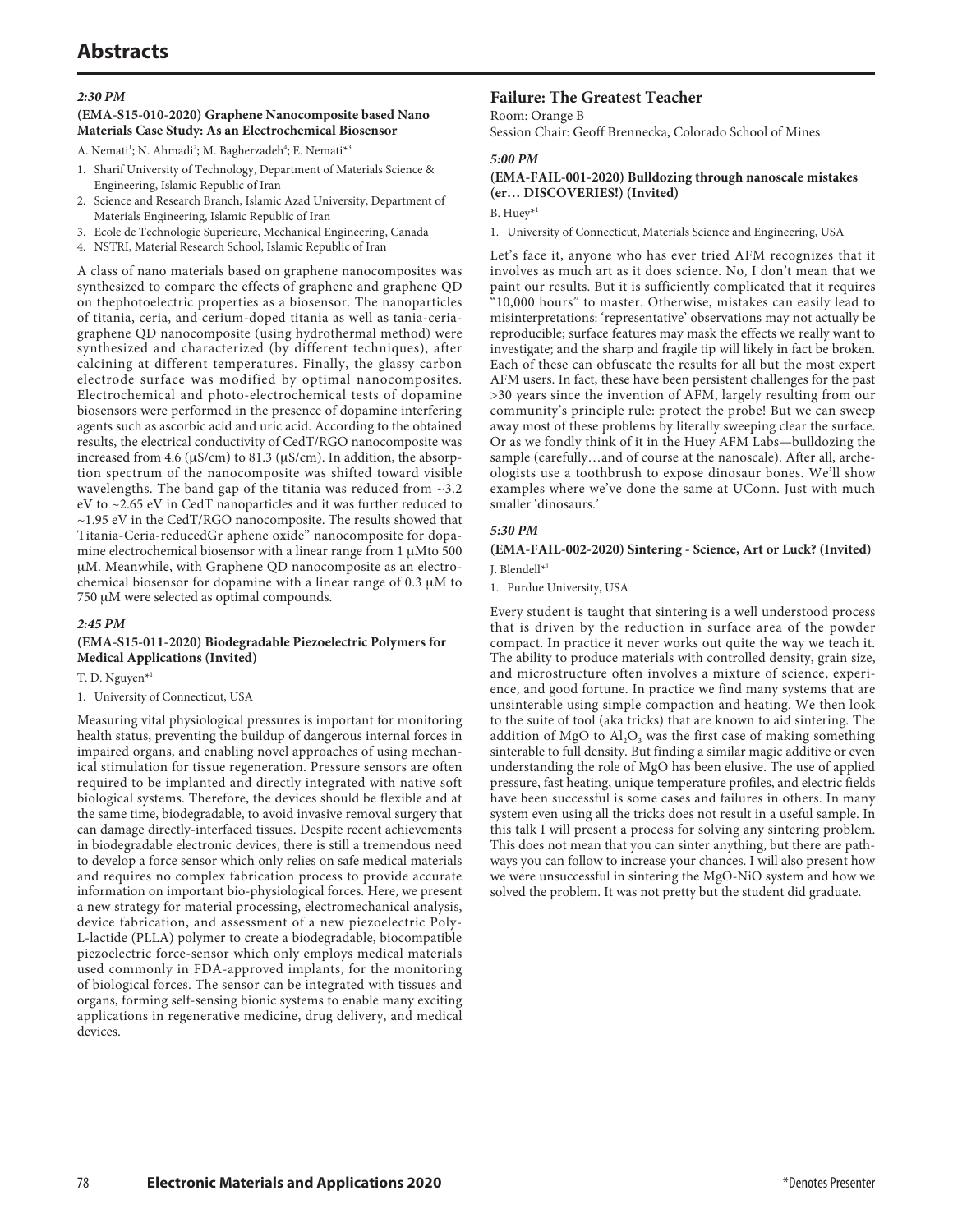# Abstracts

***2:30 PM***

**(EMA-S15-010-2020) Graphene Nanocomposite based Nano Materials Case Study: As an Electrochemical Biosensor**

A. Nemati[1]; N. Ahmadi[2]; M. Bagherzadeh[4]; E. Nemati*[3]

1. Sharif University of Technology, Department of Materials Science & Engineering, Islamic Republic of Iran
2. Science and Research Branch, Islamic Azad University, Department of Materials Engineering, Islamic Republic of Iran
3. Ecole de Technologie Superieure, Mechanical Engineering, Canada
4. NSTRI, Material Research School, Islamic Republic of Iran

A class of nano materials based on graphene nanocomposites was synthesized to compare the effects of graphene and graphene QD on thephotoelectric properties as a biosensor. The nanoparticles of titania, ceria, and cerium-doped titania as well as tania-ceria-graphene QD nanocomposite (using hydrothermal method) were synthesized and characterized (by different techniques), after calcining at different temperatures. Finally, the glassy carbon electrode surface was modified by optimal nanocomposites. Electrochemical and photo-electrochemical tests of dopamine biosensors were performed in the presence of dopamine interfering agents such as ascorbic acid and uric acid. According to the obtained results, the electrical conductivity of CedT/RGO nanocomposite was increased from 4.6 (μS/cm) to 81.3 (μS/cm). In addition, the absorption spectrum of the nanocomposite was shifted toward visible wavelengths. The band gap of the titania was reduced from ~3.2 eV to ~2.65 eV in CedT nanoparticles and it was further reduced to ~1.95 eV in the CedT/RGO nanocomposite. The results showed that Titania-Ceria-reducedGr aphene oxide" nanocomposite for dopamine electrochemical biosensor with a linear range from 1 μMto 500 μM. Meanwhile, with Graphene QD nanocomposite as an electrochemical biosensor for dopamine with a linear range of 0.3 μM to 750 μM were selected as optimal compounds.

***2:45 PM***

**(EMA-S15-011-2020) Biodegradable Piezoelectric Polymers for Medical Applications (Invited)**

T. D. Nguyen*[1]

1. University of Connecticut, USA

Measuring vital physiological pressures is important for monitoring health status, preventing the buildup of dangerous internal forces in impaired organs, and enabling novel approaches of using mechanical stimulation for tissue regeneration. Pressure sensors are often required to be implanted and directly integrated with native soft biological systems. Therefore, the devices should be flexible and at the same time, biodegradable, to avoid invasive removal surgery that can damage directly-interfaced tissues. Despite recent achievements in biodegradable electronic devices, there is still a tremendous need to develop a force sensor which only relies on safe medical materials and requires no complex fabrication process to provide accurate information on important bio-physiological forces. Here, we present a new strategy for material processing, electromechanical analysis, device fabrication, and assessment of a new piezoelectric Poly-L-lactide (PLLA) polymer to create a biodegradable, biocompatible piezoelectric force-sensor which only employs medical materials used commonly in FDA-approved implants, for the monitoring of biological forces. The sensor can be integrated with tissues and organs, forming self-sensing bionic systems to enable many exciting applications in regenerative medicine, drug delivery, and medical devices.

## Failure: The Greatest Teacher

Room: Orange B
Session Chair: Geoff Brennecka, Colorado School of Mines

***5:00 PM***

**(EMA-FAIL-001-2020) Bulldozing through nanoscale mistakes (er… DISCOVERIES!) (Invited)**

B. Huey*[1]

1. University of Connecticut, Materials Science and Engineering, USA

Let's face it, anyone who has ever tried AFM recognizes that it involves as much art as it does science. No, I don't mean that we paint our results. But it is sufficiently complicated that it requires "10,000 hours" to master. Otherwise, mistakes can easily lead to misinterpretations: 'representative' observations may not actually be reproducible; surface features may mask the effects we really want to investigate; and the sharp and fragile tip will likely in fact be broken. Each of these can obfuscate the results for all but the most expert AFM users. In fact, these have been persistent challenges for the past >30 years since the invention of AFM, largely resulting from our community's principle rule: protect the probe! But we can sweep away most of these problems by literally sweeping clear the surface. Or as we fondly think of it in the Huey AFM Labs—bulldozing the sample (carefully…and of course at the nanoscale). After all, archeologists use a toothbrush to expose dinosaur bones. We'll show examples where we've done the same at UConn. Just with much smaller 'dinosaurs.'

***5:30 PM***

**(EMA-FAIL-002-2020) Sintering - Science, Art or Luck? (Invited)**

J. Blendell*[1]

1. Purdue University, USA

Every student is taught that sintering is a well understood process that is driven by the reduction in surface area of the powder compact. In practice it never works out quite the way we teach it. The ability to produce materials with controlled density, grain size, and microstructure often involves a mixture of science, experience, and good fortune. In practice we find many systems that are unsinterable using simple compaction and heating. We then look to the suite of tool (aka tricks) that are known to aid sintering. The addition of MgO to $Al_2O_3$ was the first case of making something sinterable to full density. But finding a similar magic additive or even understanding the role of MgO has been elusive. The use of applied pressure, fast heating, unique temperature profiles, and electric fields have been successful is some cases and failures in others. In many system even using all the tricks does not result in a useful sample. In this talk I will present a process for solving any sintering problem. This does not mean that you can sinter anything, but there are pathways you can follow to increase your chances. I will also present how we were unsuccessful in sintering the MgO-NiO system and how we solved the problem. It was not pretty but the student did graduate.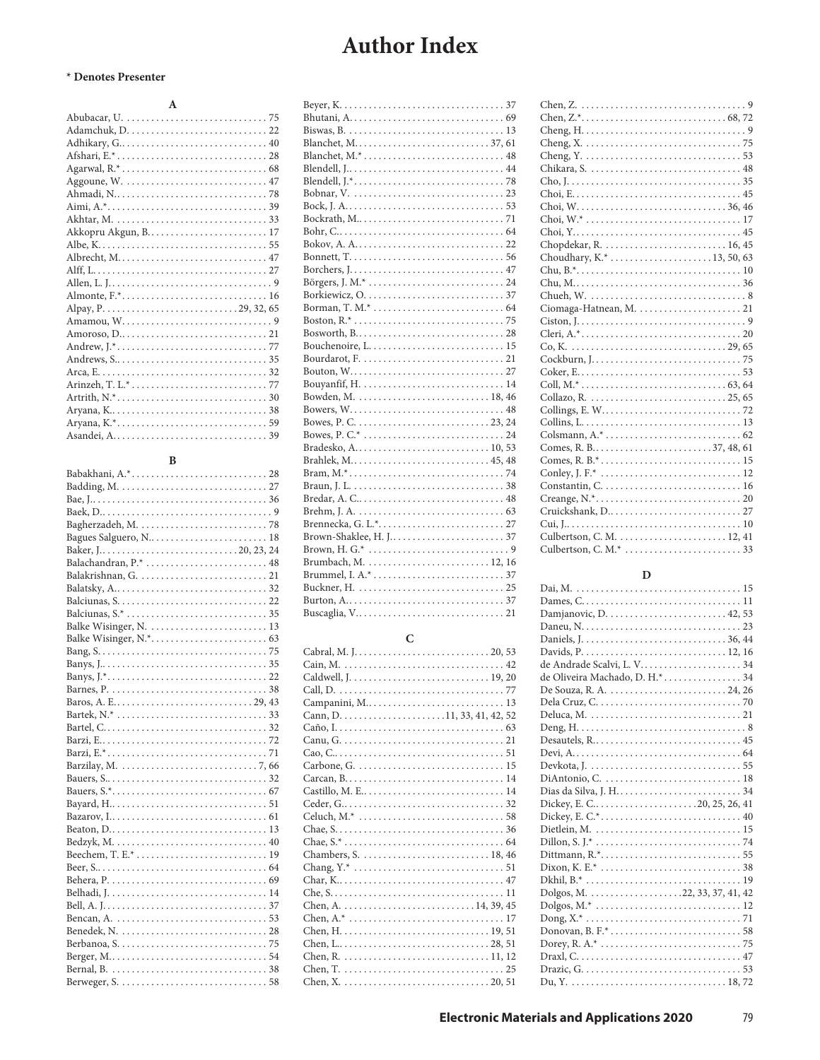# Author Index

**\* Denotes Presenter**

## A

Abubacar, U. . . . . 75
Adamchuk, D. . . . . 22
Adhikary, G. . . . . 40
Afshari, E.* . . . . . 28
Agarwal, R.* . . . . . 68
Aggoune, W. . . . . 47
Ahmadi, N. . . . . 78
Aimi, A.* . . . . . 39
Akhtar, M. . . . . 33
Akkopru Akgun, B. . . . . 17
Albe, K. . . . . 55
Albrecht, M. . . . . 47
Alff, L. . . . . 27
Allen, L. J. . . . . 9
Almonte, F.* . . . . . 16
Alpay, P. . . . . 29, 32, 65
Amamou, W. . . . . 9
Amoroso, D. . . . . 21
Andrew, J.* . . . . . 77
Andrews, S. . . . . 35
Arca, E. . . . . 32
Arinzeh, T. L.* . . . . . 77
Artrith, N.* . . . . . 30
Aryana, K. . . . . 38
Aryana, K.* . . . . . 59
Asandei, A. . . . . 39

## B

Babakhani, A.* . . . . . 28
Badding, M. . . . . 27
Bae, J. . . . . 36
Baek, D. . . . . 9
Bagherzadeh, M. . . . . 78
Bagues Salguero, N. . . . . 18
Baker, J. . . . . 20, 23, 24
Balachandran, P.* . . . . . 48
Balakrishnan, G. . . . . 21
Balatsky, A. . . . . 32
Balciunas, S. . . . . 22
Balciunas, S.* . . . . . 35
Balke Wisinger, N. . . . . 13
Balke Wisinger, N.* . . . . . 63
Bang, S. . . . . 75
Banys, J. . . . . 35
Banys, J.* . . . . . 22
Barnes, P. . . . . 38
Baros, A. E. . . . . 29, 43
Bartek, N.* . . . . . 33
Bartel, C. . . . . 32
Barzi, E. . . . . 72
Barzi, E.* . . . . . 71
Barzilay, M. . . . . 7, 66
Bauers, S. . . . . 32
Bauers, S.* . . . . . 67
Bayard, H. . . . . 51
Bazarov, I. . . . . 61
Beaton, D. . . . . 13
Bedzyk, M. . . . . 40
Beechem, T. E.* . . . . . 19
Beer, S. . . . . 64
Behera, P. . . . . 69
Belhadi, J. . . . . 14
Bell, A. J. . . . . 37
Bencan, A. . . . . 53
Benedek, N. . . . . 28
Berbanoa, S. . . . . 75
Berger, M. . . . . 54
Bernal, B. . . . . 38
Berweger, S. . . . . 58
Beyer, K. . . . . 37
Bhutani, A. . . . . 69
Biswas, B. . . . . 13
Blanchet, M. . . . . 37, 61
Blanchet, M.* . . . . . 48
Blendell, J. . . . . 44
Blendell, J.* . . . . . 78
Bobnar, V. . . . . 23
Bock, J. A. . . . . 53
Bockrath, M. . . . . 71
Bohr, C. . . . . 64
Bokov, A. A. . . . . 22
Bonnett, T. . . . . 56
Borchers, J. . . . . 47
Börgers, J. M.* . . . . . 24
Borkiewicz, O. . . . . 37
Borman, T. M.* . . . . . 64
Boston, R.* . . . . . 75
Bosworth, B. . . . . 28
Bouchenoire, L. . . . . 15
Bourdarot, F. . . . . 21
Bouton, W. . . . . 27
Bouyanfif, H. . . . . 14
Bowden, M. . . . . 18, 46
Bowers, W. . . . . 48
Bowes, P. C. . . . . 23, 24
Bowes, P. C.* . . . . . 24
Bradesko, A. . . . . 10, 53
Brahlek, M. . . . . 45, 48
Bram, M.* . . . . . 74
Braun, J. L. . . . . 38
Bredar, A. C. . . . . 48
Brehm, J. A. . . . . 63
Brennecka, G. L.* . . . . . 27
Brown-Shaklee, H. J. . . . . 37
Brown, H. G.* . . . . . 9
Brumbach, M. . . . . 12, 16
Brummel, I. A.* . . . . . 37
Buckner, H. . . . . 25
Burton, A. . . . . 37
Buscaglia, V. . . . . 21

## C

Cabral, M. J. . . . . 20, 53
Cain, M. . . . . 42
Caldwell, J. . . . . 19, 20
Call, D. . . . . 77
Campanini, M. . . . . 13
Cann, D. . . . . 11, 33, 41, 42, 52
Caño, I. . . . . 63
Canu, G. . . . . 21
Cao, C. . . . . 51
Carbone, G. . . . . 15
Carcan, B. . . . . 14
Castillo, M. E. . . . . 14
Ceder, G. . . . . 32
Celuch, M.* . . . . . 58
Chae, S. . . . . 36
Chae, S.* . . . . . 64
Chambers, S. . . . . 18, 46
Chang, Y.* . . . . . 51
Char, K. . . . . 47
Che, S. . . . . 11
Chen, A. . . . . 14, 39, 45
Chen, A.* . . . . . 17
Chen, H. . . . . 19, 51
Chen, L. . . . . 28, 51
Chen, R. . . . . 11, 12
Chen, T. . . . . 25
Chen, X. . . . . 20, 51
Chen, Z. . . . . 9
Chen, Z.* . . . . . 68, 72
Cheng, H. . . . . 9
Cheng, X. . . . . 75
Cheng, Y. . . . . 53
Chikara, S. . . . . 48
Cho, J. . . . . 35
Choi, E. . . . . 45
Choi, W. . . . . 36, 46
Choi, W.* . . . . . 17
Choi, Y. . . . . 45
Chopdekar, R. . . . . 16, 45
Choudhary, K.* . . . . . 13, 50, 63
Chu, B.* . . . . . 10
Chu, M. . . . . 36
Chueh, W. . . . . 8
Ciomaga-Hatnean, M. . . . . 21
Ciston, J. . . . . 9
Cleri, A.* . . . . . 20
Co, K. . . . . 29, 65
Cockburn, J. . . . . 75
Coker, E. . . . . 53
Coll, M.* . . . . . 63, 64
Collazo, R. . . . . 25, 65
Collings, E. W. . . . . 72
Collins, L. . . . . 13
Colsmann, A.* . . . . . 62
Comes, R. B. . . . . 37, 48, 61
Comes, R. B.* . . . . . 15
Conley, J. F.* . . . . . 12
Constantin, C. . . . . 16
Creange, N.* . . . . . 20
Cruickshank, D. . . . . 27
Cui, J. . . . . 10
Culbertson, C. M. . . . . 12, 41
Culbertson, C. M.* . . . . . 33

## D

Dai, M. . . . . 15
Dames, C. . . . . 11
Damjanovic, D. . . . . 42, 53
Daneu, N. . . . . 23
Daniels, J. . . . . 36, 44
Davids, P. . . . . 12, 16
de Andrade Scalvi, L. V. . . . . 34
de Oliveira Machado, D. H.* . . . . . 34
De Souza, R. A. . . . . 24, 26
Dela Cruz, C. . . . . 70
Deluca, M. . . . . 21
Deng, H. . . . . 8
Desautels, R. . . . . 45
Devi, A. . . . . 64
Devkota, J. . . . . 55
DiAntonio, C. . . . . 18
Dias da Silva, J. H. . . . . 34
Dickey, E. C. . . . . 20, 25, 26, 41
Dickey, E. C.* . . . . . 40
Dietlein, M. . . . . 15
Dillon, S. J.* . . . . . 74
Dittmann, R.* . . . . . 55
Dixon, K. E.* . . . . . 38
Dkhil, B.* . . . . . 19
Dolgos, M. . . . . 22, 33, 37, 41, 42
Dolgos, M.* . . . . . 12
Dong, X.* . . . . . 71
Donovan, B. F.* . . . . . 58
Dorey, R. A.* . . . . . 75
Draxl, C. . . . . 47
Drazic, G. . . . . 53
Du, Y. . . . . 18, 72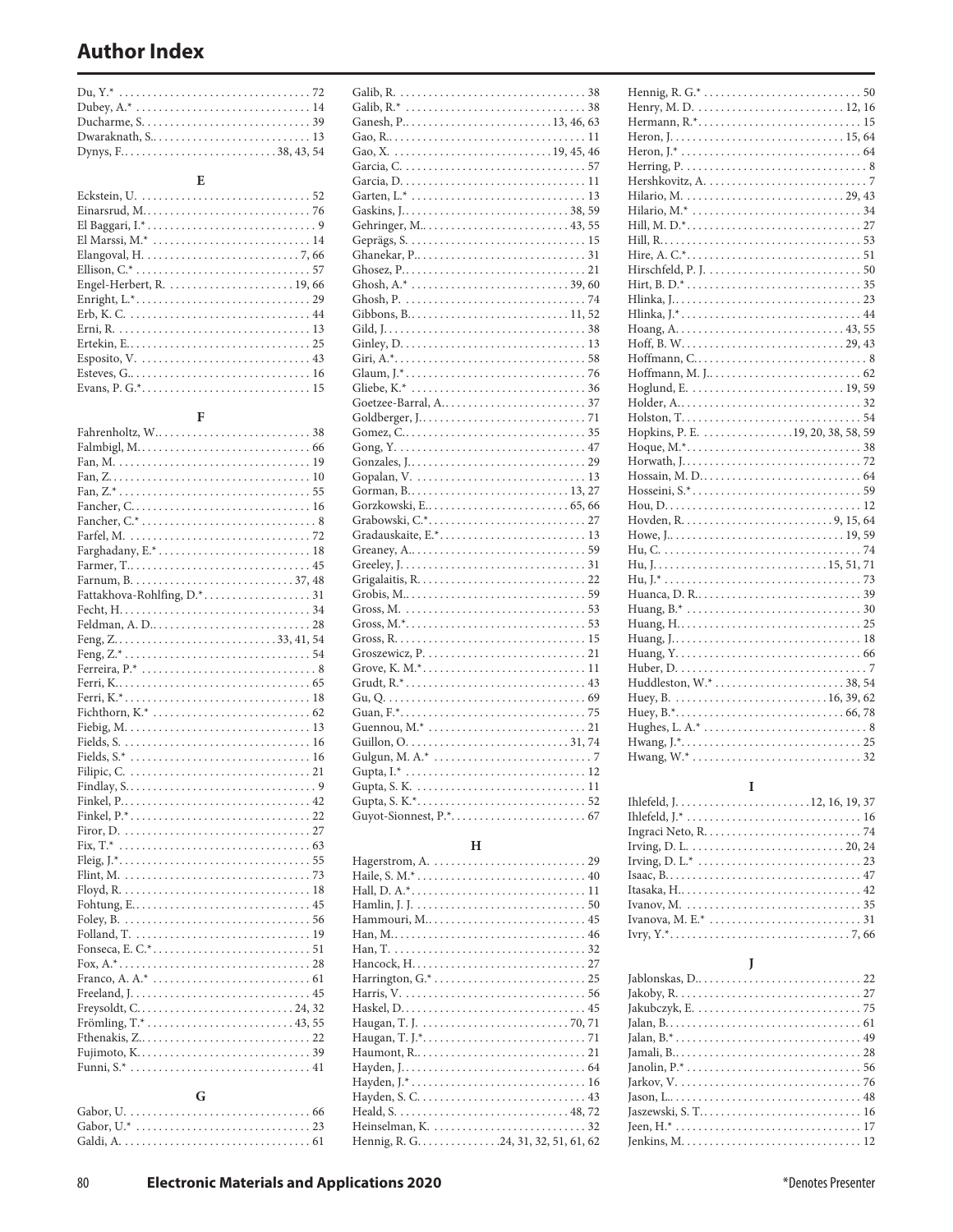# Author Index

Du, Y.* . . . . . . . . . . . . . . . . . . . . . . . . . . . . . . . . . . 72
Dubey, A.* . . . . . . . . . . . . . . . . . . . . . . . . . . . . . . 14
Ducharme, S. . . . . . . . . . . . . . . . . . . . . . . . . . . . . 39
Dwaraknath, S.. . . . . . . . . . . . . . . . . . . . . . . . . . . 13
Dynys, F.. . . . . . . . . . . . . . . . . . . . . . . . . . 38, 43, 54

**E**

Eckstein, U. . . . . . . . . . . . . . . . . . . . . . . . . . . . . . 52
Einarsrud, M.. . . . . . . . . . . . . . . . . . . . . . . . . . . . 76
El Baggari, I.* . . . . . . . . . . . . . . . . . . . . . . . . . . . . 9
El Marssi, M.* . . . . . . . . . . . . . . . . . . . . . . . . . . . 14
Elangoval, H. . . . . . . . . . . . . . . . . . . . . . . . . . . 7, 66
Ellison, C.* . . . . . . . . . . . . . . . . . . . . . . . . . . . . . 57
Engel-Herbert, R. . . . . . . . . . . . . . . . . . . . . . 19, 66
Enright, L.*. . . . . . . . . . . . . . . . . . . . . . . . . . . . . . 29
Erb, K. C. . . . . . . . . . . . . . . . . . . . . . . . . . . . . . . 44
Erni, R. . . . . . . . . . . . . . . . . . . . . . . . . . . . . . . . . 13
Ertekin, E.. . . . . . . . . . . . . . . . . . . . . . . . . . . . . . 25
Esposito, V. . . . . . . . . . . . . . . . . . . . . . . . . . . . . 43
Esteves, G.. . . . . . . . . . . . . . . . . . . . . . . . . . . . . . 16
Evans, P. G.*. . . . . . . . . . . . . . . . . . . . . . . . . . . . . 15

**F**

Fahrenholtz, W.. . . . . . . . . . . . . . . . . . . . . . . . . . . 38
Falmbigl, M.. . . . . . . . . . . . . . . . . . . . . . . . . . . . . 66
Fan, M. . . . . . . . . . . . . . . . . . . . . . . . . . . . . . . . . 19
Fan, Z.. . . . . . . . . . . . . . . . . . . . . . . . . . . . . . . . . 10
Fan, Z.* . . . . . . . . . . . . . . . . . . . . . . . . . . . . . . . . 55
Fancher, C.. . . . . . . . . . . . . . . . . . . . . . . . . . . . . . 16
Fancher, C.* . . . . . . . . . . . . . . . . . . . . . . . . . . . . . 8
Farfel, M. . . . . . . . . . . . . . . . . . . . . . . . . . . . . . . 72
Farghadany, E.* . . . . . . . . . . . . . . . . . . . . . . . . . . 18
Farmer, T.. . . . . . . . . . . . . . . . . . . . . . . . . . . . . . . 45
Farnum, B. . . . . . . . . . . . . . . . . . . . . . . . . . . . 37, 48
Fattakhova-Rohlfing, D.*. . . . . . . . . . . . . . . . . . . 31
Fecht, H.. . . . . . . . . . . . . . . . . . . . . . . . . . . . . . . . 34
Feldman, A. D.. . . . . . . . . . . . . . . . . . . . . . . . . . . 28
Feng, Z.. . . . . . . . . . . . . . . . . . . . . . . . . . . 33, 41, 54
Feng, Z.* . . . . . . . . . . . . . . . . . . . . . . . . . . . . . . . 54
Ferreira, P.* . . . . . . . . . . . . . . . . . . . . . . . . . . . . . 8
Ferri, K.. . . . . . . . . . . . . . . . . . . . . . . . . . . . . . . . . 65
Ferri, K.*. . . . . . . . . . . . . . . . . . . . . . . . . . . . . . . . 18
Fichthorn, K.* . . . . . . . . . . . . . . . . . . . . . . . . . . . 62
Fiebig, M.. . . . . . . . . . . . . . . . . . . . . . . . . . . . . . . 13
Fields, S. . . . . . . . . . . . . . . . . . . . . . . . . . . . . . . . 16
Fields, S.* . . . . . . . . . . . . . . . . . . . . . . . . . . . . . . 16
Filipic, C. . . . . . . . . . . . . . . . . . . . . . . . . . . . . . . 21
Findlay, S.. . . . . . . . . . . . . . . . . . . . . . . . . . . . . . . 9
Finkel, P.. . . . . . . . . . . . . . . . . . . . . . . . . . . . . . . . 42
Finkel, P.*. . . . . . . . . . . . . . . . . . . . . . . . . . . . . . . 22
Firor, D. . . . . . . . . . . . . . . . . . . . . . . . . . . . . . . . 27
Fix, T.* . . . . . . . . . . . . . . . . . . . . . . . . . . . . . . . . 63
Fleig, J.*. . . . . . . . . . . . . . . . . . . . . . . . . . . . . . . . 55
Flint, M. . . . . . . . . . . . . . . . . . . . . . . . . . . . . . . . 73
Floyd, R. . . . . . . . . . . . . . . . . . . . . . . . . . . . . . . . 18
Fohtung, E.. . . . . . . . . . . . . . . . . . . . . . . . . . . . . . 45
Foley, B. . . . . . . . . . . . . . . . . . . . . . . . . . . . . . . . 56
Folland, T. . . . . . . . . . . . . . . . . . . . . . . . . . . . . . 19
Fonseca, E. C.*. . . . . . . . . . . . . . . . . . . . . . . . . . . 51
Fox, A.*. . . . . . . . . . . . . . . . . . . . . . . . . . . . . . . . . 28
Franco, A. A.* . . . . . . . . . . . . . . . . . . . . . . . . . . . 61
Freeland, J. . . . . . . . . . . . . . . . . . . . . . . . . . . . . . 45
Freysoldt, C.. . . . . . . . . . . . . . . . . . . . . . . . . . 24, 32
Frömling, T.* . . . . . . . . . . . . . . . . . . . . . . . . . 43, 55
Fthenakis, Z.. . . . . . . . . . . . . . . . . . . . . . . . . . . . . 22
Fujimoto, K.. . . . . . . . . . . . . . . . . . . . . . . . . . . . . 39
Funni, S.* . . . . . . . . . . . . . . . . . . . . . . . . . . . . . . 41

**G**

Gabor, U. . . . . . . . . . . . . . . . . . . . . . . . . . . . . . . 66
Gabor, U.* . . . . . . . . . . . . . . . . . . . . . . . . . . . . . 23
Galdi, A. . . . . . . . . . . . . . . . . . . . . . . . . . . . . . . . 61
Galib, R. . . . . . . . . . . . . . . . . . . . . . . . . . . . . . . . 38
Galib, R.* . . . . . . . . . . . . . . . . . . . . . . . . . . . . . . 38
Ganesh, P.. . . . . . . . . . . . . . . . . . . . . . . . . 13, 46, 63
Gao, R.. . . . . . . . . . . . . . . . . . . . . . . . . . . . . . . . . 11
Gao, X. . . . . . . . . . . . . . . . . . . . . . . . . . . 19, 45, 46
Garcia, C. . . . . . . . . . . . . . . . . . . . . . . . . . . . . . . 57
Garcia, D.. . . . . . . . . . . . . . . . . . . . . . . . . . . . . . . 11
Garten, L.* . . . . . . . . . . . . . . . . . . . . . . . . . . . . . 13
Gaskins, J.. . . . . . . . . . . . . . . . . . . . . . . . . . . 38, 59
Gehringer, M.. . . . . . . . . . . . . . . . . . . . . . . . . 43, 55
Geprägs, S. . . . . . . . . . . . . . . . . . . . . . . . . . . . . . 15
Ghanekar, P.. . . . . . . . . . . . . . . . . . . . . . . . . . . . . 31
Ghosez, P.. . . . . . . . . . . . . . . . . . . . . . . . . . . . . . . 21
Ghosh, A.* . . . . . . . . . . . . . . . . . . . . . . . . . . 39, 60
Ghosh, P. . . . . . . . . . . . . . . . . . . . . . . . . . . . . . . 74
Gibbons, B.. . . . . . . . . . . . . . . . . . . . . . . . . . . 11, 52
Gild, J.. . . . . . . . . . . . . . . . . . . . . . . . . . . . . . . . . 38
Ginley, D.. . . . . . . . . . . . . . . . . . . . . . . . . . . . . . . 13
Giri, A.*. . . . . . . . . . . . . . . . . . . . . . . . . . . . . . . . 58
Glaum, J.*. . . . . . . . . . . . . . . . . . . . . . . . . . . . . . . 76
Gliebe, K.* . . . . . . . . . . . . . . . . . . . . . . . . . . . . . 36
Goetzee-Barral, A.. . . . . . . . . . . . . . . . . . . . . . . . 37
Goldberger, J.. . . . . . . . . . . . . . . . . . . . . . . . . . . . 71
Gomez, C.. . . . . . . . . . . . . . . . . . . . . . . . . . . . . . . 35
Gong, Y. . . . . . . . . . . . . . . . . . . . . . . . . . . . . . . . 47
Gonzales, J.. . . . . . . . . . . . . . . . . . . . . . . . . . . . . . 29
Gopalan, V. . . . . . . . . . . . . . . . . . . . . . . . . . . . . 13
Gorman, B.. . . . . . . . . . . . . . . . . . . . . . . . . . . 13, 27
Gorzkowski, E.. . . . . . . . . . . . . . . . . . . . . . . . 65, 66
Grabowski, C.*. . . . . . . . . . . . . . . . . . . . . . . . . . . 27
Gradauskaite, E.*. . . . . . . . . . . . . . . . . . . . . . . . . 13
Greaney, A.. . . . . . . . . . . . . . . . . . . . . . . . . . . . . . 59
Greeley, J.. . . . . . . . . . . . . . . . . . . . . . . . . . . . . . . 31
Grigalaitis, R.. . . . . . . . . . . . . . . . . . . . . . . . . . . . 22
Grobis, M.. . . . . . . . . . . . . . . . . . . . . . . . . . . . . . . 59
Gross, M. . . . . . . . . . . . . . . . . . . . . . . . . . . . . . . 53
Gross, M.*. . . . . . . . . . . . . . . . . . . . . . . . . . . . . . . 53
Gross, R.. . . . . . . . . . . . . . . . . . . . . . . . . . . . . . . . 15
Groszewicz, P.. . . . . . . . . . . . . . . . . . . . . . . . . . . . 21
Grove, K. M.*. . . . . . . . . . . . . . . . . . . . . . . . . . . . 11
Grudt, R.*. . . . . . . . . . . . . . . . . . . . . . . . . . . . . . . 43
Gu, Q.. . . . . . . . . . . . . . . . . . . . . . . . . . . . . . . . . . 69
Guan, F.*. . . . . . . . . . . . . . . . . . . . . . . . . . . . . . . . 75
Guennou, M.* . . . . . . . . . . . . . . . . . . . . . . . . . . . 21
Guillon, O.. . . . . . . . . . . . . . . . . . . . . . . . . . . 31, 74
Gulgun, M. A.* . . . . . . . . . . . . . . . . . . . . . . . . . . . 7
Gupta, I.* . . . . . . . . . . . . . . . . . . . . . . . . . . . . . . 12
Gupta, S. K. . . . . . . . . . . . . . . . . . . . . . . . . . . . . 11
Gupta, S. K.*. . . . . . . . . . . . . . . . . . . . . . . . . . . . . 52
Guyot-Sionnest, P.*. . . . . . . . . . . . . . . . . . . . . . . 67

**H**

Hagerstrom, A. . . . . . . . . . . . . . . . . . . . . . . . . . 29
Haile, S. M.*. . . . . . . . . . . . . . . . . . . . . . . . . . . . . 40
Hall, D. A.*. . . . . . . . . . . . . . . . . . . . . . . . . . . . . . 11
Hamlin, J. J. . . . . . . . . . . . . . . . . . . . . . . . . . . . . 50
Hammouri, M.. . . . . . . . . . . . . . . . . . . . . . . . . . . . 45
Han, M.. . . . . . . . . . . . . . . . . . . . . . . . . . . . . . . . . 46
Han, T. . . . . . . . . . . . . . . . . . . . . . . . . . . . . . . . . 32
Hancock, H.. . . . . . . . . . . . . . . . . . . . . . . . . . . . . 27
Harrington, G.* . . . . . . . . . . . . . . . . . . . . . . . . . . 25
Harris, V. . . . . . . . . . . . . . . . . . . . . . . . . . . . . . . 56
Haskel, D.. . . . . . . . . . . . . . . . . . . . . . . . . . . . . . . 45
Haugan, T. J. . . . . . . . . . . . . . . . . . . . . . . . . . 70, 71
Haugan, T. J.*. . . . . . . . . . . . . . . . . . . . . . . . . . . . 71
Haumont, R.. . . . . . . . . . . . . . . . . . . . . . . . . . . . . 21
Hayden, J.. . . . . . . . . . . . . . . . . . . . . . . . . . . . . . . 64
Hayden, J.*. . . . . . . . . . . . . . . . . . . . . . . . . . . . . . 16
Hayden, S. C. . . . . . . . . . . . . . . . . . . . . . . . . . . . 43
Heald, S. . . . . . . . . . . . . . . . . . . . . . . . . . . . . 48, 72
Heinselman, K. . . . . . . . . . . . . . . . . . . . . . . . . . . 32
Hennig, R. G.. . . . . . . . . . . . . . . .24, 31, 32, 51, 61, 62
Hennig, R. G.* . . . . . . . . . . . . . . . . . . . . . . . . . . . 50
Henry, M. D. . . . . . . . . . . . . . . . . . . . . . . . . . 12, 16
Hermann, R.*. . . . . . . . . . . . . . . . . . . . . . . . . . . . 15
Heron, J. . . . . . . . . . . . . . . . . . . . . . . . . . . . . 15, 64
Heron, J.* . . . . . . . . . . . . . . . . . . . . . . . . . . . . . . 64
Herring, P. . . . . . . . . . . . . . . . . . . . . . . . . . . . . . . 8
Hershkovitz, A. . . . . . . . . . . . . . . . . . . . . . . . . . . 7
Hilario, M. . . . . . . . . . . . . . . . . . . . . . . . . . . 29, 43
Hilario, M.* . . . . . . . . . . . . . . . . . . . . . . . . . . . . 34
Hill, M. D.*. . . . . . . . . . . . . . . . . . . . . . . . . . . . . . 27
Hill, R.. . . . . . . . . . . . . . . . . . . . . . . . . . . . . . . . . . 53
Hire, A. C.*. . . . . . . . . . . . . . . . . . . . . . . . . . . . . . 51
Hirschfeld, P. J. . . . . . . . . . . . . . . . . . . . . . . . . . . 50
Hirt, B. D.*. . . . . . . . . . . . . . . . . . . . . . . . . . . . . . 35
Hlinka, J.. . . . . . . . . . . . . . . . . . . . . . . . . . . . . . . . 23
Hlinka, J.* . . . . . . . . . . . . . . . . . . . . . . . . . . . . . . 44
Hoang, A.. . . . . . . . . . . . . . . . . . . . . . . . . . . . 43, 55
Hoff, B. W.. . . . . . . . . . . . . . . . . . . . . . . . . . . 29, 43
Hoffmann, C.. . . . . . . . . . . . . . . . . . . . . . . . . . . . . 8
Hoffmann, M. J.. . . . . . . . . . . . . . . . . . . . . . . . . . 62
Hoglund, E. . . . . . . . . . . . . . . . . . . . . . . . . . 19, 59
Holder, A.. . . . . . . . . . . . . . . . . . . . . . . . . . . . . . . 32
Holston, T.. . . . . . . . . . . . . . . . . . . . . . . . . . . . . . . 54
Hopkins, P. E. . . . . . . . . . . . . . . .19, 20, 38, 58, 59
Hoque, M.*. . . . . . . . . . . . . . . . . . . . . . . . . . . . . . 38
Horwath, J.. . . . . . . . . . . . . . . . . . . . . . . . . . . . . . 72
Hossain, M. D.. . . . . . . . . . . . . . . . . . . . . . . . . . . 64
Hosseini, S.*. . . . . . . . . . . . . . . . . . . . . . . . . . . . . 59
Hou, D.. . . . . . . . . . . . . . . . . . . . . . . . . . . . . . . . . 12
Hovden, R. . . . . . . . . . . . . . . . . . . . . . . . . . . 9, 15, 64
Howe, J.. . . . . . . . . . . . . . . . . . . . . . . . . . . . . 19, 59
Hu, C. . . . . . . . . . . . . . . . . . . . . . . . . . . . . . . . . . 74
Hu, J.. . . . . . . . . . . . . . . . . . . . . . . . . . . . . . 15, 51, 71
Hu, J.* . . . . . . . . . . . . . . . . . . . . . . . . . . . . . . . . . 73
Huanca, D. R.. . . . . . . . . . . . . . . . . . . . . . . . . . . . 39
Huang, B.* . . . . . . . . . . . . . . . . . . . . . . . . . . . . . 30
Huang, H.. . . . . . . . . . . . . . . . . . . . . . . . . . . . . . . 25
Huang, J.. . . . . . . . . . . . . . . . . . . . . . . . . . . . . . . . 18
Huang, Y.. . . . . . . . . . . . . . . . . . . . . . . . . . . . . . . 66
Huber, D.. . . . . . . . . . . . . . . . . . . . . . . . . . . . . . . . 7
Huddleston, W.* . . . . . . . . . . . . . . . . . . . . . . 38, 54
Huey, B. . . . . . . . . . . . . . . . . . . . . . . . . . . . 16, 39, 62
Huey, B.*. . . . . . . . . . . . . . . . . . . . . . . . . . . . . 66, 78
Hughes, L. A.* . . . . . . . . . . . . . . . . . . . . . . . . . . . 8
Hwang, J.*. . . . . . . . . . . . . . . . . . . . . . . . . . . . . . . 25
Hwang, W.* . . . . . . . . . . . . . . . . . . . . . . . . . . . . 32

**I**

Ihlefeld, J. . . . . . . . . . . . . . . . . . . . . . . . .12, 16, 19, 37
Ihlefeld, J.* . . . . . . . . . . . . . . . . . . . . . . . . . . . . . 16
Ingraci Neto, R. . . . . . . . . . . . . . . . . . . . . . . . . . . 74
Irving, D. L. . . . . . . . . . . . . . . . . . . . . . . . . . . 20, 24
Irving, D. L.* . . . . . . . . . . . . . . . . . . . . . . . . . . . 23
Isaac, B.. . . . . . . . . . . . . . . . . . . . . . . . . . . . . . . . . 47
Itasaka, H.. . . . . . . . . . . . . . . . . . . . . . . . . . . . . . . 42
Ivanov, M. . . . . . . . . . . . . . . . . . . . . . . . . . . . . . 35
Ivanova, M. E.* . . . . . . . . . . . . . . . . . . . . . . . . . . 31
Ivry, Y.*. . . . . . . . . . . . . . . . . . . . . . . . . . . . . . . 7, 66

**J**

Jablonskas, D.. . . . . . . . . . . . . . . . . . . . . . . . . . . . 22
Jakoby, R.. . . . . . . . . . . . . . . . . . . . . . . . . . . . . . . 27
Jakubczyk, E. . . . . . . . . . . . . . . . . . . . . . . . . . . . 75
Jalan, B.. . . . . . . . . . . . . . . . . . . . . . . . . . . . . . . . . 61
Jalan, B.* . . . . . . . . . . . . . . . . . . . . . . . . . . . . . . . 49
Jamali, B.. . . . . . . . . . . . . . . . . . . . . . . . . . . . . . . . 28
Janolin, P.* . . . . . . . . . . . . . . . . . . . . . . . . . . . . . 56
Jarkov, V. . . . . . . . . . . . . . . . . . . . . . . . . . . . . . . . 76
Jason, L.. . . . . . . . . . . . . . . . . . . . . . . . . . . . . . . . 48
Jaszewski, S. T.. . . . . . . . . . . . . . . . . . . . . . . . . . . 16
Jeen, H.* . . . . . . . . . . . . . . . . . . . . . . . . . . . . . . . 17
Jenkins, M. . . . . . . . . . . . . . . . . . . . . . . . . . . . . . 12

*Denotes Presenter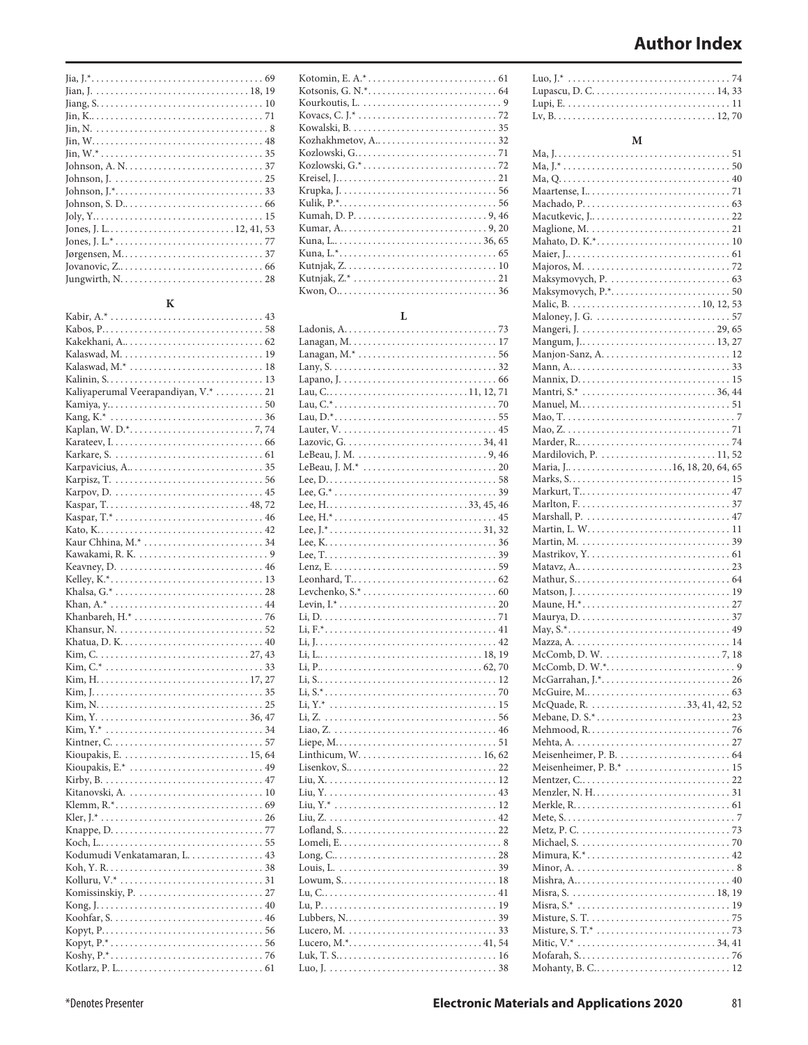# Author Index

Jia, J.* 69
Jian, J. 18, 19
Jiang, S. 10
Jin, K. 71
Jin, N. 8
Jin, W. 48
Jin, W.* 35
Johnson, A. N. 37
Johnson, J. 25
Johnson, J.* 33
Johnson, S. D. 66
Joly, Y. 15
Jones, J. L. 12, 41, 53
Jones, J. L.* 77
Jørgensen, M. 37
Jovanovic, Z. 66
Jungwirth, N. 28

### K

Kabir, A.* 43
Kabos, P. 58
Kakekhani, A. 62
Kalaswad, M. 19
Kalaswad, M.* 18
Kalinin, S. 13
Kaliyaperumal Veerapandiyan, V.* 21
Kamiya, y. 50
Kang, K.* 36
Kaplan, W. D.* 7, 74
Karateev, I. 66
Karkare, S. 61
Karpavicius, A. 35
Karpisz, T. 56
Karpov, D. 45
Kaspar, T. 48, 72
Kaspar, T.* 46
Kato, K. 42
Kaur Chhina, M.* 34
Kawakami, R. K. 9
Keavney, D. 46
Kelley, K.* 13
Khalsa, G.* 28
Khan, A.* 44
Khanbareh, H.* 76
Khansur, N. 52
Khatua, D. K. 40
Kim, C. 27, 43
Kim, C.* 33
Kim, H. 17, 27
Kim, J. 35
Kim, N. 25
Kim, Y. 36, 47
Kim, Y.* 34
Kintner, C. 57
Kioupakis, E. 15, 64
Kioupakis, E.* 49
Kirby, B. 47
Kitanovski, A. 10
Klemm, R.* 69
Kler, J.* 26
Knappe, D. 77
Koch, L. 55
Kodumudi Venkatamaran, L. 43
Koh, Y. R. 38
Kolluru, V.* 31
Komissinskiy, P. 27
Kong, J. 40
Koohfar, S. 46
Kopyt, P. 56
Kopyt, P.* 56
Koshy, P.* 76
Kotlarz, P. L. 61
Kotomin, E. A.* 61
Kotsonis, G. N.* 64
Kourkoutis, L. 9
Kovacs, C. J.* 72
Kowalski, B. 35
Kozhakhmetov, A. 32
Kozlowski, G. 71
Kozlowski, G.* 72
Kreisel, J. 21
Krupka, J. 56
Kulik, P.* 56
Kumah, D. P. 9, 46
Kumar, A. 9, 20
Kuna, L. 36, 65
Kuna, L.* 65
Kutnjak, Z. 10
Kutnjak, Z.* 21
Kwon, O. 36

### L

Ladonis, A. 73
Lanagan, M. 17
Lanagan, M.* 56
Lany, S. 32
Lapano, J. 66
Lau, C. 11, 12, 71
Lau, C.* 70
Lau, D.* 55
Lauter, V. 45
Lazovic, G. 34, 41
LeBeau, J. M. 9, 46
LeBeau, J. M.* 20
Lee, D. 58
Lee, G.* 39
Lee, H. 33, 45, 46
Lee, H.* 45
Lee, J.* 31, 32
Lee, K. 36
Lee, T. 39
Lenz, E. 59
Leonhard, T. 62
Levchenko, S.* 60
Levin, I.* 20
Li, D. 71
Li, F.* 41
Li, J. 42
Li, L. 18, 19
Li, P. 62, 70
Li, S. 12
Li, S.* 70
Li, Y.* 15
Li, Z. 56
Liao, Z. 46
Liepe, M. 51
Linthicum, W. 16, 62
Lisenkov, S. 22
Liu, X. 12
Liu, Y. 43
Liu, Y.* 12
Liu, Z. 42
Lofland, S. 22
Lomeli, E. 8
Long, C. 28
Louis, L. 39
Lowum, S. 18
Lu, C. 41
Lu, P. 19
Lubbers, N. 39
Lucero, M. 33
Lucero, M.* 41, 54
Luk, T. S. 16
Luo, J. 38
Luo, J.* 74
Lupascu, D. C. 14, 33
Lupi, E. 11
Lv, B. 12, 70

### M

Ma, J. 51
Ma, J.* 50
Ma, Q. 40
Maartense, I. 71
Machado, P. 63
Macutkevic, J. 22
Maglione, M. 21
Mahato, D. K.* 10
Maier, J. 61
Majoros, M. 72
Maksymovych, P. 63
Maksymovych, P.* 50
Malic, B. 10, 12, 53
Maloney, J. G. 57
Mangeri, J. 29, 65
Mangum, J. 13, 27
Manjon-Sanz, A. 12
Mann, A. 33
Mannix, D. 15
Mantri, S.* 36, 44
Manuel, M. 51
Mao, T. 7
Mao, Z. 71
Marder, R. 74
Mardilovich, P. 11, 52
Maria, J. 16, 18, 20, 64, 65
Marks, S. 15
Markurt, T. 47
Marlton, F. 37
Marshall, P. 47
Martin, L. W. 11
Martin, M. 39
Mastrikov, Y. 61
Matavz, A. 23
Mathur, S. 64
Matson, J. 19
Maune, H.* 27
Maurya, D. 37
May, S.* 49
Mazza, A. 14
McComb, D. W. 7, 18
McComb, D. W.* 9
McGarrahan, J.* 26
McGuire, M. 63
McQuade, R. 33, 41, 42, 52
Mebane, D. S.* 23
Mehmood, R. 76
Mehta, A. 27
Meisenheimer, P. B. 64
Meisenheimer, P. B.* 15
Mentzer, C. 22
Menzler, N. H. 31
Merkle, R. 61
Mete, S. 7
Metz, P. C. 73
Michael, S. 70
Mimura, K.* 42
Minor, A. 8
Mishra, A. 40
Misra, S. 18, 19
Misra, S.* 19
Misture, S. T. 75
Misture, S. T.* 73
Mitic, V.* 34, 41
Mofarah, S. 76
Mohanty, B. C. 12

*Denotes Presenter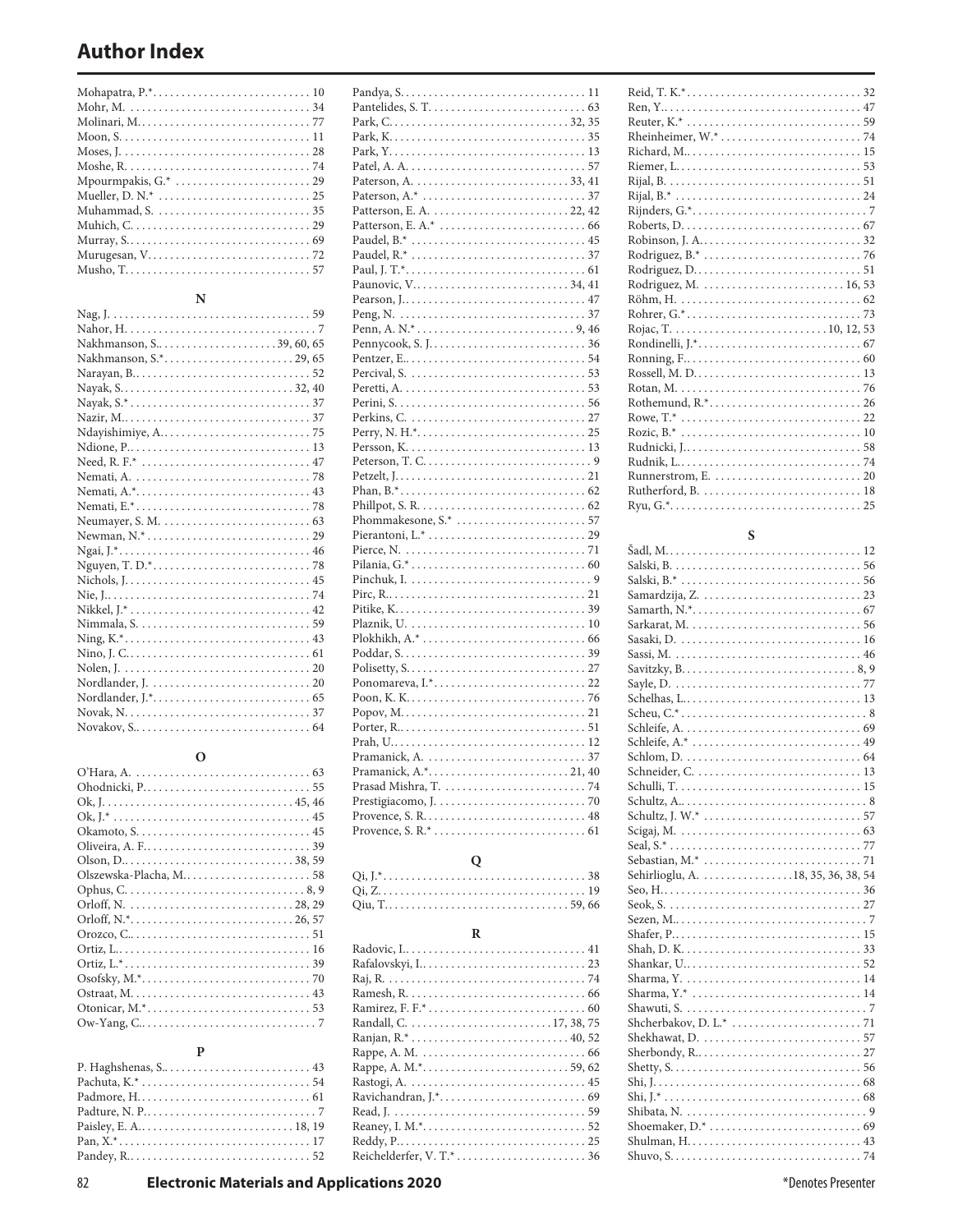# Author Index

Mohapatra, P.* . . . 10
Mohr, M. . . . 34
Molinari, M. . . . 77
Moon, S. . . . 11
Moses, J. . . . 28
Moshe, R. . . . 74
Mpourmpakis, G.* . . . 29
Mueller, D. N.* . . . 25
Muhammad, S. . . . 35
Muhich, C. . . . 29
Murray, S. . . . 69
Murugesan, V. . . . 72
Musho, T. . . . 57

## N

Nag, J. . . . 59
Nahor, H. . . . 7
Nakhmanson, S. . . . 39, 60, 65
Nakhmanson, S.* . . . 29, 65
Narayan, B. . . . 52
Nayak, S. . . . 32, 40
Nayak, S.* . . . 37
Nazir, M. . . . 37
Ndayishimiye, A. . . . 75
Ndione, P. . . . 13
Need, R. F.* . . . 47
Nemati, A. . . . 78
Nemati, A.* . . . 43
Nemati, E.* . . . 78
Neumayer, S. M. . . . 63
Newman, N.* . . . 29
Ngai, J.* . . . 46
Nguyen, T. D.* . . . 78
Nichols, J. . . . 45
Nie, J. . . . 74
Nikkel, J.* . . . 42
Nimmala, S. . . . 59
Ning, K.* . . . 43
Nino, J. C. . . . 61
Nolen, J. . . . 20
Nordlander, J. . . . 20
Nordlander, J.* . . . 65
Novak, N. . . . 37
Novakov, S. . . . 64

## O

O'Hara, A. . . . 63
Ohodnicki, P. . . . 55
Ok, J. . . . 45, 46
Ok, J.* . . . 45
Okamoto, S. . . . 45
Oliveira, A. F. . . . 39
Olson, D. . . . 38, 59
Olszewska-Placha, M. . . . 58
Ophus, C. . . . 8, 9
Orloff, N. . . . 28, 29
Orloff, N.* . . . 26, 57
Orozco, C. . . . 51
Ortiz, L. . . . 16
Ortiz, L.* . . . 39
Osofsky, M.* . . . 70
Ostraat, M. . . . 43
Otonicar, M.* . . . 53
Ow-Yang, C. . . . 7

## P

P. Haghshenas, S. . . . 43
Pachuta, K.* . . . 54
Padmore, H. . . . 61
Padture, N. P. . . . 7
Paisley, E. A. . . . 18, 19
Pan, X.* . . . 17
Pandey, R. . . . 52
Pandya, S. . . . 11
Pantelides, S. T. . . . 63
Park, C. . . . 32, 35
Park, K. . . . 35
Park, Y. . . . 13
Patel, A. A. . . . 57
Paterson, A. . . . 33, 41
Paterson, A.* . . . 37
Patterson, E. A. . . . 22, 42
Patterson, E. A.* . . . 66
Paudel, B.* . . . 45
Paudel, R.* . . . 37
Paul, J. T.* . . . 61
Paunovic, V. . . . 34, 41
Pearson, J. . . . 47
Peng, N. . . . 37
Penn, A. N.* . . . 9, 46
Pennycook, S. J. . . . 36
Pentzer, E. . . . 54
Percival, S. . . . 53
Peretti, A. . . . 53
Perini, S. . . . 56
Perkins, C. . . . 27
Perry, N. H.* . . . 25
Persson, K. . . . 13
Peterson, T. C. . . . 9
Petzelt, J. . . . 21
Phan, B.* . . . 62
Phillpot, S. R. . . . 62
Phommakesone, S.* . . . 57
Pierantoni, L.* . . . 29
Pierce, N. . . . 71
Pilania, G.* . . . 60
Pinchuk, I. . . . 9
Pirc, R. . . . 21
Pitike, K. . . . 39
Plaznik, U. . . . 10
Plokhikh, A.* . . . 66
Poddar, S. . . . 39
Polisetty, S. . . . 27
Ponomareva, I.* . . . 22
Poon, K. K. . . . 76
Popov, M. . . . 21
Porter, R. . . . 51
Prah, U. . . . 12
Pramanick, A. . . . 37
Pramanick, A.* . . . 21, 40
Prasad Mishra, T. . . . 74
Prestigiacomo, J. . . . 70
Provence, S. R. . . . 48
Provence, S. R.* . . . 61

## Q

Qi, J.* . . . 38
Qi, Z. . . . 19
Qiu, T. . . . 59, 66

## R

Radovic, I. . . . 41
Rafalovskyi, I. . . . 23
Raj, R. . . . 74
Ramesh, R. . . . 66
Ramirez, F. F.* . . . 60
Randall, C. . . . 17, 38, 75
Ranjan, R.* . . . 40, 52
Rappe, A. M. . . . 66
Rappe, A. M.* . . . 59, 62
Rastogi, A. . . . 45
Ravichandran, J.* . . . 69
Read, J. . . . 59
Reaney, I. M.* . . . 52
Reddy, P. . . . 25
Reichelderfer, V. T.* . . . 36
Reid, T. K.* . . . 32
Ren, Y. . . . 47
Reuter, K.* . . . 59
Rheinheimer, W.* . . . 74
Richard, M. . . . 15
Riemer, L. . . . 53
Rijal, B. . . . 51
Rijal, B.* . . . 24
Rijnders, G.* . . . 7
Roberts, D. . . . 67
Robinson, J. A. . . . 32
Rodriguez, B.* . . . 76
Rodriguez, D. . . . 51
Rodriguez, M. . . . 16, 53
Röhm, H. . . . 62
Rohrer, G.* . . . 73
Rojac, T. . . . 10, 12, 53
Rondinelli, J.* . . . 67
Ronning, F. . . . 60
Rossell, M. D. . . . 13
Rotan, M. . . . 76
Rothemund, R.* . . . 26
Rowe, T.* . . . 22
Rozic, B.* . . . 10
Rudnicki, J. . . . 58
Rudnik, L. . . . 74
Runnerstrom, E. . . . 20
Rutherford, B. . . . 18
Ryu, G.* . . . 25

## S

Šadl, M. . . . 12
Salski, B. . . . 56
Salski, B.* . . . 56
Samardzija, Z. . . . 23
Samarth, N.* . . . 67
Sarkarat, M. . . . 56
Sasaki, D. . . . 16
Sassi, M. . . . 46
Savitzky, B. . . . 8, 9
Sayle, D. . . . 77
Schelhas, L. . . . 13
Scheu, C.* . . . 8
Schleife, A. . . . 69
Schleife, A.* . . . 49
Schlom, D. . . . 64
Schneider, C. . . . 13
Schulli, T. . . . 15
Schultz, A. . . . 8
Schultz, J. W.* . . . 57
Scigaj, M. . . . 63
Seal, S.* . . . 77
Sebastian, M.* . . . 71
Sehirlioglu, A. . . . 18, 35, 36, 38, 54
Seo, H. . . . 36
Seok, S. . . . 27
Sezen, M. . . . 7
Shafer, P. . . . 15
Shah, D. K. . . . 33
Shankar, U. . . . 52
Sharma, Y. . . . 14
Sharma, Y.* . . . 14
Shawuti, S. . . . 7
Shcherbakov, D. L.* . . . 71
Shekhawat, D. . . . 57
Sherbondy, R. . . . 27
Shetty, S. . . . 56
Shi, J. . . . 68
Shi, J.* . . . 68
Shibata, N. . . . 9
Shoemaker, D.* . . . 69
Shulman, H. . . . 43
Shuvo, S. . . . 74

*Denotes Presenter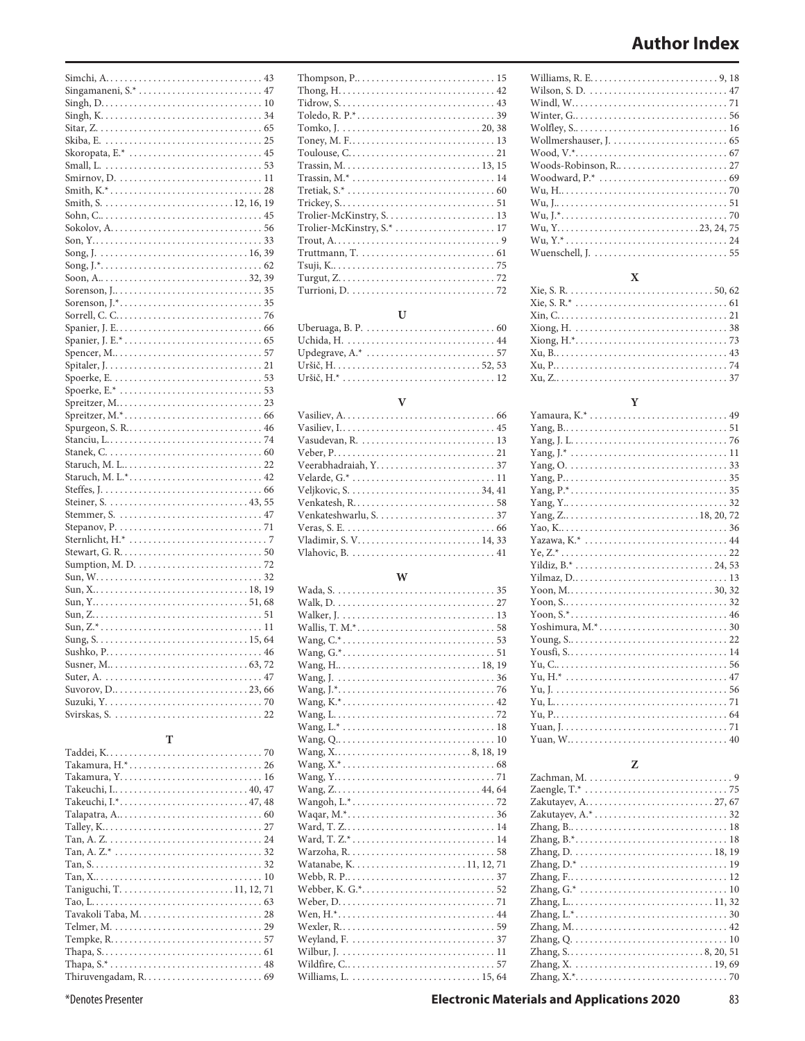# Author Index

Simchi, A. . . . . . . . . . . . . . . . . . . . . . . . . . . . . . . . 43
Singamaneni, S.* . . . . . . . . . . . . . . . . . . . . . . . . . 47
Singh, D. . . . . . . . . . . . . . . . . . . . . . . . . . . . . . . . 10
Singh, K. . . . . . . . . . . . . . . . . . . . . . . . . . . . . . . . 34
Sitar, Z. . . . . . . . . . . . . . . . . . . . . . . . . . . . . . . . . 65
Skiba, E. . . . . . . . . . . . . . . . . . . . . . . . . . . . . . . . 25
Skoropata, E.* . . . . . . . . . . . . . . . . . . . . . . . . . . . 45
Small, L. . . . . . . . . . . . . . . . . . . . . . . . . . . . . . . . 53
Smirnov, D. . . . . . . . . . . . . . . . . . . . . . . . . . . . . . 11
Smith, K.* . . . . . . . . . . . . . . . . . . . . . . . . . . . . . . . 28
Smith, S. . . . . . . . . . . . . . . . . . . . . . . . . . . 12, 16, 19
Sohn, C.. . . . . . . . . . . . . . . . . . . . . . . . . . . . . . . . 45
Sokolov, A. . . . . . . . . . . . . . . . . . . . . . . . . . . . . . . 56
Son, Y. . . . . . . . . . . . . . . . . . . . . . . . . . . . . . . . . . 33
Song, J. . . . . . . . . . . . . . . . . . . . . . . . . . . . . . 16, 39
Song, J.*. . . . . . . . . . . . . . . . . . . . . . . . . . . . . . . . 62
Soon, A.. . . . . . . . . . . . . . . . . . . . . . . . . . . . . 32, 39
Sorenson, J.. . . . . . . . . . . . . . . . . . . . . . . . . . . . . 35
Sorenson, J.*. . . . . . . . . . . . . . . . . . . . . . . . . . . . . 35
Sorrell, C. C.. . . . . . . . . . . . . . . . . . . . . . . . . . . . . 76
Spanier, J. E.. . . . . . . . . . . . . . . . . . . . . . . . . . . . . 66
Spanier, J. E.* . . . . . . . . . . . . . . . . . . . . . . . . . . . . 65
Spencer, M.. . . . . . . . . . . . . . . . . . . . . . . . . . . . . . 57
Spitaler, J.. . . . . . . . . . . . . . . . . . . . . . . . . . . . . . . 21
Spoerke, E. . . . . . . . . . . . . . . . . . . . . . . . . . . . . . . 53
Spoerke, E.* . . . . . . . . . . . . . . . . . . . . . . . . . . . . . 53
Spreitzer, M.. . . . . . . . . . . . . . . . . . . . . . . . . . . . . 23
Spreitzer, M.*. . . . . . . . . . . . . . . . . . . . . . . . . . . . 66
Spurgeon, S. R.. . . . . . . . . . . . . . . . . . . . . . . . . . . 46
Stanciu, L.. . . . . . . . . . . . . . . . . . . . . . . . . . . . . . . 74
Stanek, C. . . . . . . . . . . . . . . . . . . . . . . . . . . . . . . . 60
Staruch, M. L.. . . . . . . . . . . . . . . . . . . . . . . . . . . . 22
Staruch, M. L.*. . . . . . . . . . . . . . . . . . . . . . . . . . . 42
Steffes, J. . . . . . . . . . . . . . . . . . . . . . . . . . . . . . . . 66
Steiner, S. . . . . . . . . . . . . . . . . . . . . . . . . . . . . 43, 55
Stemmer, S. . . . . . . . . . . . . . . . . . . . . . . . . . . . . . 47
Stepanov, P.. . . . . . . . . . . . . . . . . . . . . . . . . . . . . . 71
Sternlicht, H.* . . . . . . . . . . . . . . . . . . . . . . . . . . . . 7
Stewart, G. R.. . . . . . . . . . . . . . . . . . . . . . . . . . . . 50
Sumption, M. D.. . . . . . . . . . . . . . . . . . . . . . . . . . 72
Sun, W.. . . . . . . . . . . . . . . . . . . . . . . . . . . . . . . . . 32
Sun, X.. . . . . . . . . . . . . . . . . . . . . . . . . . . . . . 18, 19
Sun, Y.. . . . . . . . . . . . . . . . . . . . . . . . . . . . . . 51, 68
Sun, Z.. . . . . . . . . . . . . . . . . . . . . . . . . . . . . . . . . 51
Sun, Z.*. . . . . . . . . . . . . . . . . . . . . . . . . . . . . . . . 11
Sung, S.. . . . . . . . . . . . . . . . . . . . . . . . . . . . . 15, 64
Sushko, P.. . . . . . . . . . . . . . . . . . . . . . . . . . . . . . . 46
Susner, M.. . . . . . . . . . . . . . . . . . . . . . . . . . . . 63, 72
Suter, A. . . . . . . . . . . . . . . . . . . . . . . . . . . . . . . . . 47
Suvorov, D.. . . . . . . . . . . . . . . . . . . . . . . . . . . 23, 66
Suzuki, Y.. . . . . . . . . . . . . . . . . . . . . . . . . . . . . . . 70
Svirskas, S. . . . . . . . . . . . . . . . . . . . . . . . . . . . . . . 22

## T

Taddei, K.. . . . . . . . . . . . . . . . . . . . . . . . . . . . . . . 70
Takamura, H.*. . . . . . . . . . . . . . . . . . . . . . . . . . . . 26
Takamura, Y.. . . . . . . . . . . . . . . . . . . . . . . . . . . . . 16
Takeuchi, I.. . . . . . . . . . . . . . . . . . . . . . . . . . . 40, 47
Takeuchi, I.*. . . . . . . . . . . . . . . . . . . . . . . . . . 47, 48
Talapatra, A.. . . . . . . . . . . . . . . . . . . . . . . . . . . . . 60
Talley, K.. . . . . . . . . . . . . . . . . . . . . . . . . . . . . . . . 27
Tan, A. Z. . . . . . . . . . . . . . . . . . . . . . . . . . . . . . . . 24
Tan, A. Z.* . . . . . . . . . . . . . . . . . . . . . . . . . . . . . . 32
Tan, S.. . . . . . . . . . . . . . . . . . . . . . . . . . . . . . . . . . 32
Tan, X.. . . . . . . . . . . . . . . . . . . . . . . . . . . . . . . . . . 10
Taniguchi, T.. . . . . . . . . . . . . . . . . . . . . . . . 11, 12, 71
Tao, L.. . . . . . . . . . . . . . . . . . . . . . . . . . . . . . . . . . 63
Tavakoli Taba, M.. . . . . . . . . . . . . . . . . . . . . . . . . 28
Telmer, M. . . . . . . . . . . . . . . . . . . . . . . . . . . . . . . 29
Tempke, R.. . . . . . . . . . . . . . . . . . . . . . . . . . . . . . . 57
Thapa, S.. . . . . . . . . . . . . . . . . . . . . . . . . . . . . . . . 61
Thapa, S.* . . . . . . . . . . . . . . . . . . . . . . . . . . . . . . . 48
Thiruvengadam, R.. . . . . . . . . . . . . . . . . . . . . . . . 69
Thompson, P.. . . . . . . . . . . . . . . . . . . . . . . . . . . . 15
Thong, H.. . . . . . . . . . . . . . . . . . . . . . . . . . . . . . . . 42
Tidrow, S.. . . . . . . . . . . . . . . . . . . . . . . . . . . . . . . 43
Toledo, R. P.*. . . . . . . . . . . . . . . . . . . . . . . . . . . . 39
Tomko, J. . . . . . . . . . . . . . . . . . . . . . . . . . . . . 20, 38
Toney, M. F.. . . . . . . . . . . . . . . . . . . . . . . . . . . . . 13
Toulouse, C.. . . . . . . . . . . . . . . . . . . . . . . . . . . . . . 21
Trassin, M.. . . . . . . . . . . . . . . . . . . . . . . . . . . 13, 15
Trassin, M.* . . . . . . . . . . . . . . . . . . . . . . . . . . . . . 14
Tretiak, S.* . . . . . . . . . . . . . . . . . . . . . . . . . . . . . . 60
Trickey, S.. . . . . . . . . . . . . . . . . . . . . . . . . . . . . . . 51
Trolier-McKinstry, S.. . . . . . . . . . . . . . . . . . . . . . . 13
Trolier-McKinstry, S.* . . . . . . . . . . . . . . . . . . . . . 17
Trout, A.. . . . . . . . . . . . . . . . . . . . . . . . . . . . . . . . . 9
Truttmann, T. . . . . . . . . . . . . . . . . . . . . . . . . . . . . 61
Tsuji, K.. . . . . . . . . . . . . . . . . . . . . . . . . . . . . . . . . 75
Turgut, Z.. . . . . . . . . . . . . . . . . . . . . . . . . . . . . . . . 72
Turrioni, D. . . . . . . . . . . . . . . . . . . . . . . . . . . . . . 72

## U

Uberuaga, B. P. . . . . . . . . . . . . . . . . . . . . . . . . . . 60
Uchida, H. . . . . . . . . . . . . . . . . . . . . . . . . . . . . . . 44
Updegrave, A.* . . . . . . . . . . . . . . . . . . . . . . . . . . . 57
Uršič, H.. . . . . . . . . . . . . . . . . . . . . . . . . . . . . 52, 53
Uršič, H.* . . . . . . . . . . . . . . . . . . . . . . . . . . . . . . . 12

## V

Vasiliev, A.. . . . . . . . . . . . . . . . . . . . . . . . . . . . . . 66
Vasiliev, I.. . . . . . . . . . . . . . . . . . . . . . . . . . . . . . . 45
Vasudevan, R. . . . . . . . . . . . . . . . . . . . . . . . . . . . 13
Veber, P.. . . . . . . . . . . . . . . . . . . . . . . . . . . . . . . . 21
Veerabhadraiah, Y.. . . . . . . . . . . . . . . . . . . . . . . . 37
Velarde, G.* . . . . . . . . . . . . . . . . . . . . . . . . . . . . . 11
Veljkovic, S.. . . . . . . . . . . . . . . . . . . . . . . . . . . 34, 41
Venkatesh, R.. . . . . . . . . . . . . . . . . . . . . . . . . . . . 58
Venkateshwarlu, S.. . . . . . . . . . . . . . . . . . . . . . . . 37
Veras, S. E. . . . . . . . . . . . . . . . . . . . . . . . . . . . . . . 66
Vladimir, S. V.. . . . . . . . . . . . . . . . . . . . . . . . . 14, 33
Vlahovic, B. . . . . . . . . . . . . . . . . . . . . . . . . . . . . . 41

## W

Wada, S. . . . . . . . . . . . . . . . . . . . . . . . . . . . . . . . . 35
Walk, D. . . . . . . . . . . . . . . . . . . . . . . . . . . . . . . . . 27
Walker, J. . . . . . . . . . . . . . . . . . . . . . . . . . . . . . . . 13
Wallis, T. M.*. . . . . . . . . . . . . . . . . . . . . . . . . . . . 58
Wang, C.*. . . . . . . . . . . . . . . . . . . . . . . . . . . . . . . 53
Wang, G.*. . . . . . . . . . . . . . . . . . . . . . . . . . . . . . . 51
Wang, H.. . . . . . . . . . . . . . . . . . . . . . . . . . . . . 18, 19
Wang, J. . . . . . . . . . . . . . . . . . . . . . . . . . . . . . . . . 36
Wang, J.*. . . . . . . . . . . . . . . . . . . . . . . . . . . . . . . . 76
Wang, K.*. . . . . . . . . . . . . . . . . . . . . . . . . . . . . . . 42
Wang, L.. . . . . . . . . . . . . . . . . . . . . . . . . . . . . . . . 72
Wang, L.* . . . . . . . . . . . . . . . . . . . . . . . . . . . . . . . 18
Wang, Q.. . . . . . . . . . . . . . . . . . . . . . . . . . . . . . . . 10
Wang, X.. . . . . . . . . . . . . . . . . . . . . . . . . . . . 8, 18, 19
Wang, X.*. . . . . . . . . . . . . . . . . . . . . . . . . . . . . . . 68
Wang, Y.. . . . . . . . . . . . . . . . . . . . . . . . . . . . . . . . 71
Wang, Z.. . . . . . . . . . . . . . . . . . . . . . . . . . . . . 44, 64
Wangoh, L.*. . . . . . . . . . . . . . . . . . . . . . . . . . . . . 72
Waqar, M.*. . . . . . . . . . . . . . . . . . . . . . . . . . . . . . 36
Ward, T. Z.. . . . . . . . . . . . . . . . . . . . . . . . . . . . . . 14
Ward, T. Z.*. . . . . . . . . . . . . . . . . . . . . . . . . . . . . 14
Warzoha, R.. . . . . . . . . . . . . . . . . . . . . . . . . . . . . . 58
Watanabe, K.. . . . . . . . . . . . . . . . . . . . . . . . 11, 12, 71
Webb, R. P.. . . . . . . . . . . . . . . . . . . . . . . . . . . . . . 37
Webber, K. G.*. . . . . . . . . . . . . . . . . . . . . . . . . . . 52
Weber, D.. . . . . . . . . . . . . . . . . . . . . . . . . . . . . . . 71
Wen, H.*. . . . . . . . . . . . . . . . . . . . . . . . . . . . . . . . 44
Wexler, R.. . . . . . . . . . . . . . . . . . . . . . . . . . . . . . . 59
Weyland, F. . . . . . . . . . . . . . . . . . . . . . . . . . . . . . 37
Wilbur, J. . . . . . . . . . . . . . . . . . . . . . . . . . . . . . . . 11
Wildfire, C.. . . . . . . . . . . . . . . . . . . . . . . . . . . . . . 57
Williams, L. . . . . . . . . . . . . . . . . . . . . . . . . . . 15, 64
Williams, R. E.. . . . . . . . . . . . . . . . . . . . . . . . . . 9, 18
Wilson, S. D. . . . . . . . . . . . . . . . . . . . . . . . . . . . . 47
Windl, W.. . . . . . . . . . . . . . . . . . . . . . . . . . . . . . . 71
Winter, G.. . . . . . . . . . . . . . . . . . . . . . . . . . . . . . . 56
Wolfley, S.. . . . . . . . . . . . . . . . . . . . . . . . . . . . . . . 16
Wollmershauser, J. . . . . . . . . . . . . . . . . . . . . . . . . 65
Wood, V.*. . . . . . . . . . . . . . . . . . . . . . . . . . . . . . . 67
Woods-Robinson, R.. . . . . . . . . . . . . . . . . . . . . . . 27
Woodward, P.* . . . . . . . . . . . . . . . . . . . . . . . . . . . 69
Wu, H.. . . . . . . . . . . . . . . . . . . . . . . . . . . . . . . . . 70
Wu, J.. . . . . . . . . . . . . . . . . . . . . . . . . . . . . . . . . . 51
Wu, J.*. . . . . . . . . . . . . . . . . . . . . . . . . . . . . . . . . 70
Wu, Y.. . . . . . . . . . . . . . . . . . . . . . . . . . . . 23, 24, 75
Wu, Y.*. . . . . . . . . . . . . . . . . . . . . . . . . . . . . . . . . 24
Wuenschell, J. . . . . . . . . . . . . . . . . . . . . . . . . . . . 55

## X

Xie, S. R. . . . . . . . . . . . . . . . . . . . . . . . . . . . . 50, 62
Xie, S. R.* . . . . . . . . . . . . . . . . . . . . . . . . . . . . . . 61
Xin, C.. . . . . . . . . . . . . . . . . . . . . . . . . . . . . . . . . 21
Xiong, H. . . . . . . . . . . . . . . . . . . . . . . . . . . . . . . . 38
Xiong, H.*. . . . . . . . . . . . . . . . . . . . . . . . . . . . . . . 73
Xu, B.. . . . . . . . . . . . . . . . . . . . . . . . . . . . . . . . . . 43
Xu, P.. . . . . . . . . . . . . . . . . . . . . . . . . . . . . . . . . . 74
Xu, Z.. . . . . . . . . . . . . . . . . . . . . . . . . . . . . . . . . . 37

## Y

Yamaura, K.* . . . . . . . . . . . . . . . . . . . . . . . . . . . . 49
Yang, B.. . . . . . . . . . . . . . . . . . . . . . . . . . . . . . . . 51
Yang, J. L.. . . . . . . . . . . . . . . . . . . . . . . . . . . . . . 76
Yang, J.* . . . . . . . . . . . . . . . . . . . . . . . . . . . . . . . 11
Yang, O. . . . . . . . . . . . . . . . . . . . . . . . . . . . . . . . . 33
Yang, P.. . . . . . . . . . . . . . . . . . . . . . . . . . . . . . . . 35
Yang, P.*. . . . . . . . . . . . . . . . . . . . . . . . . . . . . . . . 35
Yang, Y.. . . . . . . . . . . . . . . . . . . . . . . . . . . . . . . . 32
Yang, Z.. . . . . . . . . . . . . . . . . . . . . . . . . . . 18, 20, 72
Yao, K.. . . . . . . . . . . . . . . . . . . . . . . . . . . . . . . . . 36
Yazawa, K.* . . . . . . . . . . . . . . . . . . . . . . . . . . . . . 44
Ye, Z.* . . . . . . . . . . . . . . . . . . . . . . . . . . . . . . . . . 22
Yildiz, B.* . . . . . . . . . . . . . . . . . . . . . . . . . . . 24, 53
Yilmaz, D.. . . . . . . . . . . . . . . . . . . . . . . . . . . . . . . 13
Yoon, M.. . . . . . . . . . . . . . . . . . . . . . . . . . . . . 30, 32
Yoon, S.. . . . . . . . . . . . . . . . . . . . . . . . . . . . . . . . 32
Yoon, S.*. . . . . . . . . . . . . . . . . . . . . . . . . . . . . . . . 46
Yoshimura, M.*. . . . . . . . . . . . . . . . . . . . . . . . . . . 30
Young, S.. . . . . . . . . . . . . . . . . . . . . . . . . . . . . . . . 22
Yousfi, S.. . . . . . . . . . . . . . . . . . . . . . . . . . . . . . . . 14
Yu, C.. . . . . . . . . . . . . . . . . . . . . . . . . . . . . . . . . . 56
Yu, H.* . . . . . . . . . . . . . . . . . . . . . . . . . . . . . . . . . 47
Yu, J. . . . . . . . . . . . . . . . . . . . . . . . . . . . . . . . . . . 56
Yu, L.. . . . . . . . . . . . . . . . . . . . . . . . . . . . . . . . . . 71
Yu, P.. . . . . . . . . . . . . . . . . . . . . . . . . . . . . . . . . . 64
Yuan, J.. . . . . . . . . . . . . . . . . . . . . . . . . . . . . . . . . 71
Yuan, W.. . . . . . . . . . . . . . . . . . . . . . . . . . . . . . . . 40

## Z

Zachman, M. . . . . . . . . . . . . . . . . . . . . . . . . . . . . . 9
Zaengle, T.* . . . . . . . . . . . . . . . . . . . . . . . . . . . . . 75
Zakutayev, A.. . . . . . . . . . . . . . . . . . . . . . . . . 27, 67
Zakutayev, A.* . . . . . . . . . . . . . . . . . . . . . . . . . . . 32
Zhang, B.. . . . . . . . . . . . . . . . . . . . . . . . . . . . . . . 18
Zhang, B.*. . . . . . . . . . . . . . . . . . . . . . . . . . . . . . . 18
Zhang, D. . . . . . . . . . . . . . . . . . . . . . . . . . . . . 18, 19
Zhang, D.* . . . . . . . . . . . . . . . . . . . . . . . . . . . . . . 19
Zhang, F.. . . . . . . . . . . . . . . . . . . . . . . . . . . . . . . . 12
Zhang, G.* . . . . . . . . . . . . . . . . . . . . . . . . . . . . . . 10
Zhang, L.. . . . . . . . . . . . . . . . . . . . . . . . . . . . 11, 32
Zhang, L.*. . . . . . . . . . . . . . . . . . . . . . . . . . . . . . . 30
Zhang, M.. . . . . . . . . . . . . . . . . . . . . . . . . . . . . . . 42
Zhang, Q. . . . . . . . . . . . . . . . . . . . . . . . . . . . . . . . 10
Zhang, S.. . . . . . . . . . . . . . . . . . . . . . . . . . 8, 20, 51
Zhang, X. . . . . . . . . . . . . . . . . . . . . . . . . . . . . 19, 69
Zhang, X.*. . . . . . . . . . . . . . . . . . . . . . . . . . . . . . . 70

*Denotes Presenter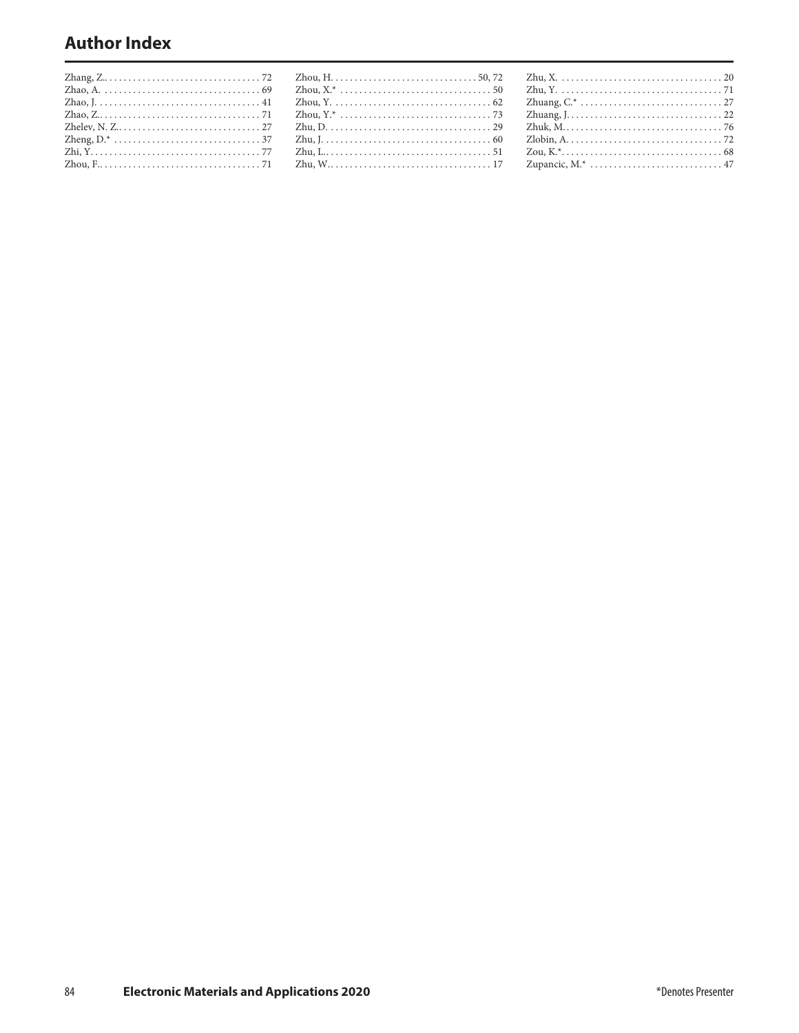# Author Index

Zhang, Z.. . . . . . . . . . . . . . . . . . . . . . . . . . . . . . . . 72
Zhao, A. . . . . . . . . . . . . . . . . . . . . . . . . . . . . . . . . 69
Zhao, J. . . . . . . . . . . . . . . . . . . . . . . . . . . . . . . . . . 41
Zhao, Z.. . . . . . . . . . . . . . . . . . . . . . . . . . . . . . . . . 71
Zhelev, N. Z.. . . . . . . . . . . . . . . . . . . . . . . . . . . . . 27
Zheng, D.* . . . . . . . . . . . . . . . . . . . . . . . . . . . . . . 37
Zhi, Y. . . . . . . . . . . . . . . . . . . . . . . . . . . . . . . . . . . 77
Zhou, F.. . . . . . . . . . . . . . . . . . . . . . . . . . . . . . . . . 71
Zhou, H. . . . . . . . . . . . . . . . . . . . . . . . . . . . . . 50, 72
Zhou, X.* . . . . . . . . . . . . . . . . . . . . . . . . . . . . . . . 50
Zhou, Y. . . . . . . . . . . . . . . . . . . . . . . . . . . . . . . . . 62
Zhou, Y.* . . . . . . . . . . . . . . . . . . . . . . . . . . . . . . . 73
Zhu, D. . . . . . . . . . . . . . . . . . . . . . . . . . . . . . . . . . 29
Zhu, J. . . . . . . . . . . . . . . . . . . . . . . . . . . . . . . . . . . 60
Zhu, L.. . . . . . . . . . . . . . . . . . . . . . . . . . . . . . . . . . 51
Zhu, W.. . . . . . . . . . . . . . . . . . . . . . . . . . . . . . . . . . 17
Zhu, X. . . . . . . . . . . . . . . . . . . . . . . . . . . . . . . . . . 20
Zhu, Y. . . . . . . . . . . . . . . . . . . . . . . . . . . . . . . . . . 71
Zhuang, C.* . . . . . . . . . . . . . . . . . . . . . . . . . . . . . 27
Zhuang, J.. . . . . . . . . . . . . . . . . . . . . . . . . . . . . . . 22
Zhuk, M.. . . . . . . . . . . . . . . . . . . . . . . . . . . . . . . . . 76
Zlobin, A.. . . . . . . . . . . . . . . . . . . . . . . . . . . . . . . . 72
Zou, K.*. . . . . . . . . . . . . . . . . . . . . . . . . . . . . . . . . 68
Zupancic, M.* . . . . . . . . . . . . . . . . . . . . . . . . . . . 47